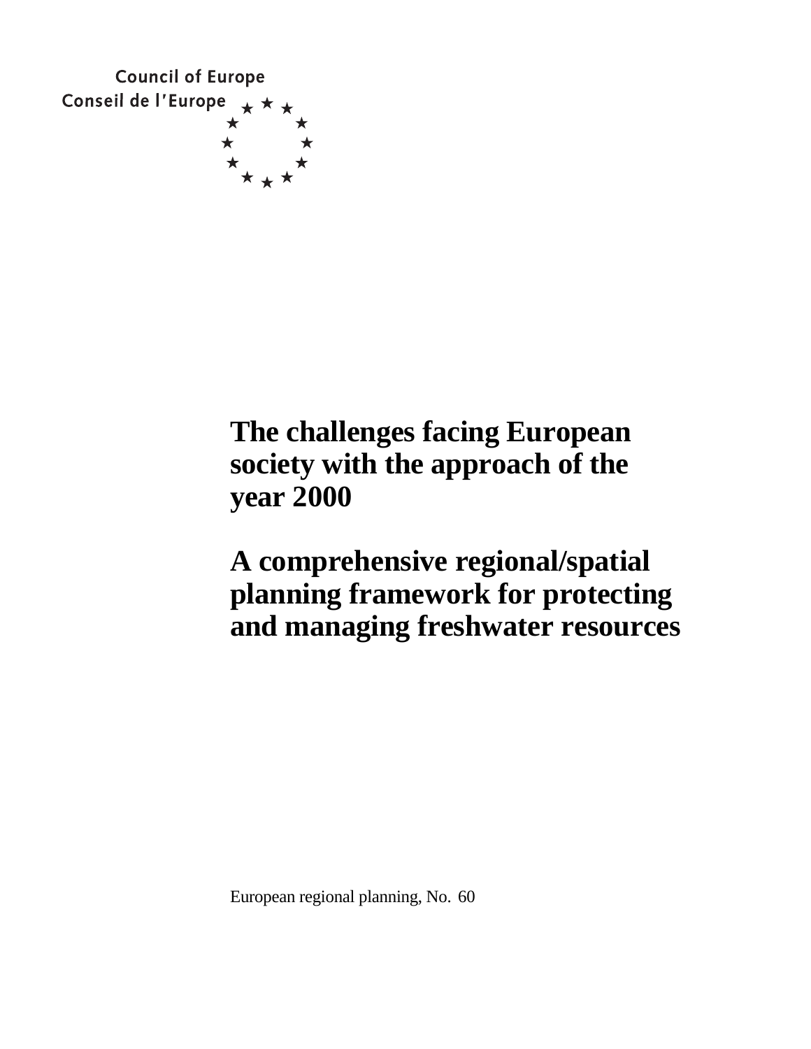Council of Europe
Conseil de l'Europe

# The challenges facing European society with the approach of the year 2000

# A comprehensive regional/spatial planning framework for protecting and managing freshwater resources

European regional planning, No. 60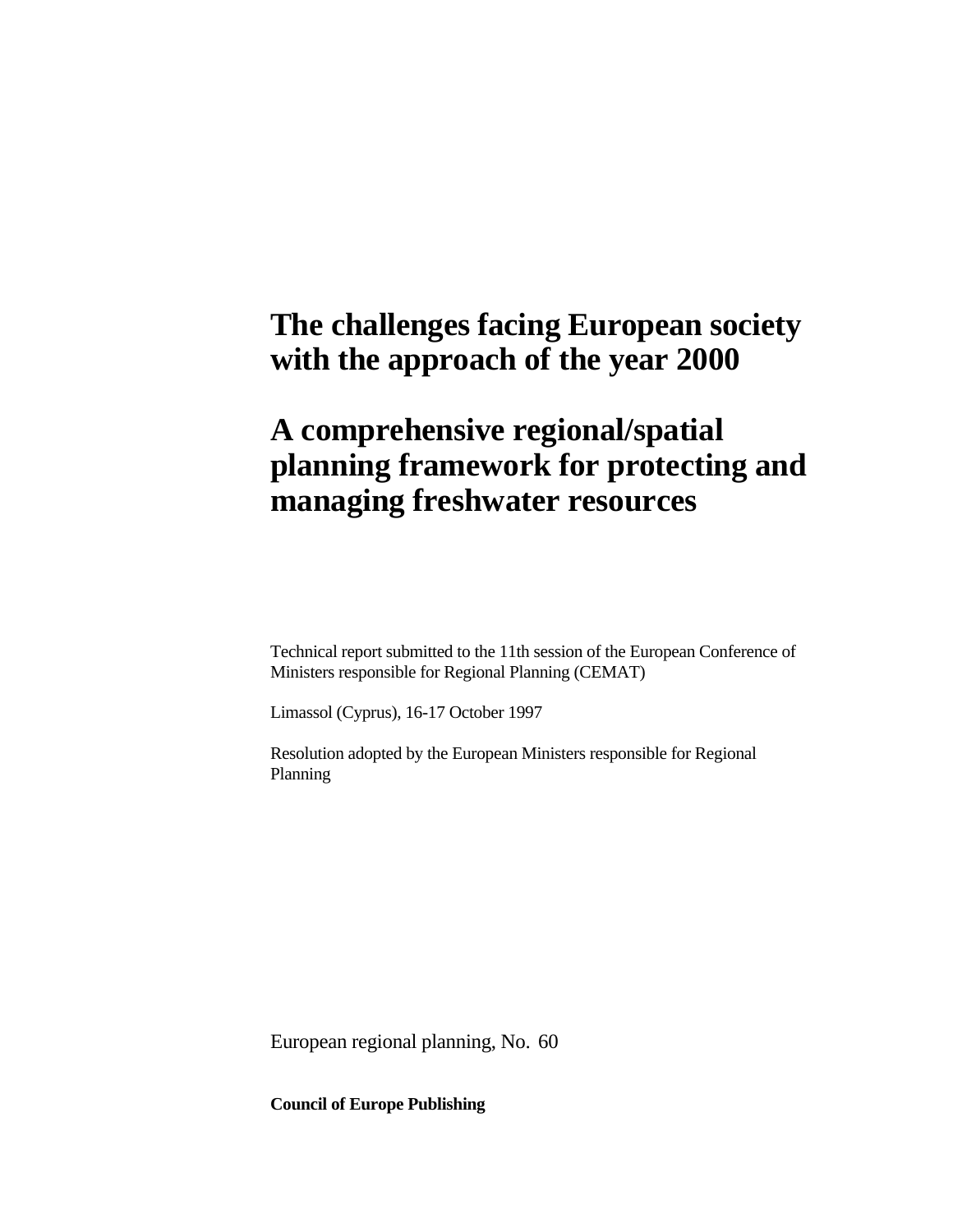# The challenges facing European society with the approach of the year 2000

# A comprehensive regional/spatial planning framework for protecting and managing freshwater resources

Technical report submitted to the 11th session of the European Conference of Ministers responsible for Regional Planning (CEMAT)

Limassol (Cyprus), 16-17 October 1997

Resolution adopted by the European Ministers responsible for Regional Planning

European regional planning, No. 60

**Council of Europe Publishing**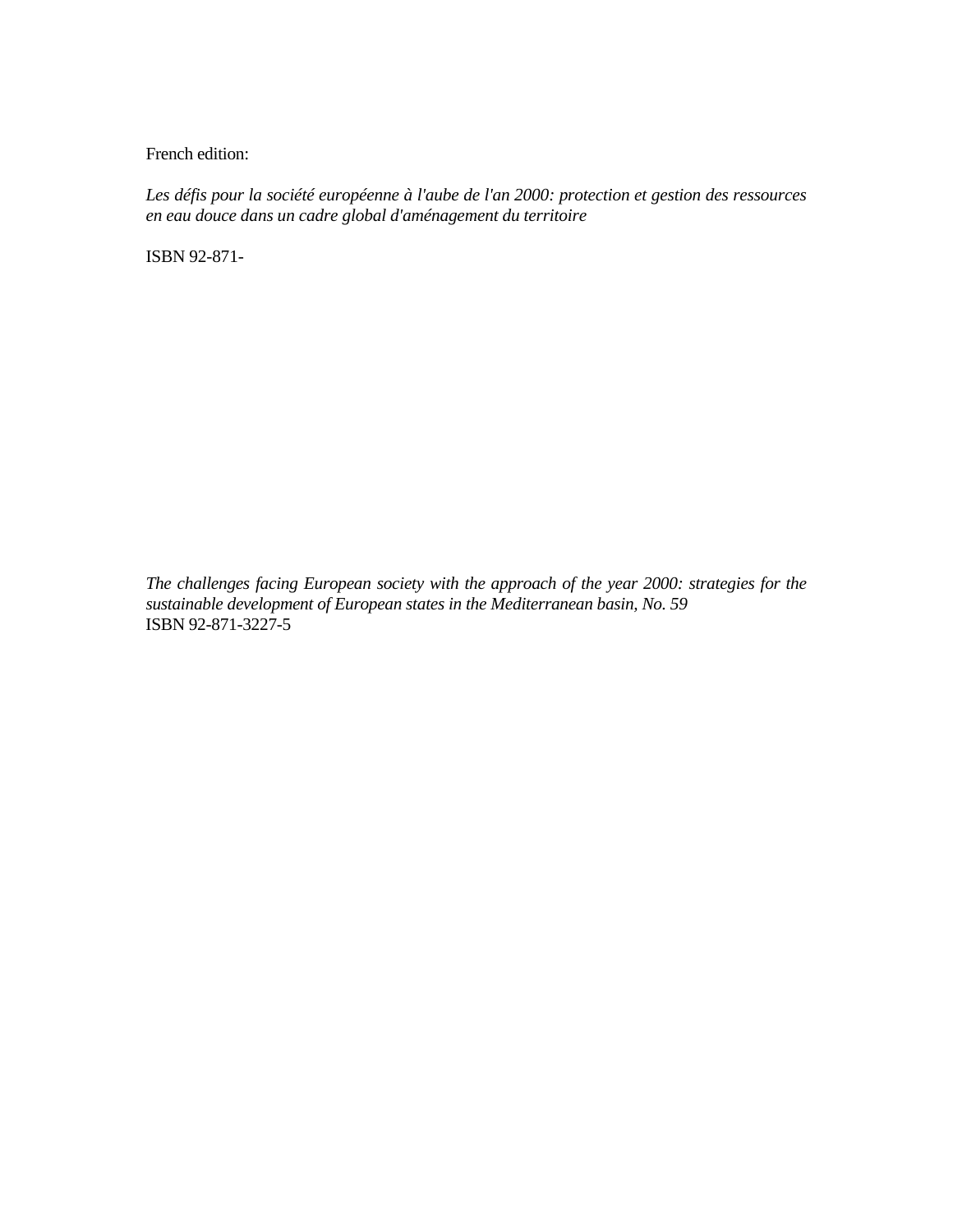French edition:

*Les défis pour la société européenne à l'aube de l'an 2000: protection et gestion des ressources en eau douce dans un cadre global d'aménagement du territoire*

ISBN 92-871-

*The challenges facing European society with the approach of the year 2000: strategies for the sustainable development of European states in the Mediterranean basin, No. 59*
ISBN 92-871-3227-5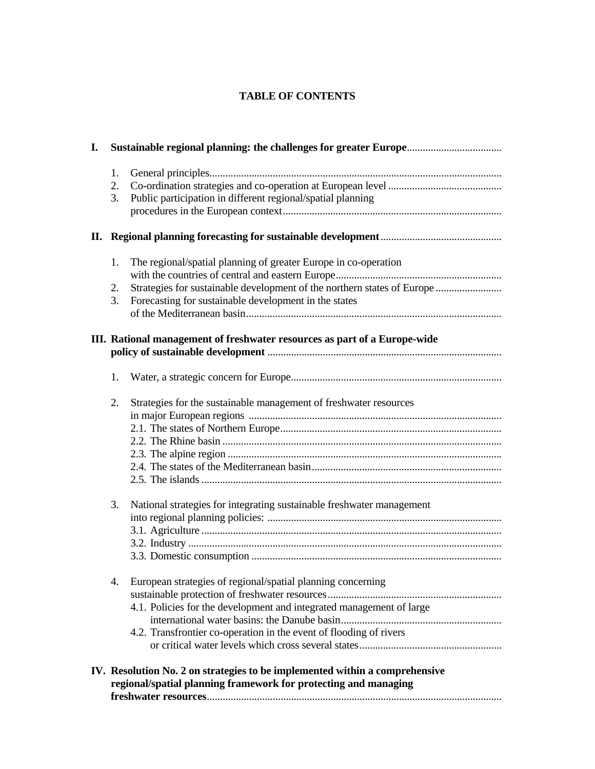# TABLE OF CONTENTS

**I. Sustainable regional planning: the challenges for greater Europe**

1. General principles
2. Co-ordination strategies and co-operation at European level
3. Public participation in different regional/spatial planning procedures in the European context

**II. Regional planning forecasting for sustainable development**

1. The regional/spatial planning of greater Europe in co-operation with the countries of central and eastern Europe
2. Strategies for sustainable development of the northern states of Europe
3. Forecasting for sustainable development in the states of the Mediterranean basin

**III. Rational management of freshwater resources as part of a Europe-wide policy of sustainable development**

1. Water, a strategic concern for Europe

2. Strategies for the sustainable management of freshwater resources in major European regions
   - 2.1. The states of Northern Europe
   - 2.2. The Rhine basin
   - 2.3. The alpine region
   - 2.4. The states of the Mediterranean basin
   - 2.5. The islands

3. National strategies for integrating sustainable freshwater management into regional planning policies:
   - 3.1. Agriculture
   - 3.2. Industry
   - 3.3. Domestic consumption

4. European strategies of regional/spatial planning concerning sustainable protection of freshwater resources
   - 4.1. Policies for the development and integrated management of large international water basins: the Danube basin
   - 4.2. Transfrontier co-operation in the event of flooding of rivers or critical water levels which cross several states

**IV. Resolution No. 2 on strategies to be implemented within a comprehensive regional/spatial planning framework for protecting and managing freshwater resources**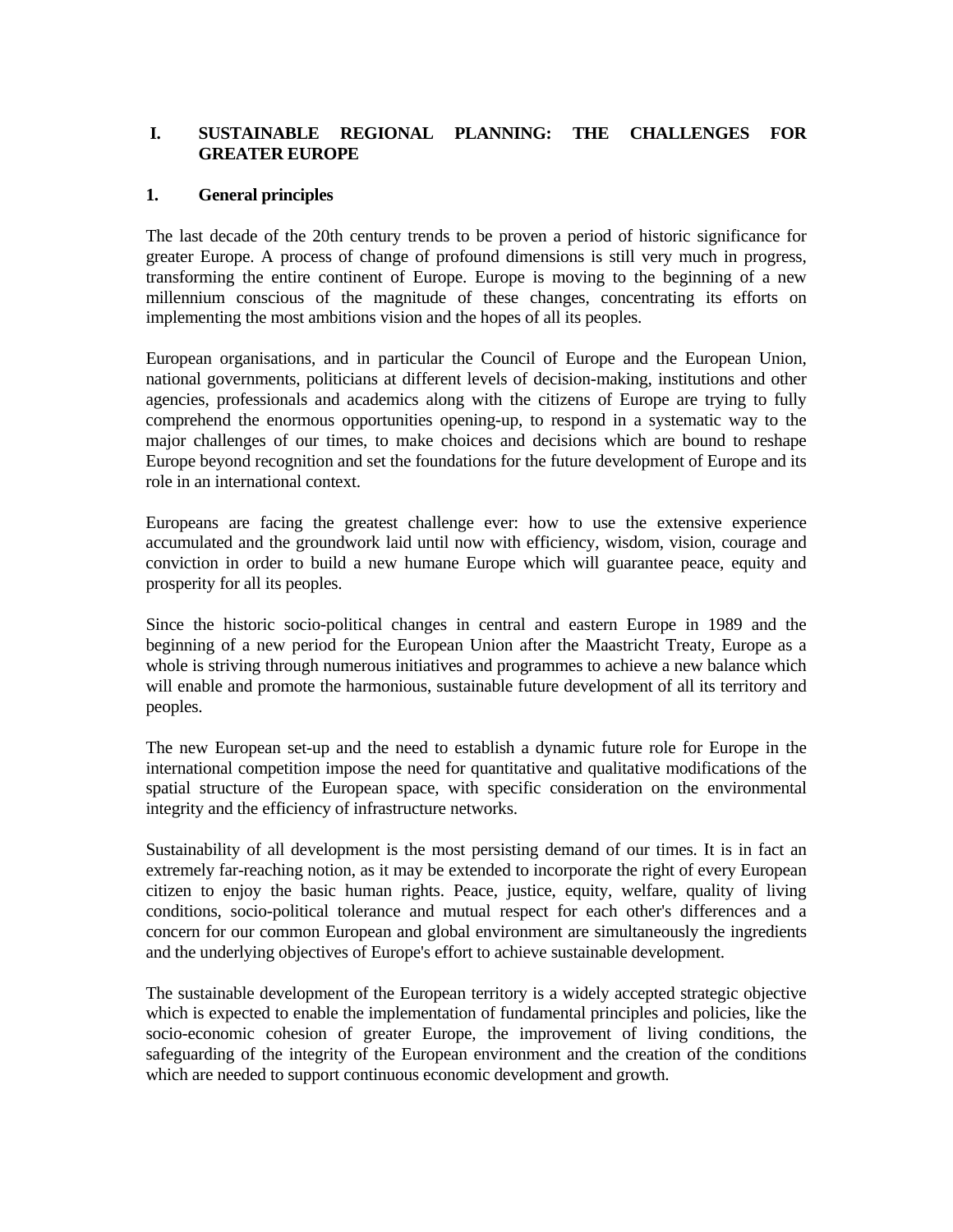# I. SUSTAINABLE REGIONAL PLANNING: THE CHALLENGES FOR GREATER EUROPE

## 1. General principles

The last decade of the 20th century trends to be proven a period of historic significance for greater Europe. A process of change of profound dimensions is still very much in progress, transforming the entire continent of Europe. Europe is moving to the beginning of a new millennium conscious of the magnitude of these changes, concentrating its efforts on implementing the most ambitions vision and the hopes of all its peoples.

European organisations, and in particular the Council of Europe and the European Union, national governments, politicians at different levels of decision-making, institutions and other agencies, professionals and academics along with the citizens of Europe are trying to fully comprehend the enormous opportunities opening-up, to respond in a systematic way to the major challenges of our times, to make choices and decisions which are bound to reshape Europe beyond recognition and set the foundations for the future development of Europe and its role in an international context.

Europeans are facing the greatest challenge ever: how to use the extensive experience accumulated and the groundwork laid until now with efficiency, wisdom, vision, courage and conviction in order to build a new humane Europe which will guarantee peace, equity and prosperity for all its peoples.

Since the historic socio-political changes in central and eastern Europe in 1989 and the beginning of a new period for the European Union after the Maastricht Treaty, Europe as a whole is striving through numerous initiatives and programmes to achieve a new balance which will enable and promote the harmonious, sustainable future development of all its territory and peoples.

The new European set-up and the need to establish a dynamic future role for Europe in the international competition impose the need for quantitative and qualitative modifications of the spatial structure of the European space, with specific consideration on the environmental integrity and the efficiency of infrastructure networks.

Sustainability of all development is the most persisting demand of our times. It is in fact an extremely far-reaching notion, as it may be extended to incorporate the right of every European citizen to enjoy the basic human rights. Peace, justice, equity, welfare, quality of living conditions, socio-political tolerance and mutual respect for each other's differences and a concern for our common European and global environment are simultaneously the ingredients and the underlying objectives of Europe's effort to achieve sustainable development.

The sustainable development of the European territory is a widely accepted strategic objective which is expected to enable the implementation of fundamental principles and policies, like the socio-economic cohesion of greater Europe, the improvement of living conditions, the safeguarding of the integrity of the European environment and the creation of the conditions which are needed to support continuous economic development and growth.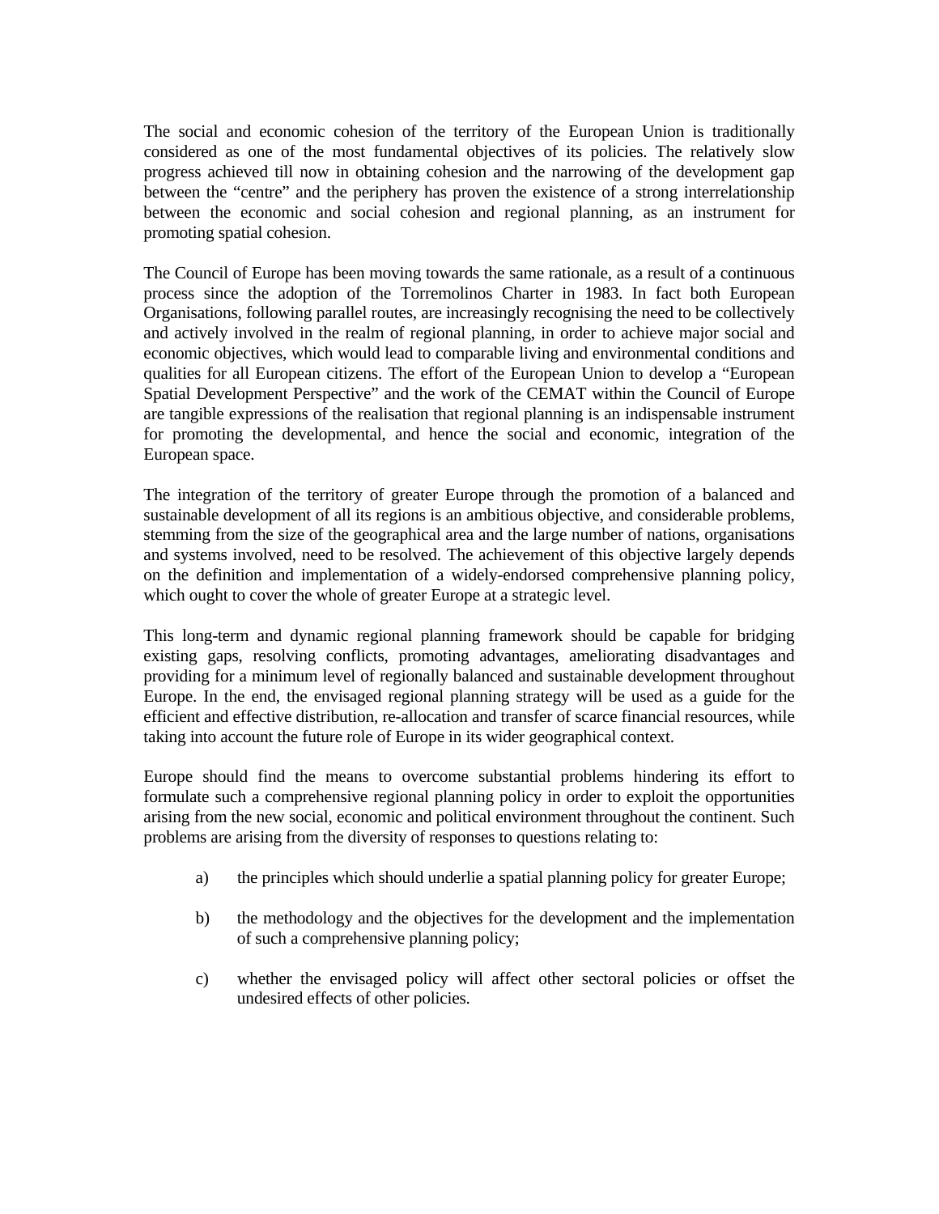The social and economic cohesion of the territory of the European Union is traditionally considered as one of the most fundamental objectives of its policies. The relatively slow progress achieved till now in obtaining cohesion and the narrowing of the development gap between the "centre" and the periphery has proven the existence of a strong interrelationship between the economic and social cohesion and regional planning, as an instrument for promoting spatial cohesion.

The Council of Europe has been moving towards the same rationale, as a result of a continuous process since the adoption of the Torremolinos Charter in 1983. In fact both European Organisations, following parallel routes, are increasingly recognising the need to be collectively and actively involved in the realm of regional planning, in order to achieve major social and economic objectives, which would lead to comparable living and environmental conditions and qualities for all European citizens. The effort of the European Union to develop a "European Spatial Development Perspective" and the work of the CEMAT within the Council of Europe are tangible expressions of the realisation that regional planning is an indispensable instrument for promoting the developmental, and hence the social and economic, integration of the European space.

The integration of the territory of greater Europe through the promotion of a balanced and sustainable development of all its regions is an ambitious objective, and considerable problems, stemming from the size of the geographical area and the large number of nations, organisations and systems involved, need to be resolved. The achievement of this objective largely depends on the definition and implementation of a widely-endorsed comprehensive planning policy, which ought to cover the whole of greater Europe at a strategic level.

This long-term and dynamic regional planning framework should be capable for bridging existing gaps, resolving conflicts, promoting advantages, ameliorating disadvantages and providing for a minimum level of regionally balanced and sustainable development throughout Europe. In the end, the envisaged regional planning strategy will be used as a guide for the efficient and effective distribution, re-allocation and transfer of scarce financial resources, while taking into account the future role of Europe in its wider geographical context.

Europe should find the means to overcome substantial problems hindering its effort to formulate such a comprehensive regional planning policy in order to exploit the opportunities arising from the new social, economic and political environment throughout the continent. Such problems are arising from the diversity of responses to questions relating to:

a) the principles which should underlie a spatial planning policy for greater Europe;

b) the methodology and the objectives for the development and the implementation of such a comprehensive planning policy;

c) whether the envisaged policy will affect other sectoral policies or offset the undesired effects of other policies.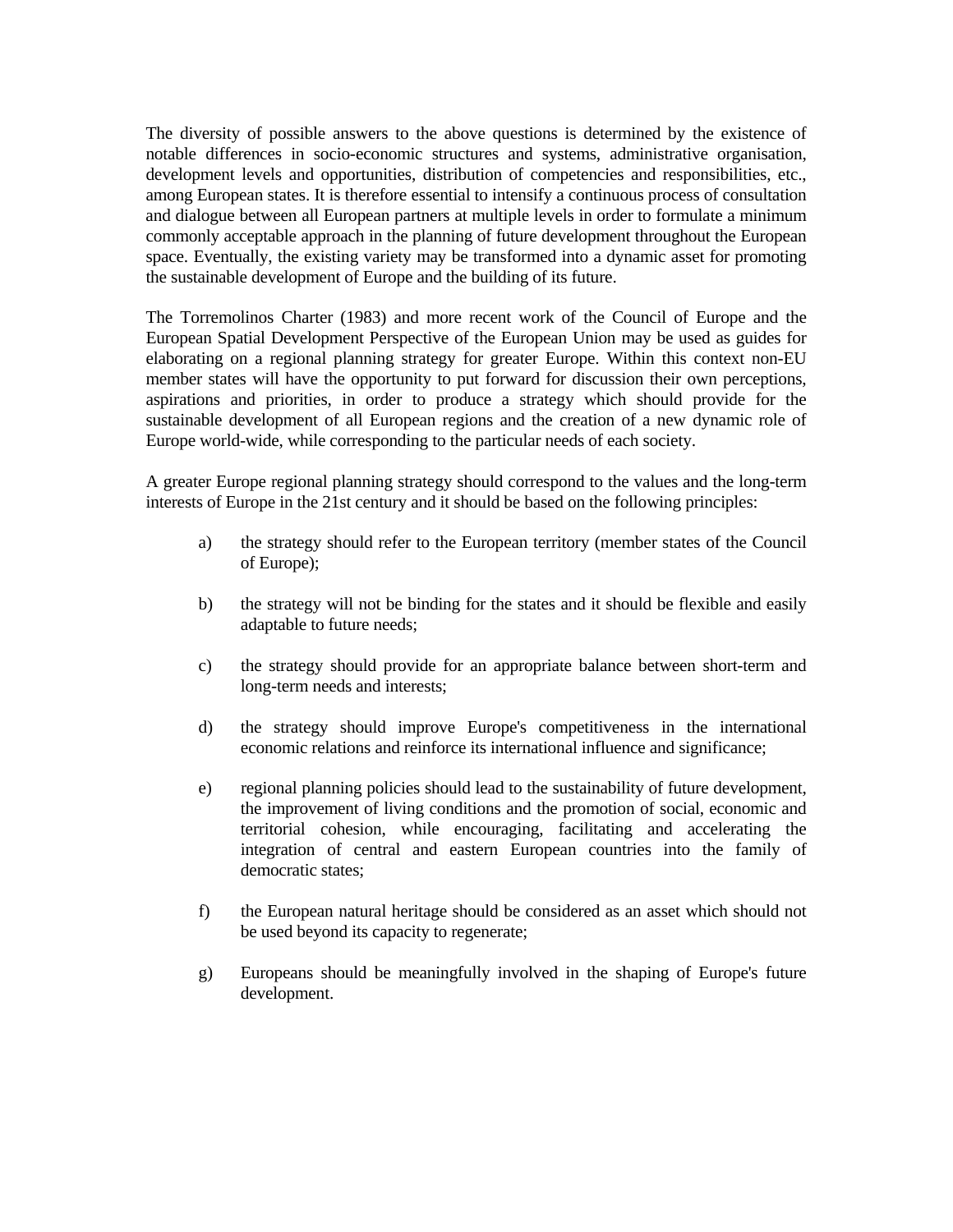The diversity of possible answers to the above questions is determined by the existence of notable differences in socio-economic structures and systems, administrative organisation, development levels and opportunities, distribution of competencies and responsibilities, etc., among European states. It is therefore essential to intensify a continuous process of consultation and dialogue between all European partners at multiple levels in order to formulate a minimum commonly acceptable approach in the planning of future development throughout the European space. Eventually, the existing variety may be transformed into a dynamic asset for promoting the sustainable development of Europe and the building of its future.

The Torremolinos Charter (1983) and more recent work of the Council of Europe and the European Spatial Development Perspective of the European Union may be used as guides for elaborating on a regional planning strategy for greater Europe. Within this context non-EU member states will have the opportunity to put forward for discussion their own perceptions, aspirations and priorities, in order to produce a strategy which should provide for the sustainable development of all European regions and the creation of a new dynamic role of Europe world-wide, while corresponding to the particular needs of each society.

A greater Europe regional planning strategy should correspond to the values and the long-term interests of Europe in the 21st century and it should be based on the following principles:

a) the strategy should refer to the European territory (member states of the Council of Europe);

b) the strategy will not be binding for the states and it should be flexible and easily adaptable to future needs;

c) the strategy should provide for an appropriate balance between short-term and long-term needs and interests;

d) the strategy should improve Europe's competitiveness in the international economic relations and reinforce its international influence and significance;

e) regional planning policies should lead to the sustainability of future development, the improvement of living conditions and the promotion of social, economic and territorial cohesion, while encouraging, facilitating and accelerating the integration of central and eastern European countries into the family of democratic states;

f) the European natural heritage should be considered as an asset which should not be used beyond its capacity to regenerate;

g) Europeans should be meaningfully involved in the shaping of Europe's future development.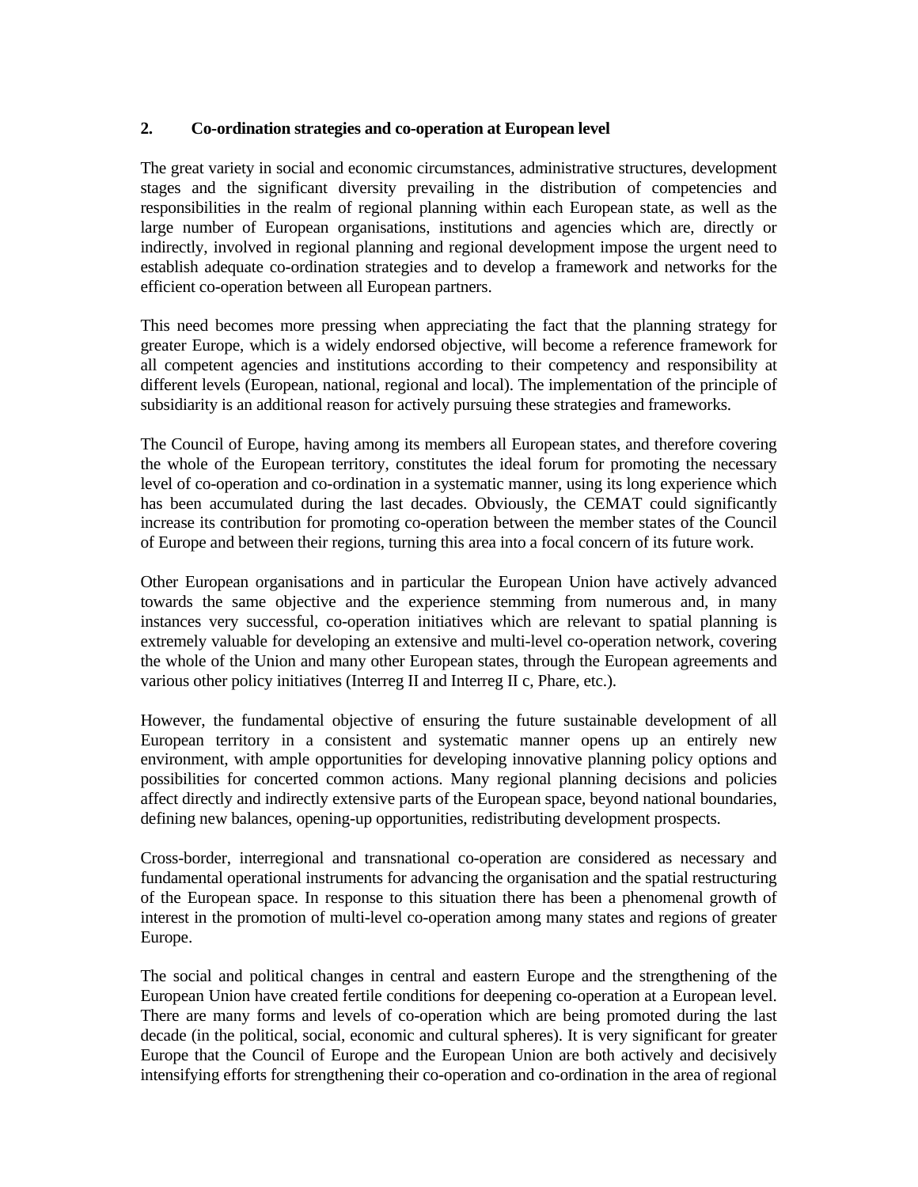## 2. Co-ordination strategies and co-operation at European level

The great variety in social and economic circumstances, administrative structures, development stages and the significant diversity prevailing in the distribution of competencies and responsibilities in the realm of regional planning within each European state, as well as the large number of European organisations, institutions and agencies which are, directly or indirectly, involved in regional planning and regional development impose the urgent need to establish adequate co-ordination strategies and to develop a framework and networks for the efficient co-operation between all European partners.

This need becomes more pressing when appreciating the fact that the planning strategy for greater Europe, which is a widely endorsed objective, will become a reference framework for all competent agencies and institutions according to their competency and responsibility at different levels (European, national, regional and local). The implementation of the principle of subsidiarity is an additional reason for actively pursuing these strategies and frameworks.

The Council of Europe, having among its members all European states, and therefore covering the whole of the European territory, constitutes the ideal forum for promoting the necessary level of co-operation and co-ordination in a systematic manner, using its long experience which has been accumulated during the last decades. Obviously, the CEMAT could significantly increase its contribution for promoting co-operation between the member states of the Council of Europe and between their regions, turning this area into a focal concern of its future work.

Other European organisations and in particular the European Union have actively advanced towards the same objective and the experience stemming from numerous and, in many instances very successful, co-operation initiatives which are relevant to spatial planning is extremely valuable for developing an extensive and multi-level co-operation network, covering the whole of the Union and many other European states, through the European agreements and various other policy initiatives (Interreg II and Interreg II c, Phare, etc.).

However, the fundamental objective of ensuring the future sustainable development of all European territory in a consistent and systematic manner opens up an entirely new environment, with ample opportunities for developing innovative planning policy options and possibilities for concerted common actions. Many regional planning decisions and policies affect directly and indirectly extensive parts of the European space, beyond national boundaries, defining new balances, opening-up opportunities, redistributing development prospects.

Cross-border, interregional and transnational co-operation are considered as necessary and fundamental operational instruments for advancing the organisation and the spatial restructuring of the European space. In response to this situation there has been a phenomenal growth of interest in the promotion of multi-level co-operation among many states and regions of greater Europe.

The social and political changes in central and eastern Europe and the strengthening of the European Union have created fertile conditions for deepening co-operation at a European level. There are many forms and levels of co-operation which are being promoted during the last decade (in the political, social, economic and cultural spheres). It is very significant for greater Europe that the Council of Europe and the European Union are both actively and decisively intensifying efforts for strengthening their co-operation and co-ordination in the area of regional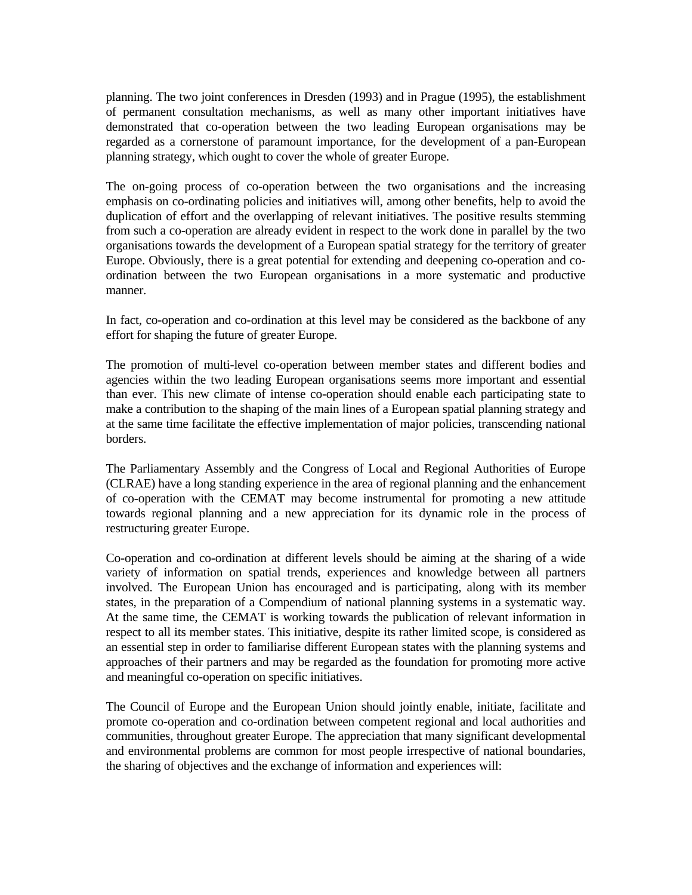planning. The two joint conferences in Dresden (1993) and in Prague (1995), the establishment of permanent consultation mechanisms, as well as many other important initiatives have demonstrated that co-operation between the two leading European organisations may be regarded as a cornerstone of paramount importance, for the development of a pan-European planning strategy, which ought to cover the whole of greater Europe.

The on-going process of co-operation between the two organisations and the increasing emphasis on co-ordinating policies and initiatives will, among other benefits, help to avoid the duplication of effort and the overlapping of relevant initiatives. The positive results stemming from such a co-operation are already evident in respect to the work done in parallel by the two organisations towards the development of a European spatial strategy for the territory of greater Europe. Obviously, there is a great potential for extending and deepening co-operation and co-ordination between the two European organisations in a more systematic and productive manner.

In fact, co-operation and co-ordination at this level may be considered as the backbone of any effort for shaping the future of greater Europe.

The promotion of multi-level co-operation between member states and different bodies and agencies within the two leading European organisations seems more important and essential than ever. This new climate of intense co-operation should enable each participating state to make a contribution to the shaping of the main lines of a European spatial planning strategy and at the same time facilitate the effective implementation of major policies, transcending national borders.

The Parliamentary Assembly and the Congress of Local and Regional Authorities of Europe (CLRAE) have a long standing experience in the area of regional planning and the enhancement of co-operation with the CEMAT may become instrumental for promoting a new attitude towards regional planning and a new appreciation for its dynamic role in the process of restructuring greater Europe.

Co-operation and co-ordination at different levels should be aiming at the sharing of a wide variety of information on spatial trends, experiences and knowledge between all partners involved. The European Union has encouraged and is participating, along with its member states, in the preparation of a Compendium of national planning systems in a systematic way. At the same time, the CEMAT is working towards the publication of relevant information in respect to all its member states. This initiative, despite its rather limited scope, is considered as an essential step in order to familiarise different European states with the planning systems and approaches of their partners and may be regarded as the foundation for promoting more active and meaningful co-operation on specific initiatives.

The Council of Europe and the European Union should jointly enable, initiate, facilitate and promote co-operation and co-ordination between competent regional and local authorities and communities, throughout greater Europe. The appreciation that many significant developmental and environmental problems are common for most people irrespective of national boundaries, the sharing of objectives and the exchange of information and experiences will: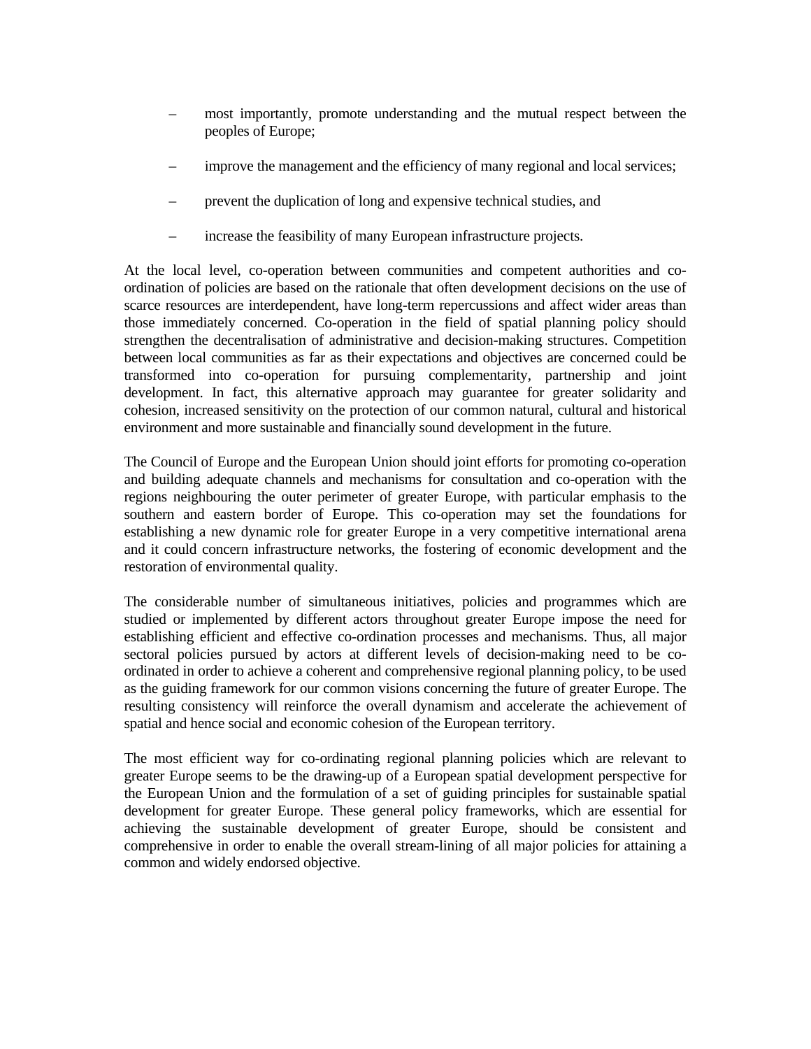- most importantly, promote understanding and the mutual respect between the peoples of Europe;

- improve the management and the efficiency of many regional and local services;

- prevent the duplication of long and expensive technical studies, and

- increase the feasibility of many European infrastructure projects.

At the local level, co-operation between communities and competent authorities and co-ordination of policies are based on the rationale that often development decisions on the use of scarce resources are interdependent, have long-term repercussions and affect wider areas than those immediately concerned. Co-operation in the field of spatial planning policy should strengthen the decentralisation of administrative and decision-making structures. Competition between local communities as far as their expectations and objectives are concerned could be transformed into co-operation for pursuing complementarity, partnership and joint development. In fact, this alternative approach may guarantee for greater solidarity and cohesion, increased sensitivity on the protection of our common natural, cultural and historical environment and more sustainable and financially sound development in the future.

The Council of Europe and the European Union should joint efforts for promoting co-operation and building adequate channels and mechanisms for consultation and co-operation with the regions neighbouring the outer perimeter of greater Europe, with particular emphasis to the southern and eastern border of Europe. This co-operation may set the foundations for establishing a new dynamic role for greater Europe in a very competitive international arena and it could concern infrastructure networks, the fostering of economic development and the restoration of environmental quality.

The considerable number of simultaneous initiatives, policies and programmes which are studied or implemented by different actors throughout greater Europe impose the need for establishing efficient and effective co-ordination processes and mechanisms. Thus, all major sectoral policies pursued by actors at different levels of decision-making need to be co-ordinated in order to achieve a coherent and comprehensive regional planning policy, to be used as the guiding framework for our common visions concerning the future of greater Europe. The resulting consistency will reinforce the overall dynamism and accelerate the achievement of spatial and hence social and economic cohesion of the European territory.

The most efficient way for co-ordinating regional planning policies which are relevant to greater Europe seems to be the drawing-up of a European spatial development perspective for the European Union and the formulation of a set of guiding principles for sustainable spatial development for greater Europe. These general policy frameworks, which are essential for achieving the sustainable development of greater Europe, should be consistent and comprehensive in order to enable the overall stream-lining of all major policies for attaining a common and widely endorsed objective.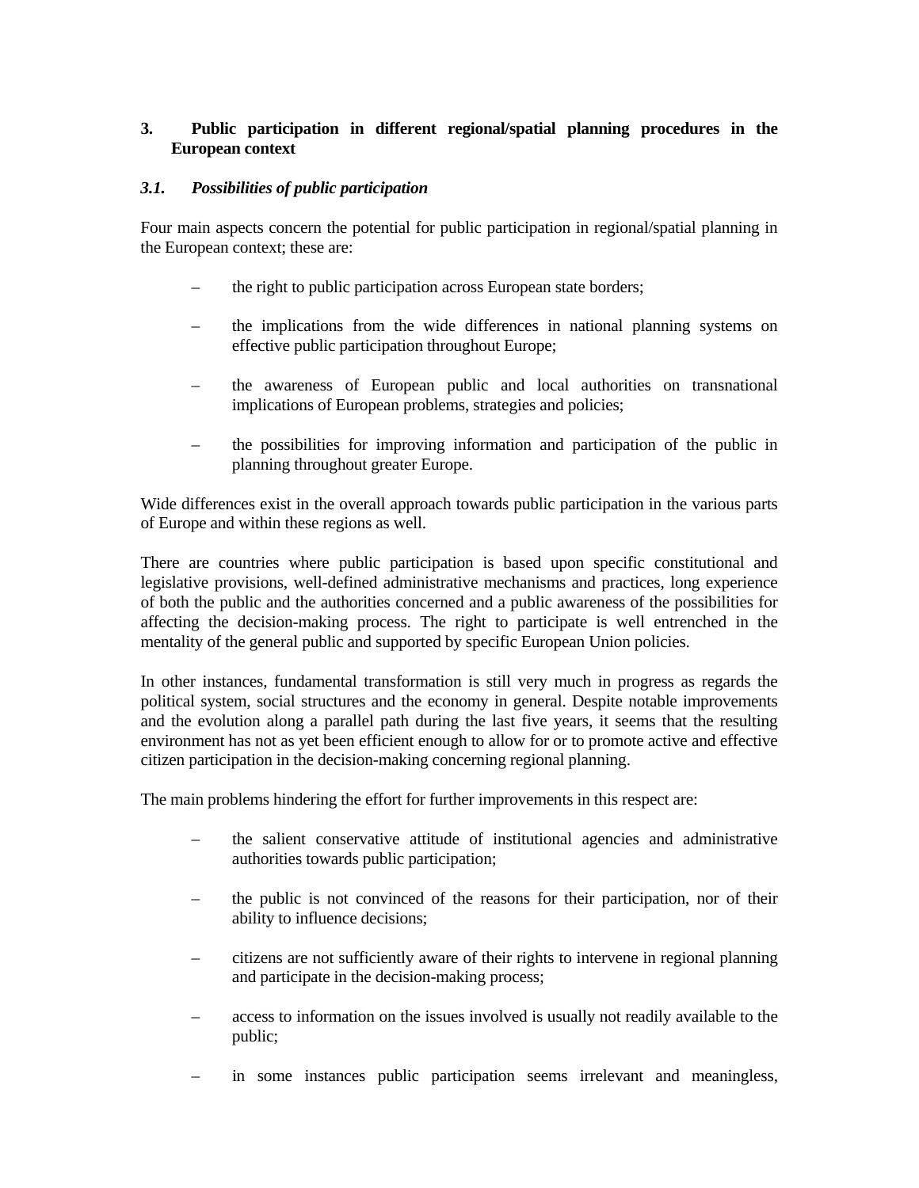## 3. Public participation in different regional/spatial planning procedures in the European context

### *3.1. Possibilities of public participation*

Four main aspects concern the potential for public participation in regional/spatial planning in the European context; these are:

- the right to public participation across European state borders;
- the implications from the wide differences in national planning systems on effective public participation throughout Europe;
- the awareness of European public and local authorities on transnational implications of European problems, strategies and policies;
- the possibilities for improving information and participation of the public in planning throughout greater Europe.

Wide differences exist in the overall approach towards public participation in the various parts of Europe and within these regions as well.

There are countries where public participation is based upon specific constitutional and legislative provisions, well-defined administrative mechanisms and practices, long experience of both the public and the authorities concerned and a public awareness of the possibilities for affecting the decision-making process. The right to participate is well entrenched in the mentality of the general public and supported by specific European Union policies.

In other instances, fundamental transformation is still very much in progress as regards the political system, social structures and the economy in general. Despite notable improvements and the evolution along a parallel path during the last five years, it seems that the resulting environment has not as yet been efficient enough to allow for or to promote active and effective citizen participation in the decision-making concerning regional planning.

The main problems hindering the effort for further improvements in this respect are:

- the salient conservative attitude of institutional agencies and administrative authorities towards public participation;
- the public is not convinced of the reasons for their participation, nor of their ability to influence decisions;
- citizens are not sufficiently aware of their rights to intervene in regional planning and participate in the decision-making process;
- access to information on the issues involved is usually not readily available to the public;
- in some instances public participation seems irrelevant and meaningless,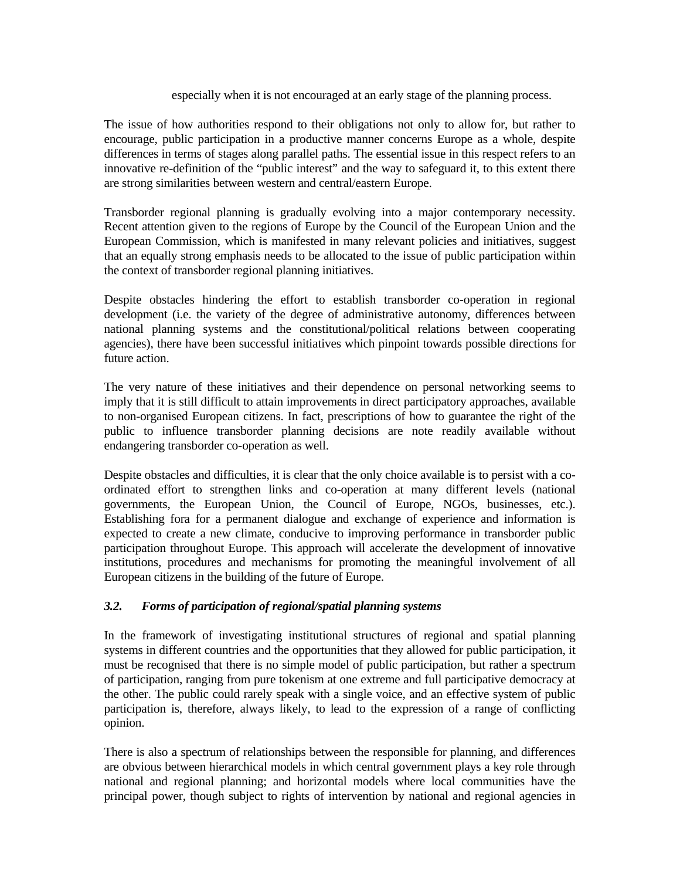especially when it is not encouraged at an early stage of the planning process.

The issue of how authorities respond to their obligations not only to allow for, but rather to encourage, public participation in a productive manner concerns Europe as a whole, despite differences in terms of stages along parallel paths. The essential issue in this respect refers to an innovative re-definition of the "public interest" and the way to safeguard it, to this extent there are strong similarities between western and central/eastern Europe.

Transborder regional planning is gradually evolving into a major contemporary necessity. Recent attention given to the regions of Europe by the Council of the European Union and the European Commission, which is manifested in many relevant policies and initiatives, suggest that an equally strong emphasis needs to be allocated to the issue of public participation within the context of transborder regional planning initiatives.

Despite obstacles hindering the effort to establish transborder co-operation in regional development (i.e. the variety of the degree of administrative autonomy, differences between national planning systems and the constitutional/political relations between cooperating agencies), there have been successful initiatives which pinpoint towards possible directions for future action.

The very nature of these initiatives and their dependence on personal networking seems to imply that it is still difficult to attain improvements in direct participatory approaches, available to non-organised European citizens. In fact, prescriptions of how to guarantee the right of the public to influence transborder planning decisions are note readily available without endangering transborder co-operation as well.

Despite obstacles and difficulties, it is clear that the only choice available is to persist with a co-ordinated effort to strengthen links and co-operation at many different levels (national governments, the European Union, the Council of Europe, NGOs, businesses, etc.). Establishing fora for a permanent dialogue and exchange of experience and information is expected to create a new climate, conducive to improving performance in transborder public participation throughout Europe. This approach will accelerate the development of innovative institutions, procedures and mechanisms for promoting the meaningful involvement of all European citizens in the building of the future of Europe.

### *3.2. Forms of participation of regional/spatial planning systems*

In the framework of investigating institutional structures of regional and spatial planning systems in different countries and the opportunities that they allowed for public participation, it must be recognised that there is no simple model of public participation, but rather a spectrum of participation, ranging from pure tokenism at one extreme and full participative democracy at the other. The public could rarely speak with a single voice, and an effective system of public participation is, therefore, always likely, to lead to the expression of a range of conflicting opinion.

There is also a spectrum of relationships between the responsible for planning, and differences are obvious between hierarchical models in which central government plays a key role through national and regional planning; and horizontal models where local communities have the principal power, though subject to rights of intervention by national and regional agencies in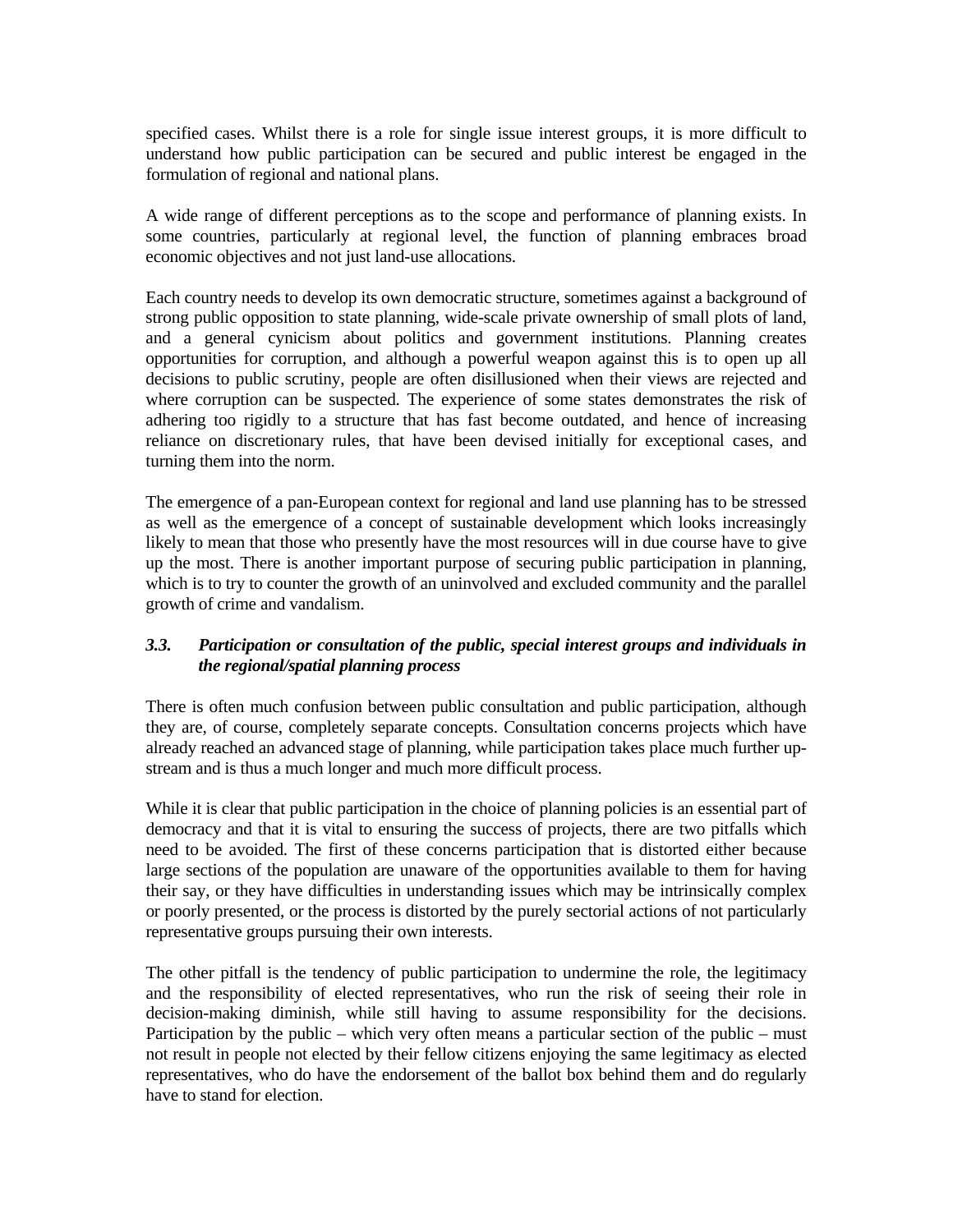specified cases. Whilst there is a role for single issue interest groups, it is more difficult to understand how public participation can be secured and public interest be engaged in the formulation of regional and national plans.

A wide range of different perceptions as to the scope and performance of planning exists. In some countries, particularly at regional level, the function of planning embraces broad economic objectives and not just land-use allocations.

Each country needs to develop its own democratic structure, sometimes against a background of strong public opposition to state planning, wide-scale private ownership of small plots of land, and a general cynicism about politics and government institutions. Planning creates opportunities for corruption, and although a powerful weapon against this is to open up all decisions to public scrutiny, people are often disillusioned when their views are rejected and where corruption can be suspected. The experience of some states demonstrates the risk of adhering too rigidly to a structure that has fast become outdated, and hence of increasing reliance on discretionary rules, that have been devised initially for exceptional cases, and turning them into the norm.

The emergence of a pan-European context for regional and land use planning has to be stressed as well as the emergence of a concept of sustainable development which looks increasingly likely to mean that those who presently have the most resources will in due course have to give up the most. There is another important purpose of securing public participation in planning, which is to try to counter the growth of an uninvolved and excluded community and the parallel growth of crime and vandalism.

### *3.3. Participation or consultation of the public, special interest groups and individuals in the regional/spatial planning process*

There is often much confusion between public consultation and public participation, although they are, of course, completely separate concepts. Consultation concerns projects which have already reached an advanced stage of planning, while participation takes place much further up-stream and is thus a much longer and much more difficult process.

While it is clear that public participation in the choice of planning policies is an essential part of democracy and that it is vital to ensuring the success of projects, there are two pitfalls which need to be avoided. The first of these concerns participation that is distorted either because large sections of the population are unaware of the opportunities available to them for having their say, or they have difficulties in understanding issues which may be intrinsically complex or poorly presented, or the process is distorted by the purely sectorial actions of not particularly representative groups pursuing their own interests.

The other pitfall is the tendency of public participation to undermine the role, the legitimacy and the responsibility of elected representatives, who run the risk of seeing their role in decision-making diminish, while still having to assume responsibility for the decisions. Participation by the public – which very often means a particular section of the public – must not result in people not elected by their fellow citizens enjoying the same legitimacy as elected representatives, who do have the endorsement of the ballot box behind them and do regularly have to stand for election.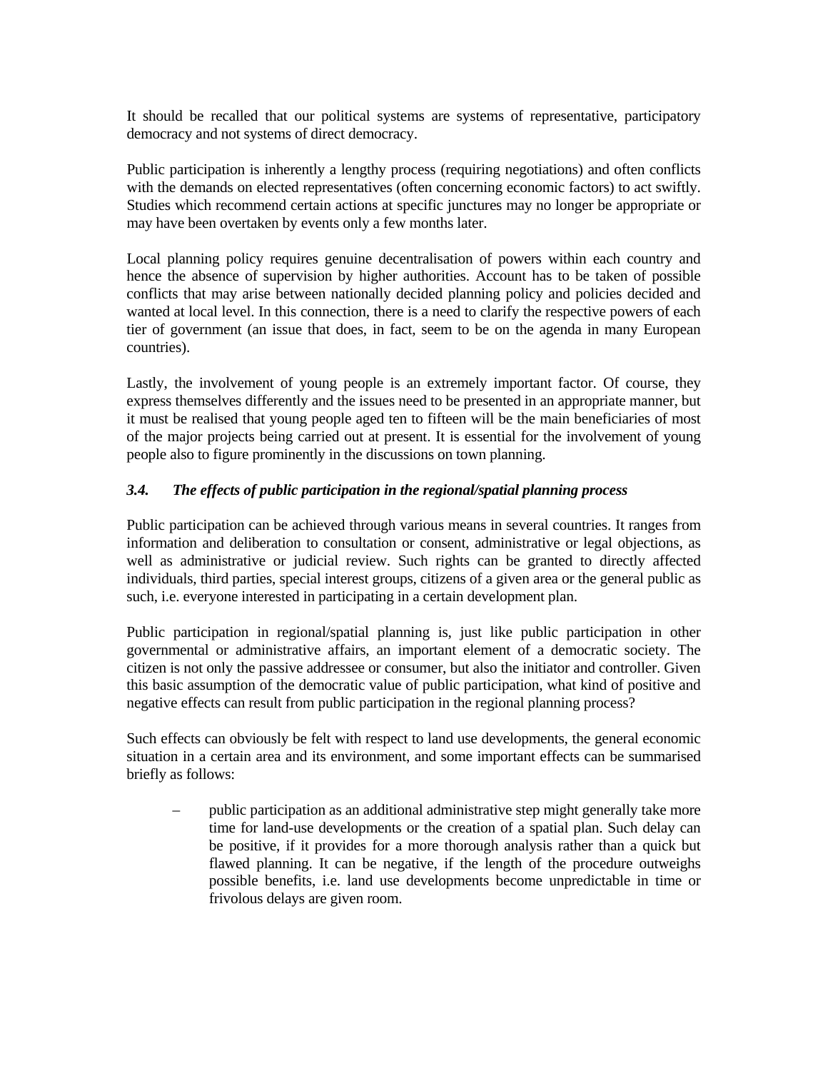It should be recalled that our political systems are systems of representative, participatory democracy and not systems of direct democracy.

Public participation is inherently a lengthy process (requiring negotiations) and often conflicts with the demands on elected representatives (often concerning economic factors) to act swiftly. Studies which recommend certain actions at specific junctures may no longer be appropriate or may have been overtaken by events only a few months later.

Local planning policy requires genuine decentralisation of powers within each country and hence the absence of supervision by higher authorities. Account has to be taken of possible conflicts that may arise between nationally decided planning policy and policies decided and wanted at local level. In this connection, there is a need to clarify the respective powers of each tier of government (an issue that does, in fact, seem to be on the agenda in many European countries).

Lastly, the involvement of young people is an extremely important factor. Of course, they express themselves differently and the issues need to be presented in an appropriate manner, but it must be realised that young people aged ten to fifteen will be the main beneficiaries of most of the major projects being carried out at present. It is essential for the involvement of young people also to figure prominently in the discussions on town planning.

### *3.4. The effects of public participation in the regional/spatial planning process*

Public participation can be achieved through various means in several countries. It ranges from information and deliberation to consultation or consent, administrative or legal objections, as well as administrative or judicial review. Such rights can be granted to directly affected individuals, third parties, special interest groups, citizens of a given area or the general public as such, i.e. everyone interested in participating in a certain development plan.

Public participation in regional/spatial planning is, just like public participation in other governmental or administrative affairs, an important element of a democratic society. The citizen is not only the passive addressee or consumer, but also the initiator and controller. Given this basic assumption of the democratic value of public participation, what kind of positive and negative effects can result from public participation in the regional planning process?

Such effects can obviously be felt with respect to land use developments, the general economic situation in a certain area and its environment, and some important effects can be summarised briefly as follows:

- public participation as an additional administrative step might generally take more time for land-use developments or the creation of a spatial plan. Such delay can be positive, if it provides for a more thorough analysis rather than a quick but flawed planning. It can be negative, if the length of the procedure outweighs possible benefits, i.e. land use developments become unpredictable in time or frivolous delays are given room.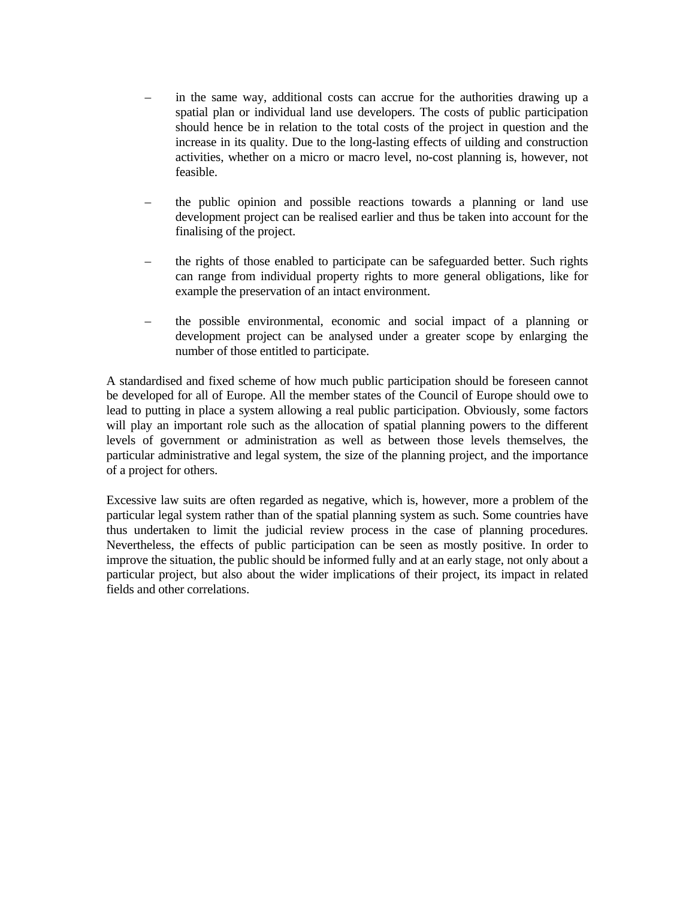– in the same way, additional costs can accrue for the authorities drawing up a spatial plan or individual land use developers. The costs of public participation should hence be in relation to the total costs of the project in question and the increase in its quality. Due to the long-lasting effects of uilding and construction activities, whether on a micro or macro level, no-cost planning is, however, not feasible.

– the public opinion and possible reactions towards a planning or land use development project can be realised earlier and thus be taken into account for the finalising of the project.

– the rights of those enabled to participate can be safeguarded better. Such rights can range from individual property rights to more general obligations, like for example the preservation of an intact environment.

– the possible environmental, economic and social impact of a planning or development project can be analysed under a greater scope by enlarging the number of those entitled to participate.

A standardised and fixed scheme of how much public participation should be foreseen cannot be developed for all of Europe. All the member states of the Council of Europe should owe to lead to putting in place a system allowing a real public participation. Obviously, some factors will play an important role such as the allocation of spatial planning powers to the different levels of government or administration as well as between those levels themselves, the particular administrative and legal system, the size of the planning project, and the importance of a project for others.

Excessive law suits are often regarded as negative, which is, however, more a problem of the particular legal system rather than of the spatial planning system as such. Some countries have thus undertaken to limit the judicial review process in the case of planning procedures. Nevertheless, the effects of public participation can be seen as mostly positive. In order to improve the situation, the public should be informed fully and at an early stage, not only about a particular project, but also about the wider implications of their project, its impact in related fields and other correlations.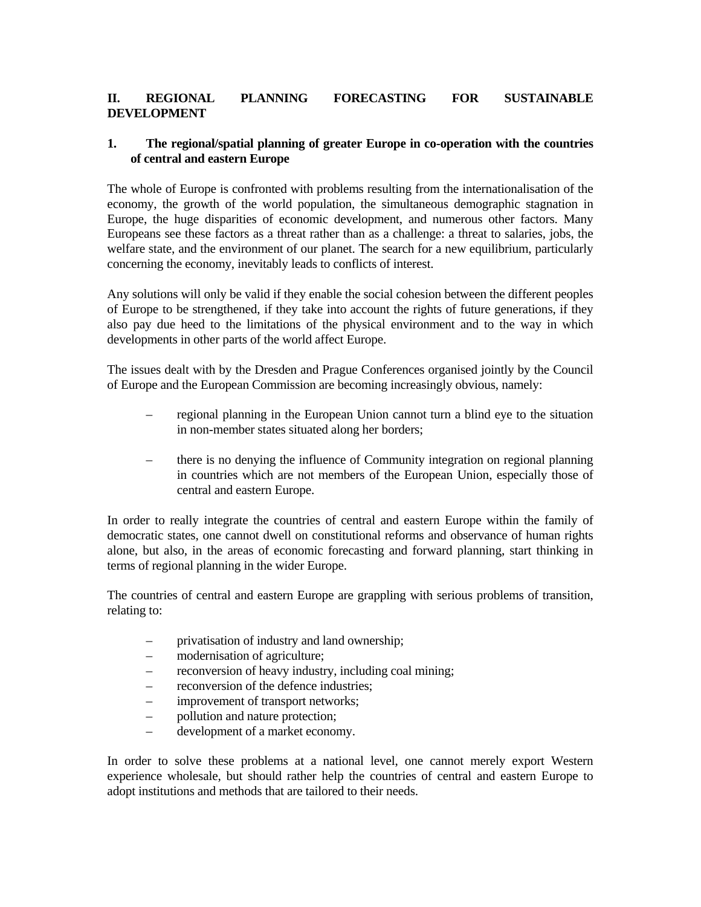## II. REGIONAL PLANNING FORECASTING FOR SUSTAINABLE DEVELOPMENT

### 1. The regional/spatial planning of greater Europe in co-operation with the countries of central and eastern Europe

The whole of Europe is confronted with problems resulting from the internationalisation of the economy, the growth of the world population, the simultaneous demographic stagnation in Europe, the huge disparities of economic development, and numerous other factors. Many Europeans see these factors as a threat rather than as a challenge: a threat to salaries, jobs, the welfare state, and the environment of our planet. The search for a new equilibrium, particularly concerning the economy, inevitably leads to conflicts of interest.

Any solutions will only be valid if they enable the social cohesion between the different peoples of Europe to be strengthened, if they take into account the rights of future generations, if they also pay due heed to the limitations of the physical environment and to the way in which developments in other parts of the world affect Europe.

The issues dealt with by the Dresden and Prague Conferences organised jointly by the Council of Europe and the European Commission are becoming increasingly obvious, namely:

– regional planning in the European Union cannot turn a blind eye to the situation in non-member states situated along her borders;

– there is no denying the influence of Community integration on regional planning in countries which are not members of the European Union, especially those of central and eastern Europe.

In order to really integrate the countries of central and eastern Europe within the family of democratic states, one cannot dwell on constitutional reforms and observance of human rights alone, but also, in the areas of economic forecasting and forward planning, start thinking in terms of regional planning in the wider Europe.

The countries of central and eastern Europe are grappling with serious problems of transition, relating to:

– privatisation of industry and land ownership;
– modernisation of agriculture;
– reconversion of heavy industry, including coal mining;
– reconversion of the defence industries;
– improvement of transport networks;
– pollution and nature protection;
– development of a market economy.

In order to solve these problems at a national level, one cannot merely export Western experience wholesale, but should rather help the countries of central and eastern Europe to adopt institutions and methods that are tailored to their needs.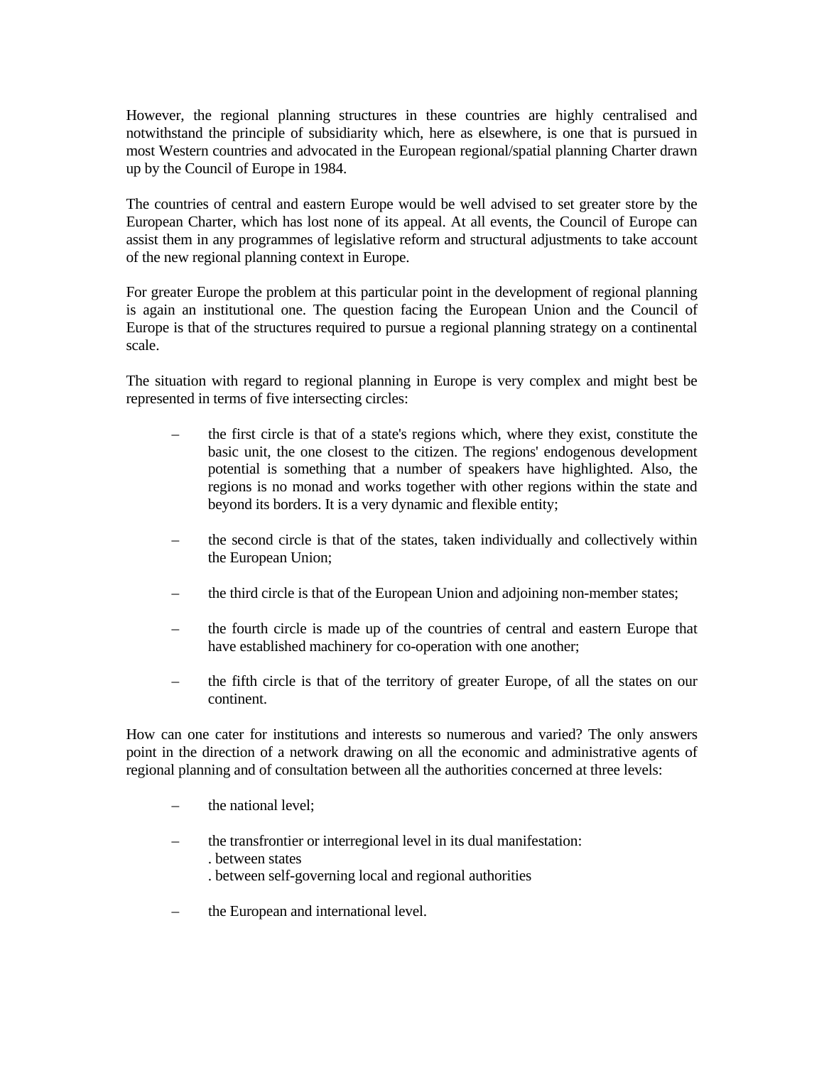However, the regional planning structures in these countries are highly centralised and notwithstand the principle of subsidiarity which, here as elsewhere, is one that is pursued in most Western countries and advocated in the European regional/spatial planning Charter drawn up by the Council of Europe in 1984.

The countries of central and eastern Europe would be well advised to set greater store by the European Charter, which has lost none of its appeal. At all events, the Council of Europe can assist them in any programmes of legislative reform and structural adjustments to take account of the new regional planning context in Europe.

For greater Europe the problem at this particular point in the development of regional planning is again an institutional one. The question facing the European Union and the Council of Europe is that of the structures required to pursue a regional planning strategy on a continental scale.

The situation with regard to regional planning in Europe is very complex and might best be represented in terms of five intersecting circles:

– the first circle is that of a state's regions which, where they exist, constitute the basic unit, the one closest to the citizen. The regions' endogenous development potential is something that a number of speakers have highlighted. Also, the regions is no monad and works together with other regions within the state and beyond its borders. It is a very dynamic and flexible entity;

– the second circle is that of the states, taken individually and collectively within the European Union;

– the third circle is that of the European Union and adjoining non-member states;

– the fourth circle is made up of the countries of central and eastern Europe that have established machinery for co-operation with one another;

– the fifth circle is that of the territory of greater Europe, of all the states on our continent.

How can one cater for institutions and interests so numerous and varied? The only answers point in the direction of a network drawing on all the economic and administrative agents of regional planning and of consultation between all the authorities concerned at three levels:

– the national level;

– the transfrontier or interregional level in its dual manifestation:
  . between states
  . between self-governing local and regional authorities

– the European and international level.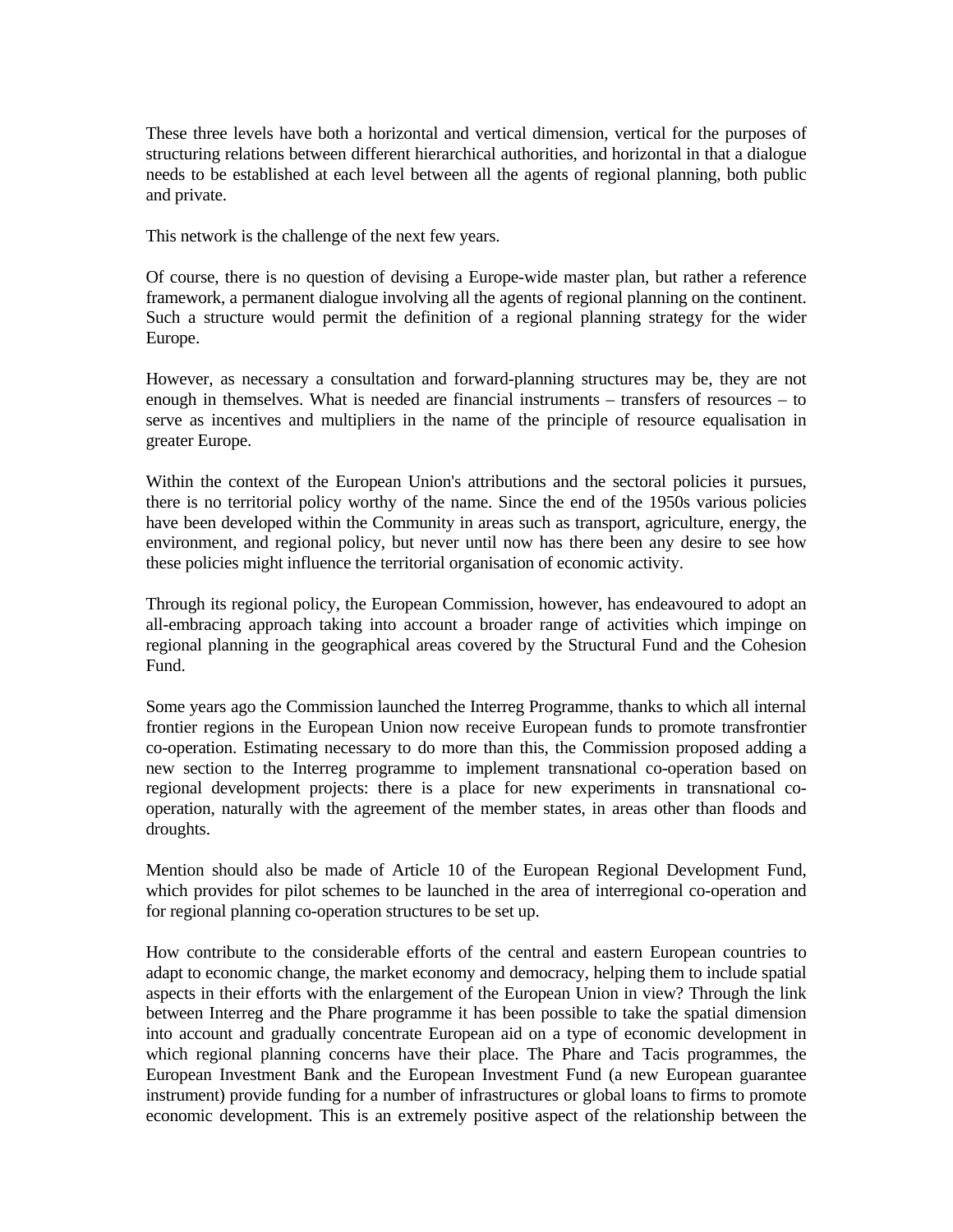These three levels have both a horizontal and vertical dimension, vertical for the purposes of structuring relations between different hierarchical authorities, and horizontal in that a dialogue needs to be established at each level between all the agents of regional planning, both public and private.

This network is the challenge of the next few years.

Of course, there is no question of devising a Europe-wide master plan, but rather a reference framework, a permanent dialogue involving all the agents of regional planning on the continent. Such a structure would permit the definition of a regional planning strategy for the wider Europe.

However, as necessary a consultation and forward-planning structures may be, they are not enough in themselves. What is needed are financial instruments – transfers of resources – to serve as incentives and multipliers in the name of the principle of resource equalisation in greater Europe.

Within the context of the European Union's attributions and the sectoral policies it pursues, there is no territorial policy worthy of the name. Since the end of the 1950s various policies have been developed within the Community in areas such as transport, agriculture, energy, the environment, and regional policy, but never until now has there been any desire to see how these policies might influence the territorial organisation of economic activity.

Through its regional policy, the European Commission, however, has endeavoured to adopt an all-embracing approach taking into account a broader range of activities which impinge on regional planning in the geographical areas covered by the Structural Fund and the Cohesion Fund.

Some years ago the Commission launched the Interreg Programme, thanks to which all internal frontier regions in the European Union now receive European funds to promote transfrontier co-operation. Estimating necessary to do more than this, the Commission proposed adding a new section to the Interreg programme to implement transnational co-operation based on regional development projects: there is a place for new experiments in transnational co-operation, naturally with the agreement of the member states, in areas other than floods and droughts.

Mention should also be made of Article 10 of the European Regional Development Fund, which provides for pilot schemes to be launched in the area of interregional co-operation and for regional planning co-operation structures to be set up.

How contribute to the considerable efforts of the central and eastern European countries to adapt to economic change, the market economy and democracy, helping them to include spatial aspects in their efforts with the enlargement of the European Union in view? Through the link between Interreg and the Phare programme it has been possible to take the spatial dimension into account and gradually concentrate European aid on a type of economic development in which regional planning concerns have their place. The Phare and Tacis programmes, the European Investment Bank and the European Investment Fund (a new European guarantee instrument) provide funding for a number of infrastructures or global loans to firms to promote economic development. This is an extremely positive aspect of the relationship between the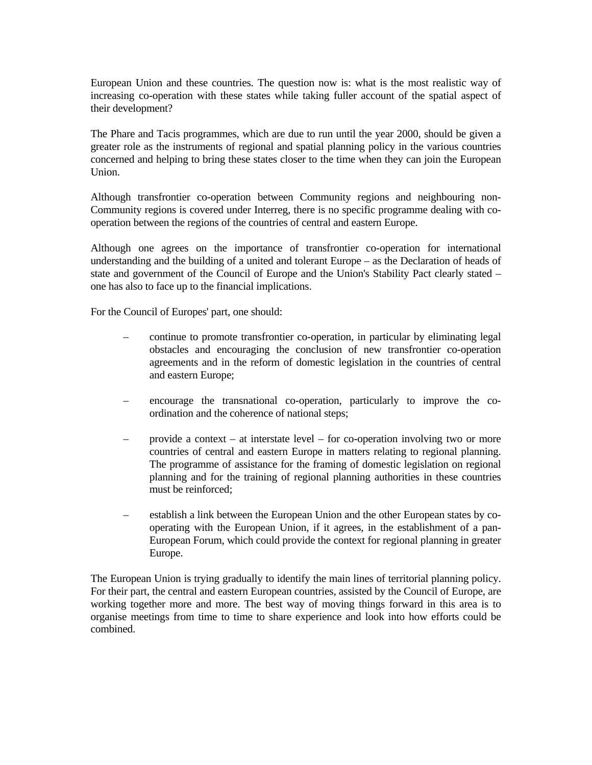European Union and these countries. The question now is: what is the most realistic way of increasing co-operation with these states while taking fuller account of the spatial aspect of their development?

The Phare and Tacis programmes, which are due to run until the year 2000, should be given a greater role as the instruments of regional and spatial planning policy in the various countries concerned and helping to bring these states closer to the time when they can join the European Union.

Although transfrontier co-operation between Community regions and neighbouring non-Community regions is covered under Interreg, there is no specific programme dealing with co-operation between the regions of the countries of central and eastern Europe.

Although one agrees on the importance of transfrontier co-operation for international understanding and the building of a united and tolerant Europe – as the Declaration of heads of state and government of the Council of Europe and the Union's Stability Pact clearly stated – one has also to face up to the financial implications.

For the Council of Europes' part, one should:

- continue to promote transfrontier co-operation, in particular by eliminating legal obstacles and encouraging the conclusion of new transfrontier co-operation agreements and in the reform of domestic legislation in the countries of central and eastern Europe;

- encourage the transnational co-operation, particularly to improve the co-ordination and the coherence of national steps;

- provide a context – at interstate level – for co-operation involving two or more countries of central and eastern Europe in matters relating to regional planning. The programme of assistance for the framing of domestic legislation on regional planning and for the training of regional planning authorities in these countries must be reinforced;

- establish a link between the European Union and the other European states by co-operating with the European Union, if it agrees, in the establishment of a pan-European Forum, which could provide the context for regional planning in greater Europe.

The European Union is trying gradually to identify the main lines of territorial planning policy. For their part, the central and eastern European countries, assisted by the Council of Europe, are working together more and more. The best way of moving things forward in this area is to organise meetings from time to time to share experience and look into how efforts could be combined.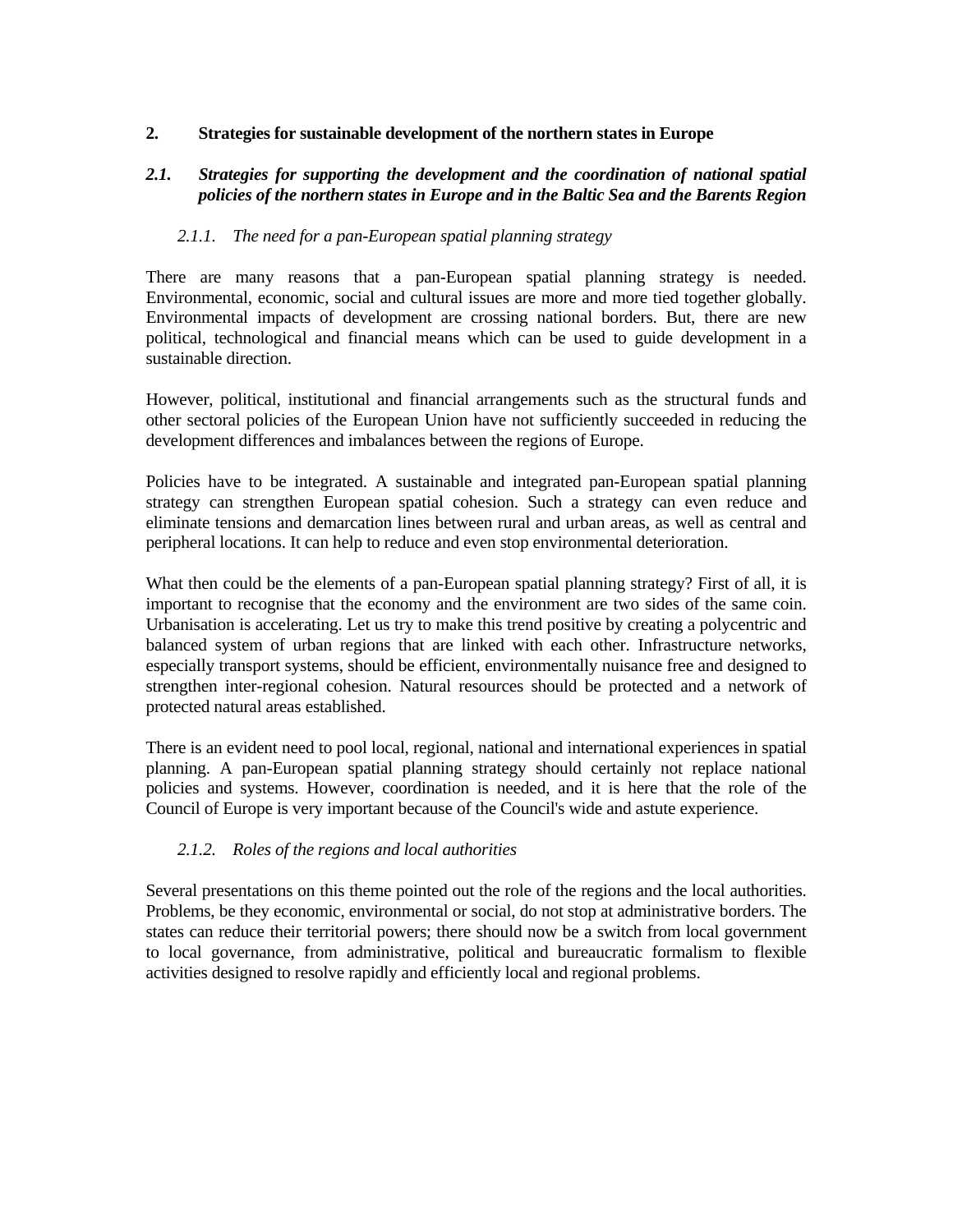## 2. Strategies for sustainable development of the northern states in Europe

### *2.1. Strategies for supporting the development and the coordination of national spatial policies of the northern states in Europe and in the Baltic Sea and the Barents Region*

#### *2.1.1. The need for a pan-European spatial planning strategy*

There are many reasons that a pan-European spatial planning strategy is needed. Environmental, economic, social and cultural issues are more and more tied together globally. Environmental impacts of development are crossing national borders. But, there are new political, technological and financial means which can be used to guide development in a sustainable direction.

However, political, institutional and financial arrangements such as the structural funds and other sectoral policies of the European Union have not sufficiently succeeded in reducing the development differences and imbalances between the regions of Europe.

Policies have to be integrated. A sustainable and integrated pan-European spatial planning strategy can strengthen European spatial cohesion. Such a strategy can even reduce and eliminate tensions and demarcation lines between rural and urban areas, as well as central and peripheral locations. It can help to reduce and even stop environmental deterioration.

What then could be the elements of a pan-European spatial planning strategy? First of all, it is important to recognise that the economy and the environment are two sides of the same coin. Urbanisation is accelerating. Let us try to make this trend positive by creating a polycentric and balanced system of urban regions that are linked with each other. Infrastructure networks, especially transport systems, should be efficient, environmentally nuisance free and designed to strengthen inter-regional cohesion. Natural resources should be protected and a network of protected natural areas established.

There is an evident need to pool local, regional, national and international experiences in spatial planning. A pan-European spatial planning strategy should certainly not replace national policies and systems. However, coordination is needed, and it is here that the role of the Council of Europe is very important because of the Council's wide and astute experience.

#### *2.1.2. Roles of the regions and local authorities*

Several presentations on this theme pointed out the role of the regions and the local authorities. Problems, be they economic, environmental or social, do not stop at administrative borders. The states can reduce their territorial powers; there should now be a switch from local government to local governance, from administrative, political and bureaucratic formalism to flexible activities designed to resolve rapidly and efficiently local and regional problems.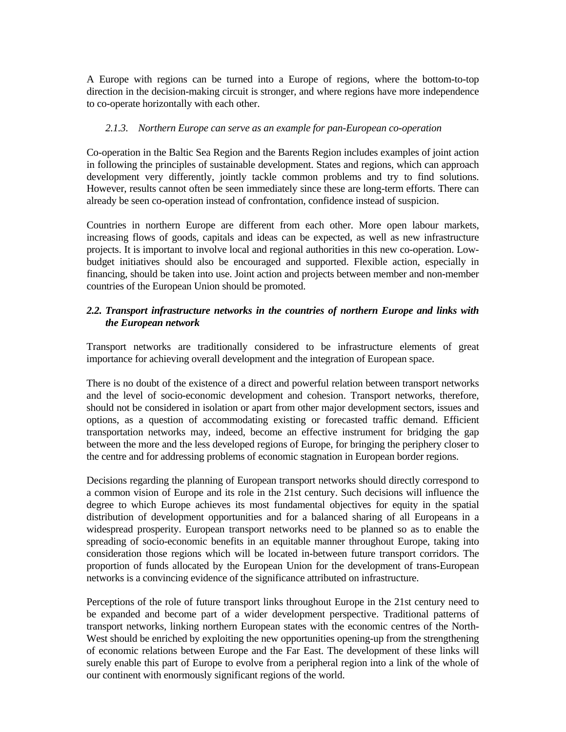A Europe with regions can be turned into a Europe of regions, where the bottom-to-top direction in the decision-making circuit is stronger, and where regions have more independence to co-operate horizontally with each other.

#### *2.1.3. Northern Europe can serve as an example for pan-European co-operation*

Co-operation in the Baltic Sea Region and the Barents Region includes examples of joint action in following the principles of sustainable development. States and regions, which can approach development very differently, jointly tackle common problems and try to find solutions. However, results cannot often be seen immediately since these are long-term efforts. There can already be seen co-operation instead of confrontation, confidence instead of suspicion.

Countries in northern Europe are different from each other. More open labour markets, increasing flows of goods, capitals and ideas can be expected, as well as new infrastructure projects. It is important to involve local and regional authorities in this new co-operation. Low-budget initiatives should also be encouraged and supported. Flexible action, especially in financing, should be taken into use. Joint action and projects between member and non-member countries of the European Union should be promoted.

### ***2.2. Transport infrastructure networks in the countries of northern Europe and links with the European network***

Transport networks are traditionally considered to be infrastructure elements of great importance for achieving overall development and the integration of European space.

There is no doubt of the existence of a direct and powerful relation between transport networks and the level of socio-economic development and cohesion. Transport networks, therefore, should not be considered in isolation or apart from other major development sectors, issues and options, as a question of accommodating existing or forecasted traffic demand. Efficient transportation networks may, indeed, become an effective instrument for bridging the gap between the more and the less developed regions of Europe, for bringing the periphery closer to the centre and for addressing problems of economic stagnation in European border regions.

Decisions regarding the planning of European transport networks should directly correspond to a common vision of Europe and its role in the 21st century. Such decisions will influence the degree to which Europe achieves its most fundamental objectives for equity in the spatial distribution of development opportunities and for a balanced sharing of all Europeans in a widespread prosperity. European transport networks need to be planned so as to enable the spreading of socio-economic benefits in an equitable manner throughout Europe, taking into consideration those regions which will be located in-between future transport corridors. The proportion of funds allocated by the European Union for the development of trans-European networks is a convincing evidence of the significance attributed on infrastructure.

Perceptions of the role of future transport links throughout Europe in the 21st century need to be expanded and become part of a wider development perspective. Traditional patterns of transport networks, linking northern European states with the economic centres of the North-West should be enriched by exploiting the new opportunities opening-up from the strengthening of economic relations between Europe and the Far East. The development of these links will surely enable this part of Europe to evolve from a peripheral region into a link of the whole of our continent with enormously significant regions of the world.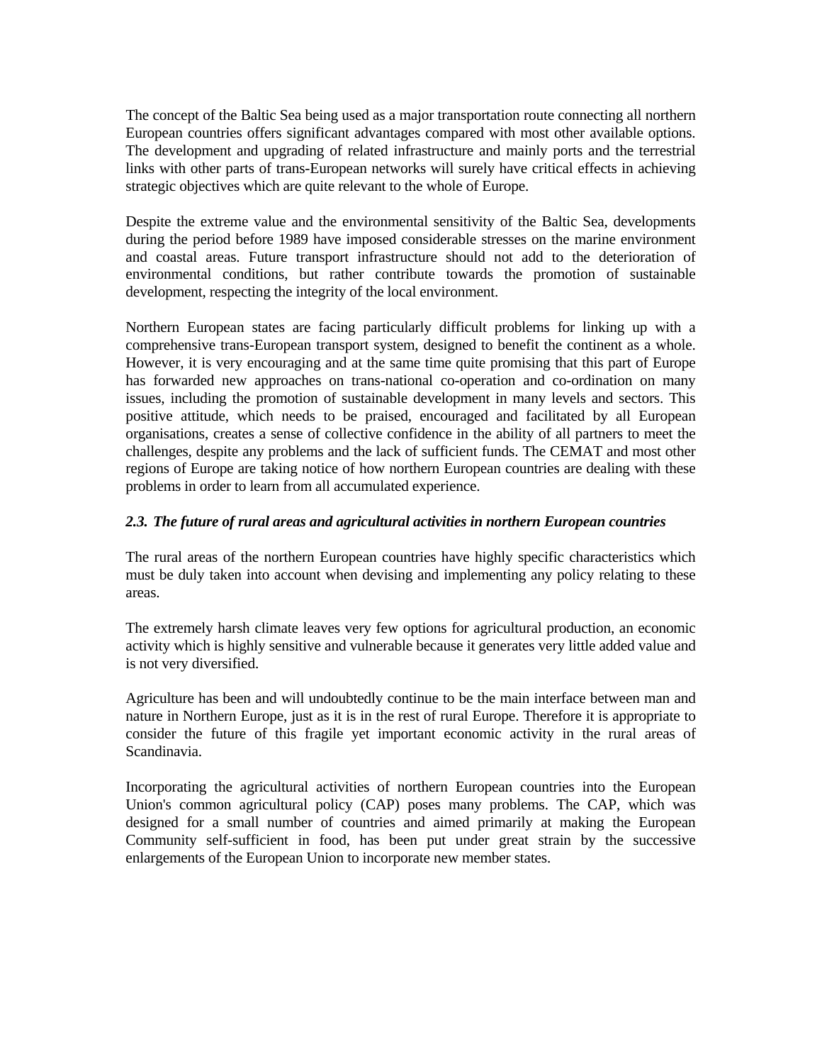The concept of the Baltic Sea being used as a major transportation route connecting all northern European countries offers significant advantages compared with most other available options. The development and upgrading of related infrastructure and mainly ports and the terrestrial links with other parts of trans-European networks will surely have critical effects in achieving strategic objectives which are quite relevant to the whole of Europe.

Despite the extreme value and the environmental sensitivity of the Baltic Sea, developments during the period before 1989 have imposed considerable stresses on the marine environment and coastal areas. Future transport infrastructure should not add to the deterioration of environmental conditions, but rather contribute towards the promotion of sustainable development, respecting the integrity of the local environment.

Northern European states are facing particularly difficult problems for linking up with a comprehensive trans-European transport system, designed to benefit the continent as a whole. However, it is very encouraging and at the same time quite promising that this part of Europe has forwarded new approaches on trans-national co-operation and co-ordination on many issues, including the promotion of sustainable development in many levels and sectors. This positive attitude, which needs to be praised, encouraged and facilitated by all European organisations, creates a sense of collective confidence in the ability of all partners to meet the challenges, despite any problems and the lack of sufficient funds. The CEMAT and most other regions of Europe are taking notice of how northern European countries are dealing with these problems in order to learn from all accumulated experience.

### *2.3. The future of rural areas and agricultural activities in northern European countries*

The rural areas of the northern European countries have highly specific characteristics which must be duly taken into account when devising and implementing any policy relating to these areas.

The extremely harsh climate leaves very few options for agricultural production, an economic activity which is highly sensitive and vulnerable because it generates very little added value and is not very diversified.

Agriculture has been and will undoubtedly continue to be the main interface between man and nature in Northern Europe, just as it is in the rest of rural Europe. Therefore it is appropriate to consider the future of this fragile yet important economic activity in the rural areas of Scandinavia.

Incorporating the agricultural activities of northern European countries into the European Union's common agricultural policy (CAP) poses many problems. The CAP, which was designed for a small number of countries and aimed primarily at making the European Community self-sufficient in food, has been put under great strain by the successive enlargements of the European Union to incorporate new member states.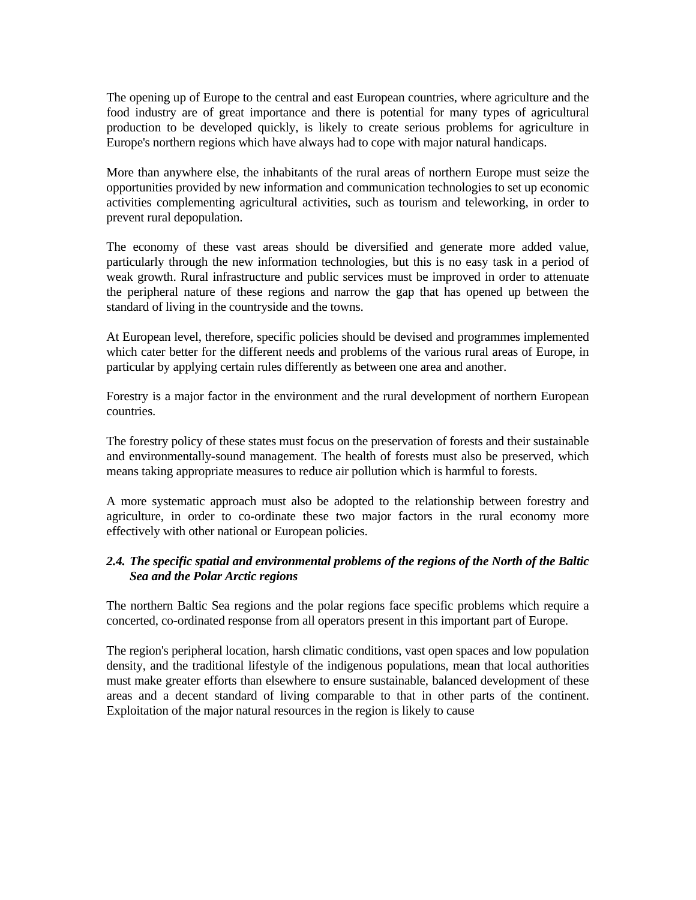The opening up of Europe to the central and east European countries, where agriculture and the food industry are of great importance and there is potential for many types of agricultural production to be developed quickly, is likely to create serious problems for agriculture in Europe's northern regions which have always had to cope with major natural handicaps.

More than anywhere else, the inhabitants of the rural areas of northern Europe must seize the opportunities provided by new information and communication technologies to set up economic activities complementing agricultural activities, such as tourism and teleworking, in order to prevent rural depopulation.

The economy of these vast areas should be diversified and generate more added value, particularly through the new information technologies, but this is no easy task in a period of weak growth. Rural infrastructure and public services must be improved in order to attenuate the peripheral nature of these regions and narrow the gap that has opened up between the standard of living in the countryside and the towns.

At European level, therefore, specific policies should be devised and programmes implemented which cater better for the different needs and problems of the various rural areas of Europe, in particular by applying certain rules differently as between one area and another.

Forestry is a major factor in the environment and the rural development of northern European countries.

The forestry policy of these states must focus on the preservation of forests and their sustainable and environmentally-sound management. The health of forests must also be preserved, which means taking appropriate measures to reduce air pollution which is harmful to forests.

A more systematic approach must also be adopted to the relationship between forestry and agriculture, in order to co-ordinate these two major factors in the rural economy more effectively with other national or European policies.

### *2.4. The specific spatial and environmental problems of the regions of the North of the Baltic Sea and the Polar Arctic regions*

The northern Baltic Sea regions and the polar regions face specific problems which require a concerted, co-ordinated response from all operators present in this important part of Europe.

The region's peripheral location, harsh climatic conditions, vast open spaces and low population density, and the traditional lifestyle of the indigenous populations, mean that local authorities must make greater efforts than elsewhere to ensure sustainable, balanced development of these areas and a decent standard of living comparable to that in other parts of the continent. Exploitation of the major natural resources in the region is likely to cause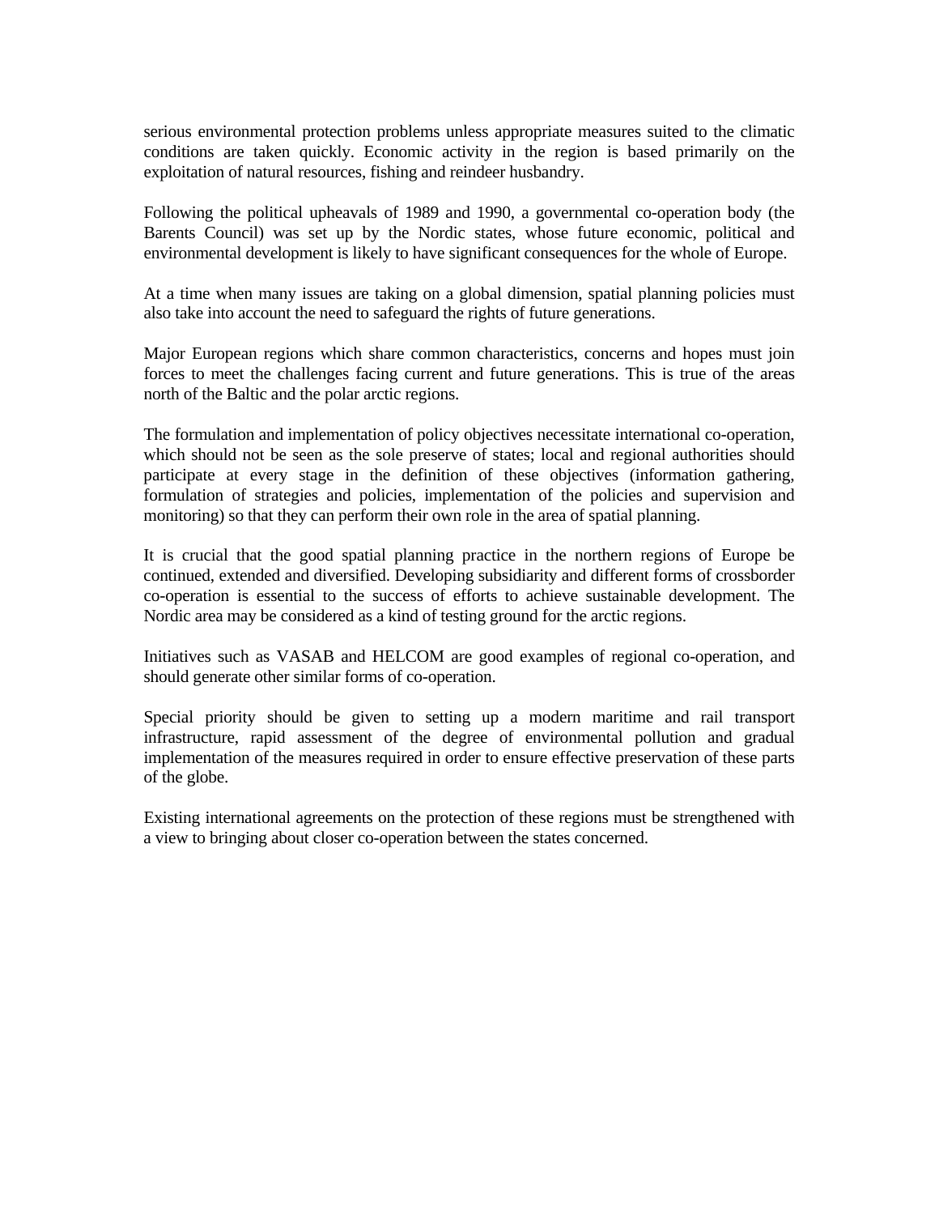serious environmental protection problems unless appropriate measures suited to the climatic conditions are taken quickly. Economic activity in the region is based primarily on the exploitation of natural resources, fishing and reindeer husbandry.

Following the political upheavals of 1989 and 1990, a governmental co-operation body (the Barents Council) was set up by the Nordic states, whose future economic, political and environmental development is likely to have significant consequences for the whole of Europe.

At a time when many issues are taking on a global dimension, spatial planning policies must also take into account the need to safeguard the rights of future generations.

Major European regions which share common characteristics, concerns and hopes must join forces to meet the challenges facing current and future generations. This is true of the areas north of the Baltic and the polar arctic regions.

The formulation and implementation of policy objectives necessitate international co-operation, which should not be seen as the sole preserve of states; local and regional authorities should participate at every stage in the definition of these objectives (information gathering, formulation of strategies and policies, implementation of the policies and supervision and monitoring) so that they can perform their own role in the area of spatial planning.

It is crucial that the good spatial planning practice in the northern regions of Europe be continued, extended and diversified. Developing subsidiarity and different forms of crossborder co-operation is essential to the success of efforts to achieve sustainable development. The Nordic area may be considered as a kind of testing ground for the arctic regions.

Initiatives such as VASAB and HELCOM are good examples of regional co-operation, and should generate other similar forms of co-operation.

Special priority should be given to setting up a modern maritime and rail transport infrastructure, rapid assessment of the degree of environmental pollution and gradual implementation of the measures required in order to ensure effective preservation of these parts of the globe.

Existing international agreements on the protection of these regions must be strengthened with a view to bringing about closer co-operation between the states concerned.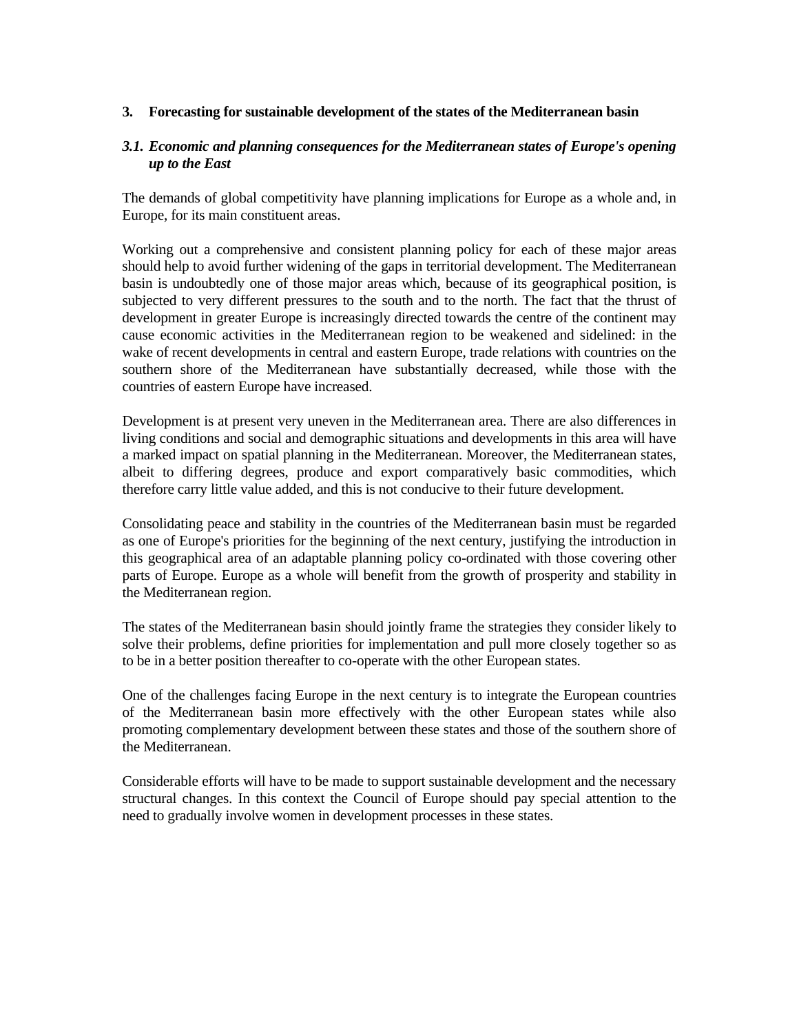## 3. Forecasting for sustainable development of the states of the Mediterranean basin

### *3.1. Economic and planning consequences for the Mediterranean states of Europe's opening up to the East*

The demands of global competitivity have planning implications for Europe as a whole and, in Europe, for its main constituent areas.

Working out a comprehensive and consistent planning policy for each of these major areas should help to avoid further widening of the gaps in territorial development. The Mediterranean basin is undoubtedly one of those major areas which, because of its geographical position, is subjected to very different pressures to the south and to the north. The fact that the thrust of development in greater Europe is increasingly directed towards the centre of the continent may cause economic activities in the Mediterranean region to be weakened and sidelined: in the wake of recent developments in central and eastern Europe, trade relations with countries on the southern shore of the Mediterranean have substantially decreased, while those with the countries of eastern Europe have increased.

Development is at present very uneven in the Mediterranean area. There are also differences in living conditions and social and demographic situations and developments in this area will have a marked impact on spatial planning in the Mediterranean. Moreover, the Mediterranean states, albeit to differing degrees, produce and export comparatively basic commodities, which therefore carry little value added, and this is not conducive to their future development.

Consolidating peace and stability in the countries of the Mediterranean basin must be regarded as one of Europe's priorities for the beginning of the next century, justifying the introduction in this geographical area of an adaptable planning policy co-ordinated with those covering other parts of Europe. Europe as a whole will benefit from the growth of prosperity and stability in the Mediterranean region.

The states of the Mediterranean basin should jointly frame the strategies they consider likely to solve their problems, define priorities for implementation and pull more closely together so as to be in a better position thereafter to co-operate with the other European states.

One of the challenges facing Europe in the next century is to integrate the European countries of the Mediterranean basin more effectively with the other European states while also promoting complementary development between these states and those of the southern shore of the Mediterranean.

Considerable efforts will have to be made to support sustainable development and the necessary structural changes. In this context the Council of Europe should pay special attention to the need to gradually involve women in development processes in these states.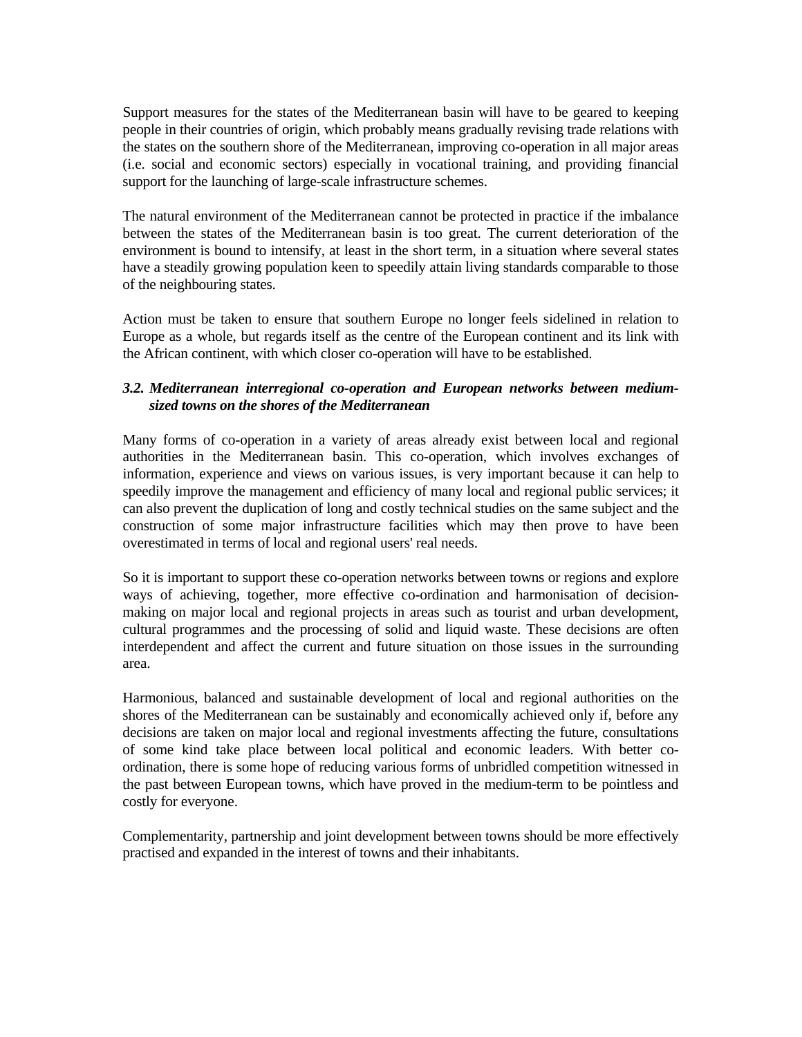Support measures for the states of the Mediterranean basin will have to be geared to keeping people in their countries of origin, which probably means gradually revising trade relations with the states on the southern shore of the Mediterranean, improving co-operation in all major areas (i.e. social and economic sectors) especially in vocational training, and providing financial support for the launching of large-scale infrastructure schemes.

The natural environment of the Mediterranean cannot be protected in practice if the imbalance between the states of the Mediterranean basin is too great. The current deterioration of the environment is bound to intensify, at least in the short term, in a situation where several states have a steadily growing population keen to speedily attain living standards comparable to those of the neighbouring states.

Action must be taken to ensure that southern Europe no longer feels sidelined in relation to Europe as a whole, but regards itself as the centre of the European continent and its link with the African continent, with which closer co-operation will have to be established.

### *3.2. Mediterranean interregional co-operation and European networks between medium-sized towns on the shores of the Mediterranean*

Many forms of co-operation in a variety of areas already exist between local and regional authorities in the Mediterranean basin. This co-operation, which involves exchanges of information, experience and views on various issues, is very important because it can help to speedily improve the management and efficiency of many local and regional public services; it can also prevent the duplication of long and costly technical studies on the same subject and the construction of some major infrastructure facilities which may then prove to have been overestimated in terms of local and regional users' real needs.

So it is important to support these co-operation networks between towns or regions and explore ways of achieving, together, more effective co-ordination and harmonisation of decision-making on major local and regional projects in areas such as tourist and urban development, cultural programmes and the processing of solid and liquid waste. These decisions are often interdependent and affect the current and future situation on those issues in the surrounding area.

Harmonious, balanced and sustainable development of local and regional authorities on the shores of the Mediterranean can be sustainably and economically achieved only if, before any decisions are taken on major local and regional investments affecting the future, consultations of some kind take place between local political and economic leaders. With better co-ordination, there is some hope of reducing various forms of unbridled competition witnessed in the past between European towns, which have proved in the medium-term to be pointless and costly for everyone.

Complementarity, partnership and joint development between towns should be more effectively practised and expanded in the interest of towns and their inhabitants.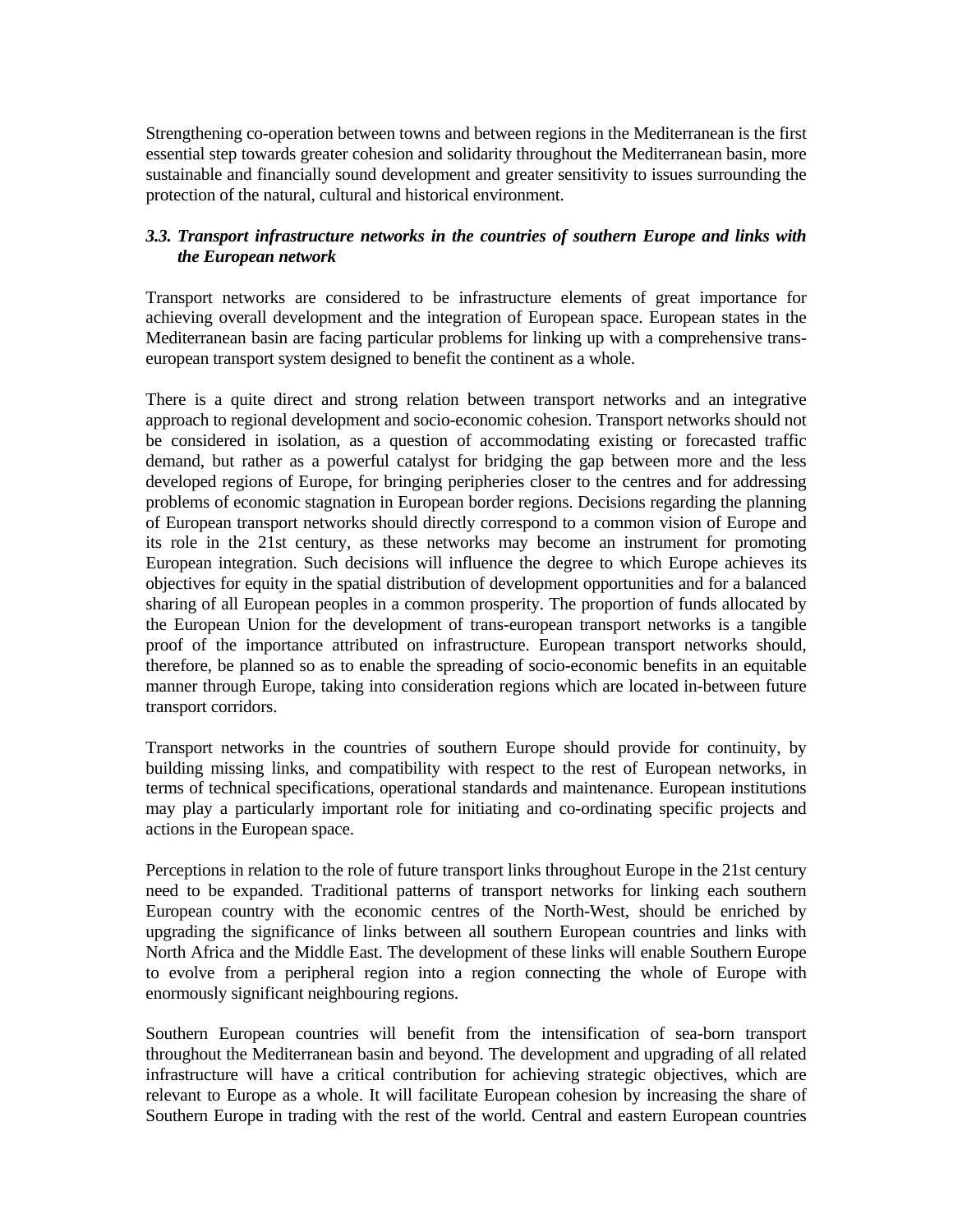Strengthening co-operation between towns and between regions in the Mediterranean is the first essential step towards greater cohesion and solidarity throughout the Mediterranean basin, more sustainable and financially sound development and greater sensitivity to issues surrounding the protection of the natural, cultural and historical environment.

### *3.3. Transport infrastructure networks in the countries of southern Europe and links with the European network*

Transport networks are considered to be infrastructure elements of great importance for achieving overall development and the integration of European space. European states in the Mediterranean basin are facing particular problems for linking up with a comprehensive trans-european transport system designed to benefit the continent as a whole.

There is a quite direct and strong relation between transport networks and an integrative approach to regional development and socio-economic cohesion. Transport networks should not be considered in isolation, as a question of accommodating existing or forecasted traffic demand, but rather as a powerful catalyst for bridging the gap between more and the less developed regions of Europe, for bringing peripheries closer to the centres and for addressing problems of economic stagnation in European border regions. Decisions regarding the planning of European transport networks should directly correspond to a common vision of Europe and its role in the 21st century, as these networks may become an instrument for promoting European integration. Such decisions will influence the degree to which Europe achieves its objectives for equity in the spatial distribution of development opportunities and for a balanced sharing of all European peoples in a common prosperity. The proportion of funds allocated by the European Union for the development of trans-european transport networks is a tangible proof of the importance attributed on infrastructure. European transport networks should, therefore, be planned so as to enable the spreading of socio-economic benefits in an equitable manner through Europe, taking into consideration regions which are located in-between future transport corridors.

Transport networks in the countries of southern Europe should provide for continuity, by building missing links, and compatibility with respect to the rest of European networks, in terms of technical specifications, operational standards and maintenance. European institutions may play a particularly important role for initiating and co-ordinating specific projects and actions in the European space.

Perceptions in relation to the role of future transport links throughout Europe in the 21st century need to be expanded. Traditional patterns of transport networks for linking each southern European country with the economic centres of the North-West, should be enriched by upgrading the significance of links between all southern European countries and links with North Africa and the Middle East. The development of these links will enable Southern Europe to evolve from a peripheral region into a region connecting the whole of Europe with enormously significant neighbouring regions.

Southern European countries will benefit from the intensification of sea-born transport throughout the Mediterranean basin and beyond. The development and upgrading of all related infrastructure will have a critical contribution for achieving strategic objectives, which are relevant to Europe as a whole. It will facilitate European cohesion by increasing the share of Southern Europe in trading with the rest of the world. Central and eastern European countries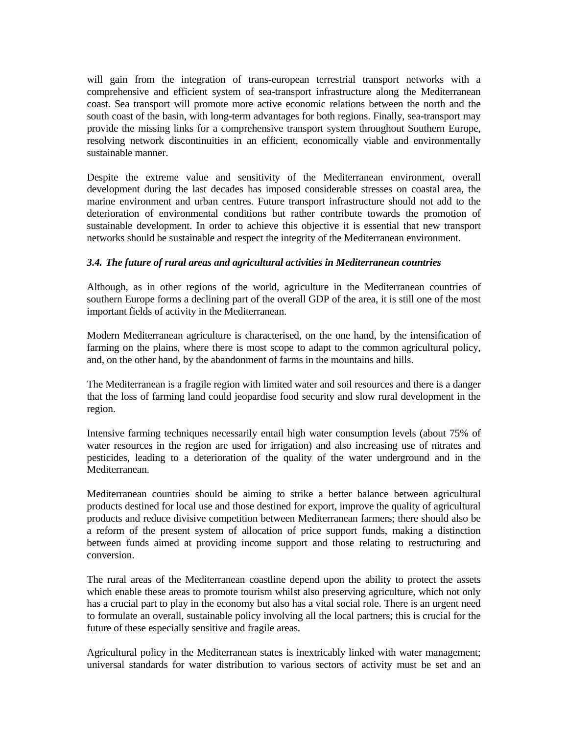will gain from the integration of trans-european terrestrial transport networks with a comprehensive and efficient system of sea-transport infrastructure along the Mediterranean coast. Sea transport will promote more active economic relations between the north and the south coast of the basin, with long-term advantages for both regions. Finally, sea-transport may provide the missing links for a comprehensive transport system throughout Southern Europe, resolving network discontinuities in an efficient, economically viable and environmentally sustainable manner.

Despite the extreme value and sensitivity of the Mediterranean environment, overall development during the last decades has imposed considerable stresses on coastal area, the marine environment and urban centres. Future transport infrastructure should not add to the deterioration of environmental conditions but rather contribute towards the promotion of sustainable development. In order to achieve this objective it is essential that new transport networks should be sustainable and respect the integrity of the Mediterranean environment.

### *3.4. The future of rural areas and agricultural activities in Mediterranean countries*

Although, as in other regions of the world, agriculture in the Mediterranean countries of southern Europe forms a declining part of the overall GDP of the area, it is still one of the most important fields of activity in the Mediterranean.

Modern Mediterranean agriculture is characterised, on the one hand, by the intensification of farming on the plains, where there is most scope to adapt to the common agricultural policy, and, on the other hand, by the abandonment of farms in the mountains and hills.

The Mediterranean is a fragile region with limited water and soil resources and there is a danger that the loss of farming land could jeopardise food security and slow rural development in the region.

Intensive farming techniques necessarily entail high water consumption levels (about 75% of water resources in the region are used for irrigation) and also increasing use of nitrates and pesticides, leading to a deterioration of the quality of the water underground and in the Mediterranean.

Mediterranean countries should be aiming to strike a better balance between agricultural products destined for local use and those destined for export, improve the quality of agricultural products and reduce divisive competition between Mediterranean farmers; there should also be a reform of the present system of allocation of price support funds, making a distinction between funds aimed at providing income support and those relating to restructuring and conversion.

The rural areas of the Mediterranean coastline depend upon the ability to protect the assets which enable these areas to promote tourism whilst also preserving agriculture, which not only has a crucial part to play in the economy but also has a vital social role. There is an urgent need to formulate an overall, sustainable policy involving all the local partners; this is crucial for the future of these especially sensitive and fragile areas.

Agricultural policy in the Mediterranean states is inextricably linked with water management; universal standards for water distribution to various sectors of activity must be set and an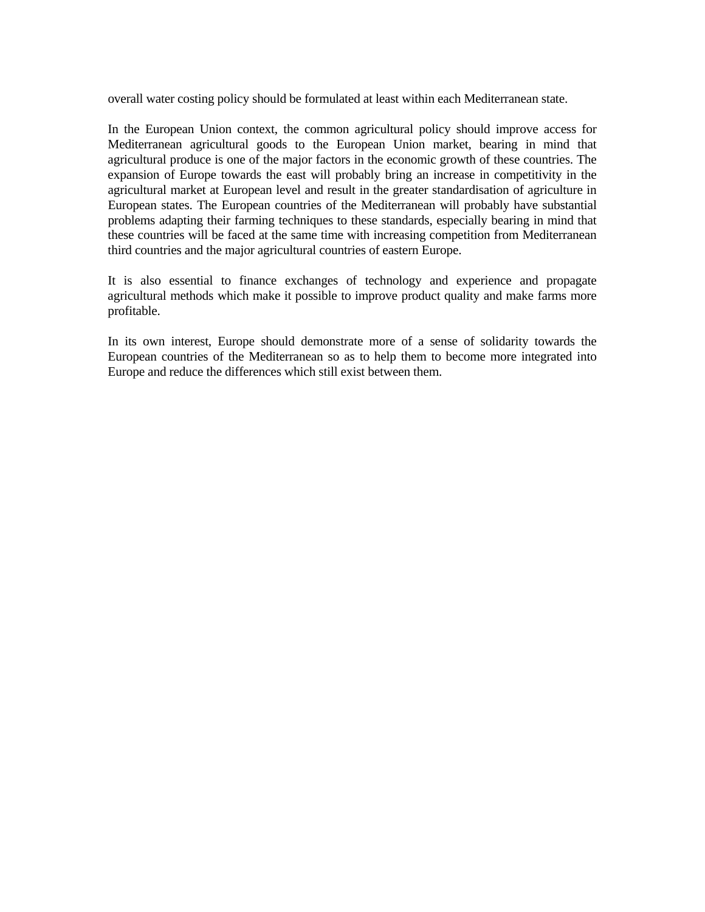overall water costing policy should be formulated at least within each Mediterranean state.

In the European Union context, the common agricultural policy should improve access for Mediterranean agricultural goods to the European Union market, bearing in mind that agricultural produce is one of the major factors in the economic growth of these countries. The expansion of Europe towards the east will probably bring an increase in competitivity in the agricultural market at European level and result in the greater standardisation of agriculture in European states. The European countries of the Mediterranean will probably have substantial problems adapting their farming techniques to these standards, especially bearing in mind that these countries will be faced at the same time with increasing competition from Mediterranean third countries and the major agricultural countries of eastern Europe.

It is also essential to finance exchanges of technology and experience and propagate agricultural methods which make it possible to improve product quality and make farms more profitable.

In its own interest, Europe should demonstrate more of a sense of solidarity towards the European countries of the Mediterranean so as to help them to become more integrated into Europe and reduce the differences which still exist between them.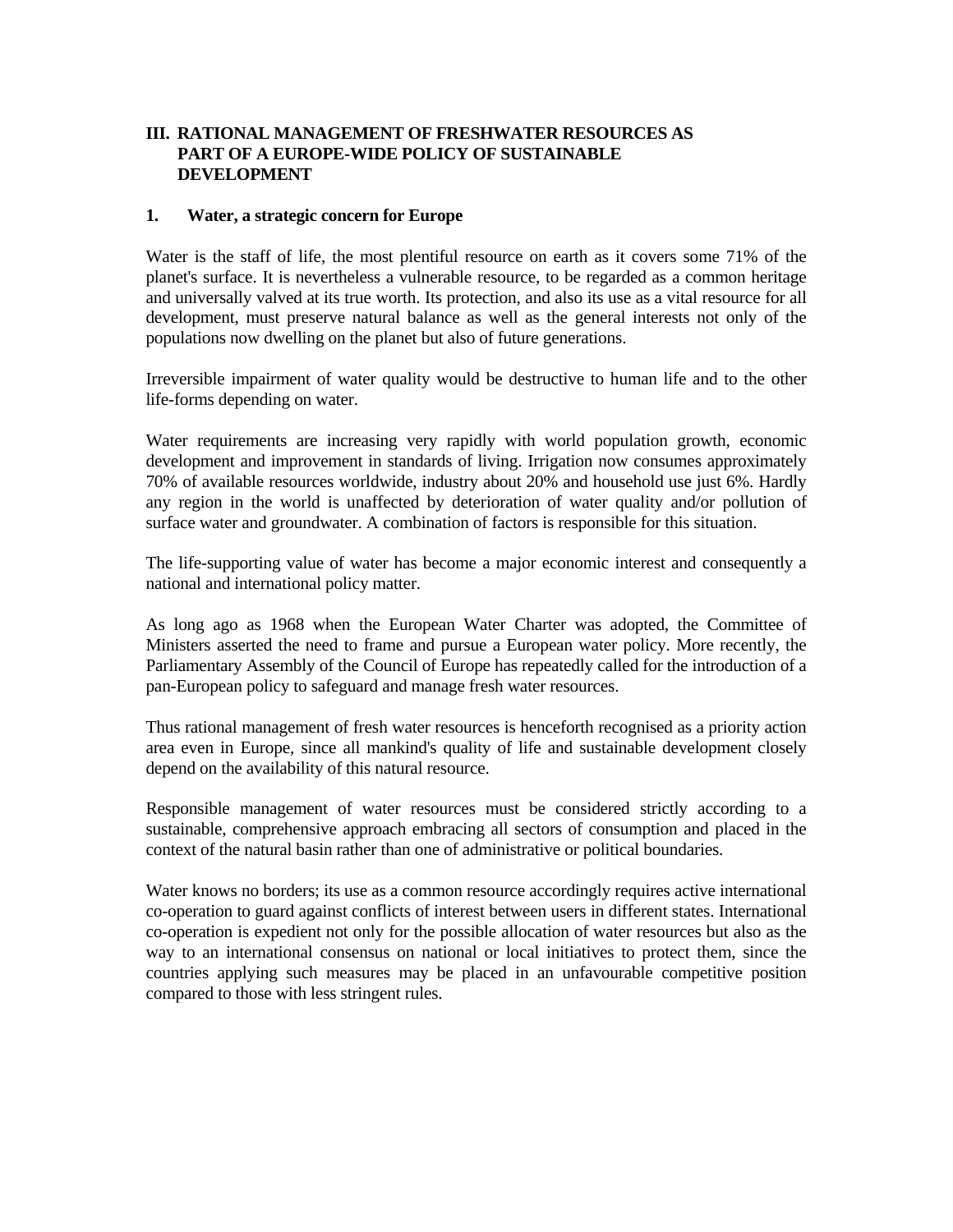## III. RATIONAL MANAGEMENT OF FRESHWATER RESOURCES AS PART OF A EUROPE-WIDE POLICY OF SUSTAINABLE DEVELOPMENT

### 1. Water, a strategic concern for Europe

Water is the staff of life, the most plentiful resource on earth as it covers some 71% of the planet's surface. It is nevertheless a vulnerable resource, to be regarded as a common heritage and universally valved at its true worth. Its protection, and also its use as a vital resource for all development, must preserve natural balance as well as the general interests not only of the populations now dwelling on the planet but also of future generations.

Irreversible impairment of water quality would be destructive to human life and to the other life-forms depending on water.

Water requirements are increasing very rapidly with world population growth, economic development and improvement in standards of living. Irrigation now consumes approximately 70% of available resources worldwide, industry about 20% and household use just 6%. Hardly any region in the world is unaffected by deterioration of water quality and/or pollution of surface water and groundwater. A combination of factors is responsible for this situation.

The life-supporting value of water has become a major economic interest and consequently a national and international policy matter.

As long ago as 1968 when the European Water Charter was adopted, the Committee of Ministers asserted the need to frame and pursue a European water policy. More recently, the Parliamentary Assembly of the Council of Europe has repeatedly called for the introduction of a pan-European policy to safeguard and manage fresh water resources.

Thus rational management of fresh water resources is henceforth recognised as a priority action area even in Europe, since all mankind's quality of life and sustainable development closely depend on the availability of this natural resource.

Responsible management of water resources must be considered strictly according to a sustainable, comprehensive approach embracing all sectors of consumption and placed in the context of the natural basin rather than one of administrative or political boundaries.

Water knows no borders; its use as a common resource accordingly requires active international co-operation to guard against conflicts of interest between users in different states. International co-operation is expedient not only for the possible allocation of water resources but also as the way to an international consensus on national or local initiatives to protect them, since the countries applying such measures may be placed in an unfavourable competitive position compared to those with less stringent rules.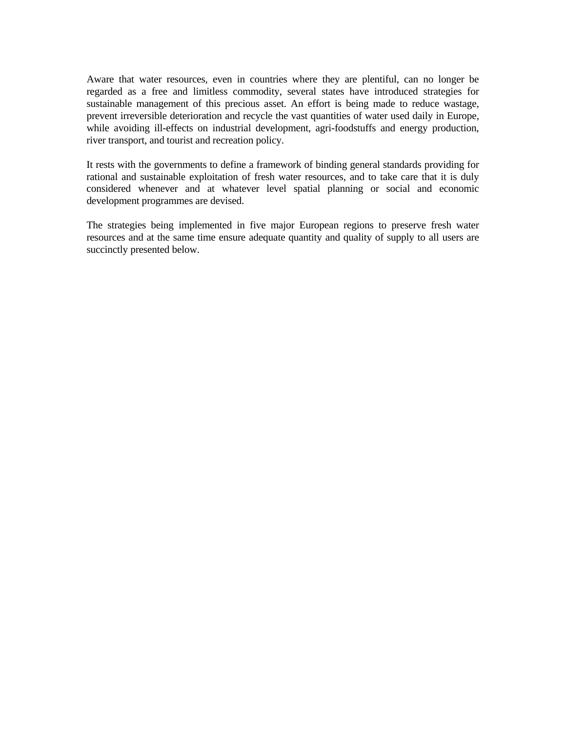Aware that water resources, even in countries where they are plentiful, can no longer be regarded as a free and limitless commodity, several states have introduced strategies for sustainable management of this precious asset. An effort is being made to reduce wastage, prevent irreversible deterioration and recycle the vast quantities of water used daily in Europe, while avoiding ill-effects on industrial development, agri-foodstuffs and energy production, river transport, and tourist and recreation policy.

It rests with the governments to define a framework of binding general standards providing for rational and sustainable exploitation of fresh water resources, and to take care that it is duly considered whenever and at whatever level spatial planning or social and economic development programmes are devised.

The strategies being implemented in five major European regions to preserve fresh water resources and at the same time ensure adequate quantity and quality of supply to all users are succinctly presented below.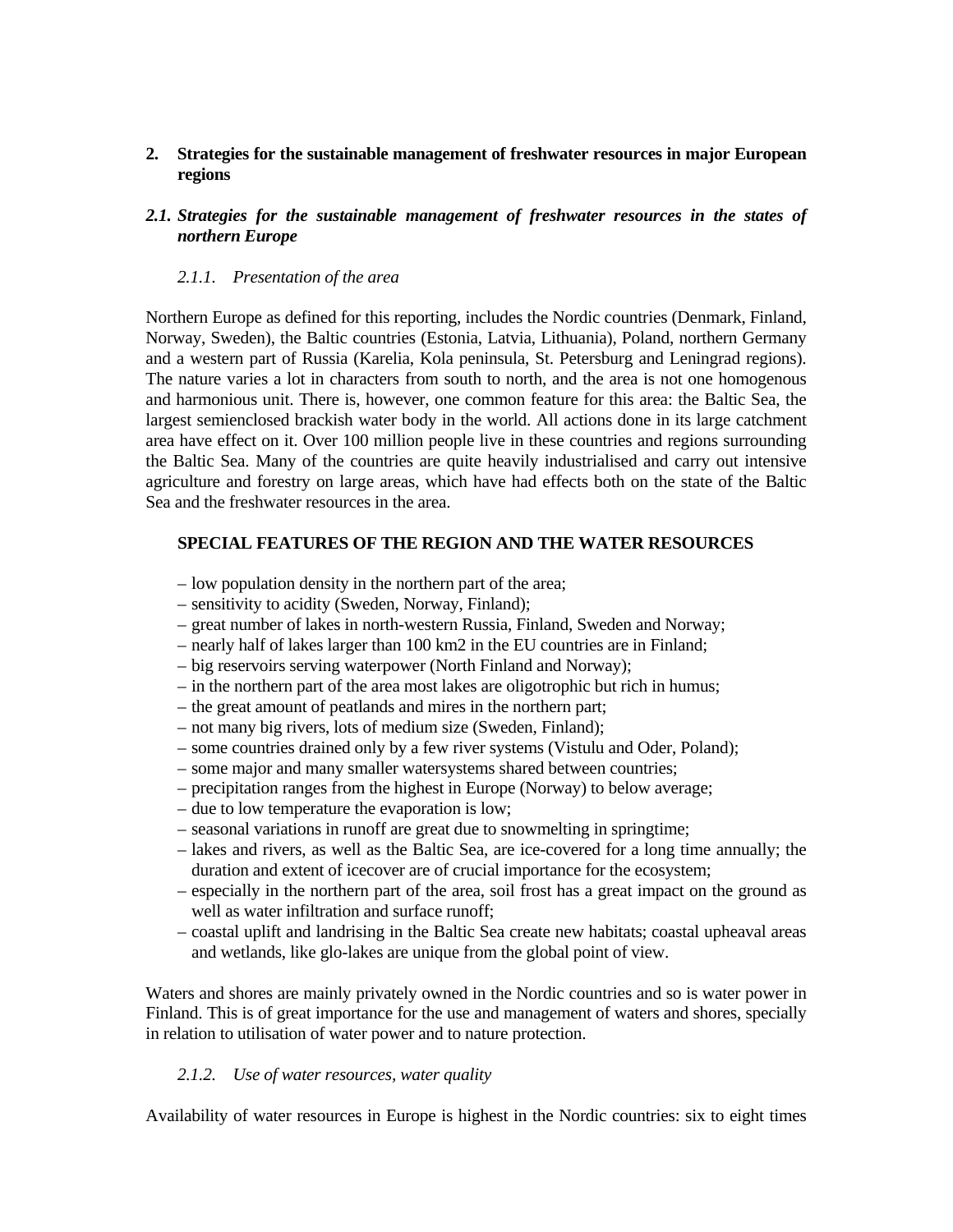## 2. Strategies for the sustainable management of freshwater resources in major European regions

### *2.1. Strategies for the sustainable management of freshwater resources in the states of northern Europe*

#### *2.1.1. Presentation of the area*

Northern Europe as defined for this reporting, includes the Nordic countries (Denmark, Finland, Norway, Sweden), the Baltic countries (Estonia, Latvia, Lithuania), Poland, northern Germany and a western part of Russia (Karelia, Kola peninsula, St. Petersburg and Leningrad regions). The nature varies a lot in characters from south to north, and the area is not one homogenous and harmonious unit. There is, however, one common feature for this area: the Baltic Sea, the largest semienclosed brackish water body in the world. All actions done in its large catchment area have effect on it. Over 100 million people live in these countries and regions surrounding the Baltic Sea. Many of the countries are quite heavily industrialised and carry out intensive agriculture and forestry on large areas, which have had effects both on the state of the Baltic Sea and the freshwater resources in the area.

**SPECIAL FEATURES OF THE REGION AND THE WATER RESOURCES**

- low population density in the northern part of the area;
- sensitivity to acidity (Sweden, Norway, Finland);
- great number of lakes in north-western Russia, Finland, Sweden and Norway;
- nearly half of lakes larger than 100 km2 in the EU countries are in Finland;
- big reservoirs serving waterpower (North Finland and Norway);
- in the northern part of the area most lakes are oligotrophic but rich in humus;
- the great amount of peatlands and mires in the northern part;
- not many big rivers, lots of medium size (Sweden, Finland);
- some countries drained only by a few river systems (Vistulu and Oder, Poland);
- some major and many smaller watersystems shared between countries;
- precipitation ranges from the highest in Europe (Norway) to below average;
- due to low temperature the evaporation is low;
- seasonal variations in runoff are great due to snowmelting in springtime;
- lakes and rivers, as well as the Baltic Sea, are ice-covered for a long time annually; the duration and extent of icecover are of crucial importance for the ecosystem;
- especially in the northern part of the area, soil frost has a great impact on the ground as well as water infiltration and surface runoff;
- coastal uplift and landrising in the Baltic Sea create new habitats; coastal upheaval areas and wetlands, like glo-lakes are unique from the global point of view.

Waters and shores are mainly privately owned in the Nordic countries and so is water power in Finland. This is of great importance for the use and management of waters and shores, specially in relation to utilisation of water power and to nature protection.

#### *2.1.2. Use of water resources, water quality*

Availability of water resources in Europe is highest in the Nordic countries: six to eight times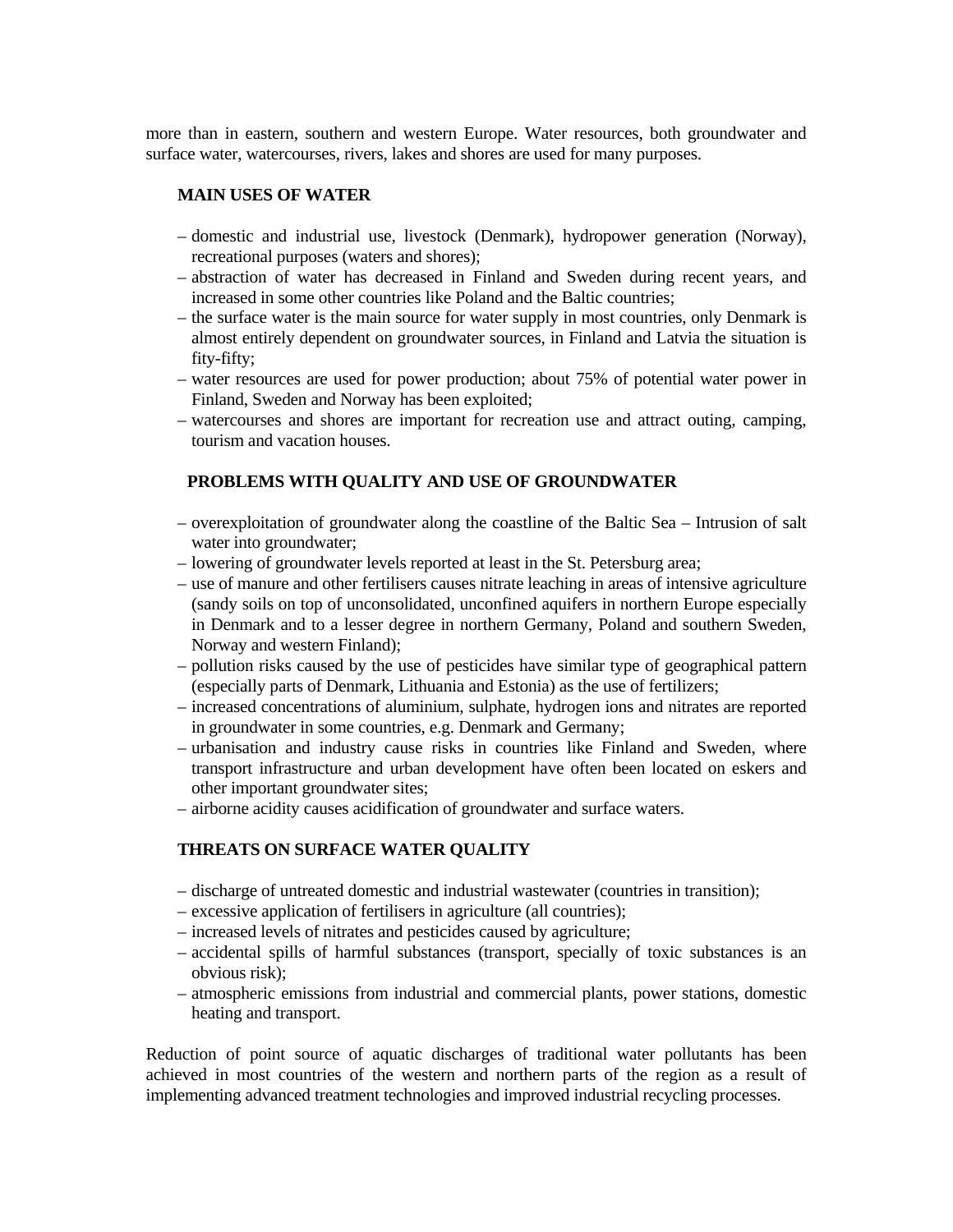more than in eastern, southern and western Europe. Water resources, both groundwater and surface water, watercourses, rivers, lakes and shores are used for many purposes.

**MAIN USES OF WATER**

- domestic and industrial use, livestock (Denmark), hydropower generation (Norway), recreational purposes (waters and shores);
- abstraction of water has decreased in Finland and Sweden during recent years, and increased in some other countries like Poland and the Baltic countries;
- the surface water is the main source for water supply in most countries, only Denmark is almost entirely dependent on groundwater sources, in Finland and Latvia the situation is fity-fifty;
- water resources are used for power production; about 75% of potential water power in Finland, Sweden and Norway has been exploited;
- watercourses and shores are important for recreation use and attract outing, camping, tourism and vacation houses.

**PROBLEMS WITH QUALITY AND USE OF GROUNDWATER**

- overexploitation of groundwater along the coastline of the Baltic Sea – Intrusion of salt water into groundwater;
- lowering of groundwater levels reported at least in the St. Petersburg area;
- use of manure and other fertilisers causes nitrate leaching in areas of intensive agriculture (sandy soils on top of unconsolidated, unconfined aquifers in northern Europe especially in Denmark and to a lesser degree in northern Germany, Poland and southern Sweden, Norway and western Finland);
- pollution risks caused by the use of pesticides have similar type of geographical pattern (especially parts of Denmark, Lithuania and Estonia) as the use of fertilizers;
- increased concentrations of aluminium, sulphate, hydrogen ions and nitrates are reported in groundwater in some countries, e.g. Denmark and Germany;
- urbanisation and industry cause risks in countries like Finland and Sweden, where transport infrastructure and urban development have often been located on eskers and other important groundwater sites;
- airborne acidity causes acidification of groundwater and surface waters.

**THREATS ON SURFACE WATER QUALITY**

- discharge of untreated domestic and industrial wastewater (countries in transition);
- excessive application of fertilisers in agriculture (all countries);
- increased levels of nitrates and pesticides caused by agriculture;
- accidental spills of harmful substances (transport, specially of toxic substances is an obvious risk);
- atmospheric emissions from industrial and commercial plants, power stations, domestic heating and transport.

Reduction of point source of aquatic discharges of traditional water pollutants has been achieved in most countries of the western and northern parts of the region as a result of implementing advanced treatment technologies and improved industrial recycling processes.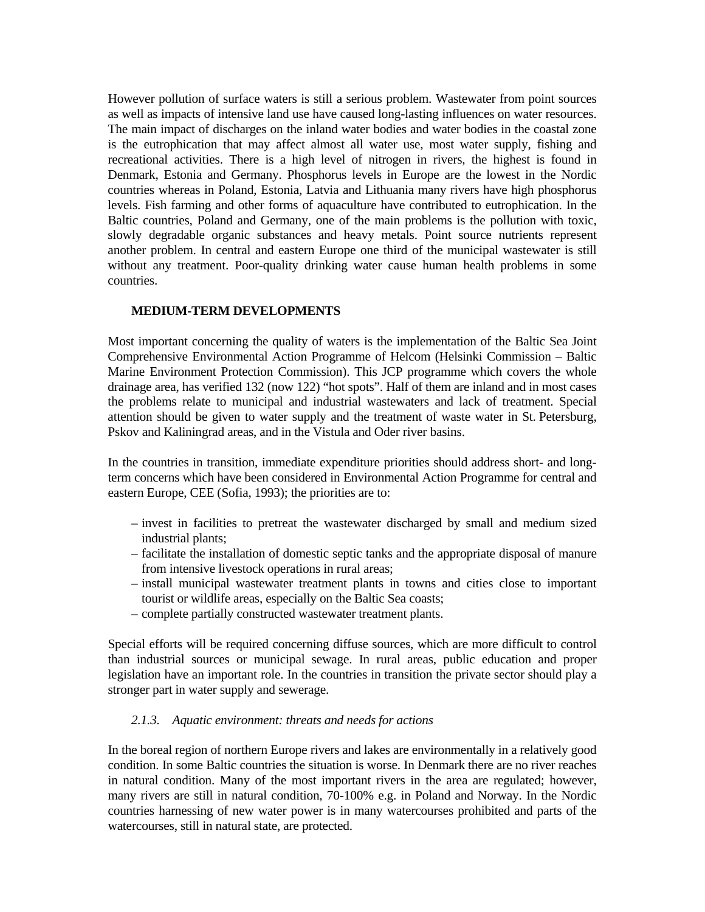However pollution of surface waters is still a serious problem. Wastewater from point sources as well as impacts of intensive land use have caused long-lasting influences on water resources. The main impact of discharges on the inland water bodies and water bodies in the coastal zone is the eutrophication that may affect almost all water use, most water supply, fishing and recreational activities. There is a high level of nitrogen in rivers, the highest is found in Denmark, Estonia and Germany. Phosphorus levels in Europe are the lowest in the Nordic countries whereas in Poland, Estonia, Latvia and Lithuania many rivers have high phosphorus levels. Fish farming and other forms of aquaculture have contributed to eutrophication. In the Baltic countries, Poland and Germany, one of the main problems is the pollution with toxic, slowly degradable organic substances and heavy metals. Point source nutrients represent another problem. In central and eastern Europe one third of the municipal wastewater is still without any treatment. Poor-quality drinking water cause human health problems in some countries.

**MEDIUM-TERM DEVELOPMENTS**

Most important concerning the quality of waters is the implementation of the Baltic Sea Joint Comprehensive Environmental Action Programme of Helcom (Helsinki Commission – Baltic Marine Environment Protection Commission). This JCP programme which covers the whole drainage area, has verified 132 (now 122) "hot spots". Half of them are inland and in most cases the problems relate to municipal and industrial wastewaters and lack of treatment. Special attention should be given to water supply and the treatment of waste water in St. Petersburg, Pskov and Kaliningrad areas, and in the Vistula and Oder river basins.

In the countries in transition, immediate expenditure priorities should address short- and long-term concerns which have been considered in Environmental Action Programme for central and eastern Europe, CEE (Sofia, 1993); the priorities are to:

- invest in facilities to pretreat the wastewater discharged by small and medium sized industrial plants;
- facilitate the installation of domestic septic tanks and the appropriate disposal of manure from intensive livestock operations in rural areas;
- install municipal wastewater treatment plants in towns and cities close to important tourist or wildlife areas, especially on the Baltic Sea coasts;
- complete partially constructed wastewater treatment plants.

Special efforts will be required concerning diffuse sources, which are more difficult to control than industrial sources or municipal sewage. In rural areas, public education and proper legislation have an important role. In the countries in transition the private sector should play a stronger part in water supply and sewerage.

### *2.1.3. Aquatic environment: threats and needs for actions*

In the boreal region of northern Europe rivers and lakes are environmentally in a relatively good condition. In some Baltic countries the situation is worse. In Denmark there are no river reaches in natural condition. Many of the most important rivers in the area are regulated; however, many rivers are still in natural condition, 70-100% e.g. in Poland and Norway. In the Nordic countries harnessing of new water power is in many watercourses prohibited and parts of the watercourses, still in natural state, are protected.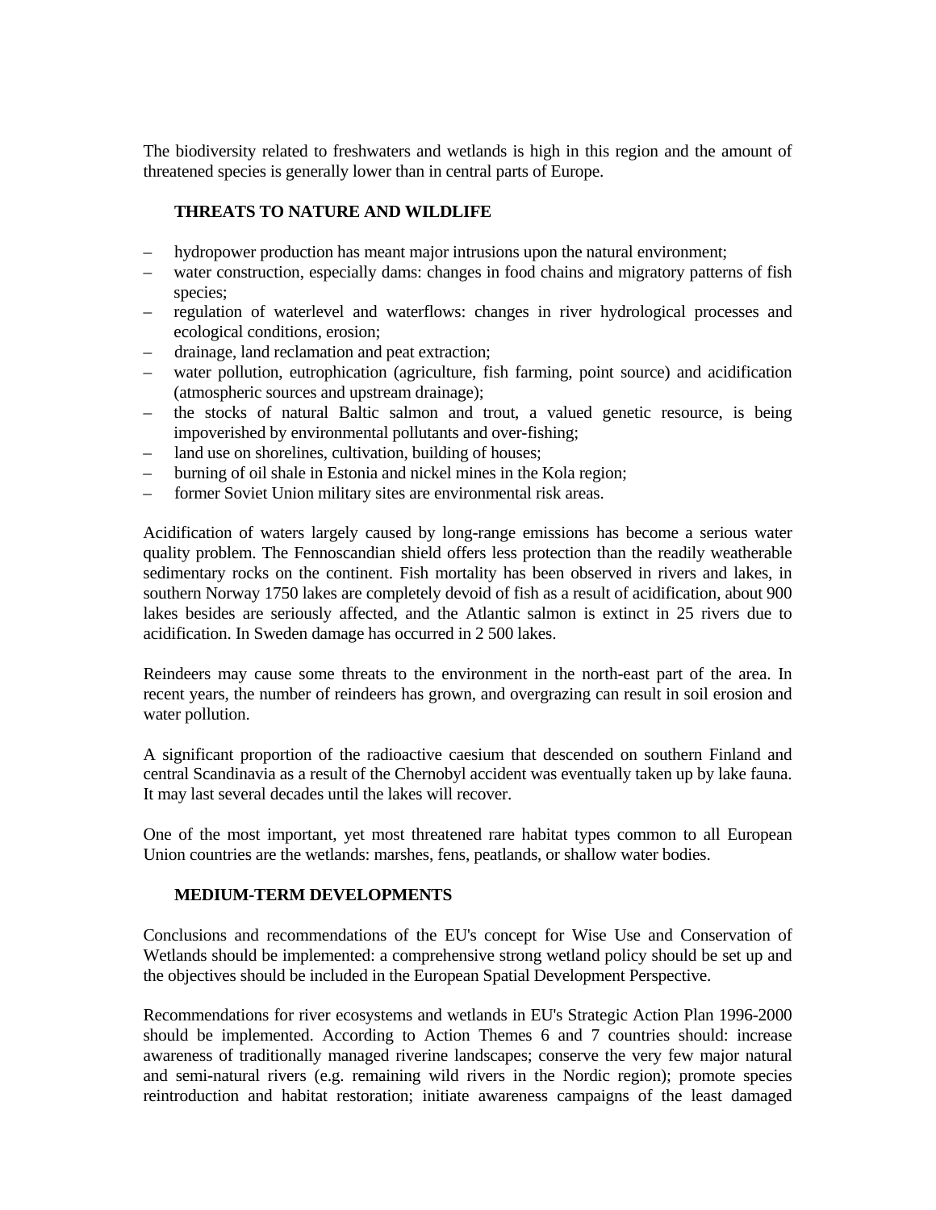The biodiversity related to freshwaters and wetlands is high in this region and the amount of threatened species is generally lower than in central parts of Europe.

## THREATS TO NATURE AND WILDLIFE

- hydropower production has meant major intrusions upon the natural environment;
- water construction, especially dams: changes in food chains and migratory patterns of fish species;
- regulation of waterlevel and waterflows: changes in river hydrological processes and ecological conditions, erosion;
- drainage, land reclamation and peat extraction;
- water pollution, eutrophication (agriculture, fish farming, point source) and acidification (atmospheric sources and upstream drainage);
- the stocks of natural Baltic salmon and trout, a valued genetic resource, is being impoverished by environmental pollutants and over-fishing;
- land use on shorelines, cultivation, building of houses;
- burning of oil shale in Estonia and nickel mines in the Kola region;
- former Soviet Union military sites are environmental risk areas.

Acidification of waters largely caused by long-range emissions has become a serious water quality problem. The Fennoscandian shield offers less protection than the readily weatherable sedimentary rocks on the continent. Fish mortality has been observed in rivers and lakes, in southern Norway 1750 lakes are completely devoid of fish as a result of acidification, about 900 lakes besides are seriously affected, and the Atlantic salmon is extinct in 25 rivers due to acidification. In Sweden damage has occurred in 2 500 lakes.

Reindeers may cause some threats to the environment in the north-east part of the area. In recent years, the number of reindeers has grown, and overgrazing can result in soil erosion and water pollution.

A significant proportion of the radioactive caesium that descended on southern Finland and central Scandinavia as a result of the Chernobyl accident was eventually taken up by lake fauna. It may last several decades until the lakes will recover.

One of the most important, yet most threatened rare habitat types common to all European Union countries are the wetlands: marshes, fens, peatlands, or shallow water bodies.

## MEDIUM-TERM DEVELOPMENTS

Conclusions and recommendations of the EU's concept for Wise Use and Conservation of Wetlands should be implemented: a comprehensive strong wetland policy should be set up and the objectives should be included in the European Spatial Development Perspective.

Recommendations for river ecosystems and wetlands in EU's Strategic Action Plan 1996-2000 should be implemented. According to Action Themes 6 and 7 countries should: increase awareness of traditionally managed riverine landscapes; conserve the very few major natural and semi-natural rivers (e.g. remaining wild rivers in the Nordic region); promote species reintroduction and habitat restoration; initiate awareness campaigns of the least damaged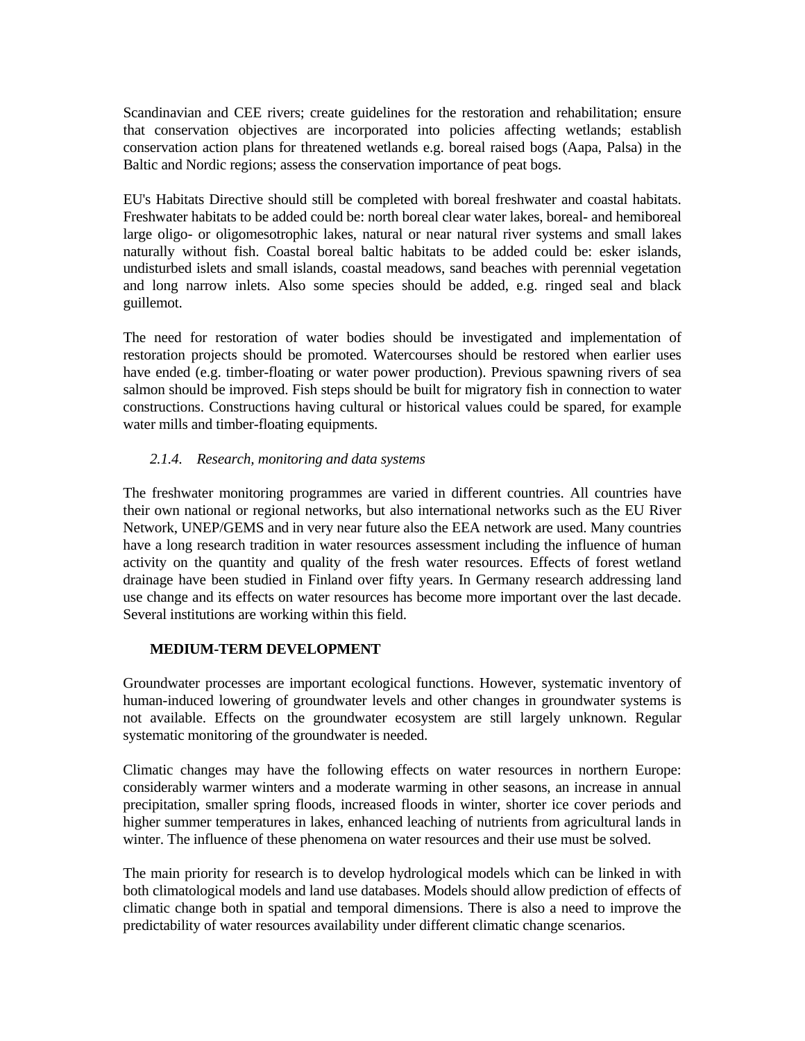Scandinavian and CEE rivers; create guidelines for the restoration and rehabilitation; ensure that conservation objectives are incorporated into policies affecting wetlands; establish conservation action plans for threatened wetlands e.g. boreal raised bogs (Aapa, Palsa) in the Baltic and Nordic regions; assess the conservation importance of peat bogs.

EU's Habitats Directive should still be completed with boreal freshwater and coastal habitats. Freshwater habitats to be added could be: north boreal clear water lakes, boreal- and hemiboreal large oligo- or oligomesotrophic lakes, natural or near natural river systems and small lakes naturally without fish. Coastal boreal baltic habitats to be added could be: esker islands, undisturbed islets and small islands, coastal meadows, sand beaches with perennial vegetation and long narrow inlets. Also some species should be added, e.g. ringed seal and black guillemot.

The need for restoration of water bodies should be investigated and implementation of restoration projects should be promoted. Watercourses should be restored when earlier uses have ended (e.g. timber-floating or water power production). Previous spawning rivers of sea salmon should be improved. Fish steps should be built for migratory fish in connection to water constructions. Constructions having cultural or historical values could be spared, for example water mills and timber-floating equipments.

#### *2.1.4. Research, monitoring and data systems*

The freshwater monitoring programmes are varied in different countries. All countries have their own national or regional networks, but also international networks such as the EU River Network, UNEP/GEMS and in very near future also the EEA network are used. Many countries have a long research tradition in water resources assessment including the influence of human activity on the quantity and quality of the fresh water resources. Effects of forest wetland drainage have been studied in Finland over fifty years. In Germany research addressing land use change and its effects on water resources has become more important over the last decade. Several institutions are working within this field.

**MEDIUM-TERM DEVELOPMENT**

Groundwater processes are important ecological functions. However, systematic inventory of human-induced lowering of groundwater levels and other changes in groundwater systems is not available. Effects on the groundwater ecosystem are still largely unknown. Regular systematic monitoring of the groundwater is needed.

Climatic changes may have the following effects on water resources in northern Europe: considerably warmer winters and a moderate warming in other seasons, an increase in annual precipitation, smaller spring floods, increased floods in winter, shorter ice cover periods and higher summer temperatures in lakes, enhanced leaching of nutrients from agricultural lands in winter. The influence of these phenomena on water resources and their use must be solved.

The main priority for research is to develop hydrological models which can be linked in with both climatological models and land use databases. Models should allow prediction of effects of climatic change both in spatial and temporal dimensions. There is also a need to improve the predictability of water resources availability under different climatic change scenarios.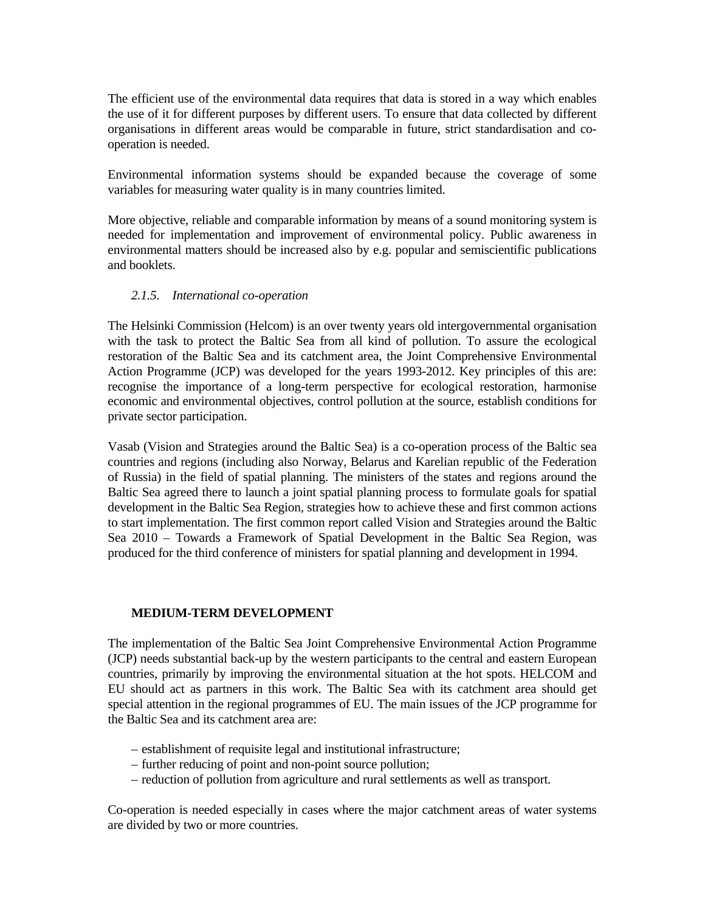The efficient use of the environmental data requires that data is stored in a way which enables the use of it for different purposes by different users. To ensure that data collected by different organisations in different areas would be comparable in future, strict standardisation and co-operation is needed.

Environmental information systems should be expanded because the coverage of some variables for measuring water quality is in many countries limited.

More objective, reliable and comparable information by means of a sound monitoring system is needed for implementation and improvement of environmental policy. Public awareness in environmental matters should be increased also by e.g. popular and semiscientific publications and booklets.

#### *2.1.5. International co-operation*

The Helsinki Commission (Helcom) is an over twenty years old intergovernmental organisation with the task to protect the Baltic Sea from all kind of pollution. To assure the ecological restoration of the Baltic Sea and its catchment area, the Joint Comprehensive Environmental Action Programme (JCP) was developed for the years 1993-2012. Key principles of this are: recognise the importance of a long-term perspective for ecological restoration, harmonise economic and environmental objectives, control pollution at the source, establish conditions for private sector participation.

Vasab (Vision and Strategies around the Baltic Sea) is a co-operation process of the Baltic sea countries and regions (including also Norway, Belarus and Karelian republic of the Federation of Russia) in the field of spatial planning. The ministers of the states and regions around the Baltic Sea agreed there to launch a joint spatial planning process to formulate goals for spatial development in the Baltic Sea Region, strategies how to achieve these and first common actions to start implementation. The first common report called Vision and Strategies around the Baltic Sea 2010 – Towards a Framework of Spatial Development in the Baltic Sea Region, was produced for the third conference of ministers for spatial planning and development in 1994.

### MEDIUM-TERM DEVELOPMENT

The implementation of the Baltic Sea Joint Comprehensive Environmental Action Programme (JCP) needs substantial back-up by the western participants to the central and eastern European countries, primarily by improving the environmental situation at the hot spots. HELCOM and EU should act as partners in this work. The Baltic Sea with its catchment area should get special attention in the regional programmes of EU. The main issues of the JCP programme for the Baltic Sea and its catchment area are:

– establishment of requisite legal and institutional infrastructure;
– further reducing of point and non-point source pollution;
– reduction of pollution from agriculture and rural settlements as well as transport.

Co-operation is needed especially in cases where the major catchment areas of water systems are divided by two or more countries.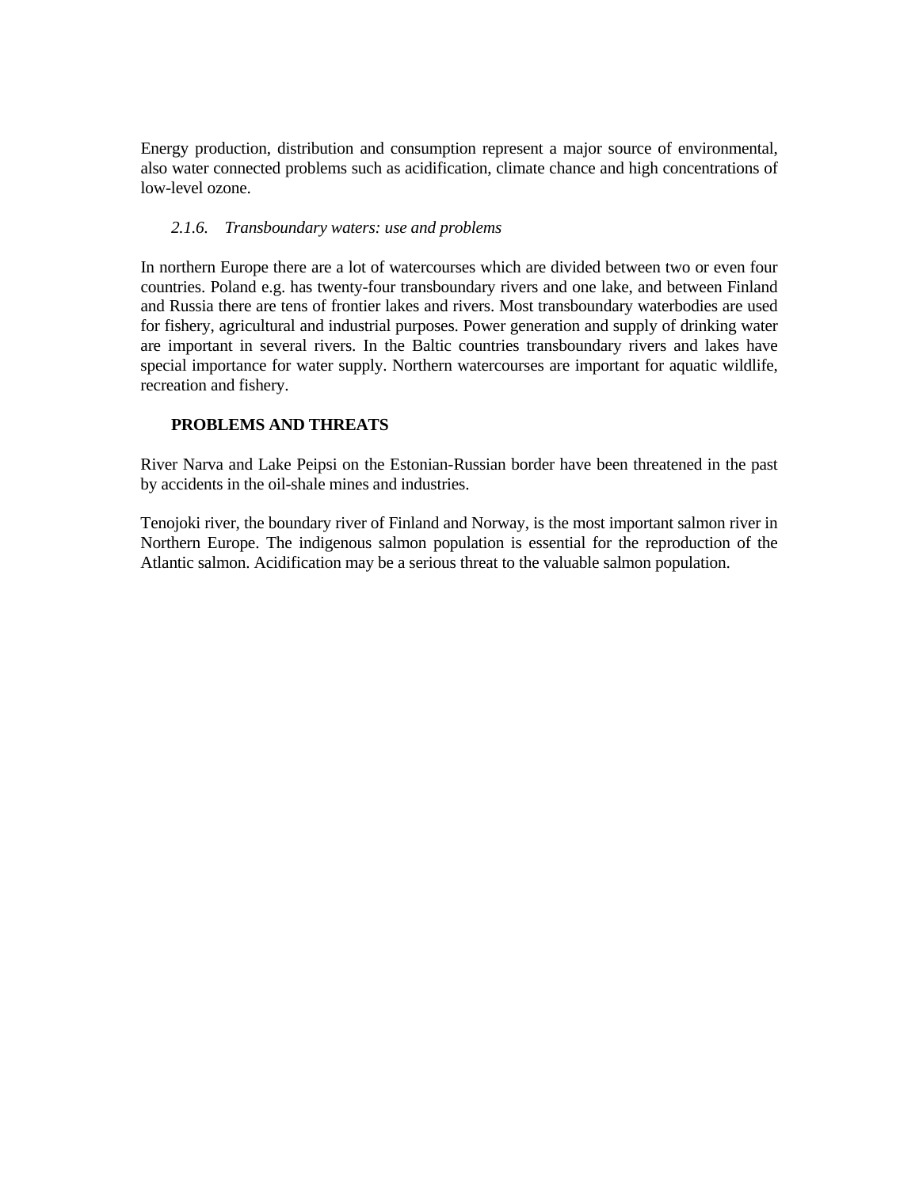Energy production, distribution and consumption represent a major source of environmental, also water connected problems such as acidification, climate chance and high concentrations of low-level ozone.

### *2.1.6. Transboundary waters: use and problems*

In northern Europe there are a lot of watercourses which are divided between two or even four countries. Poland e.g. has twenty-four transboundary rivers and one lake, and between Finland and Russia there are tens of frontier lakes and rivers. Most transboundary waterbodies are used for fishery, agricultural and industrial purposes. Power generation and supply of drinking water are important in several rivers. In the Baltic countries transboundary rivers and lakes have special importance for water supply. Northern watercourses are important for aquatic wildlife, recreation and fishery.

**PROBLEMS AND THREATS**

River Narva and Lake Peipsi on the Estonian-Russian border have been threatened in the past by accidents in the oil-shale mines and industries.

Tenojoki river, the boundary river of Finland and Norway, is the most important salmon river in Northern Europe. The indigenous salmon population is essential for the reproduction of the Atlantic salmon. Acidification may be a serious threat to the valuable salmon population.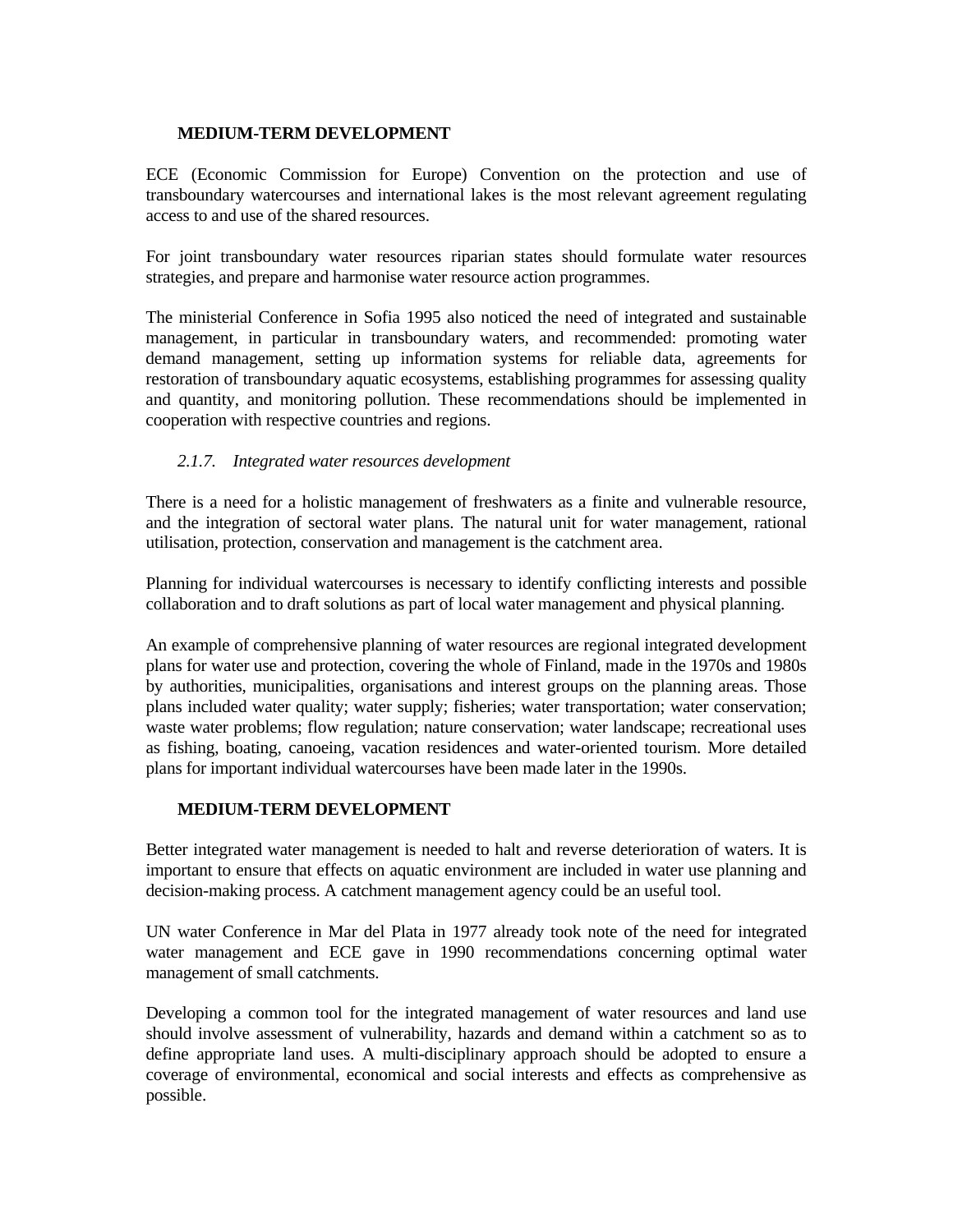**MEDIUM-TERM DEVELOPMENT**

ECE (Economic Commission for Europe) Convention on the protection and use of transboundary watercourses and international lakes is the most relevant agreement regulating access to and use of the shared resources.

For joint transboundary water resources riparian states should formulate water resources strategies, and prepare and harmonise water resource action programmes.

The ministerial Conference in Sofia 1995 also noticed the need of integrated and sustainable management, in particular in transboundary waters, and recommended: promoting water demand management, setting up information systems for reliable data, agreements for restoration of transboundary aquatic ecosystems, establishing programmes for assessing quality and quantity, and monitoring pollution. These recommendations should be implemented in cooperation with respective countries and regions.

### *2.1.7. Integrated water resources development*

There is a need for a holistic management of freshwaters as a finite and vulnerable resource, and the integration of sectoral water plans. The natural unit for water management, rational utilisation, protection, conservation and management is the catchment area.

Planning for individual watercourses is necessary to identify conflicting interests and possible collaboration and to draft solutions as part of local water management and physical planning.

An example of comprehensive planning of water resources are regional integrated development plans for water use and protection, covering the whole of Finland, made in the 1970s and 1980s by authorities, municipalities, organisations and interest groups on the planning areas. Those plans included water quality; water supply; fisheries; water transportation; water conservation; waste water problems; flow regulation; nature conservation; water landscape; recreational uses as fishing, boating, canoeing, vacation residences and water-oriented tourism. More detailed plans for important individual watercourses have been made later in the 1990s.

**MEDIUM-TERM DEVELOPMENT**

Better integrated water management is needed to halt and reverse deterioration of waters. It is important to ensure that effects on aquatic environment are included in water use planning and decision-making process. A catchment management agency could be an useful tool.

UN water Conference in Mar del Plata in 1977 already took note of the need for integrated water management and ECE gave in 1990 recommendations concerning optimal water management of small catchments.

Developing a common tool for the integrated management of water resources and land use should involve assessment of vulnerability, hazards and demand within a catchment so as to define appropriate land uses. A multi-disciplinary approach should be adopted to ensure a coverage of environmental, economical and social interests and effects as comprehensive as possible.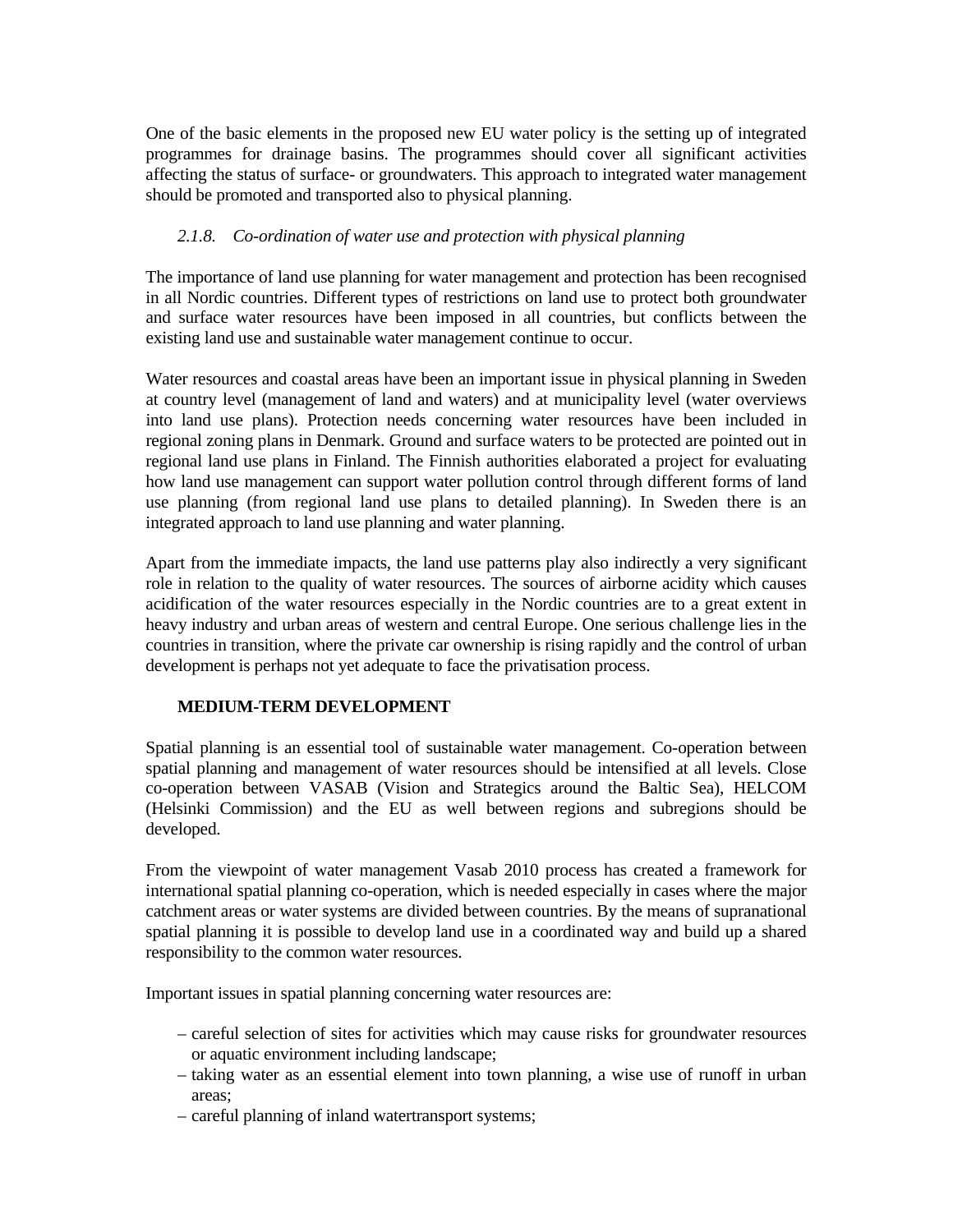One of the basic elements in the proposed new EU water policy is the setting up of integrated programmes for drainage basins. The programmes should cover all significant activities affecting the status of surface- or groundwaters. This approach to integrated water management should be promoted and transported also to physical planning.

### *2.1.8. Co-ordination of water use and protection with physical planning*

The importance of land use planning for water management and protection has been recognised in all Nordic countries. Different types of restrictions on land use to protect both groundwater and surface water resources have been imposed in all countries, but conflicts between the existing land use and sustainable water management continue to occur.

Water resources and coastal areas have been an important issue in physical planning in Sweden at country level (management of land and waters) and at municipality level (water overviews into land use plans). Protection needs concerning water resources have been included in regional zoning plans in Denmark. Ground and surface waters to be protected are pointed out in regional land use plans in Finland. The Finnish authorities elaborated a project for evaluating how land use management can support water pollution control through different forms of land use planning (from regional land use plans to detailed planning). In Sweden there is an integrated approach to land use planning and water planning.

Apart from the immediate impacts, the land use patterns play also indirectly a very significant role in relation to the quality of water resources. The sources of airborne acidity which causes acidification of the water resources especially in the Nordic countries are to a great extent in heavy industry and urban areas of western and central Europe. One serious challenge lies in the countries in transition, where the private car ownership is rising rapidly and the control of urban development is perhaps not yet adequate to face the privatisation process.

**MEDIUM-TERM DEVELOPMENT**

Spatial planning is an essential tool of sustainable water management. Co-operation between spatial planning and management of water resources should be intensified at all levels. Close co-operation between VASAB (Vision and Strategics around the Baltic Sea), HELCOM (Helsinki Commission) and the EU as well between regions and subregions should be developed.

From the viewpoint of water management Vasab 2010 process has created a framework for international spatial planning co-operation, which is needed especially in cases where the major catchment areas or water systems are divided between countries. By the means of supranational spatial planning it is possible to develop land use in a coordinated way and build up a shared responsibility to the common water resources.

Important issues in spatial planning concerning water resources are:

- careful selection of sites for activities which may cause risks for groundwater resources or aquatic environment including landscape;
- taking water as an essential element into town planning, a wise use of runoff in urban areas;
- careful planning of inland watertransport systems;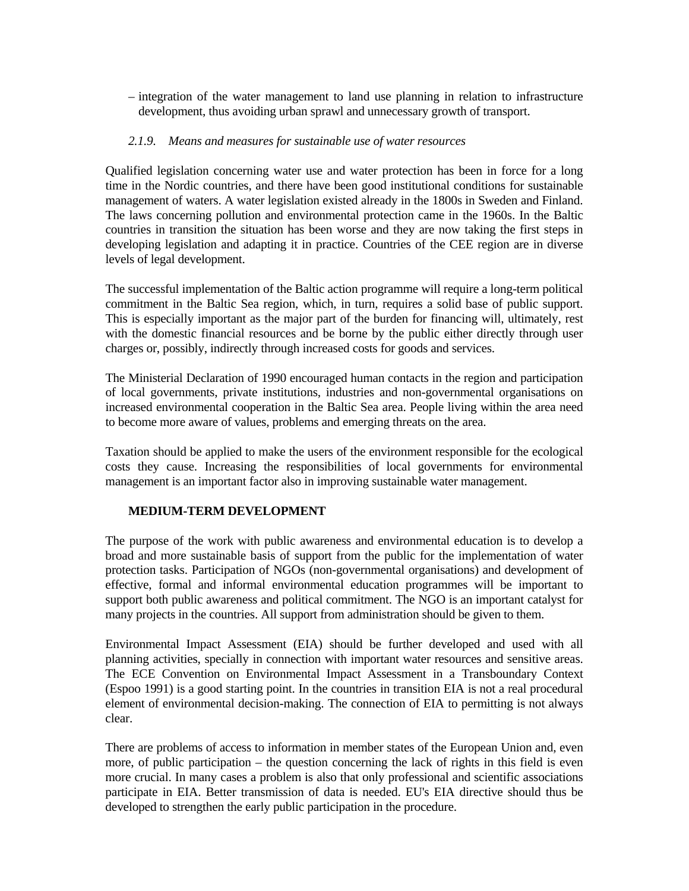– integration of the water management to land use planning in relation to infrastructure development, thus avoiding urban sprawl and unnecessary growth of transport.

### *2.1.9. Means and measures for sustainable use of water resources*

Qualified legislation concerning water use and water protection has been in force for a long time in the Nordic countries, and there have been good institutional conditions for sustainable management of waters. A water legislation existed already in the 1800s in Sweden and Finland. The laws concerning pollution and environmental protection came in the 1960s. In the Baltic countries in transition the situation has been worse and they are now taking the first steps in developing legislation and adapting it in practice. Countries of the CEE region are in diverse levels of legal development.

The successful implementation of the Baltic action programme will require a long-term political commitment in the Baltic Sea region, which, in turn, requires a solid base of public support. This is especially important as the major part of the burden for financing will, ultimately, rest with the domestic financial resources and be borne by the public either directly through user charges or, possibly, indirectly through increased costs for goods and services.

The Ministerial Declaration of 1990 encouraged human contacts in the region and participation of local governments, private institutions, industries and non-governmental organisations on increased environmental cooperation in the Baltic Sea area. People living within the area need to become more aware of values, problems and emerging threats on the area.

Taxation should be applied to make the users of the environment responsible for the ecological costs they cause. Increasing the responsibilities of local governments for environmental management is an important factor also in improving sustainable water management.

**MEDIUM-TERM DEVELOPMENT**

The purpose of the work with public awareness and environmental education is to develop a broad and more sustainable basis of support from the public for the implementation of water protection tasks. Participation of NGOs (non-governmental organisations) and development of effective, formal and informal environmental education programmes will be important to support both public awareness and political commitment. The NGO is an important catalyst for many projects in the countries. All support from administration should be given to them.

Environmental Impact Assessment (EIA) should be further developed and used with all planning activities, specially in connection with important water resources and sensitive areas. The ECE Convention on Environmental Impact Assessment in a Transboundary Context (Espoo 1991) is a good starting point. In the countries in transition EIA is not a real procedural element of environmental decision-making. The connection of EIA to permitting is not always clear.

There are problems of access to information in member states of the European Union and, even more, of public participation – the question concerning the lack of rights in this field is even more crucial. In many cases a problem is also that only professional and scientific associations participate in EIA. Better transmission of data is needed. EU's EIA directive should thus be developed to strengthen the early public participation in the procedure.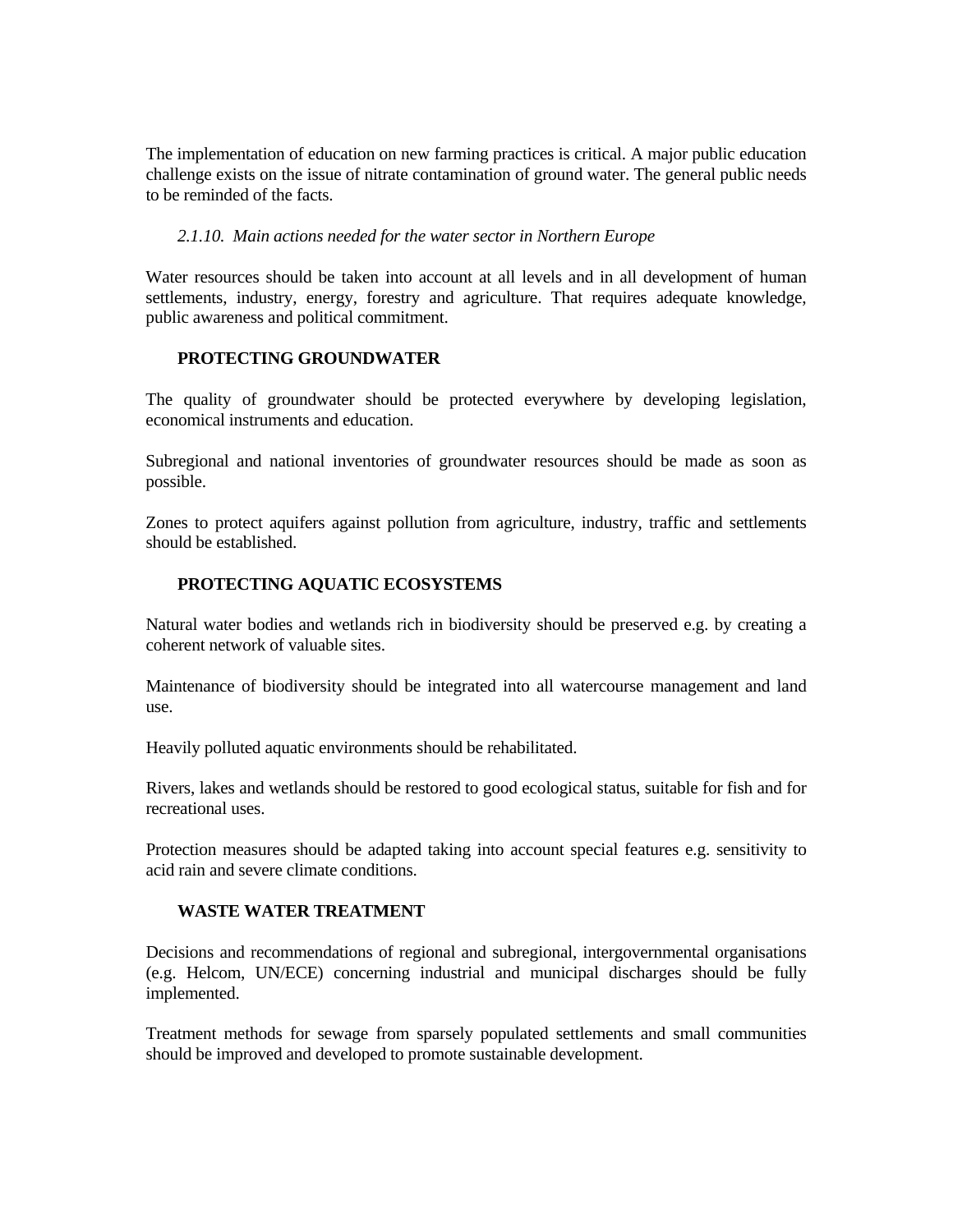The implementation of education on new farming practices is critical. A major public education challenge exists on the issue of nitrate contamination of ground water. The general public needs to be reminded of the facts.

### *2.1.10. Main actions needed for the water sector in Northern Europe*

Water resources should be taken into account at all levels and in all development of human settlements, industry, energy, forestry and agriculture. That requires adequate knowledge, public awareness and political commitment.

**PROTECTING GROUNDWATER**

The quality of groundwater should be protected everywhere by developing legislation, economical instruments and education.

Subregional and national inventories of groundwater resources should be made as soon as possible.

Zones to protect aquifers against pollution from agriculture, industry, traffic and settlements should be established.

**PROTECTING AQUATIC ECOSYSTEMS**

Natural water bodies and wetlands rich in biodiversity should be preserved e.g. by creating a coherent network of valuable sites.

Maintenance of biodiversity should be integrated into all watercourse management and land use.

Heavily polluted aquatic environments should be rehabilitated.

Rivers, lakes and wetlands should be restored to good ecological status, suitable for fish and for recreational uses.

Protection measures should be adapted taking into account special features e.g. sensitivity to acid rain and severe climate conditions.

**WASTE WATER TREATMENT**

Decisions and recommendations of regional and subregional, intergovernmental organisations (e.g. Helcom, UN/ECE) concerning industrial and municipal discharges should be fully implemented.

Treatment methods for sewage from sparsely populated settlements and small communities should be improved and developed to promote sustainable development.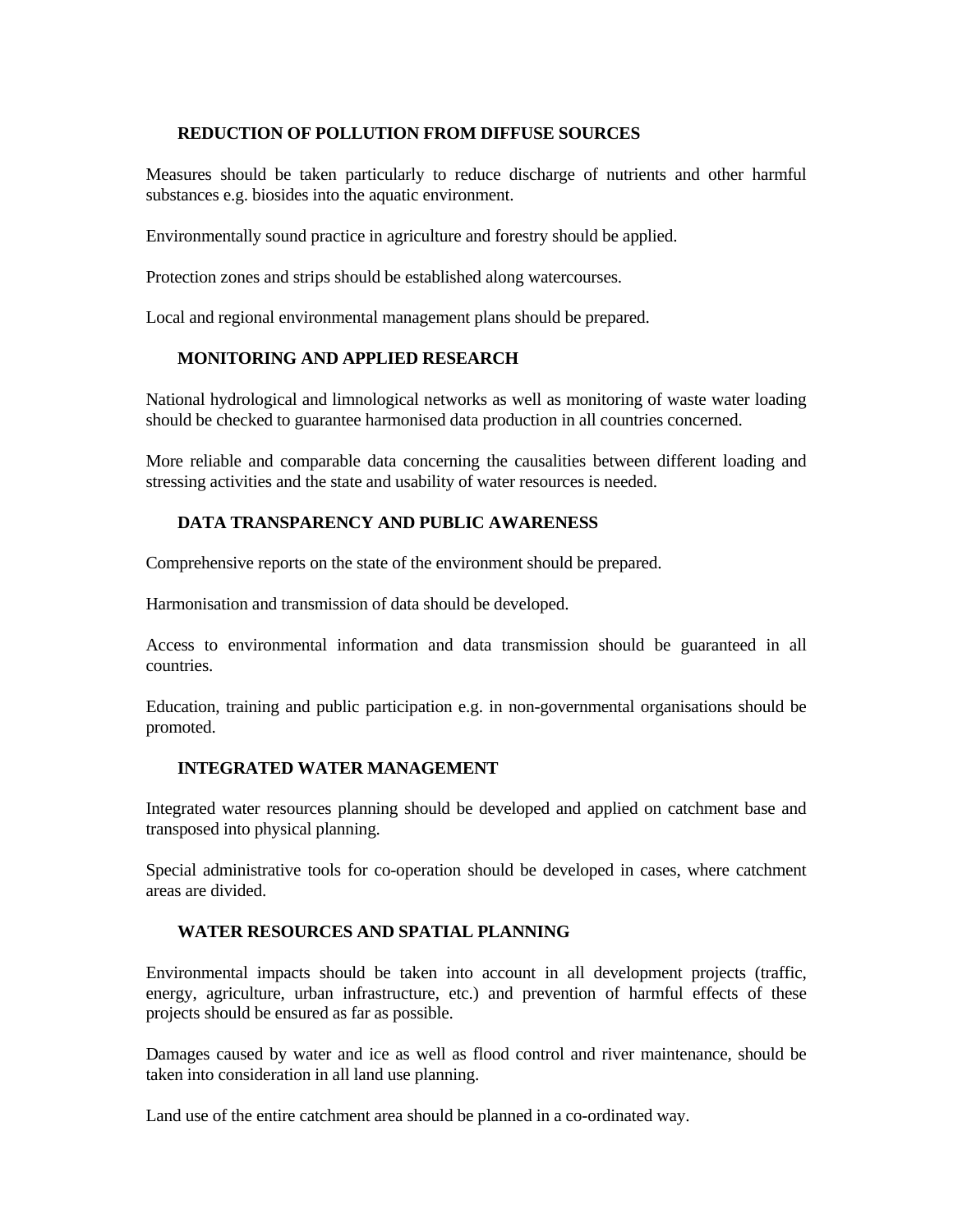### REDUCTION OF POLLUTION FROM DIFFUSE SOURCES

Measures should be taken particularly to reduce discharge of nutrients and other harmful substances e.g. biosides into the aquatic environment.

Environmentally sound practice in agriculture and forestry should be applied.

Protection zones and strips should be established along watercourses.

Local and regional environmental management plans should be prepared.

### MONITORING AND APPLIED RESEARCH

National hydrological and limnological networks as well as monitoring of waste water loading should be checked to guarantee harmonised data production in all countries concerned.

More reliable and comparable data concerning the causalities between different loading and stressing activities and the state and usability of water resources is needed.

### DATA TRANSPARENCY AND PUBLIC AWARENESS

Comprehensive reports on the state of the environment should be prepared.

Harmonisation and transmission of data should be developed.

Access to environmental information and data transmission should be guaranteed in all countries.

Education, training and public participation e.g. in non-governmental organisations should be promoted.

### INTEGRATED WATER MANAGEMENT

Integrated water resources planning should be developed and applied on catchment base and transposed into physical planning.

Special administrative tools for co-operation should be developed in cases, where catchment areas are divided.

### WATER RESOURCES AND SPATIAL PLANNING

Environmental impacts should be taken into account in all development projects (traffic, energy, agriculture, urban infrastructure, etc.) and prevention of harmful effects of these projects should be ensured as far as possible.

Damages caused by water and ice as well as flood control and river maintenance, should be taken into consideration in all land use planning.

Land use of the entire catchment area should be planned in a co-ordinated way.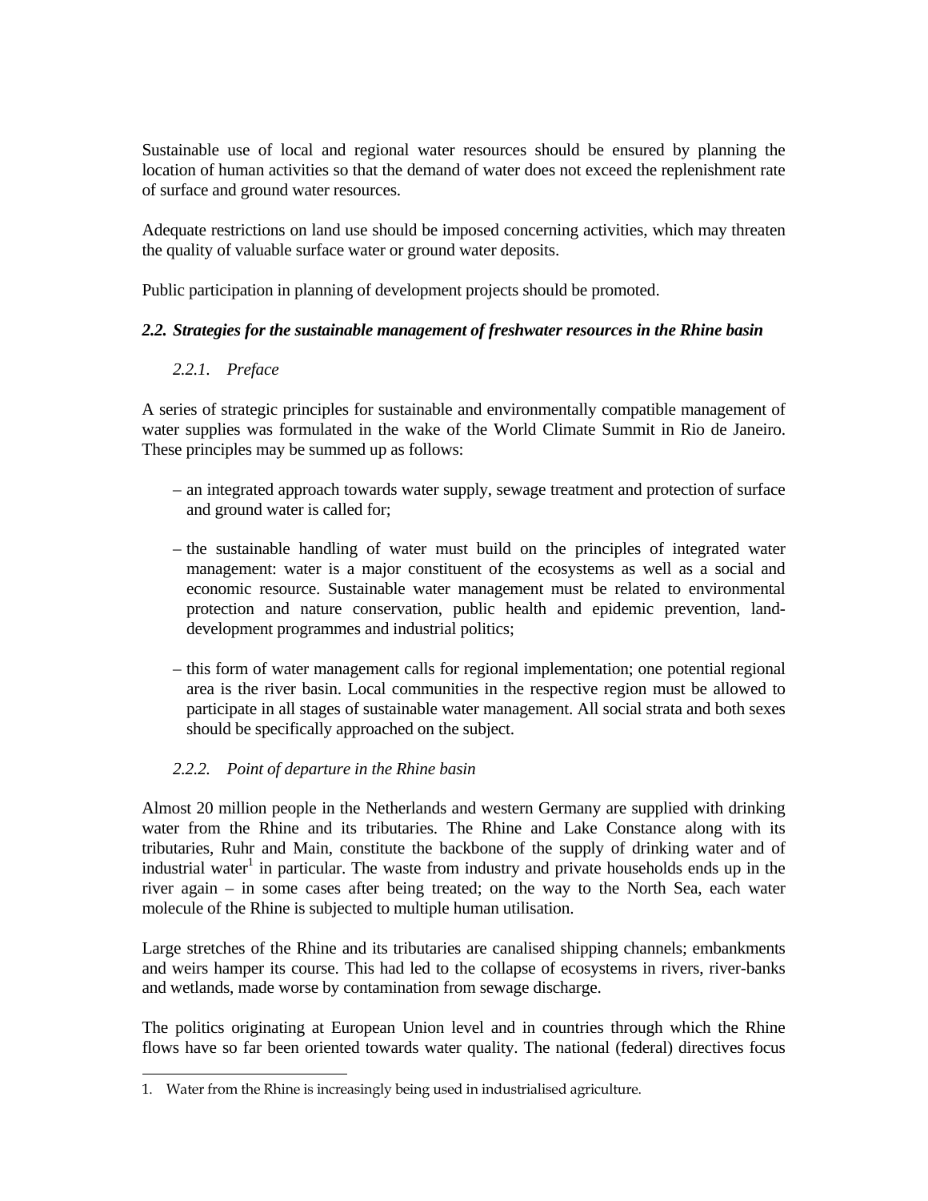Sustainable use of local and regional water resources should be ensured by planning the location of human activities so that the demand of water does not exceed the replenishment rate of surface and ground water resources.

Adequate restrictions on land use should be imposed concerning activities, which may threaten the quality of valuable surface water or ground water deposits.

Public participation in planning of development projects should be promoted.

### *2.2. Strategies for the sustainable management of freshwater resources in the Rhine basin*

#### *2.2.1. Preface*

A series of strategic principles for sustainable and environmentally compatible management of water supplies was formulated in the wake of the World Climate Summit in Rio de Janeiro. These principles may be summed up as follows:

– an integrated approach towards water supply, sewage treatment and protection of surface and ground water is called for;

– the sustainable handling of water must build on the principles of integrated water management: water is a major constituent of the ecosystems as well as a social and economic resource. Sustainable water management must be related to environmental protection and nature conservation, public health and epidemic prevention, land-development programmes and industrial politics;

– this form of water management calls for regional implementation; one potential regional area is the river basin. Local communities in the respective region must be allowed to participate in all stages of sustainable water management. All social strata and both sexes should be specifically approached on the subject.

#### *2.2.2. Point of departure in the Rhine basin*

Almost 20 million people in the Netherlands and western Germany are supplied with drinking water from the Rhine and its tributaries. The Rhine and Lake Constance along with its tributaries, Ruhr and Main, constitute the backbone of the supply of drinking water and of industrial water[1] in particular. The waste from industry and private households ends up in the river again – in some cases after being treated; on the way to the North Sea, each water molecule of the Rhine is subjected to multiple human utilisation.

Large stretches of the Rhine and its tributaries are canalised shipping channels; embankments and weirs hamper its course. This had led to the collapse of ecosystems in rivers, river-banks and wetlands, made worse by contamination from sewage discharge.

The politics originating at European Union level and in countries through which the Rhine flows have so far been oriented towards water quality. The national (federal) directives focus

1. Water from the Rhine is increasingly being used in industrialised agriculture.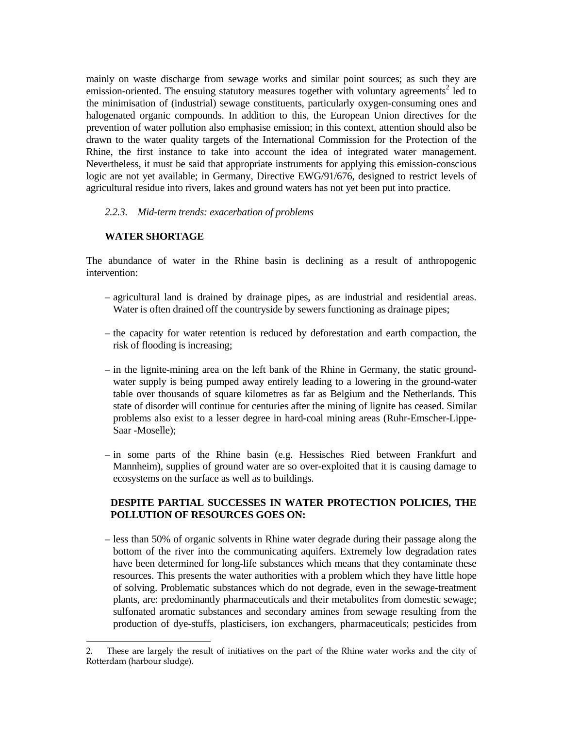mainly on waste discharge from sewage works and similar point sources; as such they are emission-oriented. The ensuing statutory measures together with voluntary agreements[2] led to the minimisation of (industrial) sewage constituents, particularly oxygen-consuming ones and halogenated organic compounds. In addition to this, the European Union directives for the prevention of water pollution also emphasise emission; in this context, attention should also be drawn to the water quality targets of the International Commission for the Protection of the Rhine, the first instance to take into account the idea of integrated water management. Nevertheless, it must be said that appropriate instruments for applying this emission-conscious logic are not yet available; in Germany, Directive EWG/91/676, designed to restrict levels of agricultural residue into rivers, lakes and ground waters has not yet been put into practice.

#### *2.2.3. Mid-term trends: exacerbation of problems*

**WATER SHORTAGE**

The abundance of water in the Rhine basin is declining as a result of anthropogenic intervention:

- agricultural land is drained by drainage pipes, as are industrial and residential areas. Water is often drained off the countryside by sewers functioning as drainage pipes;
- the capacity for water retention is reduced by deforestation and earth compaction, the risk of flooding is increasing;
- in the lignite-mining area on the left bank of the Rhine in Germany, the static ground-water supply is being pumped away entirely leading to a lowering in the ground-water table over thousands of square kilometres as far as Belgium and the Netherlands. This state of disorder will continue for centuries after the mining of lignite has ceased. Similar problems also exist to a lesser degree in hard-coal mining areas (Ruhr-Emscher-Lippe-Saar -Moselle);
- in some parts of the Rhine basin (e.g. Hessisches Ried between Frankfurt and Mannheim), supplies of ground water are so over-exploited that it is causing damage to ecosystems on the surface as well as to buildings.

**DESPITE PARTIAL SUCCESSES IN WATER PROTECTION POLICIES, THE POLLUTION OF RESOURCES GOES ON:**

- less than 50% of organic solvents in Rhine water degrade during their passage along the bottom of the river into the communicating aquifers. Extremely low degradation rates have been determined for long-life substances which means that they contaminate these resources. This presents the water authorities with a problem which they have little hope of solving. Problematic substances which do not degrade, even in the sewage-treatment plants, are: predominantly pharmaceuticals and their metabolites from domestic sewage; sulfonated aromatic substances and secondary amines from sewage resulting from the production of dye-stuffs, plasticisers, ion exchangers, pharmaceuticals; pesticides from

---

2. These are largely the result of initiatives on the part of the Rhine water works and the city of Rotterdam (harbour sludge).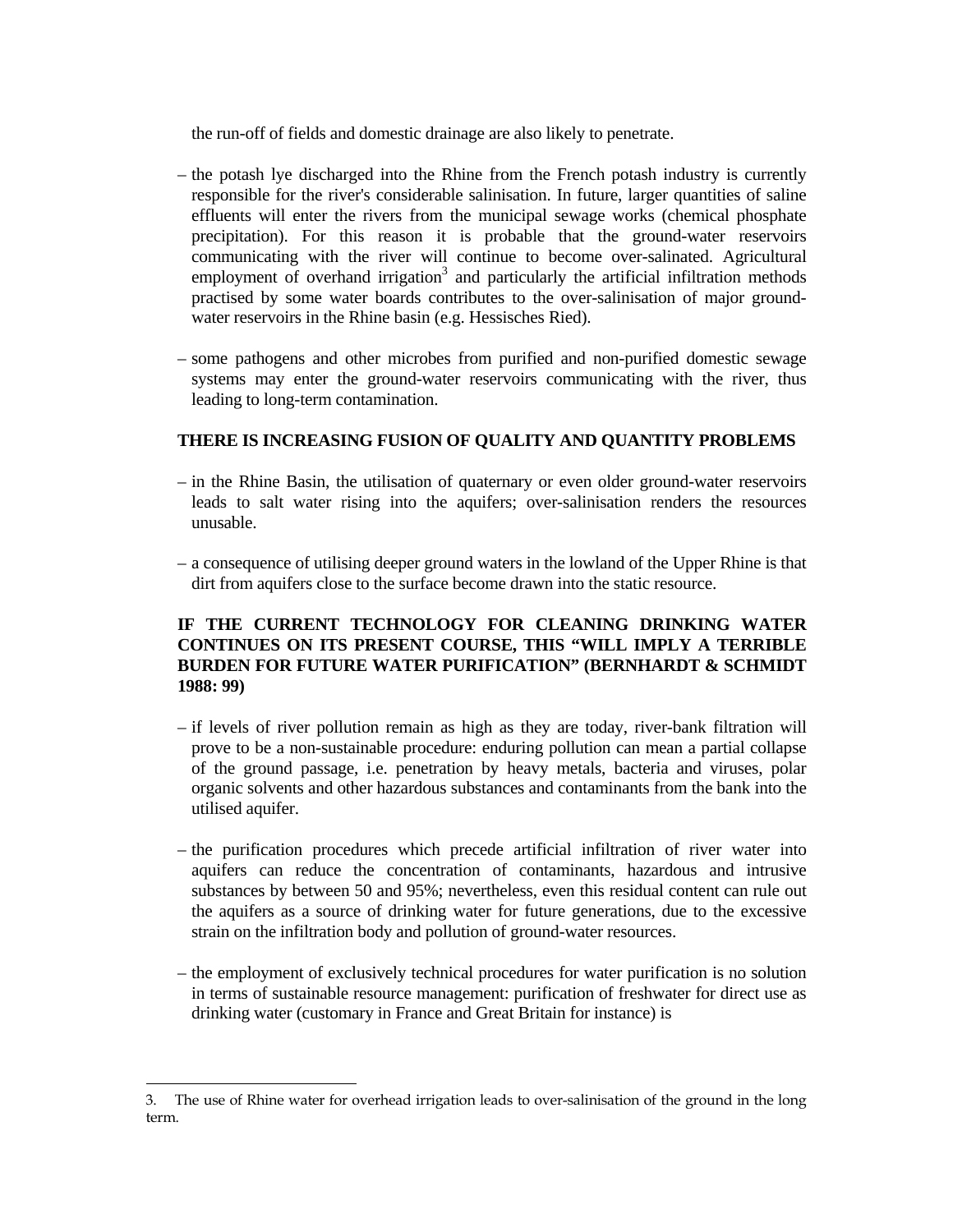the run-off of fields and domestic drainage are also likely to penetrate.

– the potash lye discharged into the Rhine from the French potash industry is currently responsible for the river's considerable salinisation. In future, larger quantities of saline effluents will enter the rivers from the municipal sewage works (chemical phosphate precipitation). For this reason it is probable that the ground-water reservoirs communicating with the river will continue to become over-salinated. Agricultural employment of overhand irrigation[3] and particularly the artificial infiltration methods practised by some water boards contributes to the over-salinisation of major ground-water reservoirs in the Rhine basin (e.g. Hessisches Ried).

– some pathogens and other microbes from purified and non-purified domestic sewage systems may enter the ground-water reservoirs communicating with the river, thus leading to long-term contamination.

**THERE IS INCREASING FUSION OF QUALITY AND QUANTITY PROBLEMS**

– in the Rhine Basin, the utilisation of quaternary or even older ground-water reservoirs leads to salt water rising into the aquifers; over-salinisation renders the resources unusable.

– a consequence of utilising deeper ground waters in the lowland of the Upper Rhine is that dirt from aquifers close to the surface become drawn into the static resource.

**IF THE CURRENT TECHNOLOGY FOR CLEANING DRINKING WATER CONTINUES ON ITS PRESENT COURSE, THIS "WILL IMPLY A TERRIBLE BURDEN FOR FUTURE WATER PURIFICATION" (BERNHARDT & SCHMIDT 1988: 99)**

– if levels of river pollution remain as high as they are today, river-bank filtration will prove to be a non-sustainable procedure: enduring pollution can mean a partial collapse of the ground passage, i.e. penetration by heavy metals, bacteria and viruses, polar organic solvents and other hazardous substances and contaminants from the bank into the utilised aquifer.

– the purification procedures which precede artificial infiltration of river water into aquifers can reduce the concentration of contaminants, hazardous and intrusive substances by between 50 and 95%; nevertheless, even this residual content can rule out the aquifers as a source of drinking water for future generations, due to the excessive strain on the infiltration body and pollution of ground-water resources.

– the employment of exclusively technical procedures for water purification is no solution in terms of sustainable resource management: purification of freshwater for direct use as drinking water (customary in France and Great Britain for instance) is

3. The use of Rhine water for overhead irrigation leads to over-salinisation of the ground in the long term.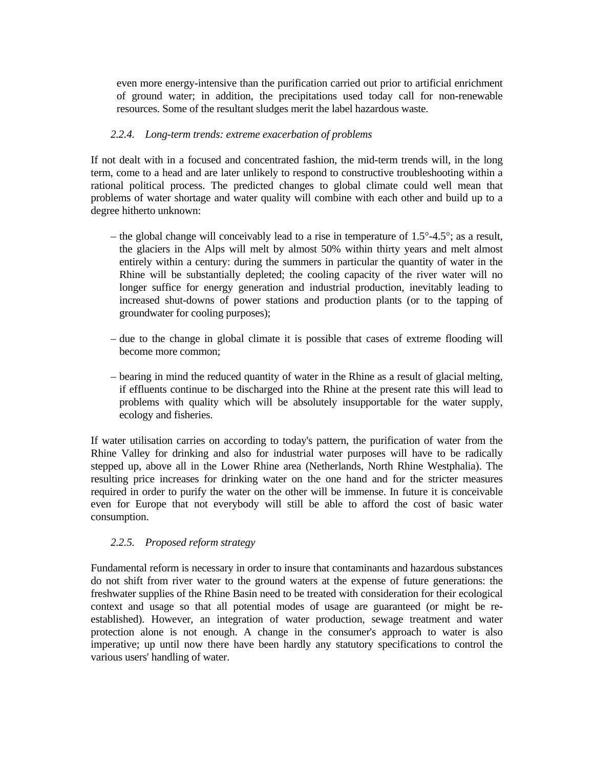even more energy-intensive than the purification carried out prior to artificial enrichment of ground water; in addition, the precipitations used today call for non-renewable resources. Some of the resultant sludges merit the label hazardous waste.

### *2.2.4. Long-term trends: extreme exacerbation of problems*

If not dealt with in a focused and concentrated fashion, the mid-term trends will, in the long term, come to a head and are later unlikely to respond to constructive troubleshooting within a rational political process. The predicted changes to global climate could well mean that problems of water shortage and water quality will combine with each other and build up to a degree hitherto unknown:

- the global change will conceivably lead to a rise in temperature of 1.5°-4.5°; as a result, the glaciers in the Alps will melt by almost 50% within thirty years and melt almost entirely within a century: during the summers in particular the quantity of water in the Rhine will be substantially depleted; the cooling capacity of the river water will no longer suffice for energy generation and industrial production, inevitably leading to increased shut-downs of power stations and production plants (or to the tapping of groundwater for cooling purposes);
- due to the change in global climate it is possible that cases of extreme flooding will become more common;
- bearing in mind the reduced quantity of water in the Rhine as a result of glacial melting, if effluents continue to be discharged into the Rhine at the present rate this will lead to problems with quality which will be absolutely insupportable for the water supply, ecology and fisheries.

If water utilisation carries on according to today's pattern, the purification of water from the Rhine Valley for drinking and also for industrial water purposes will have to be radically stepped up, above all in the Lower Rhine area (Netherlands, North Rhine Westphalia). The resulting price increases for drinking water on the one hand and for the stricter measures required in order to purify the water on the other will be immense. In future it is conceivable even for Europe that not everybody will still be able to afford the cost of basic water consumption.

### *2.2.5. Proposed reform strategy*

Fundamental reform is necessary in order to insure that contaminants and hazardous substances do not shift from river water to the ground waters at the expense of future generations: the freshwater supplies of the Rhine Basin need to be treated with consideration for their ecological context and usage so that all potential modes of usage are guaranteed (or might be re-established). However, an integration of water production, sewage treatment and water protection alone is not enough. A change in the consumer's approach to water is also imperative; up until now there have been hardly any statutory specifications to control the various users' handling of water.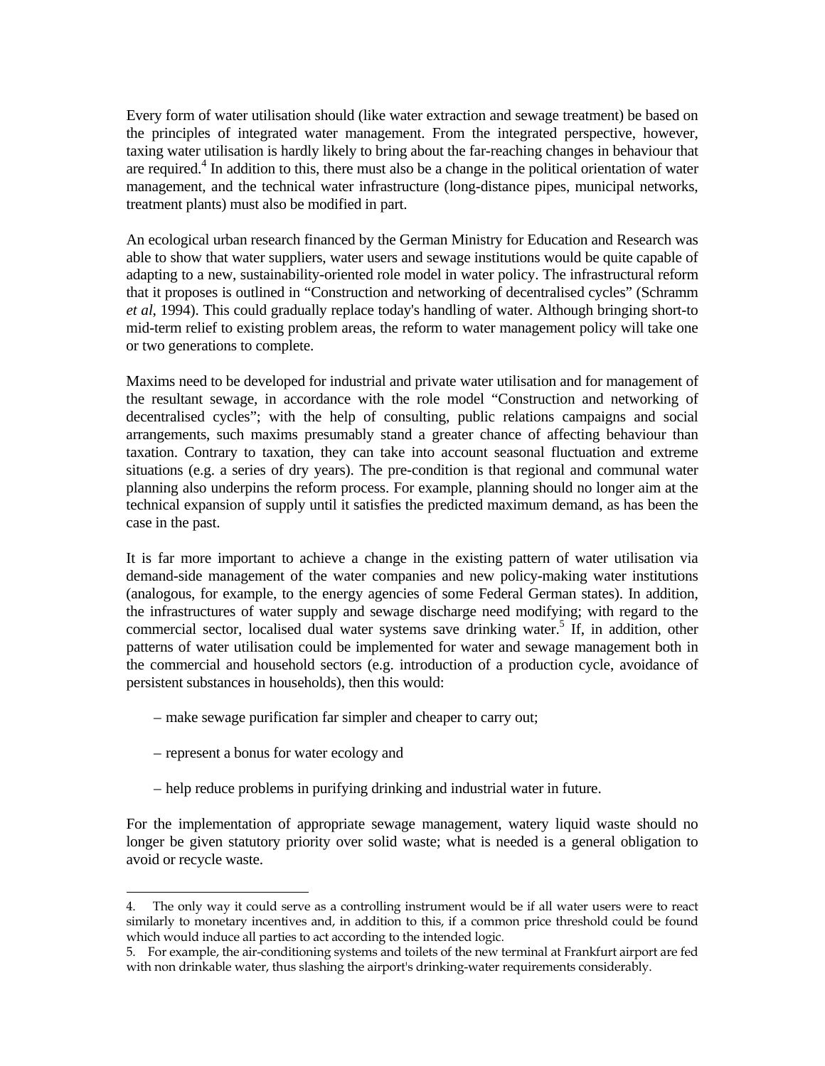Every form of water utilisation should (like water extraction and sewage treatment) be based on the principles of integrated water management. From the integrated perspective, however, taxing water utilisation is hardly likely to bring about the far-reaching changes in behaviour that are required.[4] In addition to this, there must also be a change in the political orientation of water management, and the technical water infrastructure (long-distance pipes, municipal networks, treatment plants) must also be modified in part.

An ecological urban research financed by the German Ministry for Education and Research was able to show that water suppliers, water users and sewage institutions would be quite capable of adapting to a new, sustainability-oriented role model in water policy. The infrastructural reform that it proposes is outlined in "Construction and networking of decentralised cycles" (Schramm *et al*, 1994). This could gradually replace today's handling of water. Although bringing short-to mid-term relief to existing problem areas, the reform to water management policy will take one or two generations to complete.

Maxims need to be developed for industrial and private water utilisation and for management of the resultant sewage, in accordance with the role model "Construction and networking of decentralised cycles"; with the help of consulting, public relations campaigns and social arrangements, such maxims presumably stand a greater chance of affecting behaviour than taxation. Contrary to taxation, they can take into account seasonal fluctuation and extreme situations (e.g. a series of dry years). The pre-condition is that regional and communal water planning also underpins the reform process. For example, planning should no longer aim at the technical expansion of supply until it satisfies the predicted maximum demand, as has been the case in the past.

It is far more important to achieve a change in the existing pattern of water utilisation via demand-side management of the water companies and new policy-making water institutions (analogous, for example, to the energy agencies of some Federal German states). In addition, the infrastructures of water supply and sewage discharge need modifying; with regard to the commercial sector, localised dual water systems save drinking water.[5] If, in addition, other patterns of water utilisation could be implemented for water and sewage management both in the commercial and household sectors (e.g. introduction of a production cycle, avoidance of persistent substances in households), then this would:

– make sewage purification far simpler and cheaper to carry out;

– represent a bonus for water ecology and

– help reduce problems in purifying drinking and industrial water in future.

For the implementation of appropriate sewage management, watery liquid waste should no longer be given statutory priority over solid waste; what is needed is a general obligation to avoid or recycle waste.

---

4. The only way it could serve as a controlling instrument would be if all water users were to react similarly to monetary incentives and, in addition to this, if a common price threshold could be found which would induce all parties to act according to the intended logic.

5. For example, the air-conditioning systems and toilets of the new terminal at Frankfurt airport are fed with non drinkable water, thus slashing the airport's drinking-water requirements considerably.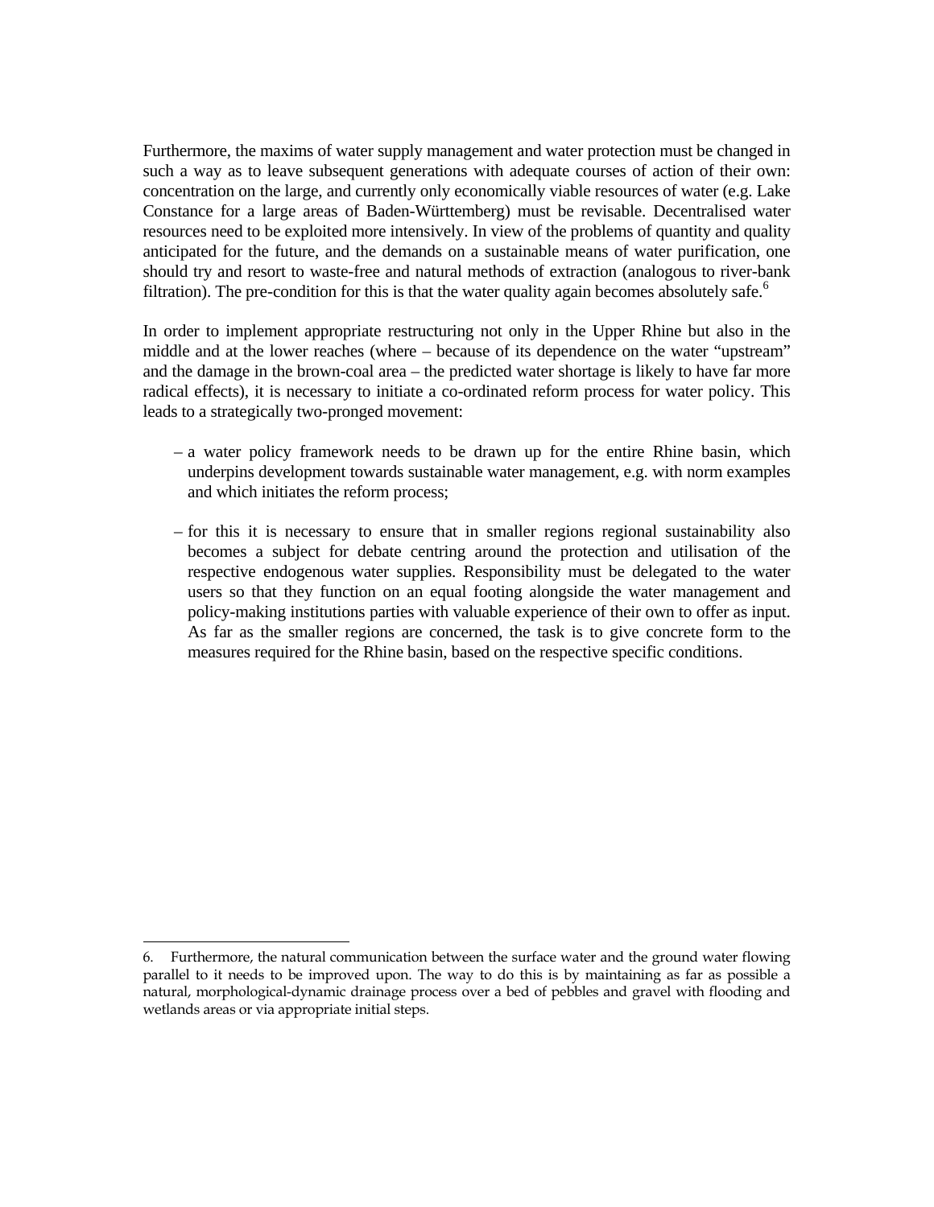Furthermore, the maxims of water supply management and water protection must be changed in such a way as to leave subsequent generations with adequate courses of action of their own: concentration on the large, and currently only economically viable resources of water (e.g. Lake Constance for a large areas of Baden-Württemberg) must be revisable. Decentralised water resources need to be exploited more intensively. In view of the problems of quantity and quality anticipated for the future, and the demands on a sustainable means of water purification, one should try and resort to waste-free and natural methods of extraction (analogous to river-bank filtration). The pre-condition for this is that the water quality again becomes absolutely safe.[6]

In order to implement appropriate restructuring not only in the Upper Rhine but also in the middle and at the lower reaches (where – because of its dependence on the water "upstream" and the damage in the brown-coal area – the predicted water shortage is likely to have far more radical effects), it is necessary to initiate a co-ordinated reform process for water policy. This leads to a strategically two-pronged movement:

- a water policy framework needs to be drawn up for the entire Rhine basin, which underpins development towards sustainable water management, e.g. with norm examples and which initiates the reform process;
- for this it is necessary to ensure that in smaller regions regional sustainability also becomes a subject for debate centring around the protection and utilisation of the respective endogenous water supplies. Responsibility must be delegated to the water users so that they function on an equal footing alongside the water management and policy-making institutions parties with valuable experience of their own to offer as input. As far as the smaller regions are concerned, the task is to give concrete form to the measures required for the Rhine basin, based on the respective specific conditions.

---

6. Furthermore, the natural communication between the surface water and the ground water flowing parallel to it needs to be improved upon. The way to do this is by maintaining as far as possible a natural, morphological-dynamic drainage process over a bed of pebbles and gravel with flooding and wetlands areas or via appropriate initial steps.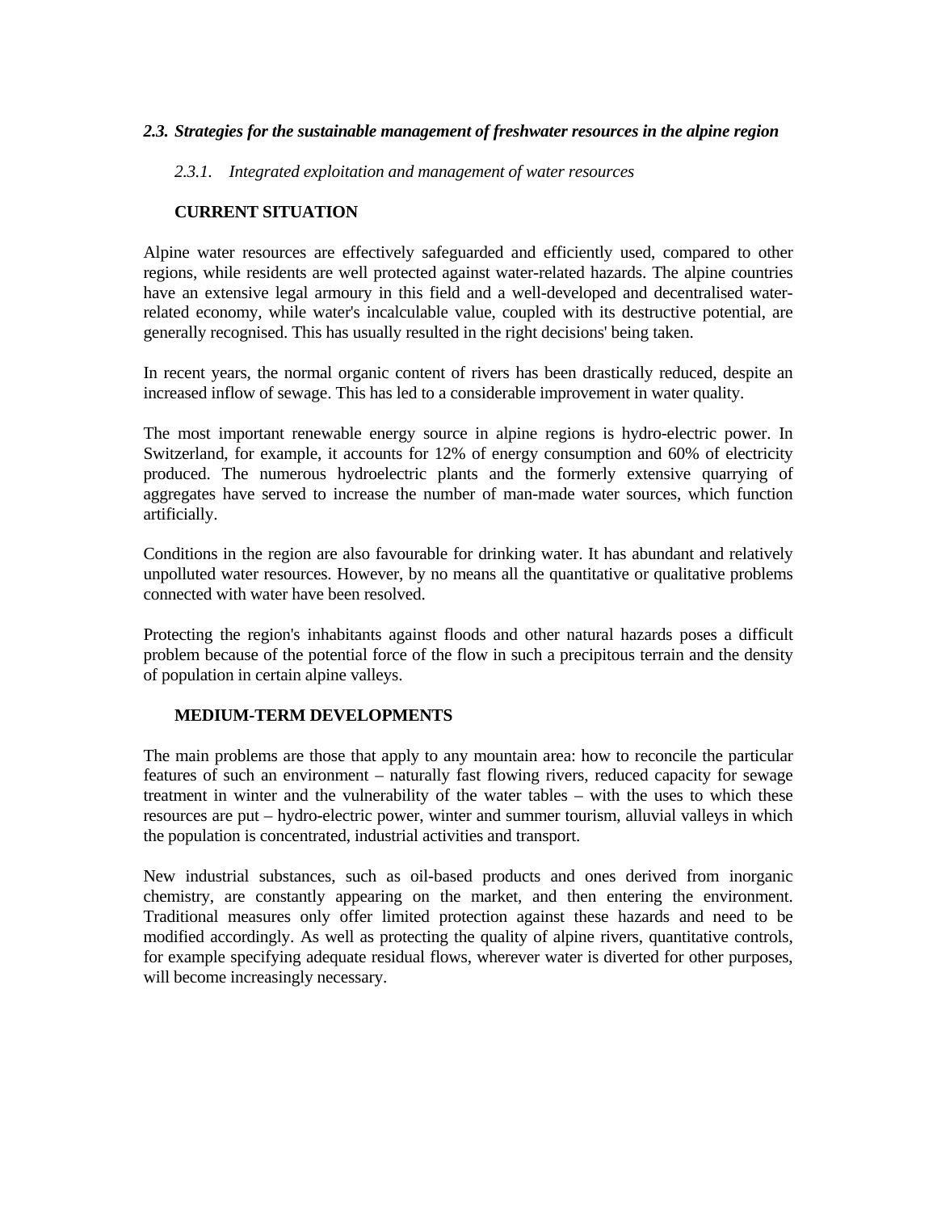## 2.3. *Strategies for the sustainable management of freshwater resources in the alpine region*

### *2.3.1. Integrated exploitation and management of water resources*

**CURRENT SITUATION**

Alpine water resources are effectively safeguarded and efficiently used, compared to other regions, while residents are well protected against water-related hazards. The alpine countries have an extensive legal armoury in this field and a well-developed and decentralised water-related economy, while water's incalculable value, coupled with its destructive potential, are generally recognised. This has usually resulted in the right decisions' being taken.

In recent years, the normal organic content of rivers has been drastically reduced, despite an increased inflow of sewage. This has led to a considerable improvement in water quality.

The most important renewable energy source in alpine regions is hydro-electric power. In Switzerland, for example, it accounts for 12% of energy consumption and 60% of electricity produced. The numerous hydroelectric plants and the formerly extensive quarrying of aggregates have served to increase the number of man-made water sources, which function artificially.

Conditions in the region are also favourable for drinking water. It has abundant and relatively unpolluted water resources. However, by no means all the quantitative or qualitative problems connected with water have been resolved.

Protecting the region's inhabitants against floods and other natural hazards poses a difficult problem because of the potential force of the flow in such a precipitous terrain and the density of population in certain alpine valleys.

**MEDIUM-TERM DEVELOPMENTS**

The main problems are those that apply to any mountain area: how to reconcile the particular features of such an environment – naturally fast flowing rivers, reduced capacity for sewage treatment in winter and the vulnerability of the water tables – with the uses to which these resources are put – hydro-electric power, winter and summer tourism, alluvial valleys in which the population is concentrated, industrial activities and transport.

New industrial substances, such as oil-based products and ones derived from inorganic chemistry, are constantly appearing on the market, and then entering the environment. Traditional measures only offer limited protection against these hazards and need to be modified accordingly. As well as protecting the quality of alpine rivers, quantitative controls, for example specifying adequate residual flows, wherever water is diverted for other purposes, will become increasingly necessary.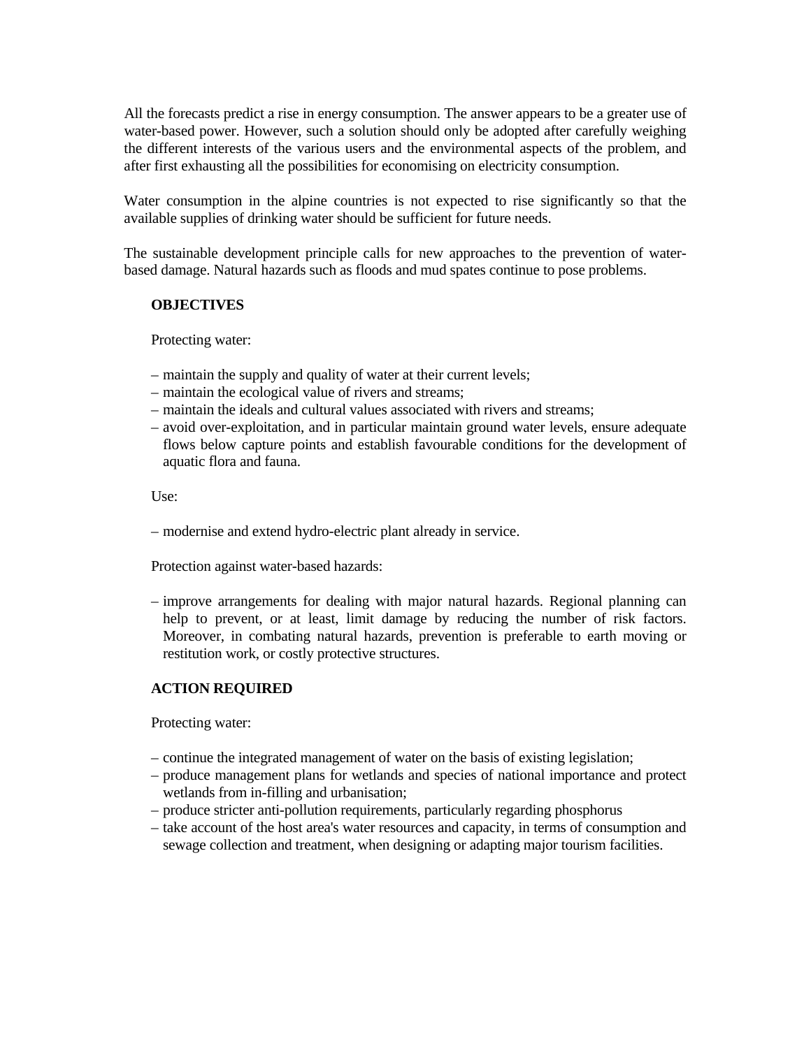All the forecasts predict a rise in energy consumption. The answer appears to be a greater use of water-based power. However, such a solution should only be adopted after carefully weighing the different interests of the various users and the environmental aspects of the problem, and after first exhausting all the possibilities for economising on electricity consumption.

Water consumption in the alpine countries is not expected to rise significantly so that the available supplies of drinking water should be sufficient for future needs.

The sustainable development principle calls for new approaches to the prevention of water-based damage. Natural hazards such as floods and mud spates continue to pose problems.

**OBJECTIVES**

Protecting water:

– maintain the supply and quality of water at their current levels;
– maintain the ecological value of rivers and streams;
– maintain the ideals and cultural values associated with rivers and streams;
– avoid over-exploitation, and in particular maintain ground water levels, ensure adequate flows below capture points and establish favourable conditions for the development of aquatic flora and fauna.

Use:

– modernise and extend hydro-electric plant already in service.

Protection against water-based hazards:

– improve arrangements for dealing with major natural hazards. Regional planning can help to prevent, or at least, limit damage by reducing the number of risk factors. Moreover, in combating natural hazards, prevention is preferable to earth moving or restitution work, or costly protective structures.

**ACTION REQUIRED**

Protecting water:

– continue the integrated management of water on the basis of existing legislation;
– produce management plans for wetlands and species of national importance and protect wetlands from in-filling and urbanisation;
– produce stricter anti-pollution requirements, particularly regarding phosphorus
– take account of the host area's water resources and capacity, in terms of consumption and sewage collection and treatment, when designing or adapting major tourism facilities.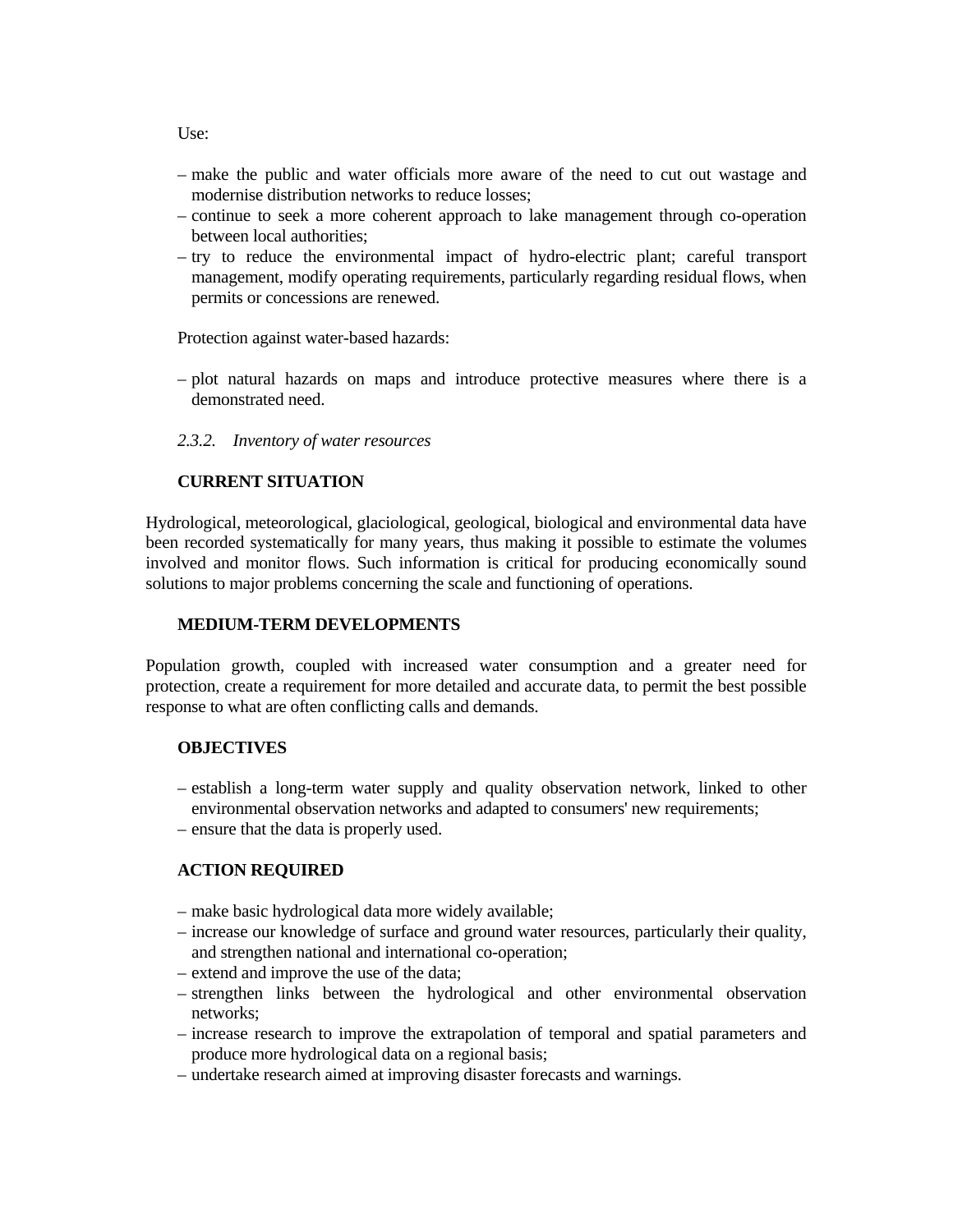Use:

- make the public and water officials more aware of the need to cut out wastage and modernise distribution networks to reduce losses;
- continue to seek a more coherent approach to lake management through co-operation between local authorities;
- try to reduce the environmental impact of hydro-electric plant; careful transport management, modify operating requirements, particularly regarding residual flows, when permits or concessions are renewed.

Protection against water-based hazards:

- plot natural hazards on maps and introduce protective measures where there is a demonstrated need.

### *2.3.2. Inventory of water resources*

**CURRENT SITUATION**

Hydrological, meteorological, glaciological, geological, biological and environmental data have been recorded systematically for many years, thus making it possible to estimate the volumes involved and monitor flows. Such information is critical for producing economically sound solutions to major problems concerning the scale and functioning of operations.

**MEDIUM-TERM DEVELOPMENTS**

Population growth, coupled with increased water consumption and a greater need for protection, create a requirement for more detailed and accurate data, to permit the best possible response to what are often conflicting calls and demands.

**OBJECTIVES**

- establish a long-term water supply and quality observation network, linked to other environmental observation networks and adapted to consumers' new requirements;
- ensure that the data is properly used.

**ACTION REQUIRED**

- make basic hydrological data more widely available;
- increase our knowledge of surface and ground water resources, particularly their quality, and strengthen national and international co-operation;
- extend and improve the use of the data;
- strengthen links between the hydrological and other environmental observation networks;
- increase research to improve the extrapolation of temporal and spatial parameters and produce more hydrological data on a regional basis;
- undertake research aimed at improving disaster forecasts and warnings.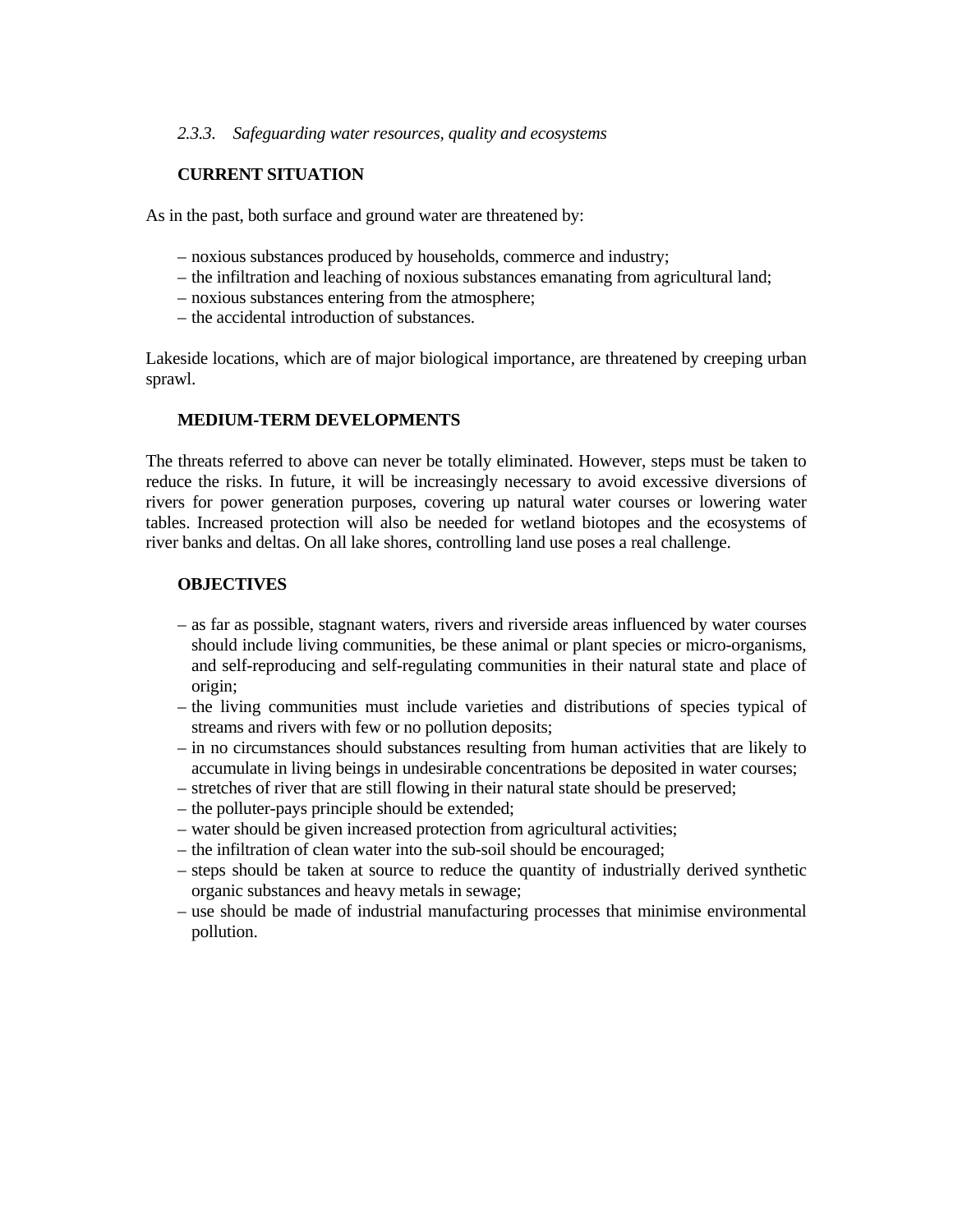### *2.3.3. Safeguarding water resources, quality and ecosystems*

**CURRENT SITUATION**

As in the past, both surface and ground water are threatened by:

– noxious substances produced by households, commerce and industry;
– the infiltration and leaching of noxious substances emanating from agricultural land;
– noxious substances entering from the atmosphere;
– the accidental introduction of substances.

Lakeside locations, which are of major biological importance, are threatened by creeping urban sprawl.

**MEDIUM-TERM DEVELOPMENTS**

The threats referred to above can never be totally eliminated. However, steps must be taken to reduce the risks. In future, it will be increasingly necessary to avoid excessive diversions of rivers for power generation purposes, covering up natural water courses or lowering water tables. Increased protection will also be needed for wetland biotopes and the ecosystems of river banks and deltas. On all lake shores, controlling land use poses a real challenge.

**OBJECTIVES**

– as far as possible, stagnant waters, rivers and riverside areas influenced by water courses should include living communities, be these animal or plant species or micro-organisms, and self-reproducing and self-regulating communities in their natural state and place of origin;
– the living communities must include varieties and distributions of species typical of streams and rivers with few or no pollution deposits;
– in no circumstances should substances resulting from human activities that are likely to accumulate in living beings in undesirable concentrations be deposited in water courses;
– stretches of river that are still flowing in their natural state should be preserved;
– the polluter-pays principle should be extended;
– water should be given increased protection from agricultural activities;
– the infiltration of clean water into the sub-soil should be encouraged;
– steps should be taken at source to reduce the quantity of industrially derived synthetic organic substances and heavy metals in sewage;
– use should be made of industrial manufacturing processes that minimise environmental pollution.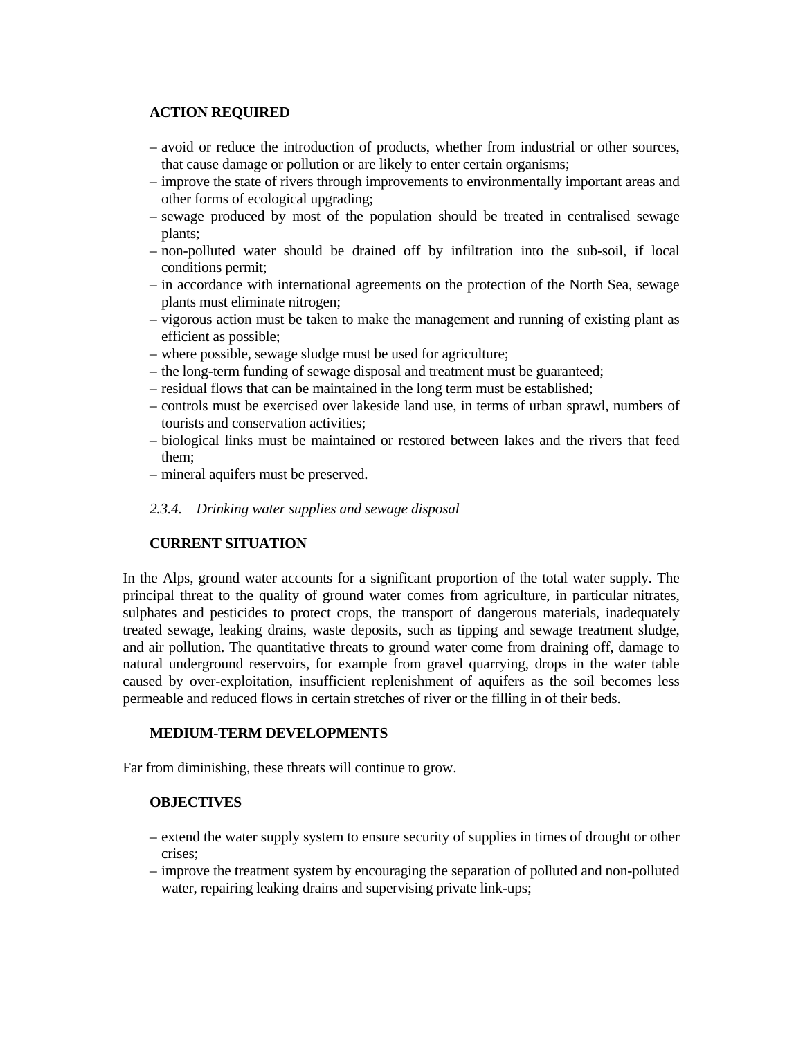**ACTION REQUIRED**

- avoid or reduce the introduction of products, whether from industrial or other sources, that cause damage or pollution or are likely to enter certain organisms;
- improve the state of rivers through improvements to environmentally important areas and other forms of ecological upgrading;
- sewage produced by most of the population should be treated in centralised sewage plants;
- non-polluted water should be drained off by infiltration into the sub-soil, if local conditions permit;
- in accordance with international agreements on the protection of the North Sea, sewage plants must eliminate nitrogen;
- vigorous action must be taken to make the management and running of existing plant as efficient as possible;
- where possible, sewage sludge must be used for agriculture;
- the long-term funding of sewage disposal and treatment must be guaranteed;
- residual flows that can be maintained in the long term must be established;
- controls must be exercised over lakeside land use, in terms of urban sprawl, numbers of tourists and conservation activities;
- biological links must be maintained or restored between lakes and the rivers that feed them;
- mineral aquifers must be preserved.

*2.3.4. Drinking water supplies and sewage disposal*

**CURRENT SITUATION**

In the Alps, ground water accounts for a significant proportion of the total water supply. The principal threat to the quality of ground water comes from agriculture, in particular nitrates, sulphates and pesticides to protect crops, the transport of dangerous materials, inadequately treated sewage, leaking drains, waste deposits, such as tipping and sewage treatment sludge, and air pollution. The quantitative threats to ground water come from draining off, damage to natural underground reservoirs, for example from gravel quarrying, drops in the water table caused by over-exploitation, insufficient replenishment of aquifers as the soil becomes less permeable and reduced flows in certain stretches of river or the filling in of their beds.

**MEDIUM-TERM DEVELOPMENTS**

Far from diminishing, these threats will continue to grow.

**OBJECTIVES**

- extend the water supply system to ensure security of supplies in times of drought or other crises;
- improve the treatment system by encouraging the separation of polluted and non-polluted water, repairing leaking drains and supervising private link-ups;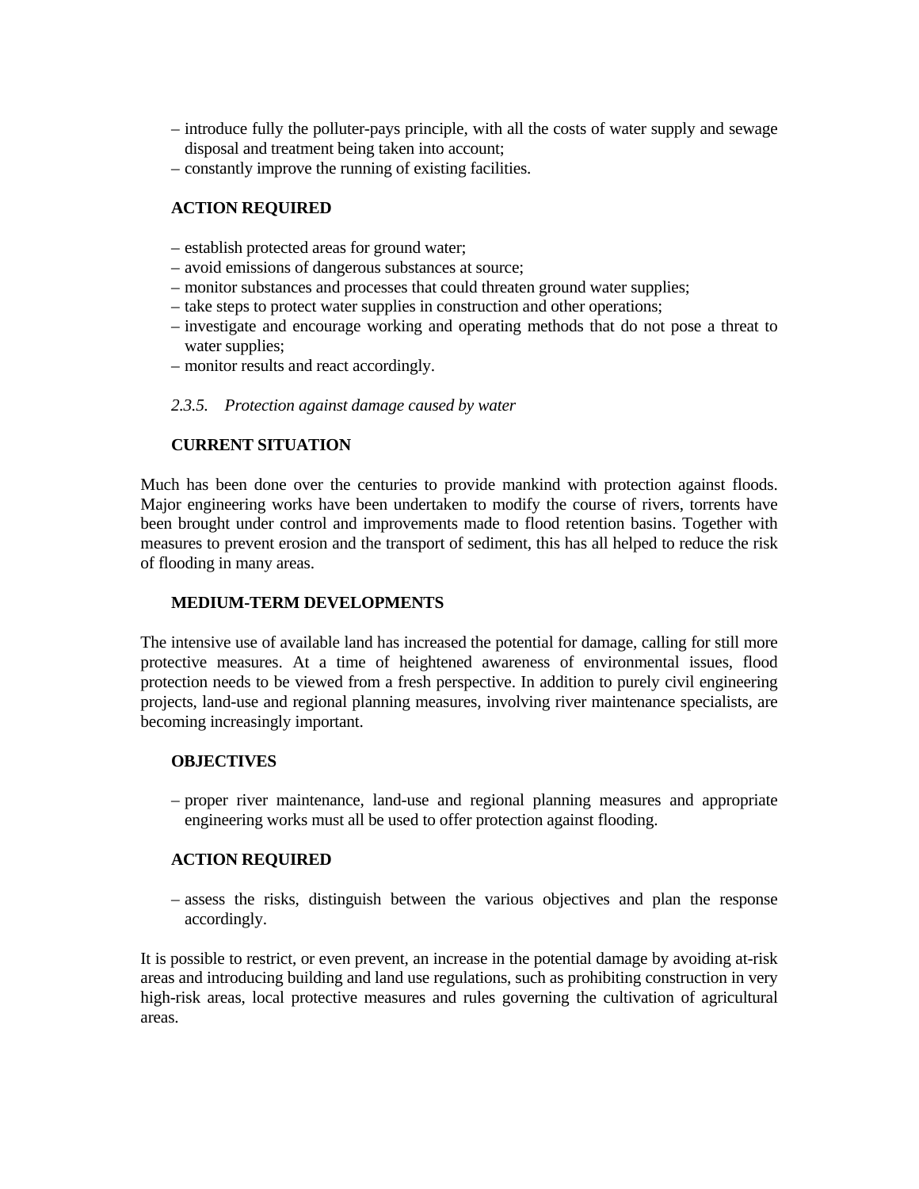- introduce fully the polluter-pays principle, with all the costs of water supply and sewage disposal and treatment being taken into account;
- constantly improve the running of existing facilities.

**ACTION REQUIRED**

- establish protected areas for ground water;
- avoid emissions of dangerous substances at source;
- monitor substances and processes that could threaten ground water supplies;
- take steps to protect water supplies in construction and other operations;
- investigate and encourage working and operating methods that do not pose a threat to water supplies;
- monitor results and react accordingly.

### *2.3.5. Protection against damage caused by water*

**CURRENT SITUATION**

Much has been done over the centuries to provide mankind with protection against floods. Major engineering works have been undertaken to modify the course of rivers, torrents have been brought under control and improvements made to flood retention basins. Together with measures to prevent erosion and the transport of sediment, this has all helped to reduce the risk of flooding in many areas.

**MEDIUM-TERM DEVELOPMENTS**

The intensive use of available land has increased the potential for damage, calling for still more protective measures. At a time of heightened awareness of environmental issues, flood protection needs to be viewed from a fresh perspective. In addition to purely civil engineering projects, land-use and regional planning measures, involving river maintenance specialists, are becoming increasingly important.

**OBJECTIVES**

- proper river maintenance, land-use and regional planning measures and appropriate engineering works must all be used to offer protection against flooding.

**ACTION REQUIRED**

- assess the risks, distinguish between the various objectives and plan the response accordingly.

It is possible to restrict, or even prevent, an increase in the potential damage by avoiding at-risk areas and introducing building and land use regulations, such as prohibiting construction in very high-risk areas, local protective measures and rules governing the cultivation of agricultural areas.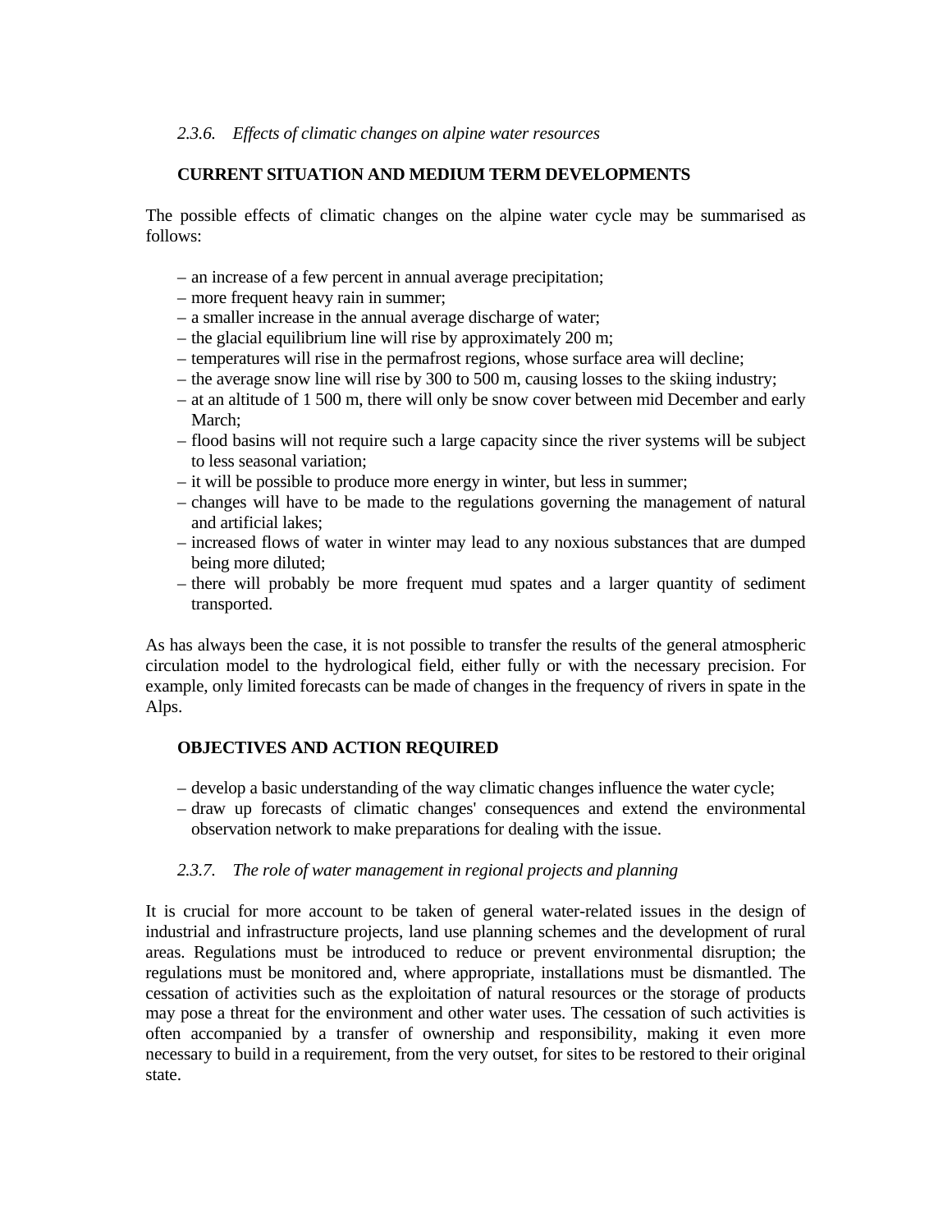### *2.3.6. Effects of climatic changes on alpine water resources*

**CURRENT SITUATION AND MEDIUM TERM DEVELOPMENTS**

The possible effects of climatic changes on the alpine water cycle may be summarised as follows:

- an increase of a few percent in annual average precipitation;
- more frequent heavy rain in summer;
- a smaller increase in the annual average discharge of water;
- the glacial equilibrium line will rise by approximately 200 m;
- temperatures will rise in the permafrost regions, whose surface area will decline;
- the average snow line will rise by 300 to 500 m, causing losses to the skiing industry;
- at an altitude of 1 500 m, there will only be snow cover between mid December and early March;
- flood basins will not require such a large capacity since the river systems will be subject to less seasonal variation;
- it will be possible to produce more energy in winter, but less in summer;
- changes will have to be made to the regulations governing the management of natural and artificial lakes;
- increased flows of water in winter may lead to any noxious substances that are dumped being more diluted;
- there will probably be more frequent mud spates and a larger quantity of sediment transported.

As has always been the case, it is not possible to transfer the results of the general atmospheric circulation model to the hydrological field, either fully or with the necessary precision. For example, only limited forecasts can be made of changes in the frequency of rivers in spate in the Alps.

**OBJECTIVES AND ACTION REQUIRED**

- develop a basic understanding of the way climatic changes influence the water cycle;
- draw up forecasts of climatic changes' consequences and extend the environmental observation network to make preparations for dealing with the issue.

### *2.3.7. The role of water management in regional projects and planning*

It is crucial for more account to be taken of general water-related issues in the design of industrial and infrastructure projects, land use planning schemes and the development of rural areas. Regulations must be introduced to reduce or prevent environmental disruption; the regulations must be monitored and, where appropriate, installations must be dismantled. The cessation of activities such as the exploitation of natural resources or the storage of products may pose a threat for the environment and other water uses. The cessation of such activities is often accompanied by a transfer of ownership and responsibility, making it even more necessary to build in a requirement, from the very outset, for sites to be restored to their original state.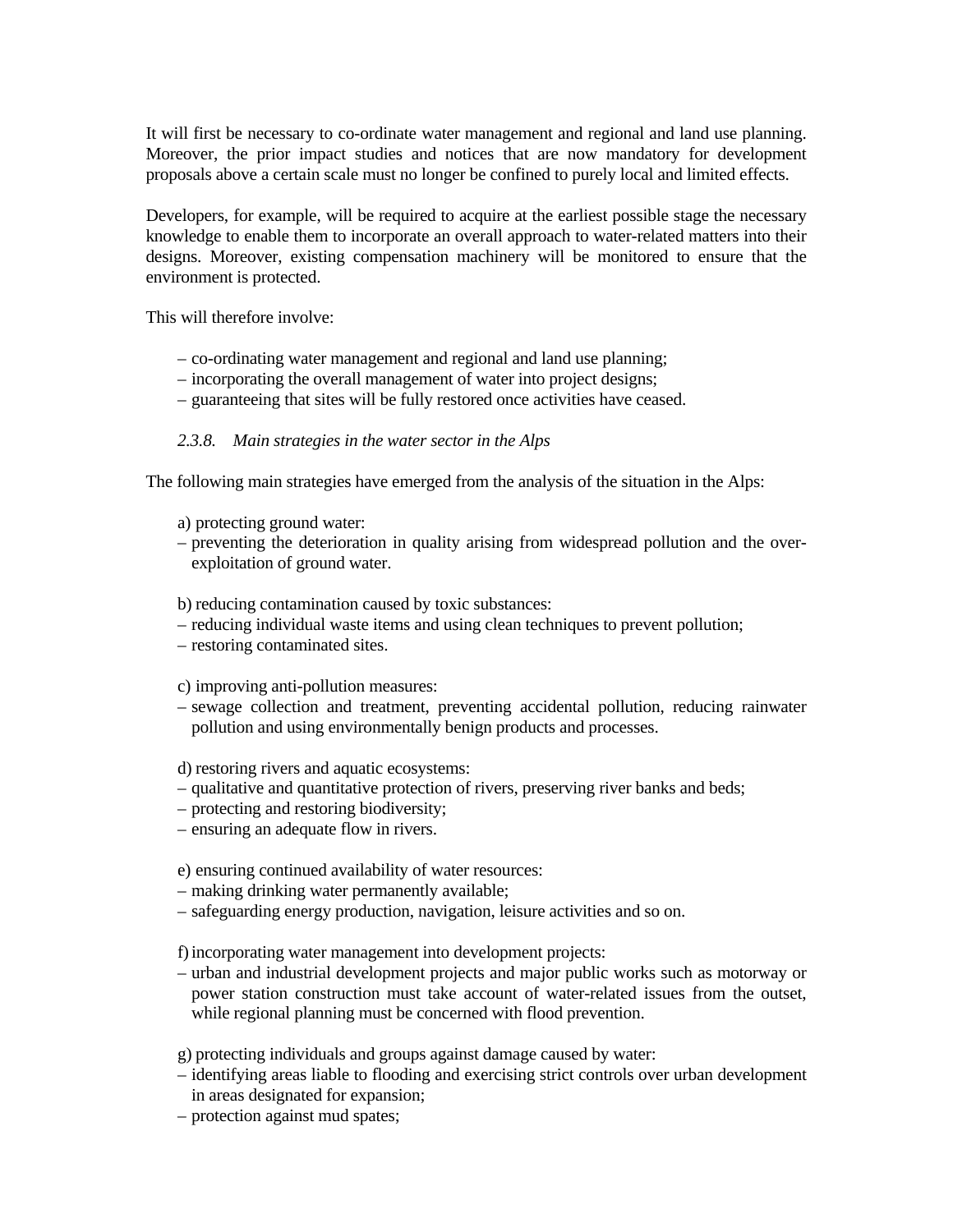It will first be necessary to co-ordinate water management and regional and land use planning. Moreover, the prior impact studies and notices that are now mandatory for development proposals above a certain scale must no longer be confined to purely local and limited effects.

Developers, for example, will be required to acquire at the earliest possible stage the necessary knowledge to enable them to incorporate an overall approach to water-related matters into their designs. Moreover, existing compensation machinery will be monitored to ensure that the environment is protected.

This will therefore involve:

– co-ordinating water management and regional and land use planning;
– incorporating the overall management of water into project designs;
– guaranteeing that sites will be fully restored once activities have ceased.

#### *2.3.8. Main strategies in the water sector in the Alps*

The following main strategies have emerged from the analysis of the situation in the Alps:

a) protecting ground water:
– preventing the deterioration in quality arising from widespread pollution and the over-exploitation of ground water.

b) reducing contamination caused by toxic substances:
– reducing individual waste items and using clean techniques to prevent pollution;
– restoring contaminated sites.

c) improving anti-pollution measures:
– sewage collection and treatment, preventing accidental pollution, reducing rainwater pollution and using environmentally benign products and processes.

d) restoring rivers and aquatic ecosystems:
– qualitative and quantitative protection of rivers, preserving river banks and beds;
– protecting and restoring biodiversity;
– ensuring an adequate flow in rivers.

e) ensuring continued availability of water resources:
– making drinking water permanently available;
– safeguarding energy production, navigation, leisure activities and so on.

f) incorporating water management into development projects:
– urban and industrial development projects and major public works such as motorway or power station construction must take account of water-related issues from the outset, while regional planning must be concerned with flood prevention.

g) protecting individuals and groups against damage caused by water:
– identifying areas liable to flooding and exercising strict controls over urban development in areas designated for expansion;
– protection against mud spates;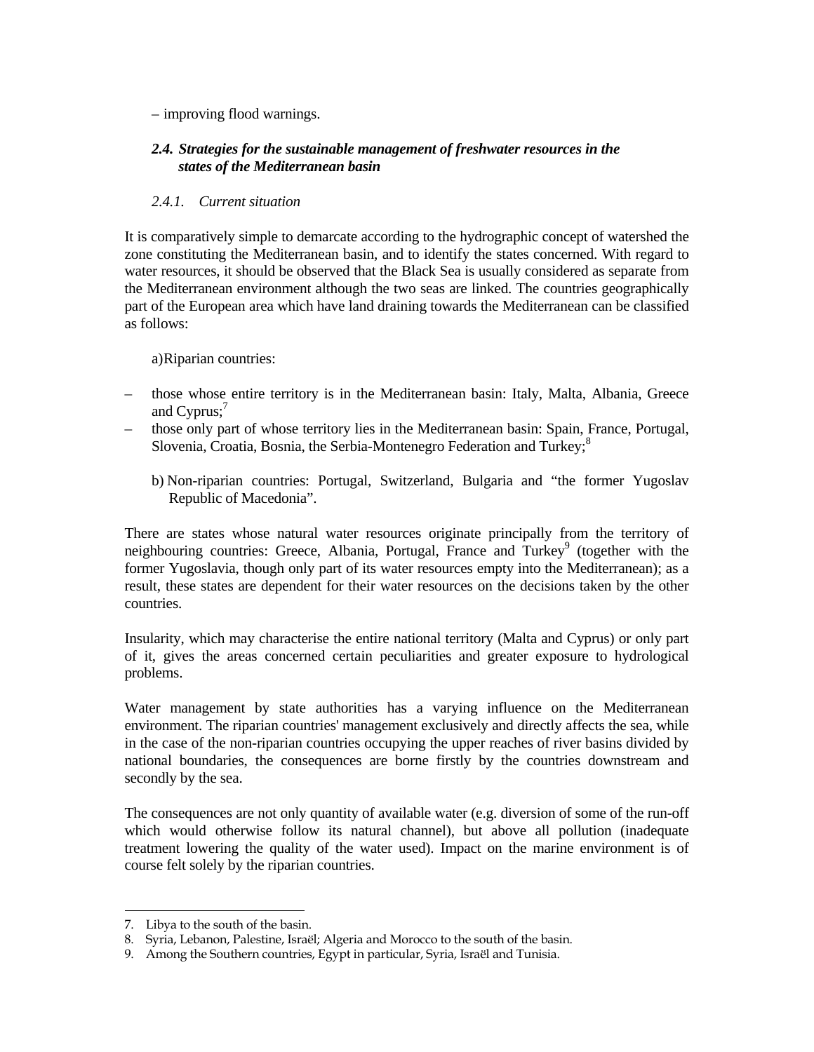– improving flood warnings.

### *2.4. Strategies for the sustainable management of freshwater resources in the states of the Mediterranean basin*

#### *2.4.1. Current situation*

It is comparatively simple to demarcate according to the hydrographic concept of watershed the zone constituting the Mediterranean basin, and to identify the states concerned. With regard to water resources, it should be observed that the Black Sea is usually considered as separate from the Mediterranean environment although the two seas are linked. The countries geographically part of the European area which have land draining towards the Mediterranean can be classified as follows:

a) Riparian countries:

– those whose entire territory is in the Mediterranean basin: Italy, Malta, Albania, Greece and Cyprus;[7]

– those only part of whose territory lies in the Mediterranean basin: Spain, France, Portugal, Slovenia, Croatia, Bosnia, the Serbia-Montenegro Federation and Turkey;[8]

b) Non-riparian countries: Portugal, Switzerland, Bulgaria and "the former Yugoslav Republic of Macedonia".

There are states whose natural water resources originate principally from the territory of neighbouring countries: Greece, Albania, Portugal, France and Turkey[9] (together with the former Yugoslavia, though only part of its water resources empty into the Mediterranean); as a result, these states are dependent for their water resources on the decisions taken by the other countries.

Insularity, which may characterise the entire national territory (Malta and Cyprus) or only part of it, gives the areas concerned certain peculiarities and greater exposure to hydrological problems.

Water management by state authorities has a varying influence on the Mediterranean environment. The riparian countries' management exclusively and directly affects the sea, while in the case of the non-riparian countries occupying the upper reaches of river basins divided by national boundaries, the consequences are borne firstly by the countries downstream and secondly by the sea.

The consequences are not only quantity of available water (e.g. diversion of some of the run-off which would otherwise follow its natural channel), but above all pollution (inadequate treatment lowering the quality of the water used). Impact on the marine environment is of course felt solely by the riparian countries.

---

7. Libya to the south of the basin.

8. Syria, Lebanon, Palestine, Israël; Algeria and Morocco to the south of the basin.

9. Among the Southern countries, Egypt in particular, Syria, Israël and Tunisia.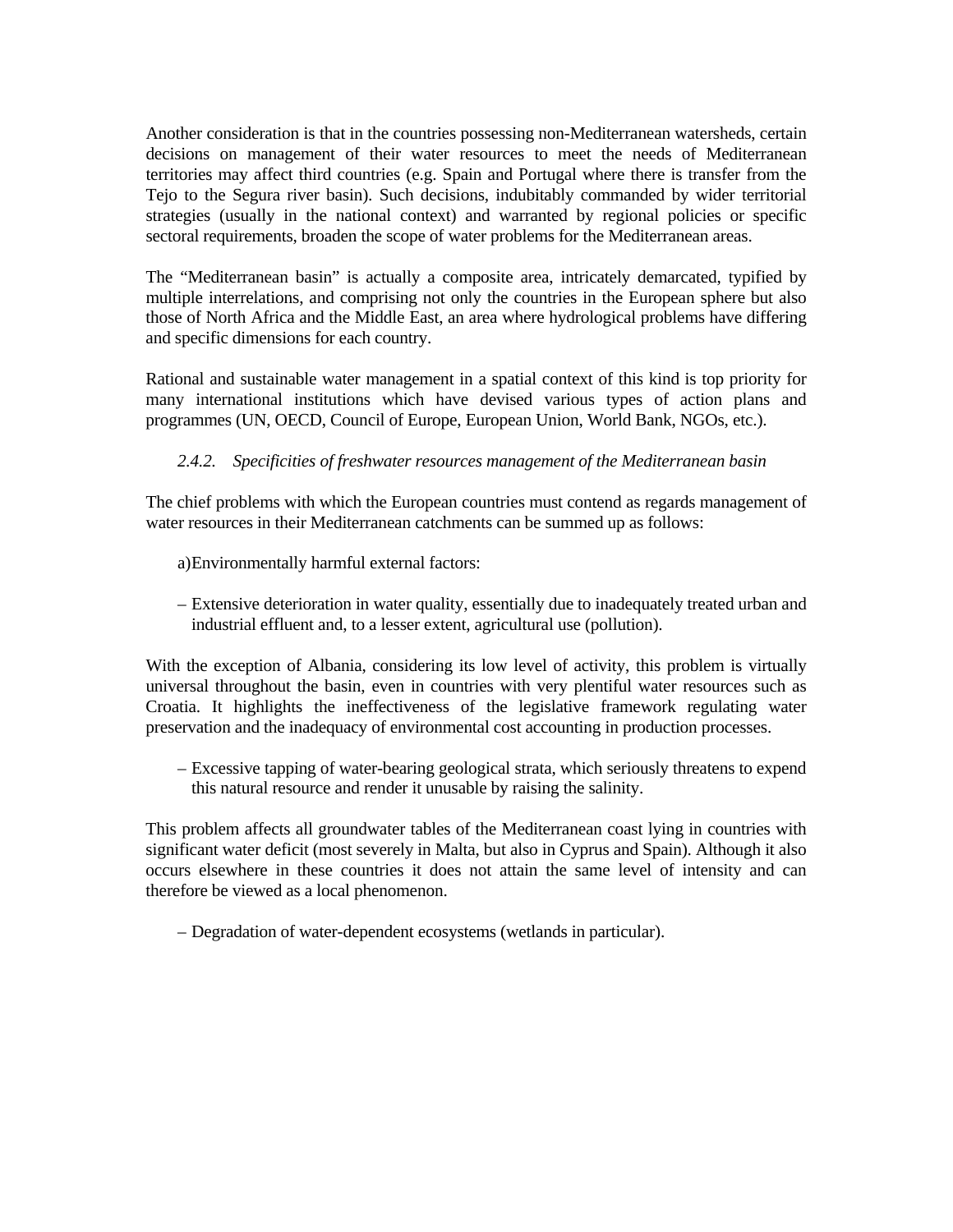Another consideration is that in the countries possessing non-Mediterranean watersheds, certain decisions on management of their water resources to meet the needs of Mediterranean territories may affect third countries (e.g. Spain and Portugal where there is transfer from the Tejo to the Segura river basin). Such decisions, indubitably commanded by wider territorial strategies (usually in the national context) and warranted by regional policies or specific sectoral requirements, broaden the scope of water problems for the Mediterranean areas.

The "Mediterranean basin" is actually a composite area, intricately demarcated, typified by multiple interrelations, and comprising not only the countries in the European sphere but also those of North Africa and the Middle East, an area where hydrological problems have differing and specific dimensions for each country.

Rational and sustainable water management in a spatial context of this kind is top priority for many international institutions which have devised various types of action plans and programmes (UN, OECD, Council of Europe, European Union, World Bank, NGOs, etc.).

### *2.4.2. Specificities of freshwater resources management of the Mediterranean basin*

The chief problems with which the European countries must contend as regards management of water resources in their Mediterranean catchments can be summed up as follows:

a) Environmentally harmful external factors:

– Extensive deterioration in water quality, essentially due to inadequately treated urban and industrial effluent and, to a lesser extent, agricultural use (pollution).

With the exception of Albania, considering its low level of activity, this problem is virtually universal throughout the basin, even in countries with very plentiful water resources such as Croatia. It highlights the ineffectiveness of the legislative framework regulating water preservation and the inadequacy of environmental cost accounting in production processes.

– Excessive tapping of water-bearing geological strata, which seriously threatens to expend this natural resource and render it unusable by raising the salinity.

This problem affects all groundwater tables of the Mediterranean coast lying in countries with significant water deficit (most severely in Malta, but also in Cyprus and Spain). Although it also occurs elsewhere in these countries it does not attain the same level of intensity and can therefore be viewed as a local phenomenon.

– Degradation of water-dependent ecosystems (wetlands in particular).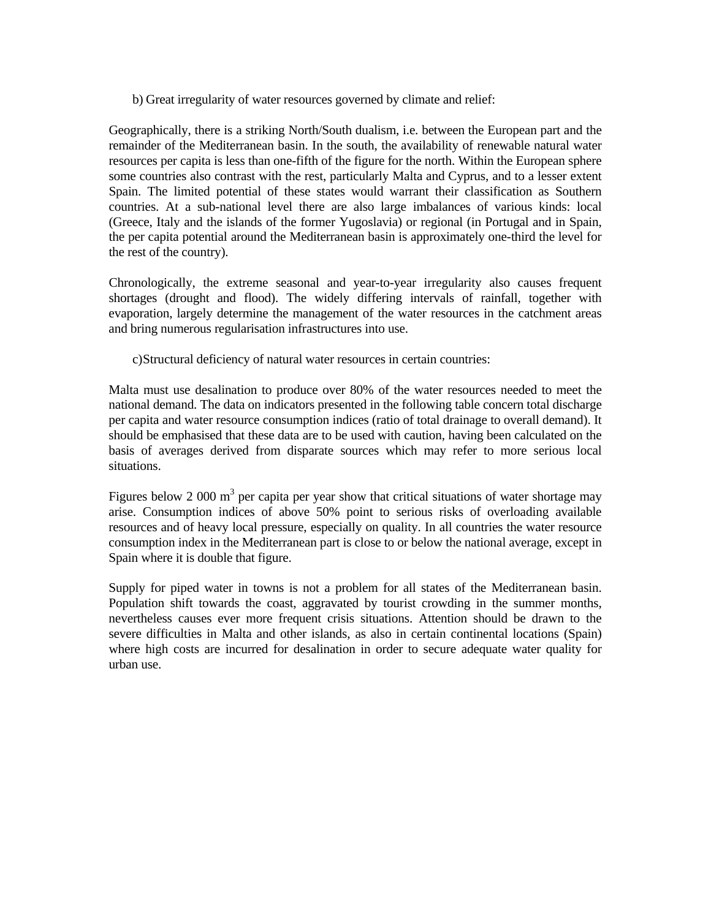b) Great irregularity of water resources governed by climate and relief:

Geographically, there is a striking North/South dualism, i.e. between the European part and the remainder of the Mediterranean basin. In the south, the availability of renewable natural water resources per capita is less than one-fifth of the figure for the north. Within the European sphere some countries also contrast with the rest, particularly Malta and Cyprus, and to a lesser extent Spain. The limited potential of these states would warrant their classification as Southern countries. At a sub-national level there are also large imbalances of various kinds: local (Greece, Italy and the islands of the former Yugoslavia) or regional (in Portugal and in Spain, the per capita potential around the Mediterranean basin is approximately one-third the level for the rest of the country).

Chronologically, the extreme seasonal and year-to-year irregularity also causes frequent shortages (drought and flood). The widely differing intervals of rainfall, together with evaporation, largely determine the management of the water resources in the catchment areas and bring numerous regularisation infrastructures into use.

c) Structural deficiency of natural water resources in certain countries:

Malta must use desalination to produce over 80% of the water resources needed to meet the national demand. The data on indicators presented in the following table concern total discharge per capita and water resource consumption indices (ratio of total drainage to overall demand). It should be emphasised that these data are to be used with caution, having been calculated on the basis of averages derived from disparate sources which may refer to more serious local situations.

Figures below 2 000 $m^3$ per capita per year show that critical situations of water shortage may arise. Consumption indices of above 50% point to serious risks of overloading available resources and of heavy local pressure, especially on quality. In all countries the water resource consumption index in the Mediterranean part is close to or below the national average, except in Spain where it is double that figure.

Supply for piped water in towns is not a problem for all states of the Mediterranean basin. Population shift towards the coast, aggravated by tourist crowding in the summer months, nevertheless causes ever more frequent crisis situations. Attention should be drawn to the severe difficulties in Malta and other islands, as also in certain continental locations (Spain) where high costs are incurred for desalination in order to secure adequate water quality for urban use.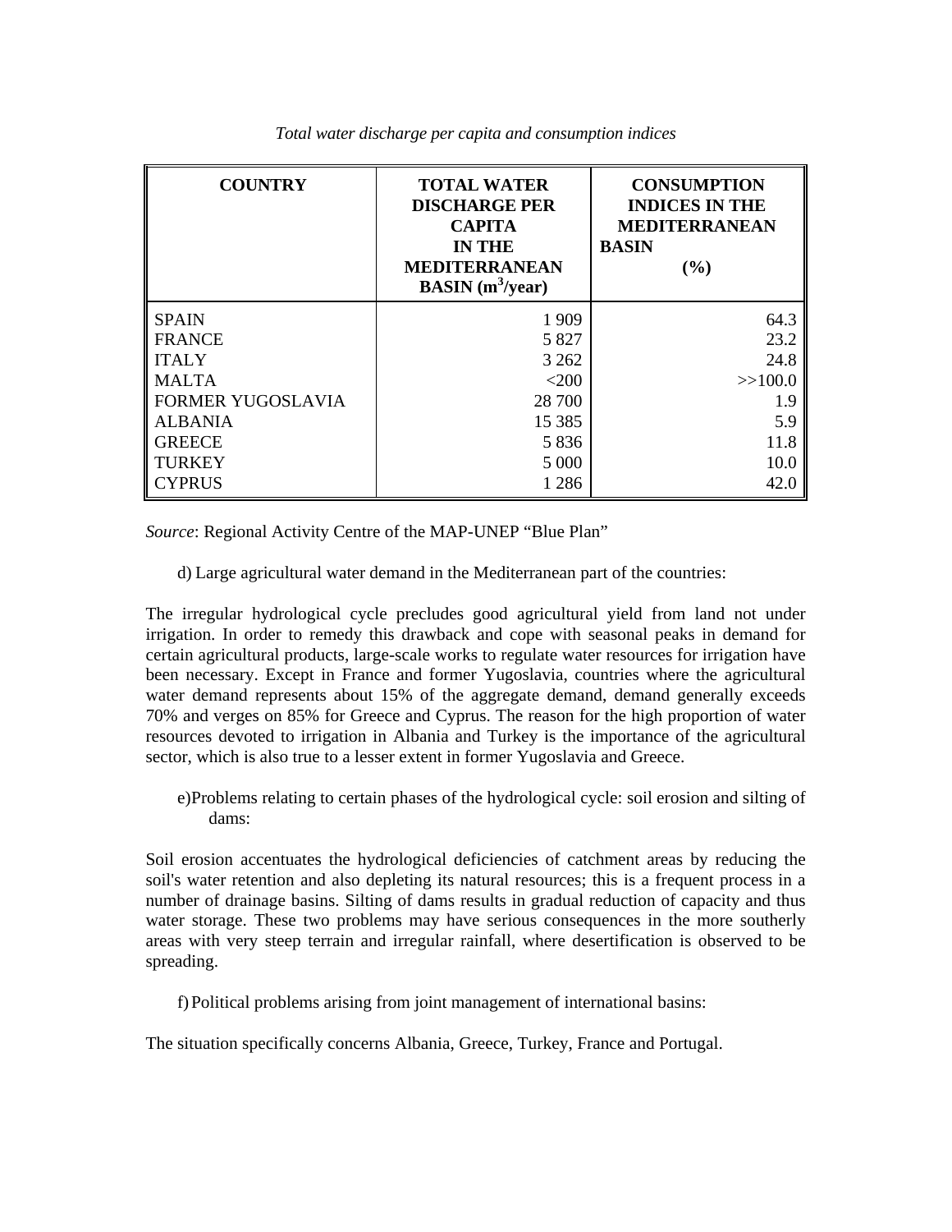*Total water discharge per capita and consumption indices*

| COUNTRY | TOTAL WATER DISCHARGE PER CAPITA IN THE MEDITERRANEAN BASIN ($m^3$/year) | CONSUMPTION INDICES IN THE MEDITERRANEAN BASIN (%) |
|---|---|---|
| SPAIN | 1 909 | 64.3 |
| FRANCE | 5 827 | 23.2 |
| ITALY | 3 262 | 24.8 |
| MALTA | <200 | >>100.0 |
| FORMER YUGOSLAVIA | 28 700 | 1.9 |
| ALBANIA | 15 385 | 5.9 |
| GREECE | 5 836 | 11.8 |
| TURKEY | 5 000 | 10.0 |
| CYPRUS | 1 286 | 42.0 |

*Source*: Regional Activity Centre of the MAP-UNEP "Blue Plan"

d) Large agricultural water demand in the Mediterranean part of the countries:

The irregular hydrological cycle precludes good agricultural yield from land not under irrigation. In order to remedy this drawback and cope with seasonal peaks in demand for certain agricultural products, large-scale works to regulate water resources for irrigation have been necessary. Except in France and former Yugoslavia, countries where the agricultural water demand represents about 15% of the aggregate demand, demand generally exceeds 70% and verges on 85% for Greece and Cyprus. The reason for the high proportion of water resources devoted to irrigation in Albania and Turkey is the importance of the agricultural sector, which is also true to a lesser extent in former Yugoslavia and Greece.

e) Problems relating to certain phases of the hydrological cycle: soil erosion and silting of dams:

Soil erosion accentuates the hydrological deficiencies of catchment areas by reducing the soil's water retention and also depleting its natural resources; this is a frequent process in a number of drainage basins. Silting of dams results in gradual reduction of capacity and thus water storage. These two problems may have serious consequences in the more southerly areas with very steep terrain and irregular rainfall, where desertification is observed to be spreading.

f) Political problems arising from joint management of international basins:

The situation specifically concerns Albania, Greece, Turkey, France and Portugal.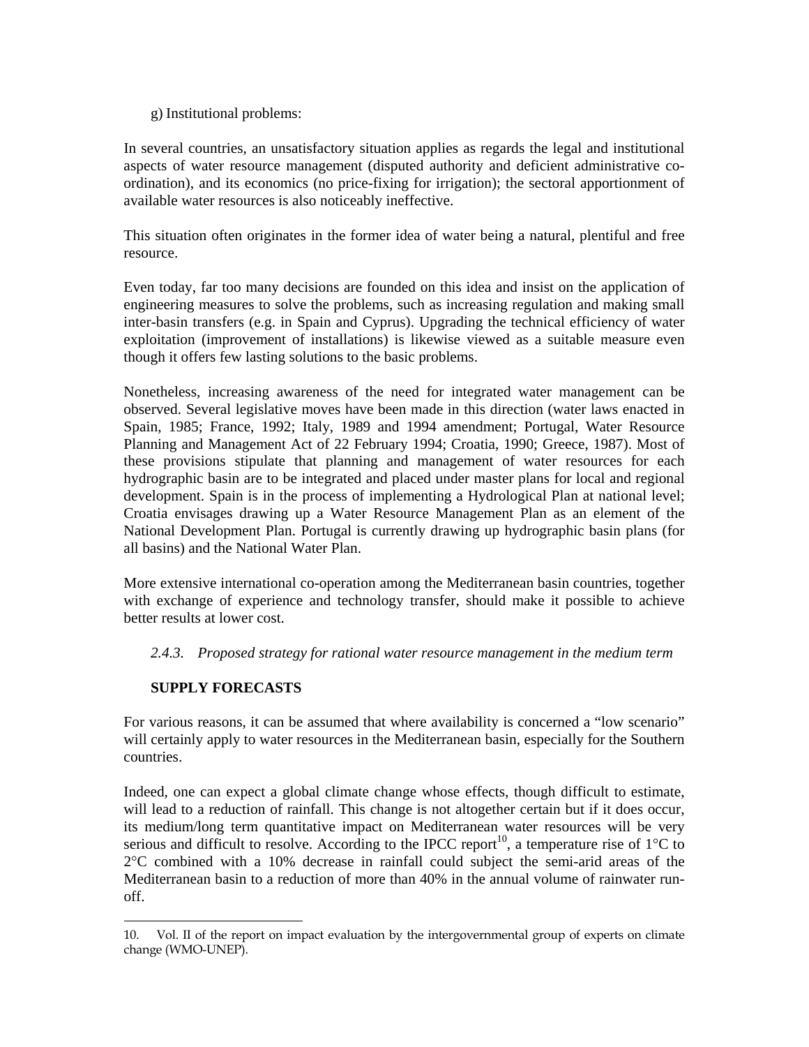g) Institutional problems:

In several countries, an unsatisfactory situation applies as regards the legal and institutional aspects of water resource management (disputed authority and deficient administrative co-ordination), and its economics (no price-fixing for irrigation); the sectoral apportionment of available water resources is also noticeably ineffective.

This situation often originates in the former idea of water being a natural, plentiful and free resource.

Even today, far too many decisions are founded on this idea and insist on the application of engineering measures to solve the problems, such as increasing regulation and making small inter-basin transfers (e.g. in Spain and Cyprus). Upgrading the technical efficiency of water exploitation (improvement of installations) is likewise viewed as a suitable measure even though it offers few lasting solutions to the basic problems.

Nonetheless, increasing awareness of the need for integrated water management can be observed. Several legislative moves have been made in this direction (water laws enacted in Spain, 1985; France, 1992; Italy, 1989 and 1994 amendment; Portugal, Water Resource Planning and Management Act of 22 February 1994; Croatia, 1990; Greece, 1987). Most of these provisions stipulate that planning and management of water resources for each hydrographic basin are to be integrated and placed under master plans for local and regional development. Spain is in the process of implementing a Hydrological Plan at national level; Croatia envisages drawing up a Water Resource Management Plan as an element of the National Development Plan. Portugal is currently drawing up hydrographic basin plans (for all basins) and the National Water Plan.

More extensive international co-operation among the Mediterranean basin countries, together with exchange of experience and technology transfer, should make it possible to achieve better results at lower cost.

### *2.4.3. Proposed strategy for rational water resource management in the medium term*

**SUPPLY FORECASTS**

For various reasons, it can be assumed that where availability is concerned a "low scenario" will certainly apply to water resources in the Mediterranean basin, especially for the Southern countries.

Indeed, one can expect a global climate change whose effects, though difficult to estimate, will lead to a reduction of rainfall. This change is not altogether certain but if it does occur, its medium/long term quantitative impact on Mediterranean water resources will be very serious and difficult to resolve. According to the IPCC report[10], a temperature rise of 1°C to 2°C combined with a 10% decrease in rainfall could subject the semi-arid areas of the Mediterranean basin to a reduction of more than 40% in the annual volume of rainwater run-off.

---

10. Vol. II of the report on impact evaluation by the intergovernmental group of experts on climate change (WMO-UNEP).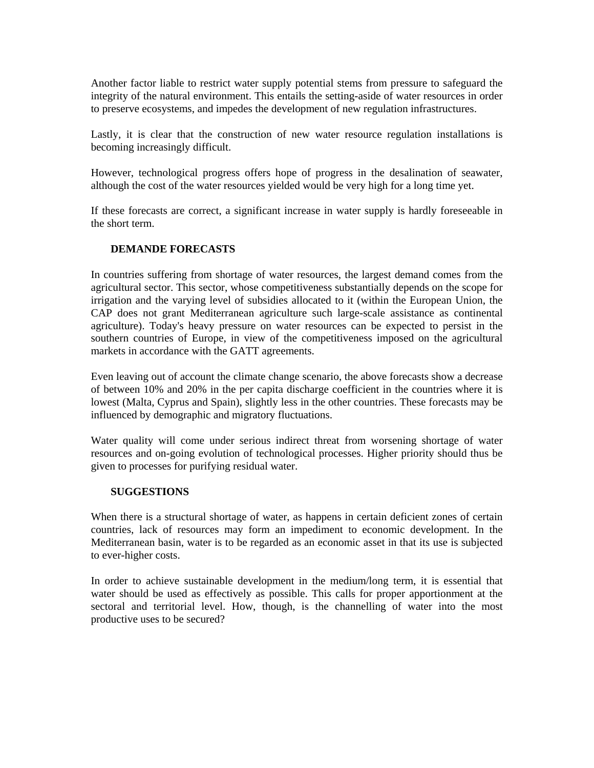Another factor liable to restrict water supply potential stems from pressure to safeguard the integrity of the natural environment. This entails the setting-aside of water resources in order to preserve ecosystems, and impedes the development of new regulation infrastructures.

Lastly, it is clear that the construction of new water resource regulation installations is becoming increasingly difficult.

However, technological progress offers hope of progress in the desalination of seawater, although the cost of the water resources yielded would be very high for a long time yet.

If these forecasts are correct, a significant increase in water supply is hardly foreseeable in the short term.

## DEMANDE FORECASTS

In countries suffering from shortage of water resources, the largest demand comes from the agricultural sector. This sector, whose competitiveness substantially depends on the scope for irrigation and the varying level of subsidies allocated to it (within the European Union, the CAP does not grant Mediterranean agriculture such large-scale assistance as continental agriculture). Today's heavy pressure on water resources can be expected to persist in the southern countries of Europe, in view of the competitiveness imposed on the agricultural markets in accordance with the GATT agreements.

Even leaving out of account the climate change scenario, the above forecasts show a decrease of between 10% and 20% in the per capita discharge coefficient in the countries where it is lowest (Malta, Cyprus and Spain), slightly less in the other countries. These forecasts may be influenced by demographic and migratory fluctuations.

Water quality will come under serious indirect threat from worsening shortage of water resources and on-going evolution of technological processes. Higher priority should thus be given to processes for purifying residual water.

## SUGGESTIONS

When there is a structural shortage of water, as happens in certain deficient zones of certain countries, lack of resources may form an impediment to economic development. In the Mediterranean basin, water is to be regarded as an economic asset in that its use is subjected to ever-higher costs.

In order to achieve sustainable development in the medium/long term, it is essential that water should be used as effectively as possible. This calls for proper apportionment at the sectoral and territorial level. How, though, is the channelling of water into the most productive uses to be secured?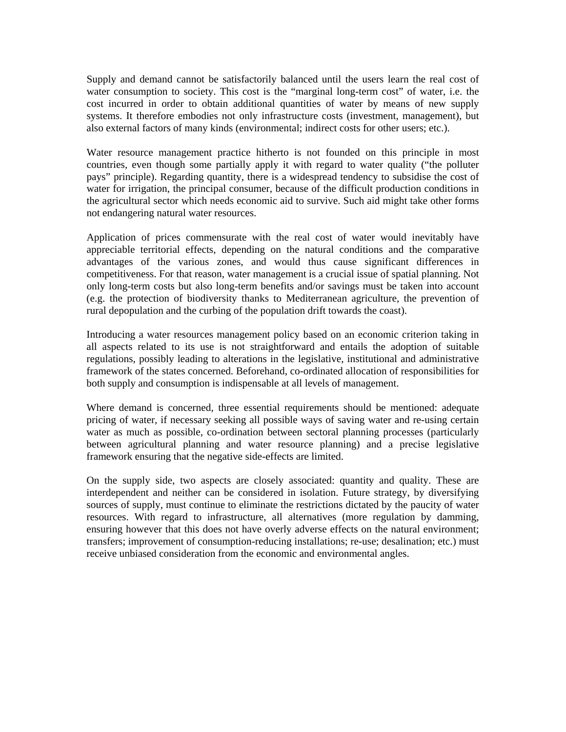Supply and demand cannot be satisfactorily balanced until the users learn the real cost of water consumption to society. This cost is the "marginal long-term cost" of water, i.e. the cost incurred in order to obtain additional quantities of water by means of new supply systems. It therefore embodies not only infrastructure costs (investment, management), but also external factors of many kinds (environmental; indirect costs for other users; etc.).

Water resource management practice hitherto is not founded on this principle in most countries, even though some partially apply it with regard to water quality ("the polluter pays" principle). Regarding quantity, there is a widespread tendency to subsidise the cost of water for irrigation, the principal consumer, because of the difficult production conditions in the agricultural sector which needs economic aid to survive. Such aid might take other forms not endangering natural water resources.

Application of prices commensurate with the real cost of water would inevitably have appreciable territorial effects, depending on the natural conditions and the comparative advantages of the various zones, and would thus cause significant differences in competitiveness. For that reason, water management is a crucial issue of spatial planning. Not only long-term costs but also long-term benefits and/or savings must be taken into account (e.g. the protection of biodiversity thanks to Mediterranean agriculture, the prevention of rural depopulation and the curbing of the population drift towards the coast).

Introducing a water resources management policy based on an economic criterion taking in all aspects related to its use is not straightforward and entails the adoption of suitable regulations, possibly leading to alterations in the legislative, institutional and administrative framework of the states concerned. Beforehand, co-ordinated allocation of responsibilities for both supply and consumption is indispensable at all levels of management.

Where demand is concerned, three essential requirements should be mentioned: adequate pricing of water, if necessary seeking all possible ways of saving water and re-using certain water as much as possible, co-ordination between sectoral planning processes (particularly between agricultural planning and water resource planning) and a precise legislative framework ensuring that the negative side-effects are limited.

On the supply side, two aspects are closely associated: quantity and quality. These are interdependent and neither can be considered in isolation. Future strategy, by diversifying sources of supply, must continue to eliminate the restrictions dictated by the paucity of water resources. With regard to infrastructure, all alternatives (more regulation by damming, ensuring however that this does not have overly adverse effects on the natural environment; transfers; improvement of consumption-reducing installations; re-use; desalination; etc.) must receive unbiased consideration from the economic and environmental angles.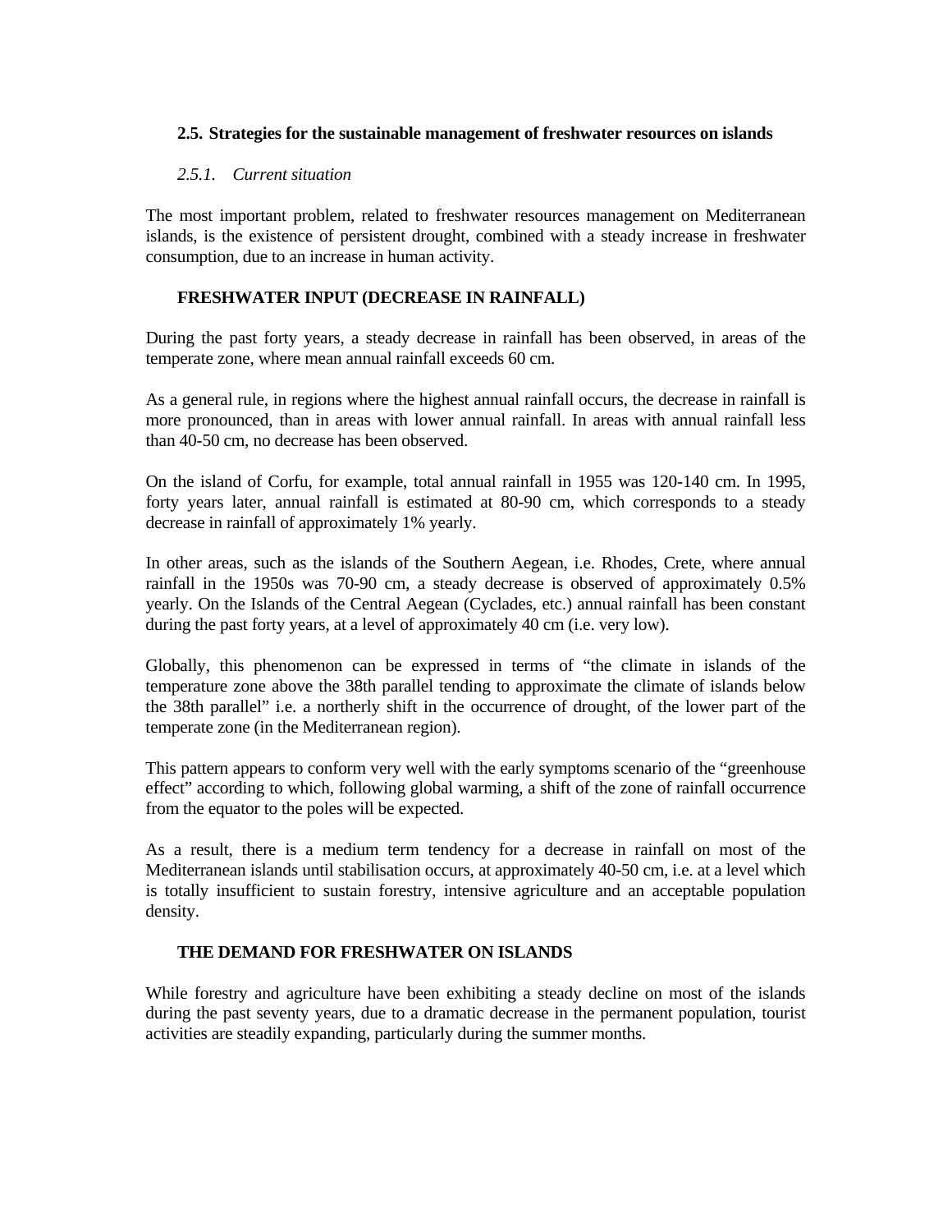## 2.5. Strategies for the sustainable management of freshwater resources on islands

### *2.5.1. Current situation*

The most important problem, related to freshwater resources management on Mediterranean islands, is the existence of persistent drought, combined with a steady increase in freshwater consumption, due to an increase in human activity.

**FRESHWATER INPUT (DECREASE IN RAINFALL)**

During the past forty years, a steady decrease in rainfall has been observed, in areas of the temperate zone, where mean annual rainfall exceeds 60 cm.

As a general rule, in regions where the highest annual rainfall occurs, the decrease in rainfall is more pronounced, than in areas with lower annual rainfall. In areas with annual rainfall less than 40-50 cm, no decrease has been observed.

On the island of Corfu, for example, total annual rainfall in 1955 was 120-140 cm. In 1995, forty years later, annual rainfall is estimated at 80-90 cm, which corresponds to a steady decrease in rainfall of approximately 1% yearly.

In other areas, such as the islands of the Southern Aegean, i.e. Rhodes, Crete, where annual rainfall in the 1950s was 70-90 cm, a steady decrease is observed of approximately 0.5% yearly. On the Islands of the Central Aegean (Cyclades, etc.) annual rainfall has been constant during the past forty years, at a level of approximately 40 cm (i.e. very low).

Globally, this phenomenon can be expressed in terms of "the climate in islands of the temperature zone above the 38th parallel tending to approximate the climate of islands below the 38th parallel" i.e. a northerly shift in the occurrence of drought, of the lower part of the temperate zone (in the Mediterranean region).

This pattern appears to conform very well with the early symptoms scenario of the "greenhouse effect" according to which, following global warming, a shift of the zone of rainfall occurrence from the equator to the poles will be expected.

As a result, there is a medium term tendency for a decrease in rainfall on most of the Mediterranean islands until stabilisation occurs, at approximately 40-50 cm, i.e. at a level which is totally insufficient to sustain forestry, intensive agriculture and an acceptable population density.

**THE DEMAND FOR FRESHWATER ON ISLANDS**

While forestry and agriculture have been exhibiting a steady decline on most of the islands during the past seventy years, due to a dramatic decrease in the permanent population, tourist activities are steadily expanding, particularly during the summer months.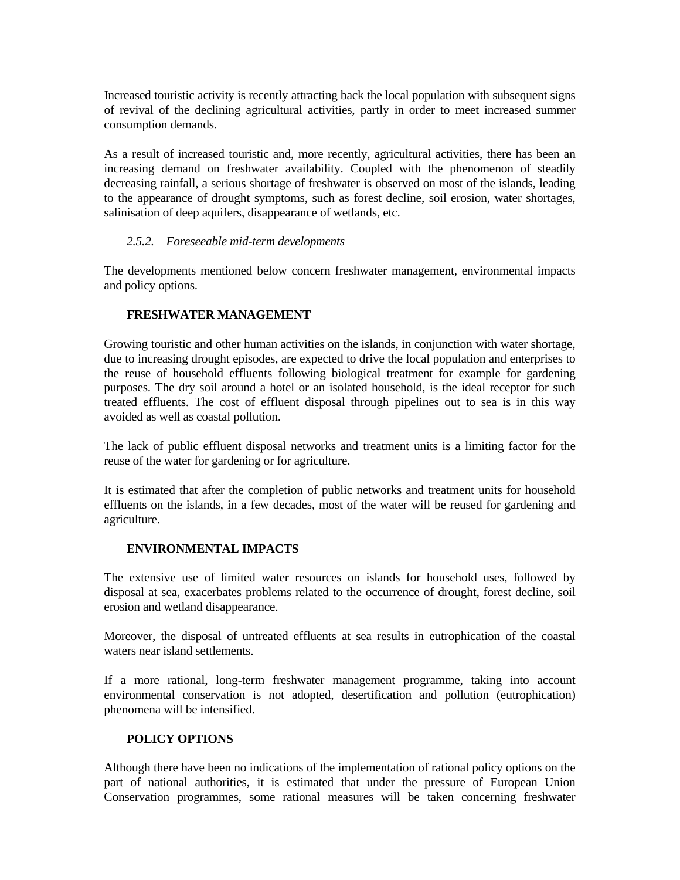Increased touristic activity is recently attracting back the local population with subsequent signs of revival of the declining agricultural activities, partly in order to meet increased summer consumption demands.

As a result of increased touristic and, more recently, agricultural activities, there has been an increasing demand on freshwater availability. Coupled with the phenomenon of steadily decreasing rainfall, a serious shortage of freshwater is observed on most of the islands, leading to the appearance of drought symptoms, such as forest decline, soil erosion, water shortages, salinisation of deep aquifers, disappearance of wetlands, etc.

### *2.5.2. Foreseeable mid-term developments*

The developments mentioned below concern freshwater management, environmental impacts and policy options.

**FRESHWATER MANAGEMENT**

Growing touristic and other human activities on the islands, in conjunction with water shortage, due to increasing drought episodes, are expected to drive the local population and enterprises to the reuse of household effluents following biological treatment for example for gardening purposes. The dry soil around a hotel or an isolated household, is the ideal receptor for such treated effluents. The cost of effluent disposal through pipelines out to sea is in this way avoided as well as coastal pollution.

The lack of public effluent disposal networks and treatment units is a limiting factor for the reuse of the water for gardening or for agriculture.

It is estimated that after the completion of public networks and treatment units for household effluents on the islands, in a few decades, most of the water will be reused for gardening and agriculture.

**ENVIRONMENTAL IMPACTS**

The extensive use of limited water resources on islands for household uses, followed by disposal at sea, exacerbates problems related to the occurrence of drought, forest decline, soil erosion and wetland disappearance.

Moreover, the disposal of untreated effluents at sea results in eutrophication of the coastal waters near island settlements.

If a more rational, long-term freshwater management programme, taking into account environmental conservation is not adopted, desertification and pollution (eutrophication) phenomena will be intensified.

**POLICY OPTIONS**

Although there have been no indications of the implementation of rational policy options on the part of national authorities, it is estimated that under the pressure of European Union Conservation programmes, some rational measures will be taken concerning freshwater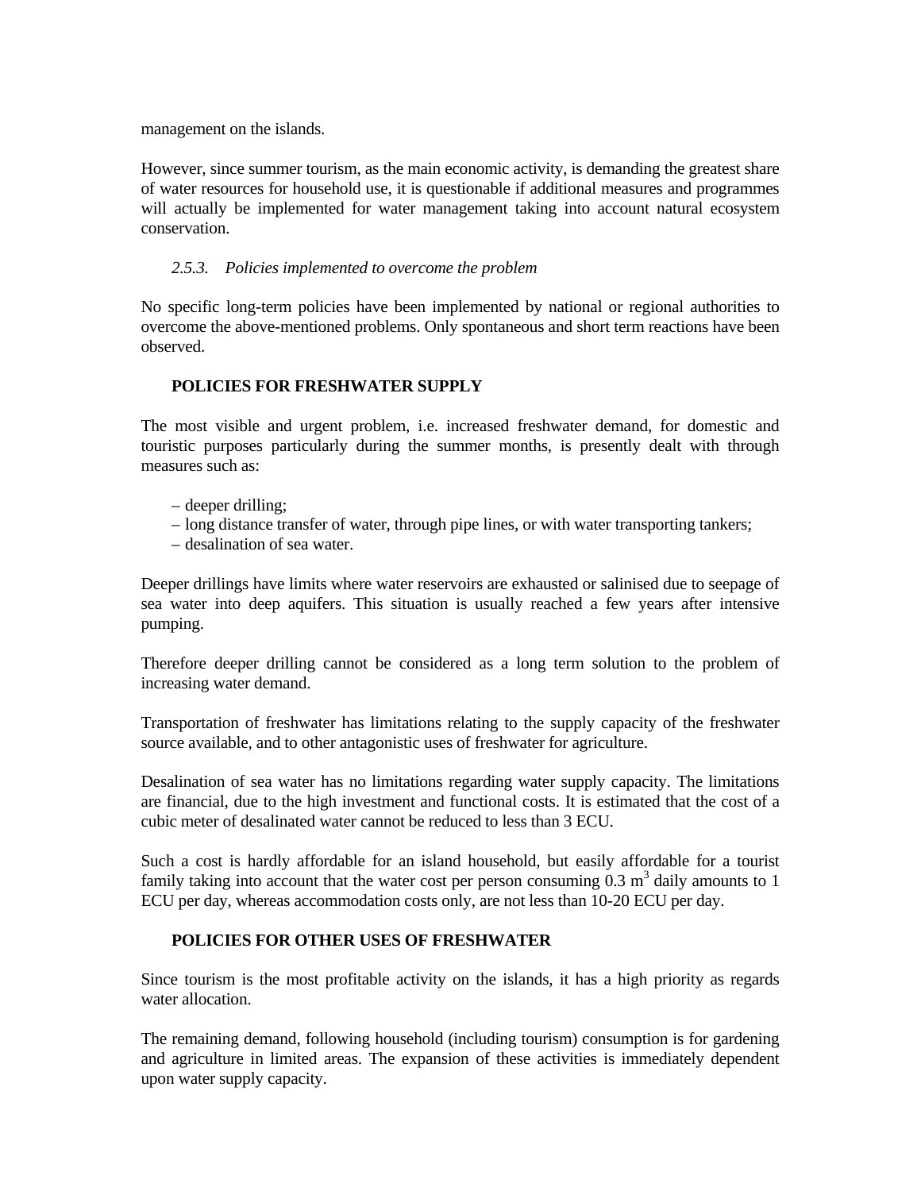management on the islands.

However, since summer tourism, as the main economic activity, is demanding the greatest share of water resources for household use, it is questionable if additional measures and programmes will actually be implemented for water management taking into account natural ecosystem conservation.

### *2.5.3. Policies implemented to overcome the problem*

No specific long-term policies have been implemented by national or regional authorities to overcome the above-mentioned problems. Only spontaneous and short term reactions have been observed.

**POLICIES FOR FRESHWATER SUPPLY**

The most visible and urgent problem, i.e. increased freshwater demand, for domestic and touristic purposes particularly during the summer months, is presently dealt with through measures such as:

– deeper drilling;
– long distance transfer of water, through pipe lines, or with water transporting tankers;
– desalination of sea water.

Deeper drillings have limits where water reservoirs are exhausted or salinised due to seepage of sea water into deep aquifers. This situation is usually reached a few years after intensive pumping.

Therefore deeper drilling cannot be considered as a long term solution to the problem of increasing water demand.

Transportation of freshwater has limitations relating to the supply capacity of the freshwater source available, and to other antagonistic uses of freshwater for agriculture.

Desalination of sea water has no limitations regarding water supply capacity. The limitations are financial, due to the high investment and functional costs. It is estimated that the cost of a cubic meter of desalinated water cannot be reduced to less than 3 ECU.

Such a cost is hardly affordable for an island household, but easily affordable for a tourist family taking into account that the water cost per person consuming 0.3 $m^3$ daily amounts to 1 ECU per day, whereas accommodation costs only, are not less than 10-20 ECU per day.

**POLICIES FOR OTHER USES OF FRESHWATER**

Since tourism is the most profitable activity on the islands, it has a high priority as regards water allocation.

The remaining demand, following household (including tourism) consumption is for gardening and agriculture in limited areas. The expansion of these activities is immediately dependent upon water supply capacity.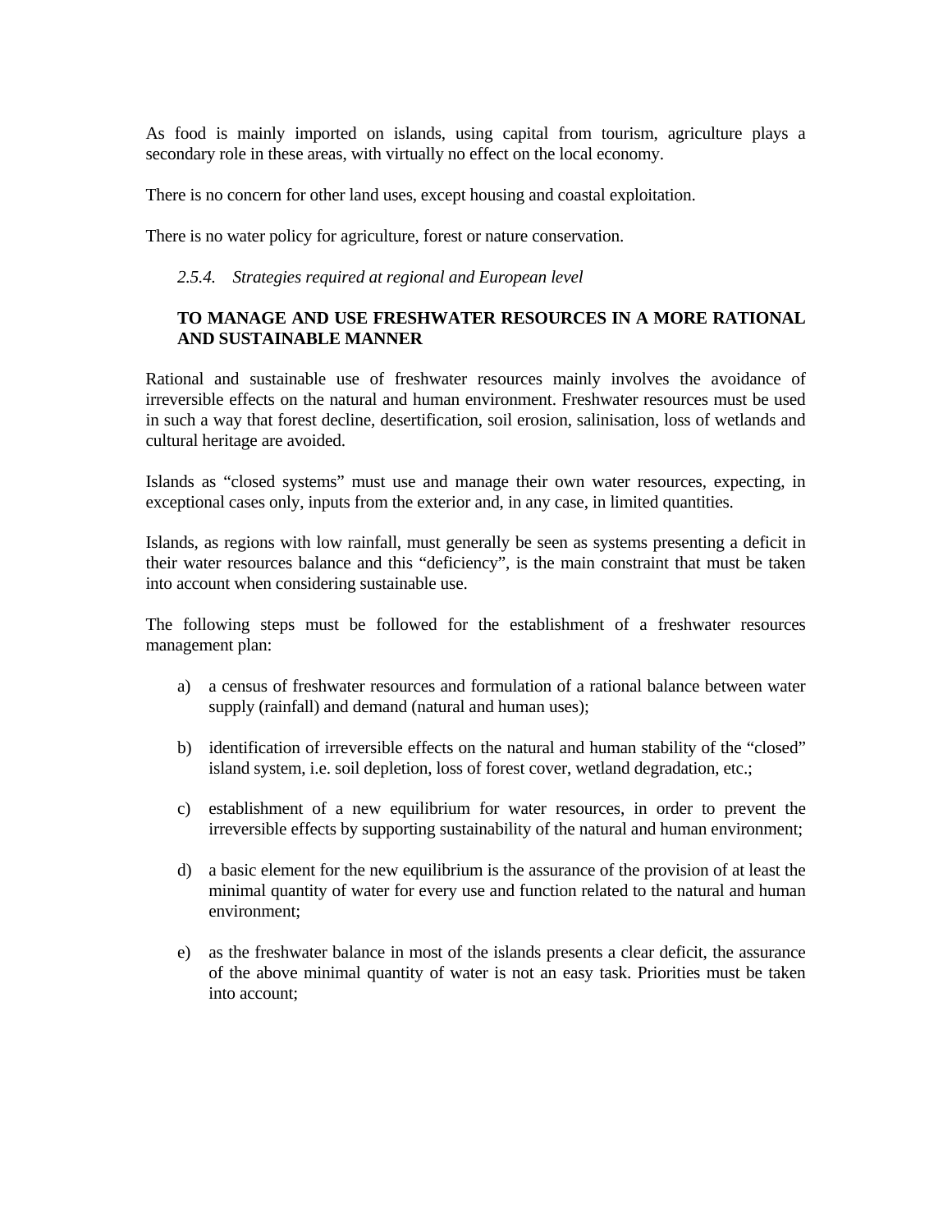As food is mainly imported on islands, using capital from tourism, agriculture plays a secondary role in these areas, with virtually no effect on the local economy.

There is no concern for other land uses, except housing and coastal exploitation.

There is no water policy for agriculture, forest or nature conservation.

#### *2.5.4. Strategies required at regional and European level*

**TO MANAGE AND USE FRESHWATER RESOURCES IN A MORE RATIONAL AND SUSTAINABLE MANNER**

Rational and sustainable use of freshwater resources mainly involves the avoidance of irreversible effects on the natural and human environment. Freshwater resources must be used in such a way that forest decline, desertification, soil erosion, salinisation, loss of wetlands and cultural heritage are avoided.

Islands as "closed systems" must use and manage their own water resources, expecting, in exceptional cases only, inputs from the exterior and, in any case, in limited quantities.

Islands, as regions with low rainfall, must generally be seen as systems presenting a deficit in their water resources balance and this "deficiency", is the main constraint that must be taken into account when considering sustainable use.

The following steps must be followed for the establishment of a freshwater resources management plan:

a) a census of freshwater resources and formulation of a rational balance between water supply (rainfall) and demand (natural and human uses);

b) identification of irreversible effects on the natural and human stability of the "closed" island system, i.e. soil depletion, loss of forest cover, wetland degradation, etc.;

c) establishment of a new equilibrium for water resources, in order to prevent the irreversible effects by supporting sustainability of the natural and human environment;

d) a basic element for the new equilibrium is the assurance of the provision of at least the minimal quantity of water for every use and function related to the natural and human environment;

e) as the freshwater balance in most of the islands presents a clear deficit, the assurance of the above minimal quantity of water is not an easy task. Priorities must be taken into account;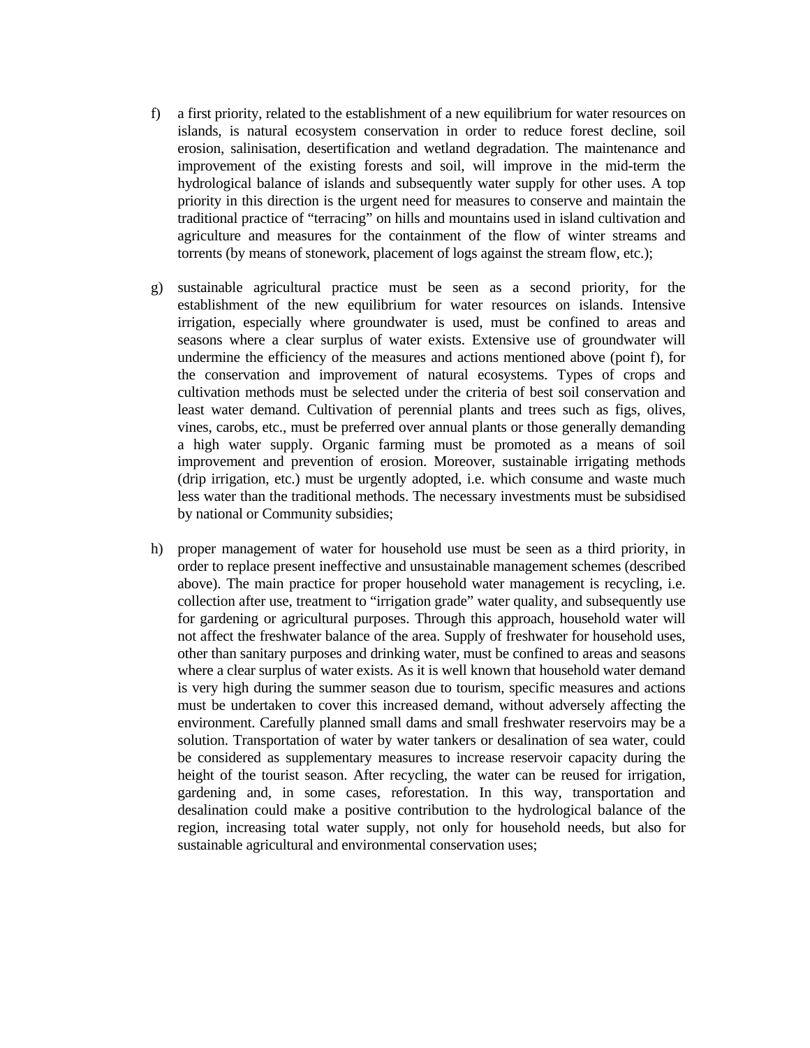f) a first priority, related to the establishment of a new equilibrium for water resources on islands, is natural ecosystem conservation in order to reduce forest decline, soil erosion, salinisation, desertification and wetland degradation. The maintenance and improvement of the existing forests and soil, will improve in the mid-term the hydrological balance of islands and subsequently water supply for other uses. A top priority in this direction is the urgent need for measures to conserve and maintain the traditional practice of "terracing" on hills and mountains used in island cultivation and agriculture and measures for the containment of the flow of winter streams and torrents (by means of stonework, placement of logs against the stream flow, etc.);

g) sustainable agricultural practice must be seen as a second priority, for the establishment of the new equilibrium for water resources on islands. Intensive irrigation, especially where groundwater is used, must be confined to areas and seasons where a clear surplus of water exists. Extensive use of groundwater will undermine the efficiency of the measures and actions mentioned above (point f), for the conservation and improvement of natural ecosystems. Types of crops and cultivation methods must be selected under the criteria of best soil conservation and least water demand. Cultivation of perennial plants and trees such as figs, olives, vines, carobs, etc., must be preferred over annual plants or those generally demanding a high water supply. Organic farming must be promoted as a means of soil improvement and prevention of erosion. Moreover, sustainable irrigating methods (drip irrigation, etc.) must be urgently adopted, i.e. which consume and waste much less water than the traditional methods. The necessary investments must be subsidised by national or Community subsidies;

h) proper management of water for household use must be seen as a third priority, in order to replace present ineffective and unsustainable management schemes (described above). The main practice for proper household water management is recycling, i.e. collection after use, treatment to "irrigation grade" water quality, and subsequently use for gardening or agricultural purposes. Through this approach, household water will not affect the freshwater balance of the area. Supply of freshwater for household uses, other than sanitary purposes and drinking water, must be confined to areas and seasons where a clear surplus of water exists. As it is well known that household water demand is very high during the summer season due to tourism, specific measures and actions must be undertaken to cover this increased demand, without adversely affecting the environment. Carefully planned small dams and small freshwater reservoirs may be a solution. Transportation of water by water tankers or desalination of sea water, could be considered as supplementary measures to increase reservoir capacity during the height of the tourist season. After recycling, the water can be reused for irrigation, gardening and, in some cases, reforestation. In this way, transportation and desalination could make a positive contribution to the hydrological balance of the region, increasing total water supply, not only for household needs, but also for sustainable agricultural and environmental conservation uses;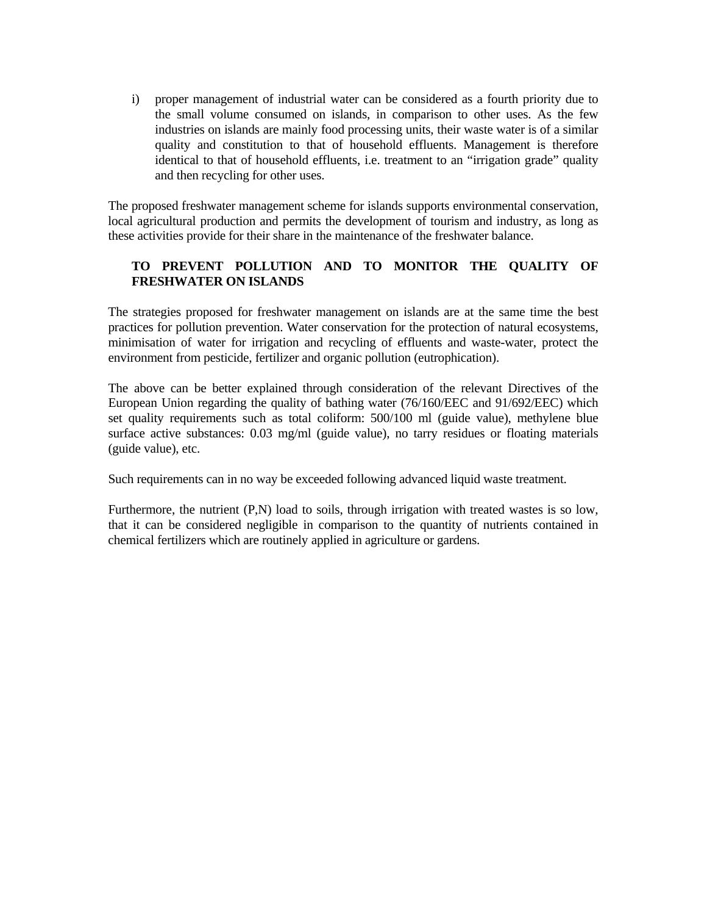i) proper management of industrial water can be considered as a fourth priority due to the small volume consumed on islands, in comparison to other uses. As the few industries on islands are mainly food processing units, their waste water is of a similar quality and constitution to that of household effluents. Management is therefore identical to that of household effluents, i.e. treatment to an "irrigation grade" quality and then recycling for other uses.

The proposed freshwater management scheme for islands supports environmental conservation, local agricultural production and permits the development of tourism and industry, as long as these activities provide for their share in the maintenance of the freshwater balance.

**TO PREVENT POLLUTION AND TO MONITOR THE QUALITY OF FRESHWATER ON ISLANDS**

The strategies proposed for freshwater management on islands are at the same time the best practices for pollution prevention. Water conservation for the protection of natural ecosystems, minimisation of water for irrigation and recycling of effluents and waste-water, protect the environment from pesticide, fertilizer and organic pollution (eutrophication).

The above can be better explained through consideration of the relevant Directives of the European Union regarding the quality of bathing water (76/160/EEC and 91/692/EEC) which set quality requirements such as total coliform: 500/100 ml (guide value), methylene blue surface active substances: 0.03 mg/ml (guide value), no tarry residues or floating materials (guide value), etc.

Such requirements can in no way be exceeded following advanced liquid waste treatment.

Furthermore, the nutrient (P,N) load to soils, through irrigation with treated wastes is so low, that it can be considered negligible in comparison to the quantity of nutrients contained in chemical fertilizers which are routinely applied in agriculture or gardens.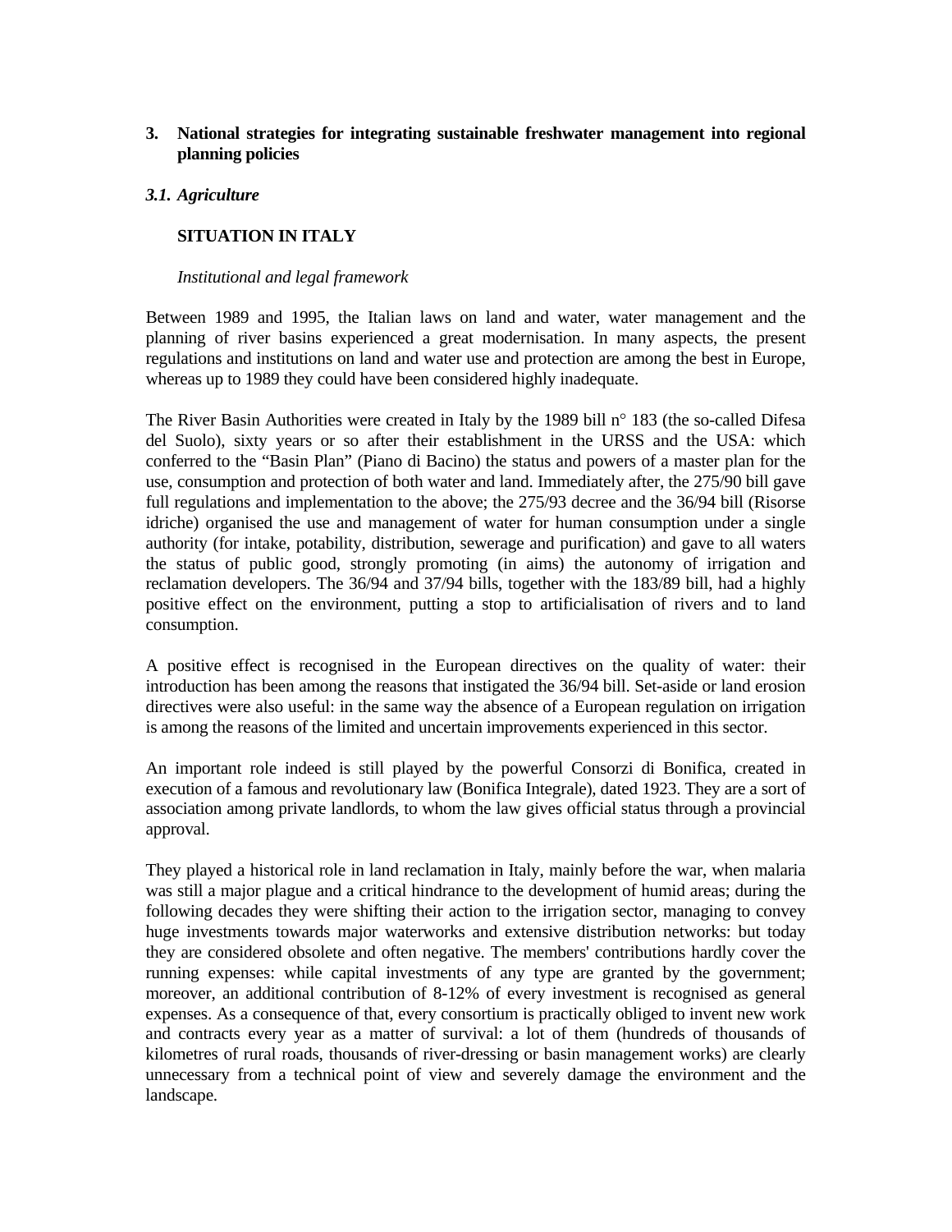## 3. National strategies for integrating sustainable freshwater management into regional planning policies

### *3.1. Agriculture*

**SITUATION IN ITALY**

*Institutional and legal framework*

Between 1989 and 1995, the Italian laws on land and water, water management and the planning of river basins experienced a great modernisation. In many aspects, the present regulations and institutions on land and water use and protection are among the best in Europe, whereas up to 1989 they could have been considered highly inadequate.

The River Basin Authorities were created in Italy by the 1989 bill n° 183 (the so-called Difesa del Suolo), sixty years or so after their establishment in the URSS and the USA: which conferred to the “Basin Plan” (Piano di Bacino) the status and powers of a master plan for the use, consumption and protection of both water and land. Immediately after, the 275/90 bill gave full regulations and implementation to the above; the 275/93 decree and the 36/94 bill (Risorse idriche) organised the use and management of water for human consumption under a single authority (for intake, potability, distribution, sewerage and purification) and gave to all waters the status of public good, strongly promoting (in aims) the autonomy of irrigation and reclamation developers. The 36/94 and 37/94 bills, together with the 183/89 bill, had a highly positive effect on the environment, putting a stop to artificialisation of rivers and to land consumption.

A positive effect is recognised in the European directives on the quality of water: their introduction has been among the reasons that instigated the 36/94 bill. Set-aside or land erosion directives were also useful: in the same way the absence of a European regulation on irrigation is among the reasons of the limited and uncertain improvements experienced in this sector.

An important role indeed is still played by the powerful Consorzi di Bonifica, created in execution of a famous and revolutionary law (Bonifica Integrale), dated 1923. They are a sort of association among private landlords, to whom the law gives official status through a provincial approval.

They played a historical role in land reclamation in Italy, mainly before the war, when malaria was still a major plague and a critical hindrance to the development of humid areas; during the following decades they were shifting their action to the irrigation sector, managing to convey huge investments towards major waterworks and extensive distribution networks: but today they are considered obsolete and often negative. The members' contributions hardly cover the running expenses: while capital investments of any type are granted by the government; moreover, an additional contribution of 8-12% of every investment is recognised as general expenses. As a consequence of that, every consortium is practically obliged to invent new work and contracts every year as a matter of survival: a lot of them (hundreds of thousands of kilometres of rural roads, thousands of river-dressing or basin management works) are clearly unnecessary from a technical point of view and severely damage the environment and the landscape.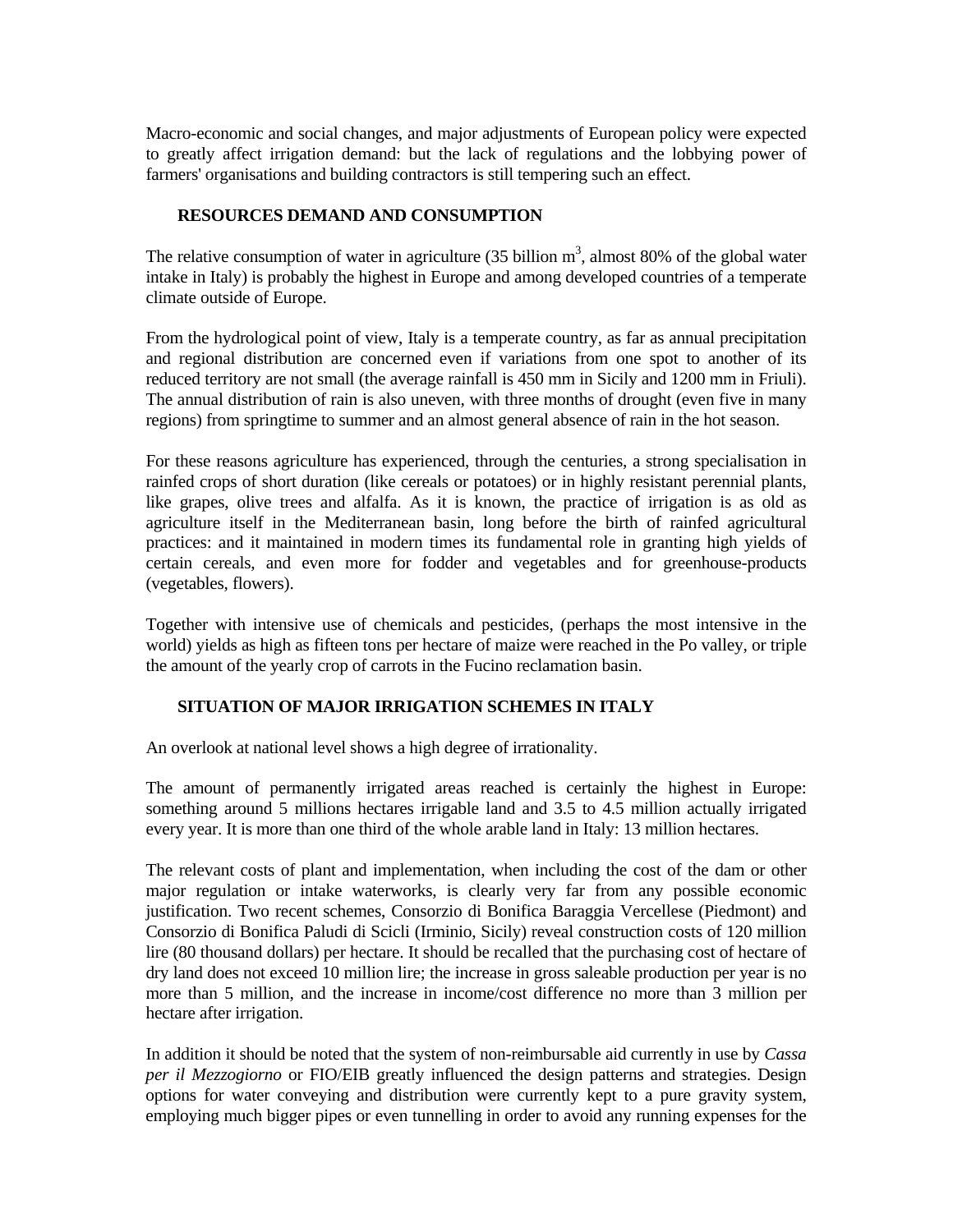Macro-economic and social changes, and major adjustments of European policy were expected to greatly affect irrigation demand: but the lack of regulations and the lobbying power of farmers' organisations and building contractors is still tempering such an effect.

## RESOURCES DEMAND AND CONSUMPTION

The relative consumption of water in agriculture (35 billion $m^3$, almost 80% of the global water intake in Italy) is probably the highest in Europe and among developed countries of a temperate climate outside of Europe.

From the hydrological point of view, Italy is a temperate country, as far as annual precipitation and regional distribution are concerned even if variations from one spot to another of its reduced territory are not small (the average rainfall is 450 mm in Sicily and 1200 mm in Friuli). The annual distribution of rain is also uneven, with three months of drought (even five in many regions) from springtime to summer and an almost general absence of rain in the hot season.

For these reasons agriculture has experienced, through the centuries, a strong specialisation in rainfed crops of short duration (like cereals or potatoes) or in highly resistant perennial plants, like grapes, olive trees and alfalfa. As it is known, the practice of irrigation is as old as agriculture itself in the Mediterranean basin, long before the birth of rainfed agricultural practices: and it maintained in modern times its fundamental role in granting high yields of certain cereals, and even more for fodder and vegetables and for greenhouse-products (vegetables, flowers).

Together with intensive use of chemicals and pesticides, (perhaps the most intensive in the world) yields as high as fifteen tons per hectare of maize were reached in the Po valley, or triple the amount of the yearly crop of carrots in the Fucino reclamation basin.

## SITUATION OF MAJOR IRRIGATION SCHEMES IN ITALY

An overlook at national level shows a high degree of irrationality.

The amount of permanently irrigated areas reached is certainly the highest in Europe: something around 5 millions hectares irrigable land and 3.5 to 4.5 million actually irrigated every year. It is more than one third of the whole arable land in Italy: 13 million hectares.

The relevant costs of plant and implementation, when including the cost of the dam or other major regulation or intake waterworks, is clearly very far from any possible economic justification. Two recent schemes, Consorzio di Bonifica Baraggia Vercellese (Piedmont) and Consorzio di Bonifica Paludi di Scicli (Irminio, Sicily) reveal construction costs of 120 million lire (80 thousand dollars) per hectare. It should be recalled that the purchasing cost of hectare of dry land does not exceed 10 million lire; the increase in gross saleable production per year is no more than 5 million, and the increase in income/cost difference no more than 3 million per hectare after irrigation.

In addition it should be noted that the system of non-reimbursable aid currently in use by *Cassa per il Mezzogiorno* or FIO/EIB greatly influenced the design patterns and strategies. Design options for water conveying and distribution were currently kept to a pure gravity system, employing much bigger pipes or even tunnelling in order to avoid any running expenses for the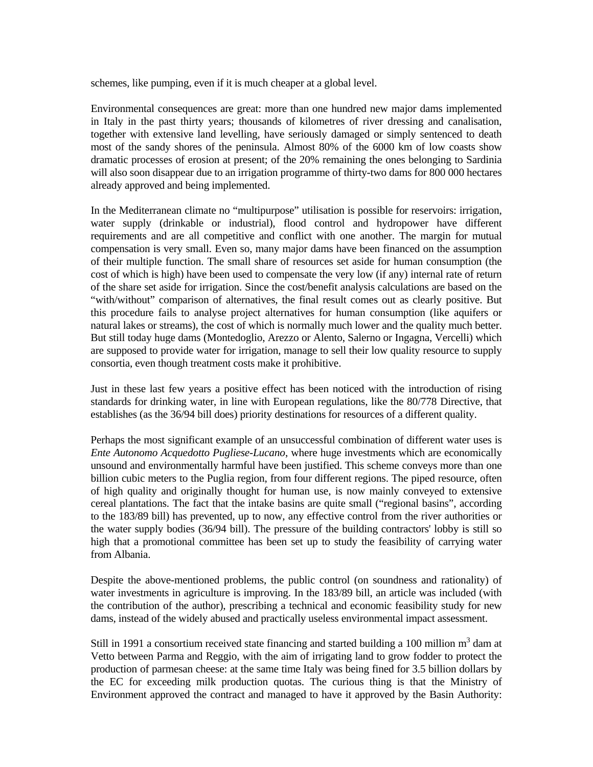schemes, like pumping, even if it is much cheaper at a global level.

Environmental consequences are great: more than one hundred new major dams implemented in Italy in the past thirty years; thousands of kilometres of river dressing and canalisation, together with extensive land levelling, have seriously damaged or simply sentenced to death most of the sandy shores of the peninsula. Almost 80% of the 6000 km of low coasts show dramatic processes of erosion at present; of the 20% remaining the ones belonging to Sardinia will also soon disappear due to an irrigation programme of thirty-two dams for 800 000 hectares already approved and being implemented.

In the Mediterranean climate no "multipurpose" utilisation is possible for reservoirs: irrigation, water supply (drinkable or industrial), flood control and hydropower have different requirements and are all competitive and conflict with one another. The margin for mutual compensation is very small. Even so, many major dams have been financed on the assumption of their multiple function. The small share of resources set aside for human consumption (the cost of which is high) have been used to compensate the very low (if any) internal rate of return of the share set aside for irrigation. Since the cost/benefit analysis calculations are based on the "with/without" comparison of alternatives, the final result comes out as clearly positive. But this procedure fails to analyse project alternatives for human consumption (like aquifers or natural lakes or streams), the cost of which is normally much lower and the quality much better. But still today huge dams (Montedoglio, Arezzo or Alento, Salerno or Ingagna, Vercelli) which are supposed to provide water for irrigation, manage to sell their low quality resource to supply consortia, even though treatment costs make it prohibitive.

Just in these last few years a positive effect has been noticed with the introduction of rising standards for drinking water, in line with European regulations, like the 80/778 Directive, that establishes (as the 36/94 bill does) priority destinations for resources of a different quality.

Perhaps the most significant example of an unsuccessful combination of different water uses is *Ente Autonomo Acquedotto Pugliese-Lucano*, where huge investments which are economically unsound and environmentally harmful have been justified. This scheme conveys more than one billion cubic meters to the Puglia region, from four different regions. The piped resource, often of high quality and originally thought for human use, is now mainly conveyed to extensive cereal plantations. The fact that the intake basins are quite small ("regional basins", according to the 183/89 bill) has prevented, up to now, any effective control from the river authorities or the water supply bodies (36/94 bill). The pressure of the building contractors' lobby is still so high that a promotional committee has been set up to study the feasibility of carrying water from Albania.

Despite the above-mentioned problems, the public control (on soundness and rationality) of water investments in agriculture is improving. In the 183/89 bill, an article was included (with the contribution of the author), prescribing a technical and economic feasibility study for new dams, instead of the widely abused and practically useless environmental impact assessment.

Still in 1991 a consortium received state financing and started building a 100 million $m^3$ dam at Vetto between Parma and Reggio, with the aim of irrigating land to grow fodder to protect the production of parmesan cheese: at the same time Italy was being fined for 3.5 billion dollars by the EC for exceeding milk production quotas. The curious thing is that the Ministry of Environment approved the contract and managed to have it approved by the Basin Authority: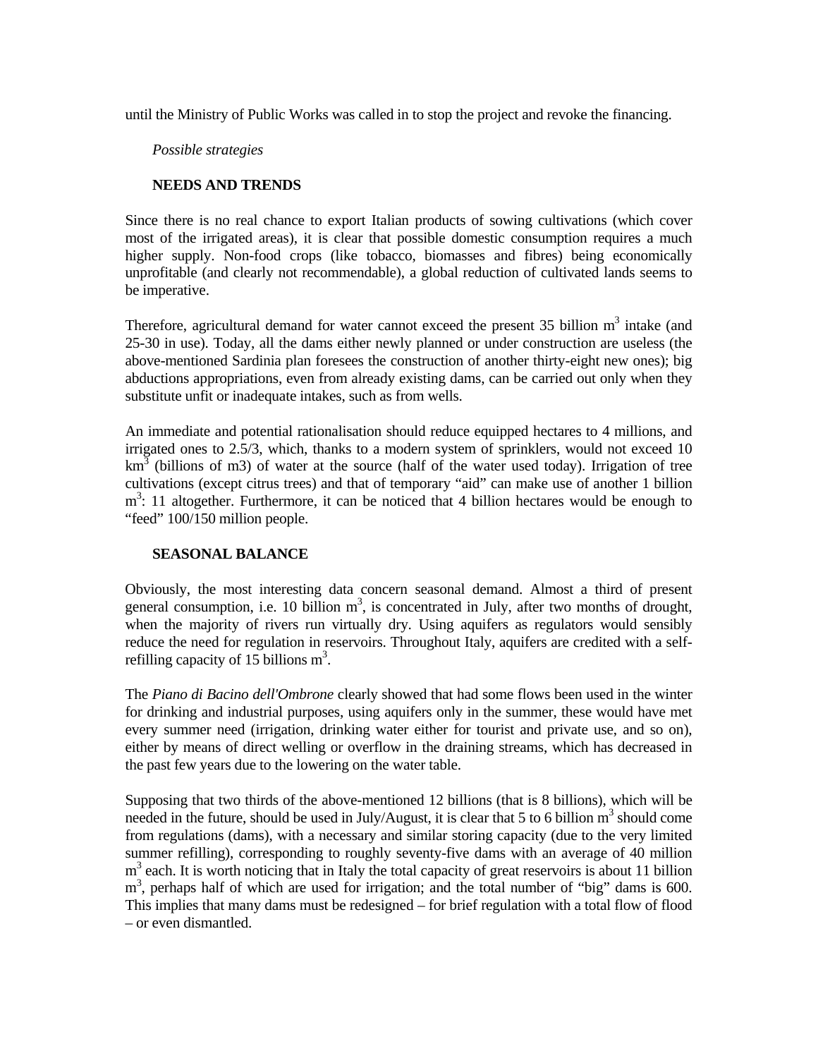until the Ministry of Public Works was called in to stop the project and revoke the financing.

*Possible strategies*

**NEEDS AND TRENDS**

Since there is no real chance to export Italian products of sowing cultivations (which cover most of the irrigated areas), it is clear that possible domestic consumption requires a much higher supply. Non-food crops (like tobacco, biomasses and fibres) being economically unprofitable (and clearly not recommendable), a global reduction of cultivated lands seems to be imperative.

Therefore, agricultural demand for water cannot exceed the present 35 billion $m^3$ intake (and 25-30 in use). Today, all the dams either newly planned or under construction are useless (the above-mentioned Sardinia plan foresees the construction of another thirty-eight new ones); big abductions appropriations, even from already existing dams, can be carried out only when they substitute unfit or inadequate intakes, such as from wells.

An immediate and potential rationalisation should reduce equipped hectares to 4 millions, and irrigated ones to 2.5/3, which, thanks to a modern system of sprinklers, would not exceed 10 $km^3$ (billions of m3) of water at the source (half of the water used today). Irrigation of tree cultivations (except citrus trees) and that of temporary "aid" can make use of another 1 billion $m^3$: 11 altogether. Furthermore, it can be noticed that 4 billion hectares would be enough to "feed" 100/150 million people.

**SEASONAL BALANCE**

Obviously, the most interesting data concern seasonal demand. Almost a third of present general consumption, i.e. 10 billion $m^3$, is concentrated in July, after two months of drought, when the majority of rivers run virtually dry. Using aquifers as regulators would sensibly reduce the need for regulation in reservoirs. Throughout Italy, aquifers are credited with a self-refilling capacity of 15 billions $m^3$.

The *Piano di Bacino dell'Ombrone* clearly showed that had some flows been used in the winter for drinking and industrial purposes, using aquifers only in the summer, these would have met every summer need (irrigation, drinking water either for tourist and private use, and so on), either by means of direct welling or overflow in the draining streams, which has decreased in the past few years due to the lowering on the water table.

Supposing that two thirds of the above-mentioned 12 billions (that is 8 billions), which will be needed in the future, should be used in July/August, it is clear that 5 to 6 billion $m^3$ should come from regulations (dams), with a necessary and similar storing capacity (due to the very limited summer refilling), corresponding to roughly seventy-five dams with an average of 40 million $m^3$ each. It is worth noticing that in Italy the total capacity of great reservoirs is about 11 billion $m^3$, perhaps half of which are used for irrigation; and the total number of "big" dams is 600. This implies that many dams must be redesigned – for brief regulation with a total flow of flood – or even dismantled.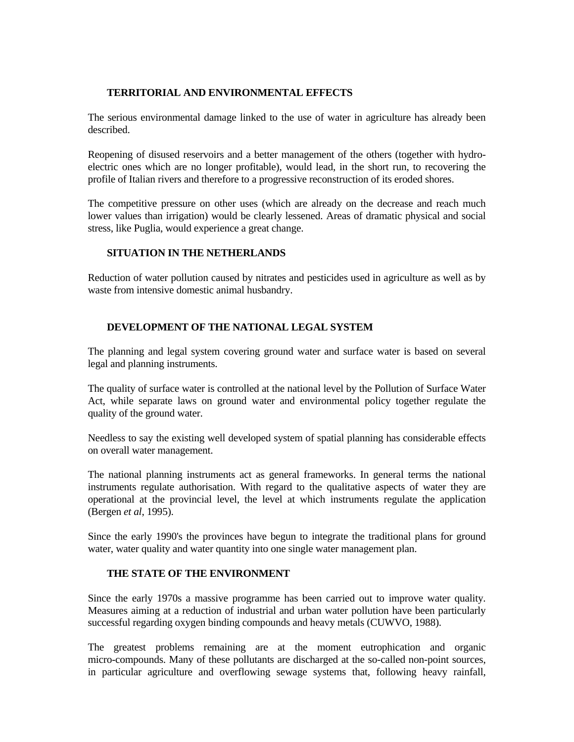## TERRITORIAL AND ENVIRONMENTAL EFFECTS

The serious environmental damage linked to the use of water in agriculture has already been described.

Reopening of disused reservoirs and a better management of the others (together with hydro-electric ones which are no longer profitable), would lead, in the short run, to recovering the profile of Italian rivers and therefore to a progressive reconstruction of its eroded shores.

The competitive pressure on other uses (which are already on the decrease and reach much lower values than irrigation) would be clearly lessened. Areas of dramatic physical and social stress, like Puglia, would experience a great change.

## SITUATION IN THE NETHERLANDS

Reduction of water pollution caused by nitrates and pesticides used in agriculture as well as by waste from intensive domestic animal husbandry.

## DEVELOPMENT OF THE NATIONAL LEGAL SYSTEM

The planning and legal system covering ground water and surface water is based on several legal and planning instruments.

The quality of surface water is controlled at the national level by the Pollution of Surface Water Act, while separate laws on ground water and environmental policy together regulate the quality of the ground water.

Needless to say the existing well developed system of spatial planning has considerable effects on overall water management.

The national planning instruments act as general frameworks. In general terms the national instruments regulate authorisation. With regard to the qualitative aspects of water they are operational at the provincial level, the level at which instruments regulate the application (Bergen *et al*, 1995).

Since the early 1990's the provinces have begun to integrate the traditional plans for ground water, water quality and water quantity into one single water management plan.

## THE STATE OF THE ENVIRONMENT

Since the early 1970s a massive programme has been carried out to improve water quality. Measures aiming at a reduction of industrial and urban water pollution have been particularly successful regarding oxygen binding compounds and heavy metals (CUWVO, 1988).

The greatest problems remaining are at the moment eutrophication and organic micro-compounds. Many of these pollutants are discharged at the so-called non-point sources, in particular agriculture and overflowing sewage systems that, following heavy rainfall,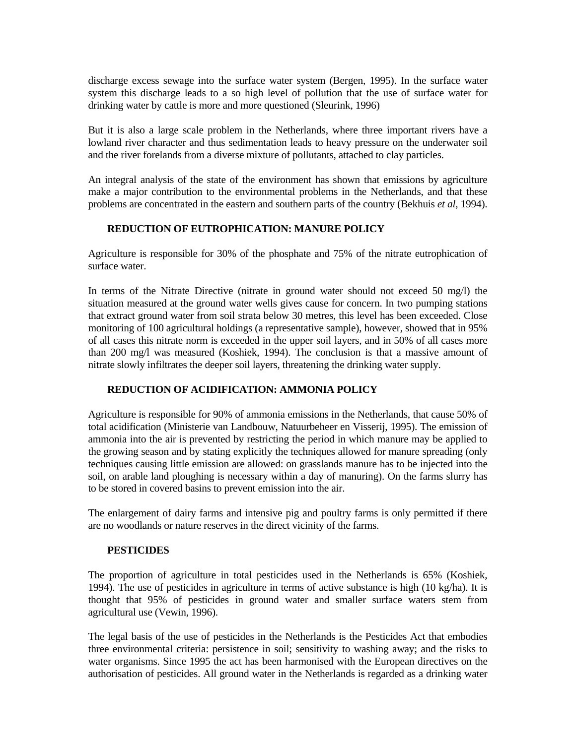discharge excess sewage into the surface water system (Bergen, 1995). In the surface water system this discharge leads to a so high level of pollution that the use of surface water for drinking water by cattle is more and more questioned (Sleurink, 1996)

But it is also a large scale problem in the Netherlands, where three important rivers have a lowland river character and thus sedimentation leads to heavy pressure on the underwater soil and the river forelands from a diverse mixture of pollutants, attached to clay particles.

An integral analysis of the state of the environment has shown that emissions by agriculture make a major contribution to the environmental problems in the Netherlands, and that these problems are concentrated in the eastern and southern parts of the country (Bekhuis *et al*, 1994).

## REDUCTION OF EUTROPHICATION: MANURE POLICY

Agriculture is responsible for 30% of the phosphate and 75% of the nitrate eutrophication of surface water.

In terms of the Nitrate Directive (nitrate in ground water should not exceed 50 mg/l) the situation measured at the ground water wells gives cause for concern. In two pumping stations that extract ground water from soil strata below 30 metres, this level has been exceeded. Close monitoring of 100 agricultural holdings (a representative sample), however, showed that in 95% of all cases this nitrate norm is exceeded in the upper soil layers, and in 50% of all cases more than 200 mg/l was measured (Koshiek, 1994). The conclusion is that a massive amount of nitrate slowly infiltrates the deeper soil layers, threatening the drinking water supply.

## REDUCTION OF ACIDIFICATION: AMMONIA POLICY

Agriculture is responsible for 90% of ammonia emissions in the Netherlands, that cause 50% of total acidification (Ministerie van Landbouw, Natuurbeheer en Visserij, 1995). The emission of ammonia into the air is prevented by restricting the period in which manure may be applied to the growing season and by stating explicitly the techniques allowed for manure spreading (only techniques causing little emission are allowed: on grasslands manure has to be injected into the soil, on arable land ploughing is necessary within a day of manuring). On the farms slurry has to be stored in covered basins to prevent emission into the air.

The enlargement of dairy farms and intensive pig and poultry farms is only permitted if there are no woodlands or nature reserves in the direct vicinity of the farms.

## PESTICIDES

The proportion of agriculture in total pesticides used in the Netherlands is 65% (Koshiek, 1994). The use of pesticides in agriculture in terms of active substance is high (10 kg/ha). It is thought that 95% of pesticides in ground water and smaller surface waters stem from agricultural use (Vewin, 1996).

The legal basis of the use of pesticides in the Netherlands is the Pesticides Act that embodies three environmental criteria: persistence in soil; sensitivity to washing away; and the risks to water organisms. Since 1995 the act has been harmonised with the European directives on the authorisation of pesticides. All ground water in the Netherlands is regarded as a drinking water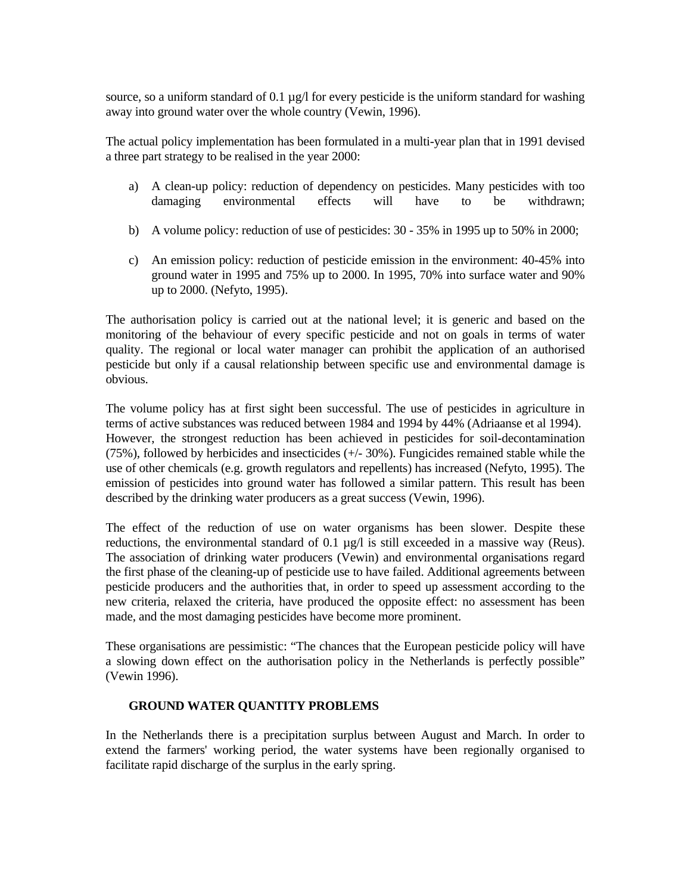source, so a uniform standard of 0.1 µg/l for every pesticide is the uniform standard for washing away into ground water over the whole country (Vewin, 1996).

The actual policy implementation has been formulated in a multi-year plan that in 1991 devised a three part strategy to be realised in the year 2000:

a) A clean-up policy: reduction of dependency on pesticides. Many pesticides with too damaging environmental effects will have to be withdrawn;

b) A volume policy: reduction of use of pesticides: 30 - 35% in 1995 up to 50% in 2000;

c) An emission policy: reduction of pesticide emission in the environment: 40-45% into ground water in 1995 and 75% up to 2000. In 1995, 70% into surface water and 90% up to 2000. (Nefyto, 1995).

The authorisation policy is carried out at the national level; it is generic and based on the monitoring of the behaviour of every specific pesticide and not on goals in terms of water quality. The regional or local water manager can prohibit the application of an authorised pesticide but only if a causal relationship between specific use and environmental damage is obvious.

The volume policy has at first sight been successful. The use of pesticides in agriculture in terms of active substances was reduced between 1984 and 1994 by 44% (Adriaanse et al 1994). However, the strongest reduction has been achieved in pesticides for soil-decontamination (75%), followed by herbicides and insecticides (+/- 30%). Fungicides remained stable while the use of other chemicals (e.g. growth regulators and repellents) has increased (Nefyto, 1995). The emission of pesticides into ground water has followed a similar pattern. This result has been described by the drinking water producers as a great success (Vewin, 1996).

The effect of the reduction of use on water organisms has been slower. Despite these reductions, the environmental standard of 0.1 µg/l is still exceeded in a massive way (Reus). The association of drinking water producers (Vewin) and environmental organisations regard the first phase of the cleaning-up of pesticide use to have failed. Additional agreements between pesticide producers and the authorities that, in order to speed up assessment according to the new criteria, relaxed the criteria, have produced the opposite effect: no assessment has been made, and the most damaging pesticides have become more prominent.

These organisations are pessimistic: "The chances that the European pesticide policy will have a slowing down effect on the authorisation policy in the Netherlands is perfectly possible" (Vewin 1996).

## GROUND WATER QUANTITY PROBLEMS

In the Netherlands there is a precipitation surplus between August and March. In order to extend the farmers' working period, the water systems have been regionally organised to facilitate rapid discharge of the surplus in the early spring.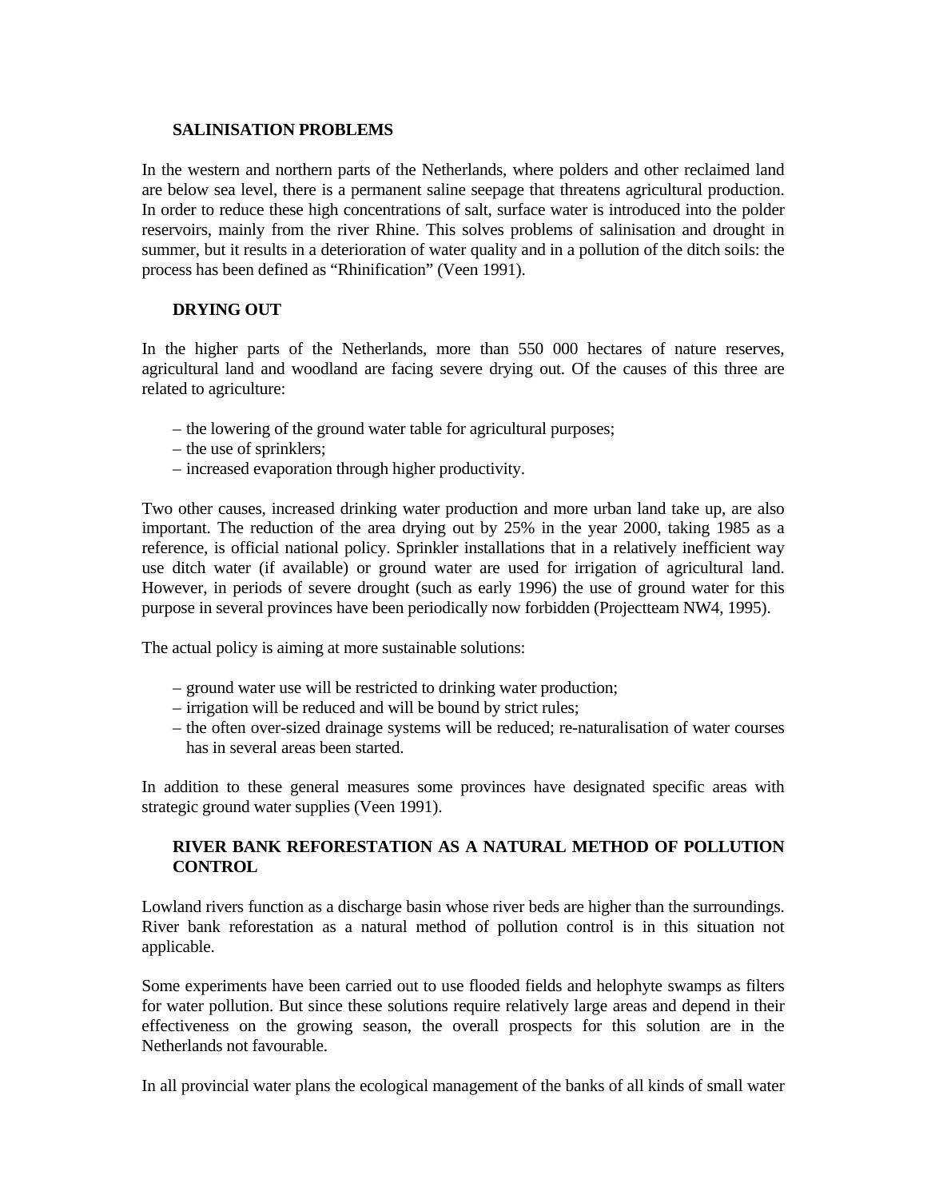## SALINISATION PROBLEMS

In the western and northern parts of the Netherlands, where polders and other reclaimed land are below sea level, there is a permanent saline seepage that threatens agricultural production. In order to reduce these high concentrations of salt, surface water is introduced into the polder reservoirs, mainly from the river Rhine. This solves problems of salinisation and drought in summer, but it results in a deterioration of water quality and in a pollution of the ditch soils: the process has been defined as "Rhinification" (Veen 1991).

## DRYING OUT

In the higher parts of the Netherlands, more than 550 000 hectares of nature reserves, agricultural land and woodland are facing severe drying out. Of the causes of this three are related to agriculture:

– the lowering of the ground water table for agricultural purposes;
– the use of sprinklers;
– increased evaporation through higher productivity.

Two other causes, increased drinking water production and more urban land take up, are also important. The reduction of the area drying out by 25% in the year 2000, taking 1985 as a reference, is official national policy. Sprinkler installations that in a relatively inefficient way use ditch water (if available) or ground water are used for irrigation of agricultural land. However, in periods of severe drought (such as early 1996) the use of ground water for this purpose in several provinces have been periodically now forbidden (Projectteam NW4, 1995).

The actual policy is aiming at more sustainable solutions:

– ground water use will be restricted to drinking water production;
– irrigation will be reduced and will be bound by strict rules;
– the often over-sized drainage systems will be reduced; re-naturalisation of water courses has in several areas been started.

In addition to these general measures some provinces have designated specific areas with strategic ground water supplies (Veen 1991).

## RIVER BANK REFORESTATION AS A NATURAL METHOD OF POLLUTION CONTROL

Lowland rivers function as a discharge basin whose river beds are higher than the surroundings. River bank reforestation as a natural method of pollution control is in this situation not applicable.

Some experiments have been carried out to use flooded fields and helophyte swamps as filters for water pollution. But since these solutions require relatively large areas and depend in their effectiveness on the growing season, the overall prospects for this solution are in the Netherlands not favourable.

In all provincial water plans the ecological management of the banks of all kinds of small water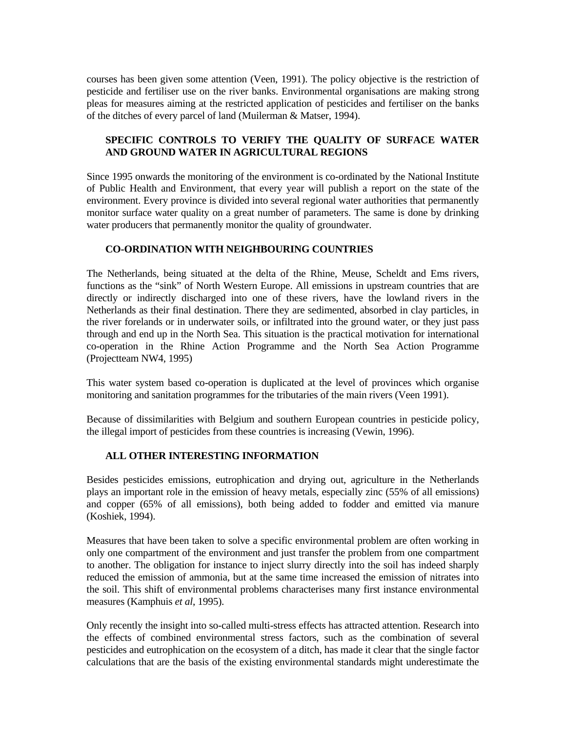courses has been given some attention (Veen, 1991). The policy objective is the restriction of pesticide and fertiliser use on the river banks. Environmental organisations are making strong pleas for measures aiming at the restricted application of pesticides and fertiliser on the banks of the ditches of every parcel of land (Muilerman & Matser, 1994).

## SPECIFIC CONTROLS TO VERIFY THE QUALITY OF SURFACE WATER AND GROUND WATER IN AGRICULTURAL REGIONS

Since 1995 onwards the monitoring of the environment is co-ordinated by the National Institute of Public Health and Environment, that every year will publish a report on the state of the environment. Every province is divided into several regional water authorities that permanently monitor surface water quality on a great number of parameters. The same is done by drinking water producers that permanently monitor the quality of groundwater.

## CO-ORDINATION WITH NEIGHBOURING COUNTRIES

The Netherlands, being situated at the delta of the Rhine, Meuse, Scheldt and Ems rivers, functions as the "sink" of North Western Europe. All emissions in upstream countries that are directly or indirectly discharged into one of these rivers, have the lowland rivers in the Netherlands as their final destination. There they are sedimented, absorbed in clay particles, in the river forelands or in underwater soils, or infiltrated into the ground water, or they just pass through and end up in the North Sea. This situation is the practical motivation for international co-operation in the Rhine Action Programme and the North Sea Action Programme (Projectteam NW4, 1995)

This water system based co-operation is duplicated at the level of provinces which organise monitoring and sanitation programmes for the tributaries of the main rivers (Veen 1991).

Because of dissimilarities with Belgium and southern European countries in pesticide policy, the illegal import of pesticides from these countries is increasing (Vewin, 1996).

## ALL OTHER INTERESTING INFORMATION

Besides pesticides emissions, eutrophication and drying out, agriculture in the Netherlands plays an important role in the emission of heavy metals, especially zinc (55% of all emissions) and copper (65% of all emissions), both being added to fodder and emitted via manure (Koshiek, 1994).

Measures that have been taken to solve a specific environmental problem are often working in only one compartment of the environment and just transfer the problem from one compartment to another. The obligation for instance to inject slurry directly into the soil has indeed sharply reduced the emission of ammonia, but at the same time increased the emission of nitrates into the soil. This shift of environmental problems characterises many first instance environmental measures (Kamphuis *et al*, 1995).

Only recently the insight into so-called multi-stress effects has attracted attention. Research into the effects of combined environmental stress factors, such as the combination of several pesticides and eutrophication on the ecosystem of a ditch, has made it clear that the single factor calculations that are the basis of the existing environmental standards might underestimate the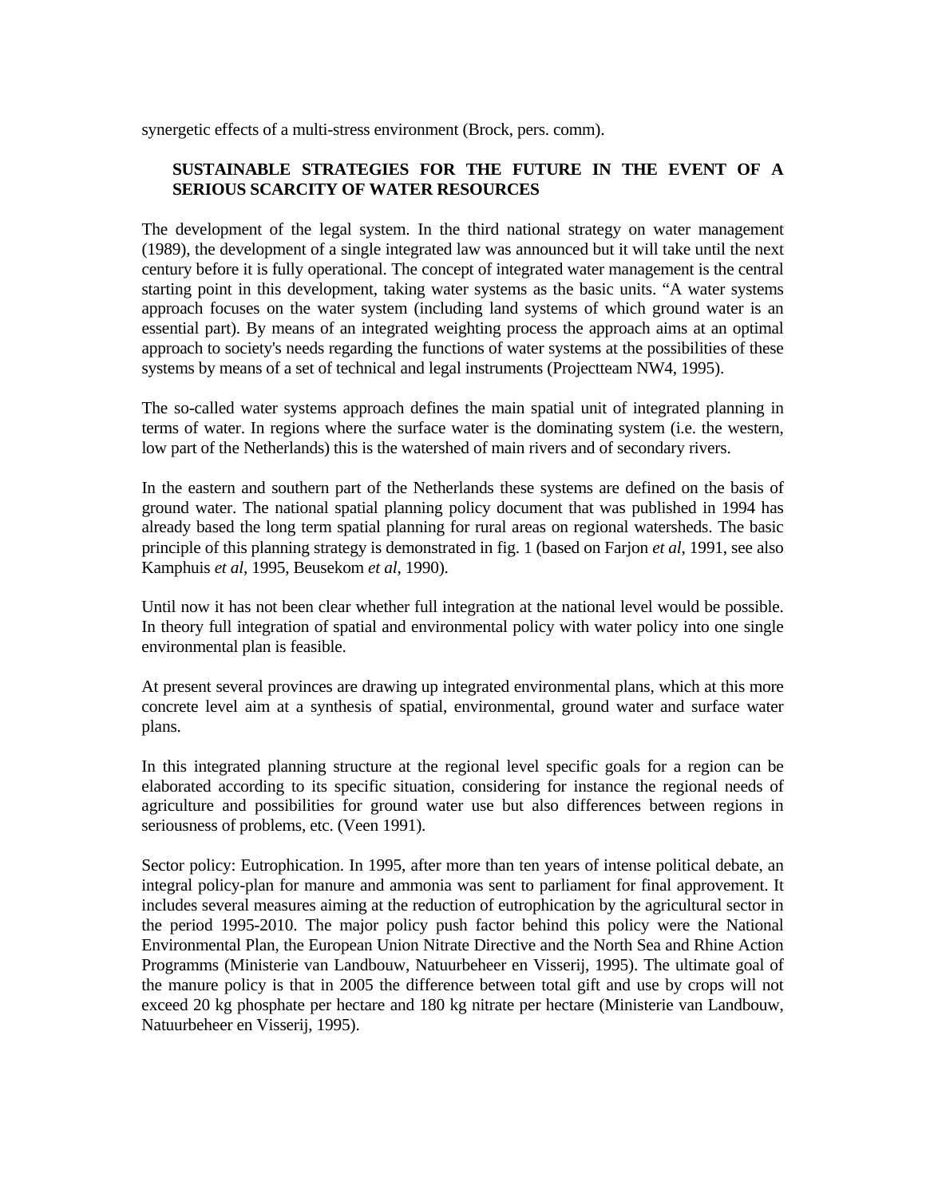synergetic effects of a multi-stress environment (Brock, pers. comm).

## SUSTAINABLE STRATEGIES FOR THE FUTURE IN THE EVENT OF A SERIOUS SCARCITY OF WATER RESOURCES

The development of the legal system. In the third national strategy on water management (1989), the development of a single integrated law was announced but it will take until the next century before it is fully operational. The concept of integrated water management is the central starting point in this development, taking water systems as the basic units. "A water systems approach focuses on the water system (including land systems of which ground water is an essential part). By means of an integrated weighting process the approach aims at an optimal approach to society's needs regarding the functions of water systems at the possibilities of these systems by means of a set of technical and legal instruments (Projectteam NW4, 1995).

The so-called water systems approach defines the main spatial unit of integrated planning in terms of water. In regions where the surface water is the dominating system (i.e. the western, low part of the Netherlands) this is the watershed of main rivers and of secondary rivers.

In the eastern and southern part of the Netherlands these systems are defined on the basis of ground water. The national spatial planning policy document that was published in 1994 has already based the long term spatial planning for rural areas on regional watersheds. The basic principle of this planning strategy is demonstrated in fig. 1 (based on Farjon *et al*, 1991, see also Kamphuis *et al*, 1995, Beusekom *et al*, 1990).

Until now it has not been clear whether full integration at the national level would be possible. In theory full integration of spatial and environmental policy with water policy into one single environmental plan is feasible.

At present several provinces are drawing up integrated environmental plans, which at this more concrete level aim at a synthesis of spatial, environmental, ground water and surface water plans.

In this integrated planning structure at the regional level specific goals for a region can be elaborated according to its specific situation, considering for instance the regional needs of agriculture and possibilities for ground water use but also differences between regions in seriousness of problems, etc. (Veen 1991).

Sector policy: Eutrophication. In 1995, after more than ten years of intense political debate, an integral policy-plan for manure and ammonia was sent to parliament for final approvement. It includes several measures aiming at the reduction of eutrophication by the agricultural sector in the period 1995-2010. The major policy push factor behind this policy were the National Environmental Plan, the European Union Nitrate Directive and the North Sea and Rhine Action Programms (Ministerie van Landbouw, Natuurbeheer en Visserij, 1995). The ultimate goal of the manure policy is that in 2005 the difference between total gift and use by crops will not exceed 20 kg phosphate per hectare and 180 kg nitrate per hectare (Ministerie van Landbouw, Natuurbeheer en Visserij, 1995).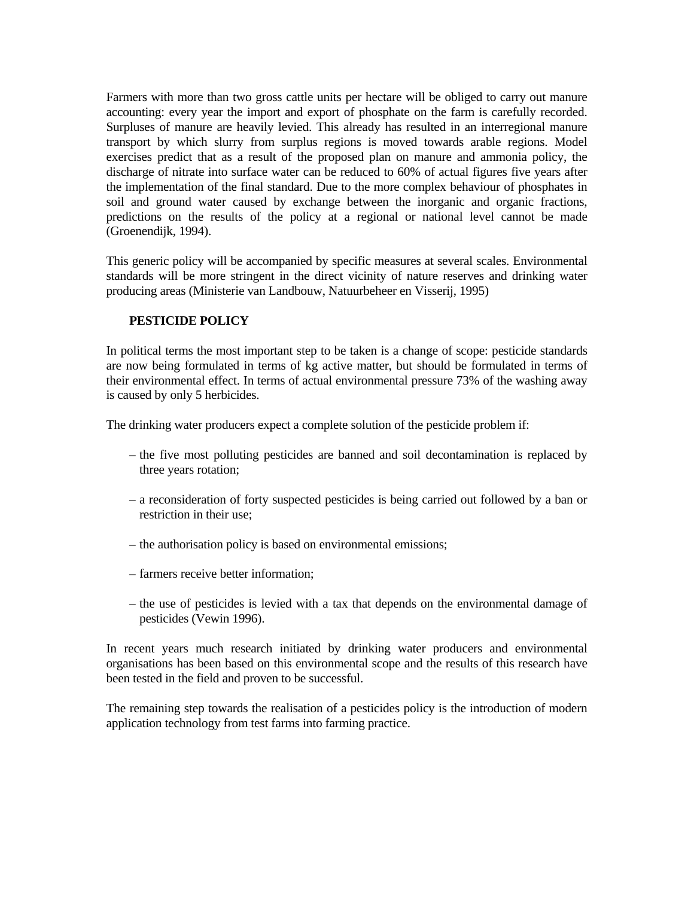Farmers with more than two gross cattle units per hectare will be obliged to carry out manure accounting: every year the import and export of phosphate on the farm is carefully recorded. Surpluses of manure are heavily levied. This already has resulted in an interregional manure transport by which slurry from surplus regions is moved towards arable regions. Model exercises predict that as a result of the proposed plan on manure and ammonia policy, the discharge of nitrate into surface water can be reduced to 60% of actual figures five years after the implementation of the final standard. Due to the more complex behaviour of phosphates in soil and ground water caused by exchange between the inorganic and organic fractions, predictions on the results of the policy at a regional or national level cannot be made (Groenendijk, 1994).

This generic policy will be accompanied by specific measures at several scales. Environmental standards will be more stringent in the direct vicinity of nature reserves and drinking water producing areas (Ministerie van Landbouw, Natuurbeheer en Visserij, 1995)

## PESTICIDE POLICY

In political terms the most important step to be taken is a change of scope: pesticide standards are now being formulated in terms of kg active matter, but should be formulated in terms of their environmental effect. In terms of actual environmental pressure 73% of the washing away is caused by only 5 herbicides.

The drinking water producers expect a complete solution of the pesticide problem if:

- the five most polluting pesticides are banned and soil decontamination is replaced by three years rotation;
- a reconsideration of forty suspected pesticides is being carried out followed by a ban or restriction in their use;
- the authorisation policy is based on environmental emissions;
- farmers receive better information;
- the use of pesticides is levied with a tax that depends on the environmental damage of pesticides (Vewin 1996).

In recent years much research initiated by drinking water producers and environmental organisations has been based on this environmental scope and the results of this research have been tested in the field and proven to be successful.

The remaining step towards the realisation of a pesticides policy is the introduction of modern application technology from test farms into farming practice.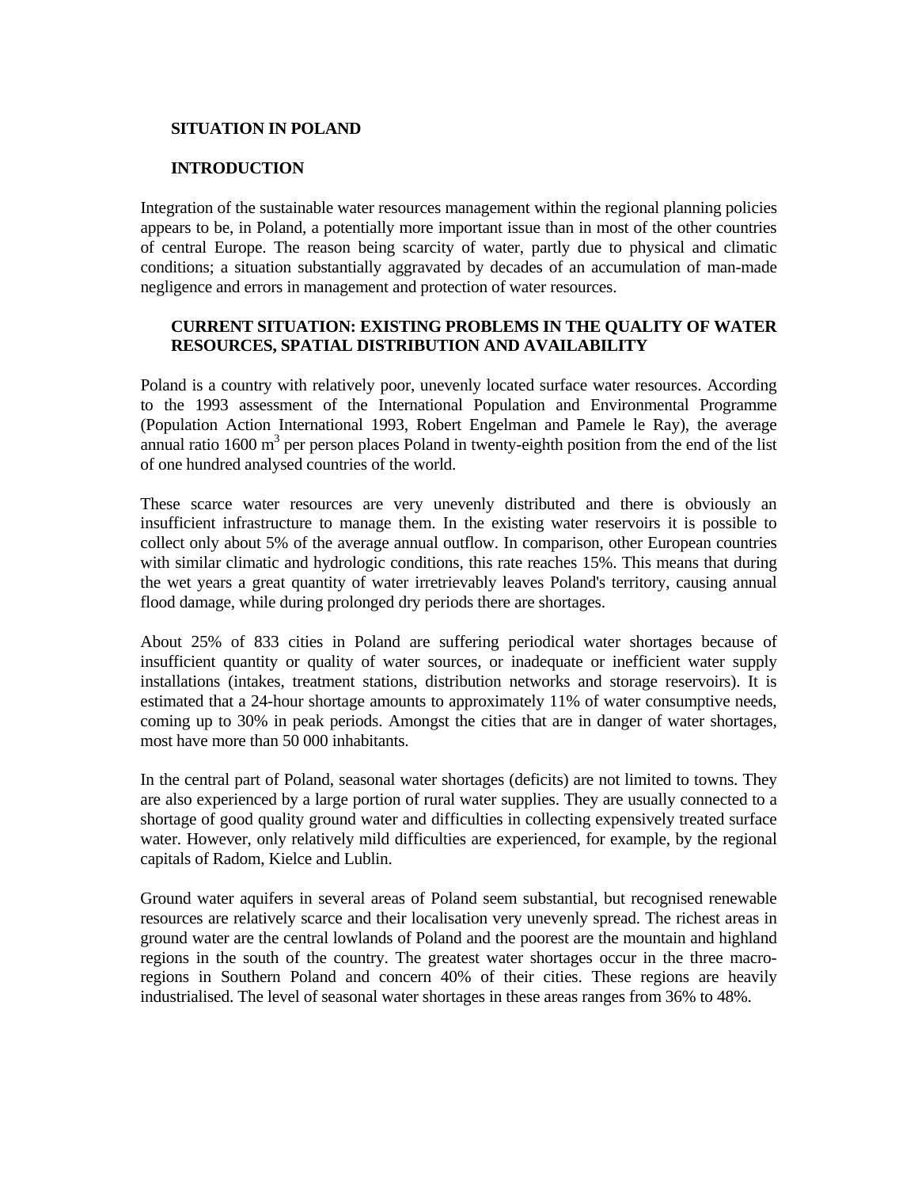## SITUATION IN POLAND

## INTRODUCTION

Integration of the sustainable water resources management within the regional planning policies appears to be, in Poland, a potentially more important issue than in most of the other countries of central Europe. The reason being scarcity of water, partly due to physical and climatic conditions; a situation substantially aggravated by decades of an accumulation of man-made negligence and errors in management and protection of water resources.

## CURRENT SITUATION: EXISTING PROBLEMS IN THE QUALITY OF WATER RESOURCES, SPATIAL DISTRIBUTION AND AVAILABILITY

Poland is a country with relatively poor, unevenly located surface water resources. According to the 1993 assessment of the International Population and Environmental Programme (Population Action International 1993, Robert Engelman and Pamele le Ray), the average annual ratio 1600 $m^3$ per person places Poland in twenty-eighth position from the end of the list of one hundred analysed countries of the world.

These scarce water resources are very unevenly distributed and there is obviously an insufficient infrastructure to manage them. In the existing water reservoirs it is possible to collect only about 5% of the average annual outflow. In comparison, other European countries with similar climatic and hydrologic conditions, this rate reaches 15%. This means that during the wet years a great quantity of water irretrievably leaves Poland's territory, causing annual flood damage, while during prolonged dry periods there are shortages.

About 25% of 833 cities in Poland are suffering periodical water shortages because of insufficient quantity or quality of water sources, or inadequate or inefficient water supply installations (intakes, treatment stations, distribution networks and storage reservoirs). It is estimated that a 24-hour shortage amounts to approximately 11% of water consumptive needs, coming up to 30% in peak periods. Amongst the cities that are in danger of water shortages, most have more than 50 000 inhabitants.

In the central part of Poland, seasonal water shortages (deficits) are not limited to towns. They are also experienced by a large portion of rural water supplies. They are usually connected to a shortage of good quality ground water and difficulties in collecting expensively treated surface water. However, only relatively mild difficulties are experienced, for example, by the regional capitals of Radom, Kielce and Lublin.

Ground water aquifers in several areas of Poland seem substantial, but recognised renewable resources are relatively scarce and their localisation very unevenly spread. The richest areas in ground water are the central lowlands of Poland and the poorest are the mountain and highland regions in the south of the country. The greatest water shortages occur in the three macro-regions in Southern Poland and concern 40% of their cities. These regions are heavily industrialised. The level of seasonal water shortages in these areas ranges from 36% to 48%.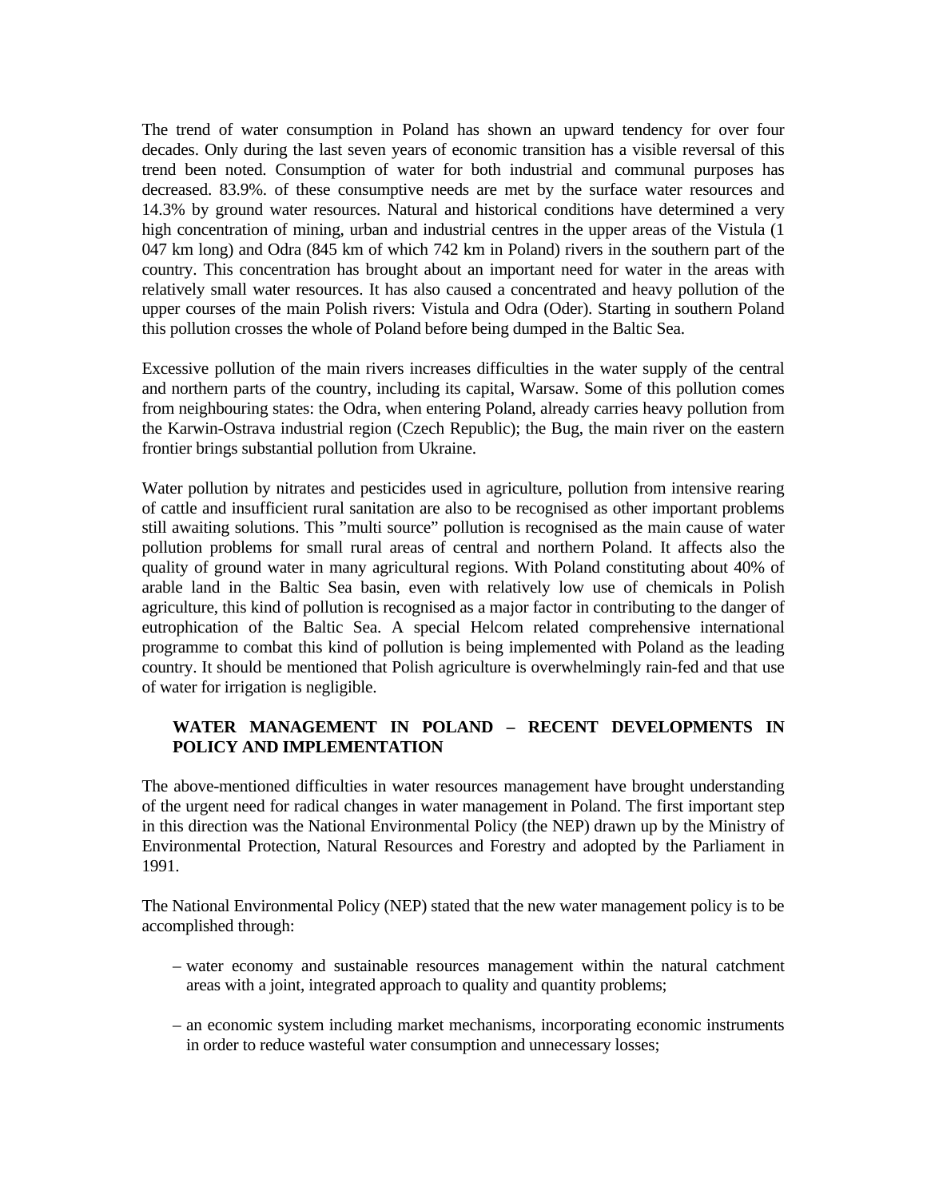The trend of water consumption in Poland has shown an upward tendency for over four decades. Only during the last seven years of economic transition has a visible reversal of this trend been noted. Consumption of water for both industrial and communal purposes has decreased. 83.9%. of these consumptive needs are met by the surface water resources and 14.3% by ground water resources. Natural and historical conditions have determined a very high concentration of mining, urban and industrial centres in the upper areas of the Vistula (1 047 km long) and Odra (845 km of which 742 km in Poland) rivers in the southern part of the country. This concentration has brought about an important need for water in the areas with relatively small water resources. It has also caused a concentrated and heavy pollution of the upper courses of the main Polish rivers: Vistula and Odra (Oder). Starting in southern Poland this pollution crosses the whole of Poland before being dumped in the Baltic Sea.

Excessive pollution of the main rivers increases difficulties in the water supply of the central and northern parts of the country, including its capital, Warsaw. Some of this pollution comes from neighbouring states: the Odra, when entering Poland, already carries heavy pollution from the Karwin-Ostrava industrial region (Czech Republic); the Bug, the main river on the eastern frontier brings substantial pollution from Ukraine.

Water pollution by nitrates and pesticides used in agriculture, pollution from intensive rearing of cattle and insufficient rural sanitation are also to be recognised as other important problems still awaiting solutions. This "multi source" pollution is recognised as the main cause of water pollution problems for small rural areas of central and northern Poland. It affects also the quality of ground water in many agricultural regions. With Poland constituting about 40% of arable land in the Baltic Sea basin, even with relatively low use of chemicals in Polish agriculture, this kind of pollution is recognised as a major factor in contributing to the danger of eutrophication of the Baltic Sea. A special Helcom related comprehensive international programme to combat this kind of pollution is being implemented with Poland as the leading country. It should be mentioned that Polish agriculture is overwhelmingly rain-fed and that use of water for irrigation is negligible.

## WATER MANAGEMENT IN POLAND – RECENT DEVELOPMENTS IN POLICY AND IMPLEMENTATION

The above-mentioned difficulties in water resources management have brought understanding of the urgent need for radical changes in water management in Poland. The first important step in this direction was the National Environmental Policy (the NEP) drawn up by the Ministry of Environmental Protection, Natural Resources and Forestry and adopted by the Parliament in 1991.

The National Environmental Policy (NEP) stated that the new water management policy is to be accomplished through:

– water economy and sustainable resources management within the natural catchment areas with a joint, integrated approach to quality and quantity problems;

– an economic system including market mechanisms, incorporating economic instruments in order to reduce wasteful water consumption and unnecessary losses;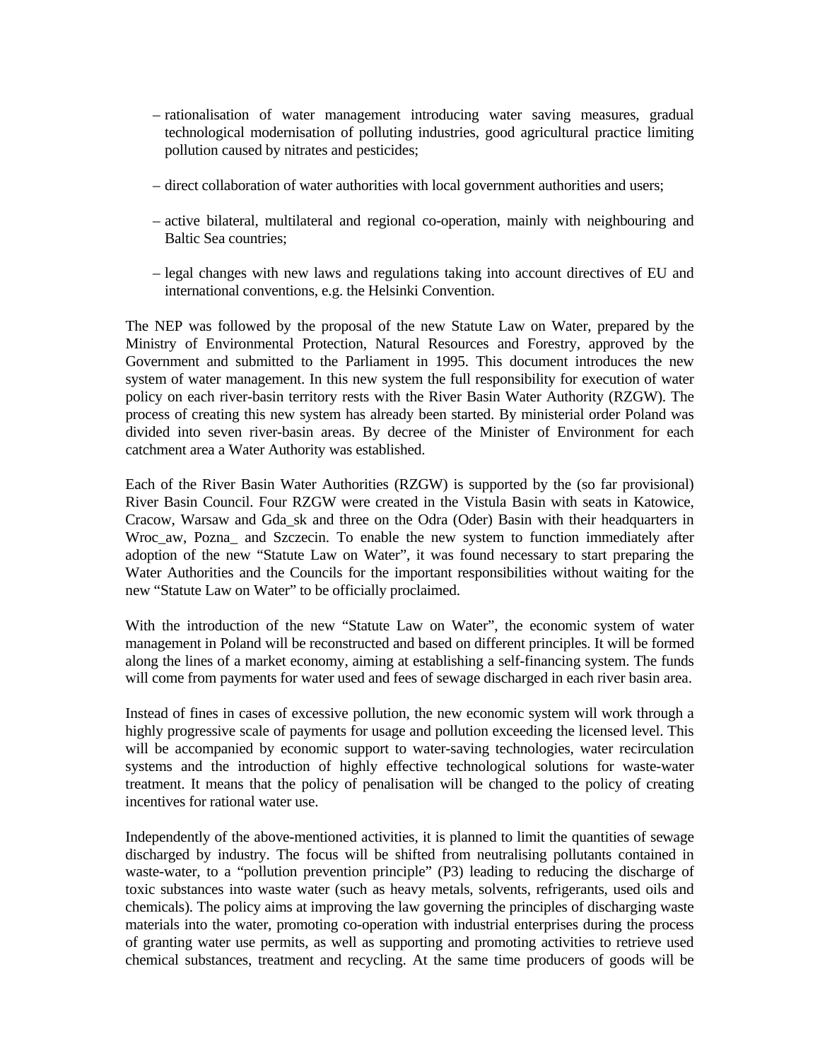– rationalisation of water management introducing water saving measures, gradual technological modernisation of polluting industries, good agricultural practice limiting pollution caused by nitrates and pesticides;

– direct collaboration of water authorities with local government authorities and users;

– active bilateral, multilateral and regional co-operation, mainly with neighbouring and Baltic Sea countries;

– legal changes with new laws and regulations taking into account directives of EU and international conventions, e.g. the Helsinki Convention.

The NEP was followed by the proposal of the new Statute Law on Water, prepared by the Ministry of Environmental Protection, Natural Resources and Forestry, approved by the Government and submitted to the Parliament in 1995. This document introduces the new system of water management. In this new system the full responsibility for execution of water policy on each river-basin territory rests with the River Basin Water Authority (RZGW). The process of creating this new system has already been started. By ministerial order Poland was divided into seven river-basin areas. By decree of the Minister of Environment for each catchment area a Water Authority was established.

Each of the River Basin Water Authorities (RZGW) is supported by the (so far provisional) River Basin Council. Four RZGW were created in the Vistula Basin with seats in Katowice, Cracow, Warsaw and Gda_sk and three on the Odra (Oder) Basin with their headquarters in Wroc_aw, Pozna_ and Szczecin. To enable the new system to function immediately after adoption of the new "Statute Law on Water", it was found necessary to start preparing the Water Authorities and the Councils for the important responsibilities without waiting for the new "Statute Law on Water" to be officially proclaimed.

With the introduction of the new "Statute Law on Water", the economic system of water management in Poland will be reconstructed and based on different principles. It will be formed along the lines of a market economy, aiming at establishing a self-financing system. The funds will come from payments for water used and fees of sewage discharged in each river basin area.

Instead of fines in cases of excessive pollution, the new economic system will work through a highly progressive scale of payments for usage and pollution exceeding the licensed level. This will be accompanied by economic support to water-saving technologies, water recirculation systems and the introduction of highly effective technological solutions for waste-water treatment. It means that the policy of penalisation will be changed to the policy of creating incentives for rational water use.

Independently of the above-mentioned activities, it is planned to limit the quantities of sewage discharged by industry. The focus will be shifted from neutralising pollutants contained in waste-water, to a "pollution prevention principle" (P3) leading to reducing the discharge of toxic substances into waste water (such as heavy metals, solvents, refrigerants, used oils and chemicals). The policy aims at improving the law governing the principles of discharging waste materials into the water, promoting co-operation with industrial enterprises during the process of granting water use permits, as well as supporting and promoting activities to retrieve used chemical substances, treatment and recycling. At the same time producers of goods will be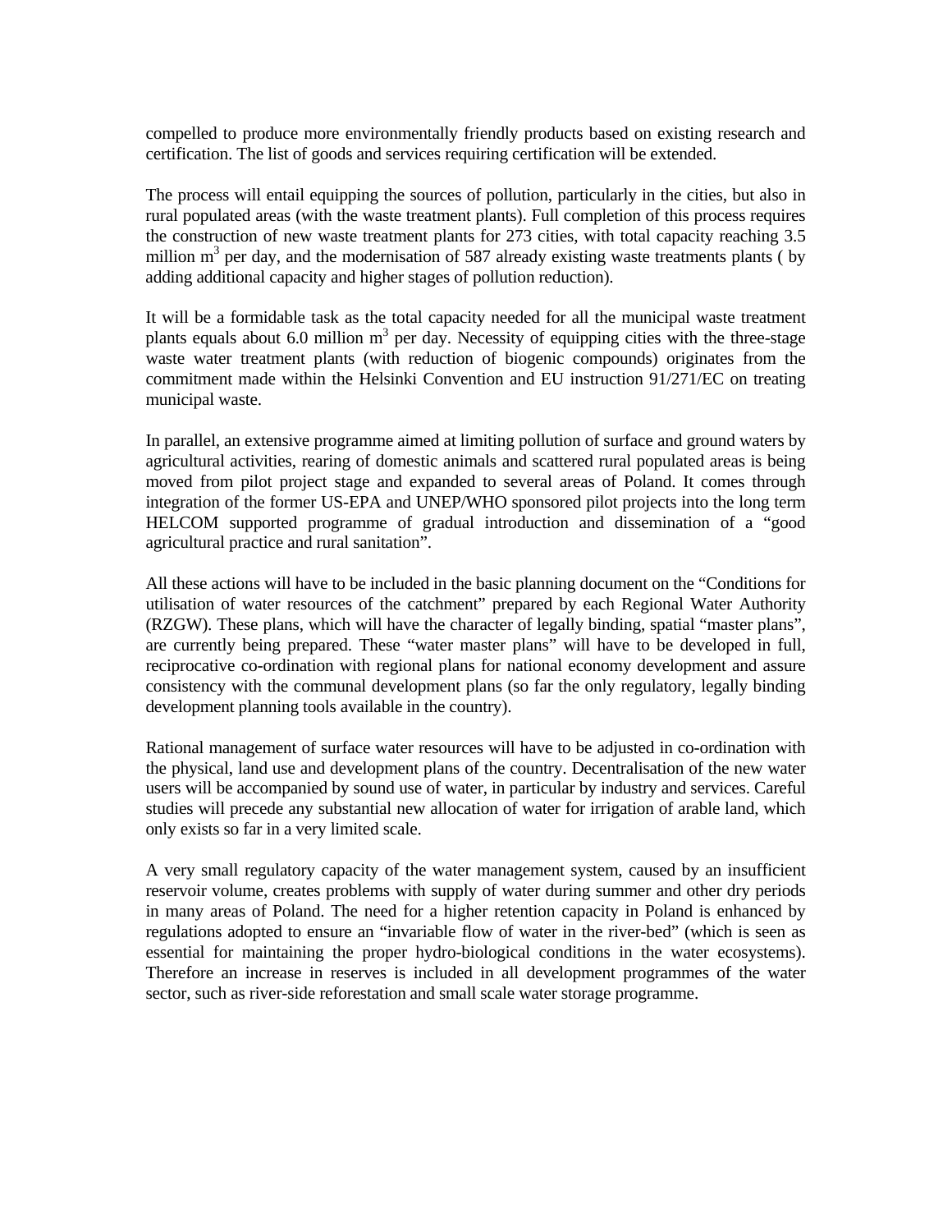compelled to produce more environmentally friendly products based on existing research and certification. The list of goods and services requiring certification will be extended.

The process will entail equipping the sources of pollution, particularly in the cities, but also in rural populated areas (with the waste treatment plants). Full completion of this process requires the construction of new waste treatment plants for 273 cities, with total capacity reaching 3.5 million $m^3$ per day, and the modernisation of 587 already existing waste treatments plants ( by adding additional capacity and higher stages of pollution reduction).

It will be a formidable task as the total capacity needed for all the municipal waste treatment plants equals about 6.0 million $m^3$ per day. Necessity of equipping cities with the three-stage waste water treatment plants (with reduction of biogenic compounds) originates from the commitment made within the Helsinki Convention and EU instruction 91/271/EC on treating municipal waste.

In parallel, an extensive programme aimed at limiting pollution of surface and ground waters by agricultural activities, rearing of domestic animals and scattered rural populated areas is being moved from pilot project stage and expanded to several areas of Poland. It comes through integration of the former US-EPA and UNEP/WHO sponsored pilot projects into the long term HELCOM supported programme of gradual introduction and dissemination of a "good agricultural practice and rural sanitation".

All these actions will have to be included in the basic planning document on the "Conditions for utilisation of water resources of the catchment" prepared by each Regional Water Authority (RZGW). These plans, which will have the character of legally binding, spatial "master plans", are currently being prepared. These "water master plans" will have to be developed in full, reciprocative co-ordination with regional plans for national economy development and assure consistency with the communal development plans (so far the only regulatory, legally binding development planning tools available in the country).

Rational management of surface water resources will have to be adjusted in co-ordination with the physical, land use and development plans of the country. Decentralisation of the new water users will be accompanied by sound use of water, in particular by industry and services. Careful studies will precede any substantial new allocation of water for irrigation of arable land, which only exists so far in a very limited scale.

A very small regulatory capacity of the water management system, caused by an insufficient reservoir volume, creates problems with supply of water during summer and other dry periods in many areas of Poland. The need for a higher retention capacity in Poland is enhanced by regulations adopted to ensure an "invariable flow of water in the river-bed" (which is seen as essential for maintaining the proper hydro-biological conditions in the water ecosystems). Therefore an increase in reserves is included in all development programmes of the water sector, such as river-side reforestation and small scale water storage programme.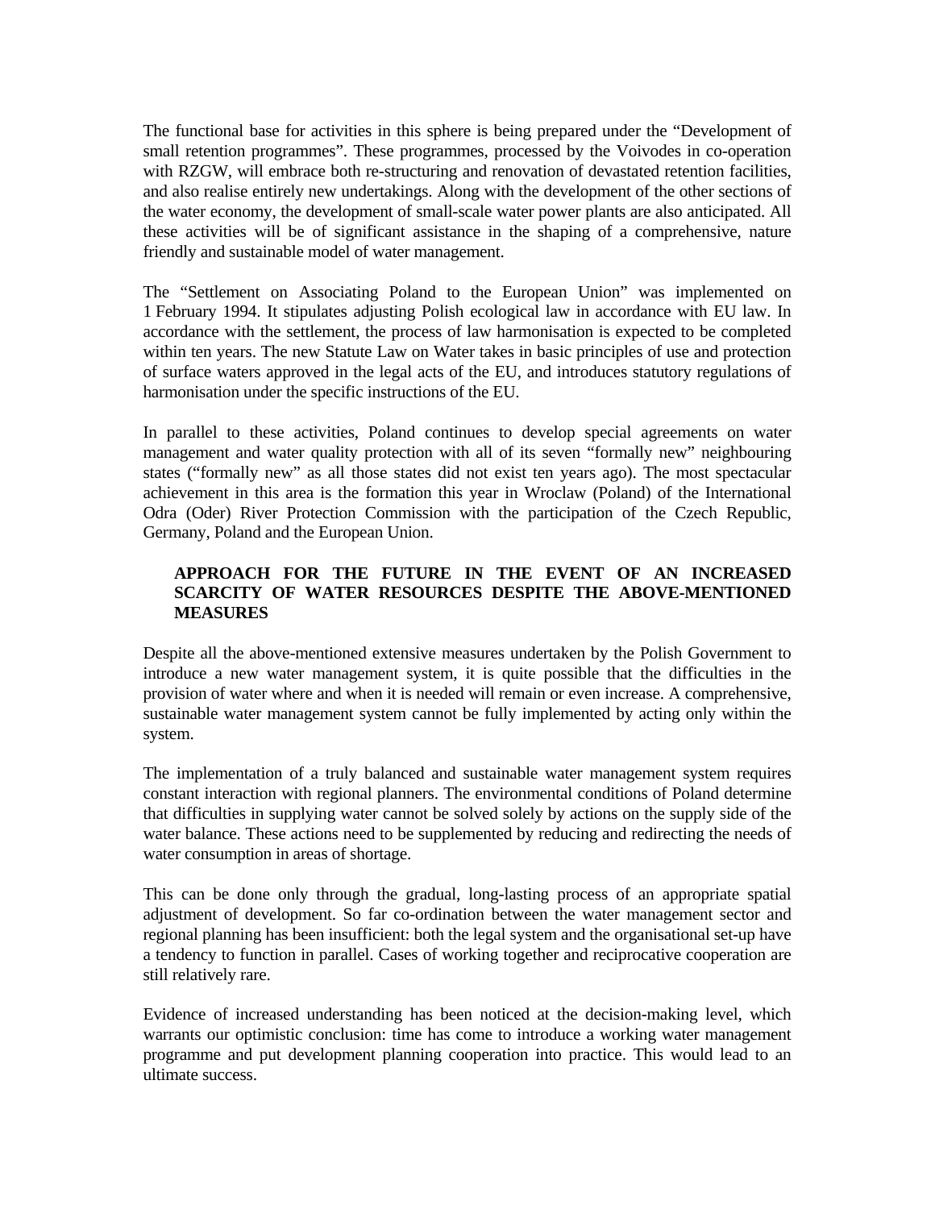The functional base for activities in this sphere is being prepared under the "Development of small retention programmes". These programmes, processed by the Voivodes in co-operation with RZGW, will embrace both re-structuring and renovation of devastated retention facilities, and also realise entirely new undertakings. Along with the development of the other sections of the water economy, the development of small-scale water power plants are also anticipated. All these activities will be of significant assistance in the shaping of a comprehensive, nature friendly and sustainable model of water management.

The "Settlement on Associating Poland to the European Union" was implemented on 1 February 1994. It stipulates adjusting Polish ecological law in accordance with EU law. In accordance with the settlement, the process of law harmonisation is expected to be completed within ten years. The new Statute Law on Water takes in basic principles of use and protection of surface waters approved in the legal acts of the EU, and introduces statutory regulations of harmonisation under the specific instructions of the EU.

In parallel to these activities, Poland continues to develop special agreements on water management and water quality protection with all of its seven "formally new" neighbouring states ("formally new" as all those states did not exist ten years ago). The most spectacular achievement in this area is the formation this year in Wroclaw (Poland) of the International Odra (Oder) River Protection Commission with the participation of the Czech Republic, Germany, Poland and the European Union.

## APPROACH FOR THE FUTURE IN THE EVENT OF AN INCREASED SCARCITY OF WATER RESOURCES DESPITE THE ABOVE-MENTIONED MEASURES

Despite all the above-mentioned extensive measures undertaken by the Polish Government to introduce a new water management system, it is quite possible that the difficulties in the provision of water where and when it is needed will remain or even increase. A comprehensive, sustainable water management system cannot be fully implemented by acting only within the system.

The implementation of a truly balanced and sustainable water management system requires constant interaction with regional planners. The environmental conditions of Poland determine that difficulties in supplying water cannot be solved solely by actions on the supply side of the water balance. These actions need to be supplemented by reducing and redirecting the needs of water consumption in areas of shortage.

This can be done only through the gradual, long-lasting process of an appropriate spatial adjustment of development. So far co-ordination between the water management sector and regional planning has been insufficient: both the legal system and the organisational set-up have a tendency to function in parallel. Cases of working together and reciprocative cooperation are still relatively rare.

Evidence of increased understanding has been noticed at the decision-making level, which warrants our optimistic conclusion: time has come to introduce a working water management programme and put development planning cooperation into practice. This would lead to an ultimate success.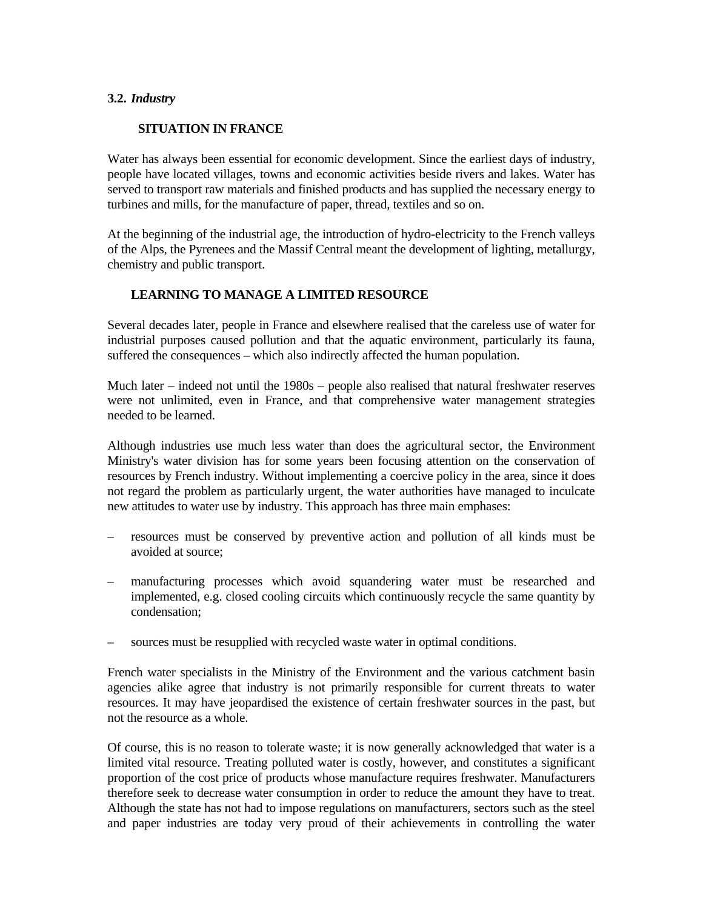### 3.2. *Industry*

#### SITUATION IN FRANCE

Water has always been essential for economic development. Since the earliest days of industry, people have located villages, towns and economic activities beside rivers and lakes. Water has served to transport raw materials and finished products and has supplied the necessary energy to turbines and mills, for the manufacture of paper, thread, textiles and so on.

At the beginning of the industrial age, the introduction of hydro-electricity to the French valleys of the Alps, the Pyrenees and the Massif Central meant the development of lighting, metallurgy, chemistry and public transport.

#### LEARNING TO MANAGE A LIMITED RESOURCE

Several decades later, people in France and elsewhere realised that the careless use of water for industrial purposes caused pollution and that the aquatic environment, particularly its fauna, suffered the consequences – which also indirectly affected the human population.

Much later – indeed not until the 1980s – people also realised that natural freshwater reserves were not unlimited, even in France, and that comprehensive water management strategies needed to be learned.

Although industries use much less water than does the agricultural sector, the Environment Ministry's water division has for some years been focusing attention on the conservation of resources by French industry. Without implementing a coercive policy in the area, since it does not regard the problem as particularly urgent, the water authorities have managed to inculcate new attitudes to water use by industry. This approach has three main emphases:

– resources must be conserved by preventive action and pollution of all kinds must be avoided at source;

– manufacturing processes which avoid squandering water must be researched and implemented, e.g. closed cooling circuits which continuously recycle the same quantity by condensation;

– sources must be resupplied with recycled waste water in optimal conditions.

French water specialists in the Ministry of the Environment and the various catchment basin agencies alike agree that industry is not primarily responsible for current threats to water resources. It may have jeopardised the existence of certain freshwater sources in the past, but not the resource as a whole.

Of course, this is no reason to tolerate waste; it is now generally acknowledged that water is a limited vital resource. Treating polluted water is costly, however, and constitutes a significant proportion of the cost price of products whose manufacture requires freshwater. Manufacturers therefore seek to decrease water consumption in order to reduce the amount they have to treat. Although the state has not had to impose regulations on manufacturers, sectors such as the steel and paper industries are today very proud of their achievements in controlling the water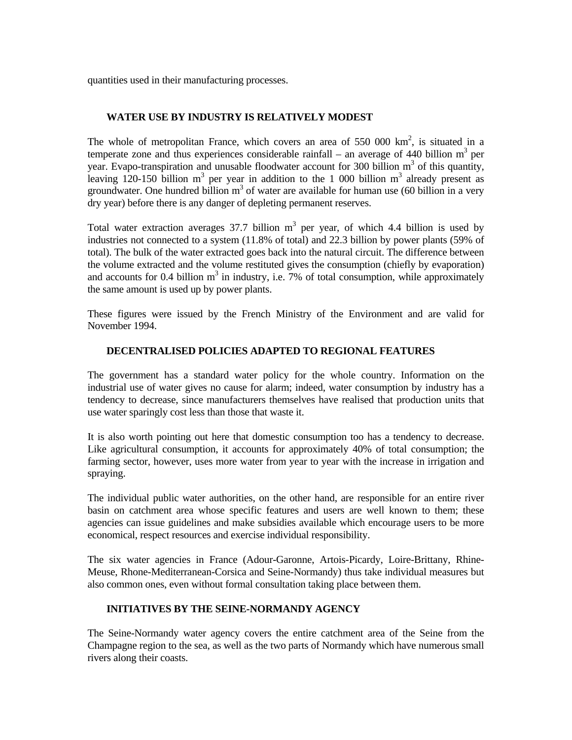quantities used in their manufacturing processes.

## WATER USE BY INDUSTRY IS RELATIVELY MODEST

The whole of metropolitan France, which covers an area of 550 000 km$^2$, is situated in a temperate zone and thus experiences considerable rainfall – an average of 440 billion m$^3$ per year. Evapo-transpiration and unusable floodwater account for 300 billion m$^3$ of this quantity, leaving 120-150 billion m$^3$ per year in addition to the 1 000 billion m$^3$ already present as groundwater. One hundred billion m$^3$ of water are available for human use (60 billion in a very dry year) before there is any danger of depleting permanent reserves.

Total water extraction averages 37.7 billion m$^3$ per year, of which 4.4 billion is used by industries not connected to a system (11.8% of total) and 22.3 billion by power plants (59% of total). The bulk of the water extracted goes back into the natural circuit. The difference between the volume extracted and the volume restituted gives the consumption (chiefly by evaporation) and accounts for 0.4 billion m$^3$ in industry, i.e. 7% of total consumption, while approximately the same amount is used up by power plants.

These figures were issued by the French Ministry of the Environment and are valid for November 1994.

## DECENTRALISED POLICIES ADAPTED TO REGIONAL FEATURES

The government has a standard water policy for the whole country. Information on the industrial use of water gives no cause for alarm; indeed, water consumption by industry has a tendency to decrease, since manufacturers themselves have realised that production units that use water sparingly cost less than those that waste it.

It is also worth pointing out here that domestic consumption too has a tendency to decrease. Like agricultural consumption, it accounts for approximately 40% of total consumption; the farming sector, however, uses more water from year to year with the increase in irrigation and spraying.

The individual public water authorities, on the other hand, are responsible for an entire river basin on catchment area whose specific features and users are well known to them; these agencies can issue guidelines and make subsidies available which encourage users to be more economical, respect resources and exercise individual responsibility.

The six water agencies in France (Adour-Garonne, Artois-Picardy, Loire-Brittany, Rhine-Meuse, Rhone-Mediterranean-Corsica and Seine-Normandy) thus take individual measures but also common ones, even without formal consultation taking place between them.

## INITIATIVES BY THE SEINE-NORMANDY AGENCY

The Seine-Normandy water agency covers the entire catchment area of the Seine from the Champagne region to the sea, as well as the two parts of Normandy which have numerous small rivers along their coasts.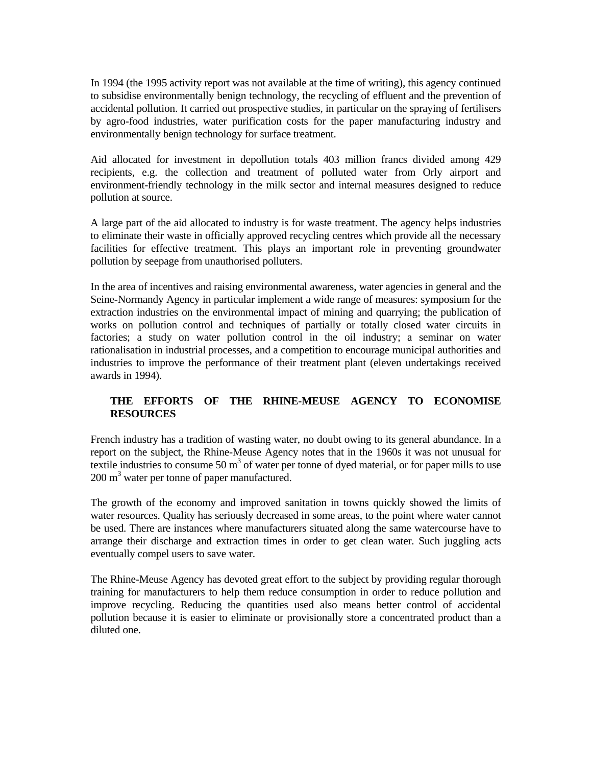In 1994 (the 1995 activity report was not available at the time of writing), this agency continued to subsidise environmentally benign technology, the recycling of effluent and the prevention of accidental pollution. It carried out prospective studies, in particular on the spraying of fertilisers by agro-food industries, water purification costs for the paper manufacturing industry and environmentally benign technology for surface treatment.

Aid allocated for investment in depollution totals 403 million francs divided among 429 recipients, e.g. the collection and treatment of polluted water from Orly airport and environment-friendly technology in the milk sector and internal measures designed to reduce pollution at source.

A large part of the aid allocated to industry is for waste treatment. The agency helps industries to eliminate their waste in officially approved recycling centres which provide all the necessary facilities for effective treatment. This plays an important role in preventing groundwater pollution by seepage from unauthorised polluters.

In the area of incentives and raising environmental awareness, water agencies in general and the Seine-Normandy Agency in particular implement a wide range of measures: symposium for the extraction industries on the environmental impact of mining and quarrying; the publication of works on pollution control and techniques of partially or totally closed water circuits in factories; a study on water pollution control in the oil industry; a seminar on water rationalisation in industrial processes, and a competition to encourage municipal authorities and industries to improve the performance of their treatment plant (eleven undertakings received awards in 1994).

### THE EFFORTS OF THE RHINE-MEUSE AGENCY TO ECONOMISE RESOURCES

French industry has a tradition of wasting water, no doubt owing to its general abundance. In a report on the subject, the Rhine-Meuse Agency notes that in the 1960s it was not unusual for textile industries to consume 50 $m^3$ of water per tonne of dyed material, or for paper mills to use 200 $m^3$ water per tonne of paper manufactured.

The growth of the economy and improved sanitation in towns quickly showed the limits of water resources. Quality has seriously decreased in some areas, to the point where water cannot be used. There are instances where manufacturers situated along the same watercourse have to arrange their discharge and extraction times in order to get clean water. Such juggling acts eventually compel users to save water.

The Rhine-Meuse Agency has devoted great effort to the subject by providing regular thorough training for manufacturers to help them reduce consumption in order to reduce pollution and improve recycling. Reducing the quantities used also means better control of accidental pollution because it is easier to eliminate or provisionally store a concentrated product than a diluted one.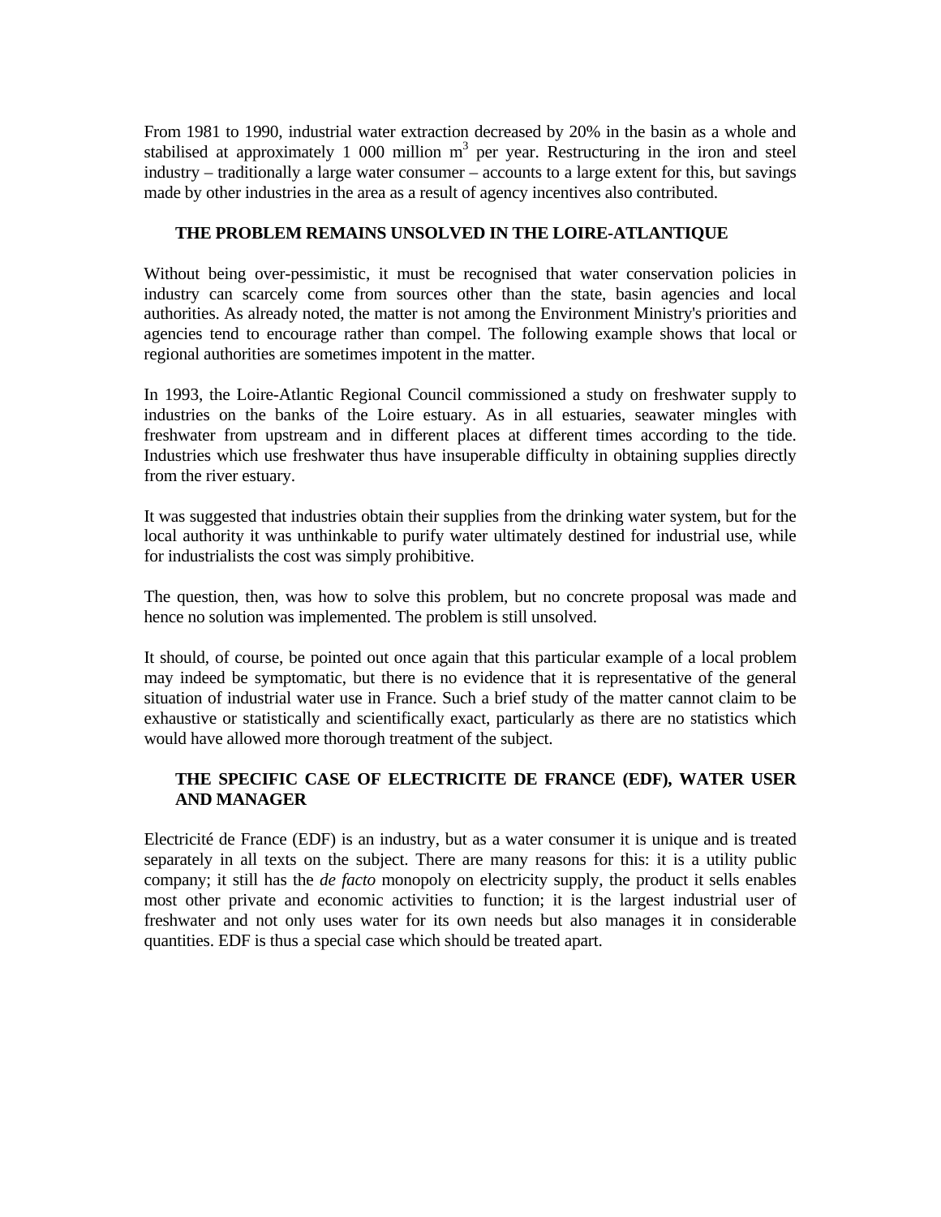From 1981 to 1990, industrial water extraction decreased by 20% in the basin as a whole and stabilised at approximately 1 000 million $m^3$ per year. Restructuring in the iron and steel industry – traditionally a large water consumer – accounts to a large extent for this, but savings made by other industries in the area as a result of agency incentives also contributed.

### THE PROBLEM REMAINS UNSOLVED IN THE LOIRE-ATLANTIQUE

Without being over-pessimistic, it must be recognised that water conservation policies in industry can scarcely come from sources other than the state, basin agencies and local authorities. As already noted, the matter is not among the Environment Ministry's priorities and agencies tend to encourage rather than compel. The following example shows that local or regional authorities are sometimes impotent in the matter.

In 1993, the Loire-Atlantic Regional Council commissioned a study on freshwater supply to industries on the banks of the Loire estuary. As in all estuaries, seawater mingles with freshwater from upstream and in different places at different times according to the tide. Industries which use freshwater thus have insuperable difficulty in obtaining supplies directly from the river estuary.

It was suggested that industries obtain their supplies from the drinking water system, but for the local authority it was unthinkable to purify water ultimately destined for industrial use, while for industrialists the cost was simply prohibitive.

The question, then, was how to solve this problem, but no concrete proposal was made and hence no solution was implemented. The problem is still unsolved.

It should, of course, be pointed out once again that this particular example of a local problem may indeed be symptomatic, but there is no evidence that it is representative of the general situation of industrial water use in France. Such a brief study of the matter cannot claim to be exhaustive or statistically and scientifically exact, particularly as there are no statistics which would have allowed more thorough treatment of the subject.

### THE SPECIFIC CASE OF ELECTRICITE DE FRANCE (EDF), WATER USER AND MANAGER

Electricité de France (EDF) is an industry, but as a water consumer it is unique and is treated separately in all texts on the subject. There are many reasons for this: it is a utility public company; it still has the *de facto* monopoly on electricity supply, the product it sells enables most other private and economic activities to function; it is the largest industrial user of freshwater and not only uses water for its own needs but also manages it in considerable quantities. EDF is thus a special case which should be treated apart.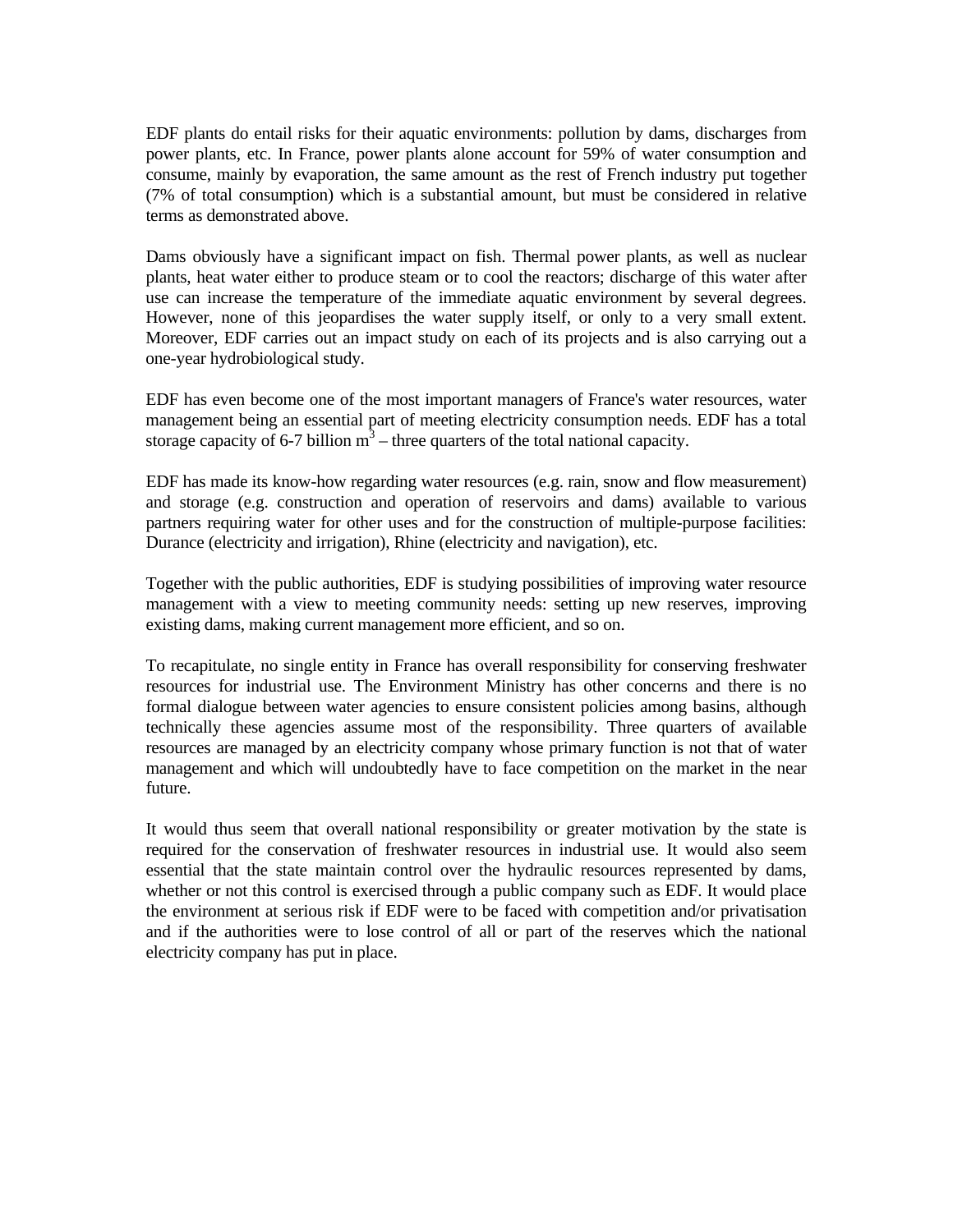EDF plants do entail risks for their aquatic environments: pollution by dams, discharges from power plants, etc. In France, power plants alone account for 59% of water consumption and consume, mainly by evaporation, the same amount as the rest of French industry put together (7% of total consumption) which is a substantial amount, but must be considered in relative terms as demonstrated above.

Dams obviously have a significant impact on fish. Thermal power plants, as well as nuclear plants, heat water either to produce steam or to cool the reactors; discharge of this water after use can increase the temperature of the immediate aquatic environment by several degrees. However, none of this jeopardises the water supply itself, or only to a very small extent. Moreover, EDF carries out an impact study on each of its projects and is also carrying out a one-year hydrobiological study.

EDF has even become one of the most important managers of France's water resources, water management being an essential part of meeting electricity consumption needs. EDF has a total storage capacity of 6-7 billion $m^3$ – three quarters of the total national capacity.

EDF has made its know-how regarding water resources (e.g. rain, snow and flow measurement) and storage (e.g. construction and operation of reservoirs and dams) available to various partners requiring water for other uses and for the construction of multiple-purpose facilities: Durance (electricity and irrigation), Rhine (electricity and navigation), etc.

Together with the public authorities, EDF is studying possibilities of improving water resource management with a view to meeting community needs: setting up new reserves, improving existing dams, making current management more efficient, and so on.

To recapitulate, no single entity in France has overall responsibility for conserving freshwater resources for industrial use. The Environment Ministry has other concerns and there is no formal dialogue between water agencies to ensure consistent policies among basins, although technically these agencies assume most of the responsibility. Three quarters of available resources are managed by an electricity company whose primary function is not that of water management and which will undoubtedly have to face competition on the market in the near future.

It would thus seem that overall national responsibility or greater motivation by the state is required for the conservation of freshwater resources in industrial use. It would also seem essential that the state maintain control over the hydraulic resources represented by dams, whether or not this control is exercised through a public company such as EDF. It would place the environment at serious risk if EDF were to be faced with competition and/or privatisation and if the authorities were to lose control of all or part of the reserves which the national electricity company has put in place.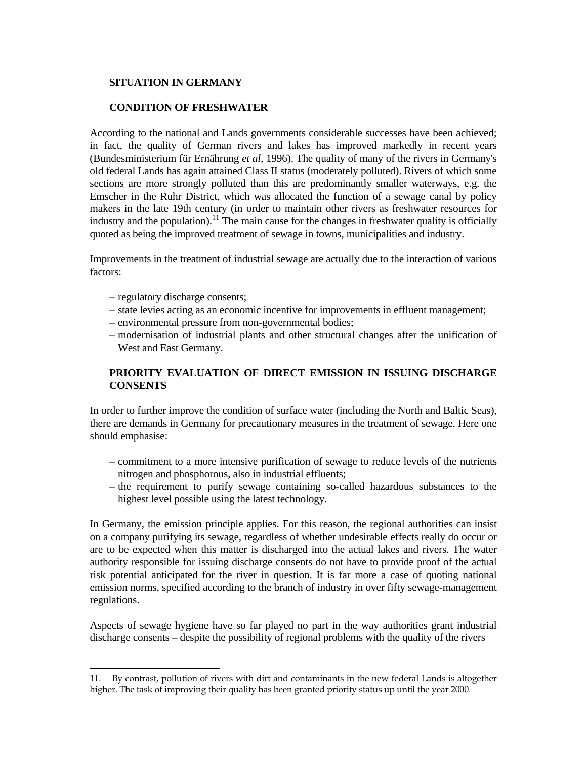## SITUATION IN GERMANY

### CONDITION OF FRESHWATER

According to the national and Lands governments considerable successes have been achieved; in fact, the quality of German rivers and lakes has improved markedly in recent years (Bundesministerium für Ernährung *et al*, 1996). The quality of many of the rivers in Germany's old federal Lands has again attained Class II status (moderately polluted). Rivers of which some sections are more strongly polluted than this are predominantly smaller waterways, e.g. the Emscher in the Ruhr District, which was allocated the function of a sewage canal by policy makers in the late 19th century (in order to maintain other rivers as freshwater resources for industry and the population).[11] The main cause for the changes in freshwater quality is officially quoted as being the improved treatment of sewage in towns, municipalities and industry.

Improvements in the treatment of industrial sewage are actually due to the interaction of various factors:

- regulatory discharge consents;
- state levies acting as an economic incentive for improvements in effluent management;
- environmental pressure from non-governmental bodies;
- modernisation of industrial plants and other structural changes after the unification of West and East Germany.

### PRIORITY EVALUATION OF DIRECT EMISSION IN ISSUING DISCHARGE CONSENTS

In order to further improve the condition of surface water (including the North and Baltic Seas), there are demands in Germany for precautionary measures in the treatment of sewage. Here one should emphasise:

- commitment to a more intensive purification of sewage to reduce levels of the nutrients nitrogen and phosphorous, also in industrial effluents;
- the requirement to purify sewage containing so-called hazardous substances to the highest level possible using the latest technology.

In Germany, the emission principle applies. For this reason, the regional authorities can insist on a company purifying its sewage, regardless of whether undesirable effects really do occur or are to be expected when this matter is discharged into the actual lakes and rivers. The water authority responsible for issuing discharge consents do not have to provide proof of the actual risk potential anticipated for the river in question. It is far more a case of quoting national emission norms, specified according to the branch of industry in over fifty sewage-management regulations.

Aspects of sewage hygiene have so far played no part in the way authorities grant industrial discharge consents – despite the possibility of regional problems with the quality of the rivers

---

11. By contrast, pollution of rivers with dirt and contaminants in the new federal Lands is altogether higher. The task of improving their quality has been granted priority status up until the year 2000.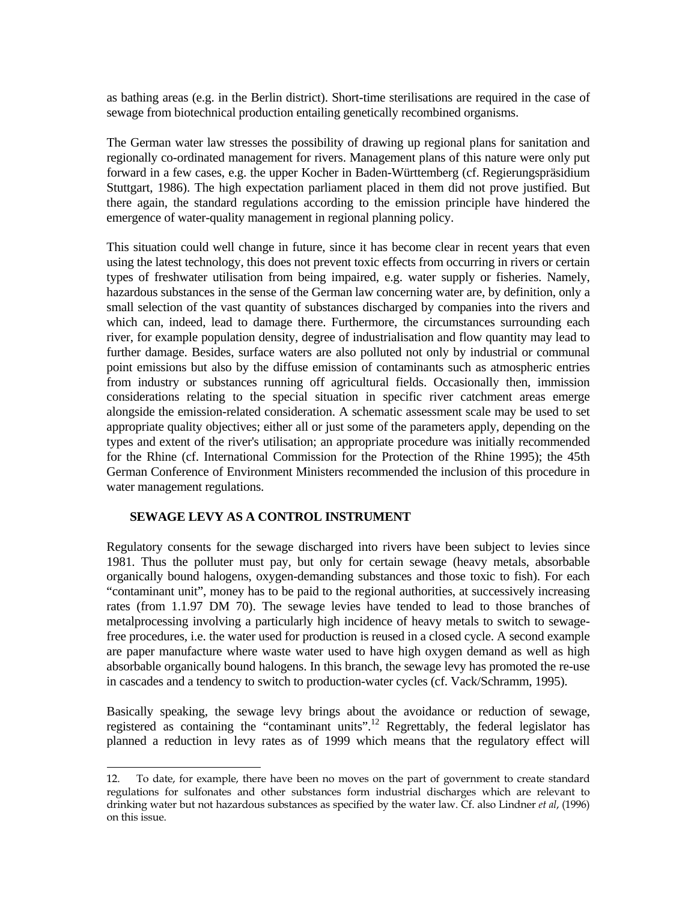as bathing areas (e.g. in the Berlin district). Short-time sterilisations are required in the case of sewage from biotechnical production entailing genetically recombined organisms.

The German water law stresses the possibility of drawing up regional plans for sanitation and regionally co-ordinated management for rivers. Management plans of this nature were only put forward in a few cases, e.g. the upper Kocher in Baden-Württemberg (cf. Regierungspräsidium Stuttgart, 1986). The high expectation parliament placed in them did not prove justified. But there again, the standard regulations according to the emission principle have hindered the emergence of water-quality management in regional planning policy.

This situation could well change in future, since it has become clear in recent years that even using the latest technology, this does not prevent toxic effects from occurring in rivers or certain types of freshwater utilisation from being impaired, e.g. water supply or fisheries. Namely, hazardous substances in the sense of the German law concerning water are, by definition, only a small selection of the vast quantity of substances discharged by companies into the rivers and which can, indeed, lead to damage there. Furthermore, the circumstances surrounding each river, for example population density, degree of industrialisation and flow quantity may lead to further damage. Besides, surface waters are also polluted not only by industrial or communal point emissions but also by the diffuse emission of contaminants such as atmospheric entries from industry or substances running off agricultural fields. Occasionally then, immission considerations relating to the special situation in specific river catchment areas emerge alongside the emission-related consideration. A schematic assessment scale may be used to set appropriate quality objectives; either all or just some of the parameters apply, depending on the types and extent of the river's utilisation; an appropriate procedure was initially recommended for the Rhine (cf. International Commission for the Protection of the Rhine 1995); the 45th German Conference of Environment Ministers recommended the inclusion of this procedure in water management regulations.

## SEWAGE LEVY AS A CONTROL INSTRUMENT

Regulatory consents for the sewage discharged into rivers have been subject to levies since 1981. Thus the polluter must pay, but only for certain sewage (heavy metals, absorbable organically bound halogens, oxygen-demanding substances and those toxic to fish). For each "contaminant unit", money has to be paid to the regional authorities, at successively increasing rates (from 1.1.97 DM 70). The sewage levies have tended to lead to those branches of metalprocessing involving a particularly high incidence of heavy metals to switch to sewage-free procedures, i.e. the water used for production is reused in a closed cycle. A second example are paper manufacture where waste water used to have high oxygen demand as well as high absorbable organically bound halogens. In this branch, the sewage levy has promoted the re-use in cascades and a tendency to switch to production-water cycles (cf. Vack/Schramm, 1995).

Basically speaking, the sewage levy brings about the avoidance or reduction of sewage, registered as containing the "contaminant units".[12] Regrettably, the federal legislator has planned a reduction in levy rates as of 1999 which means that the regulatory effect will

12. To date, for example, there have been no moves on the part of government to create standard regulations for sulfonates and other substances form industrial discharges which are relevant to drinking water but not hazardous substances as specified by the water law. Cf. also Lindner *et al*, (1996) on this issue.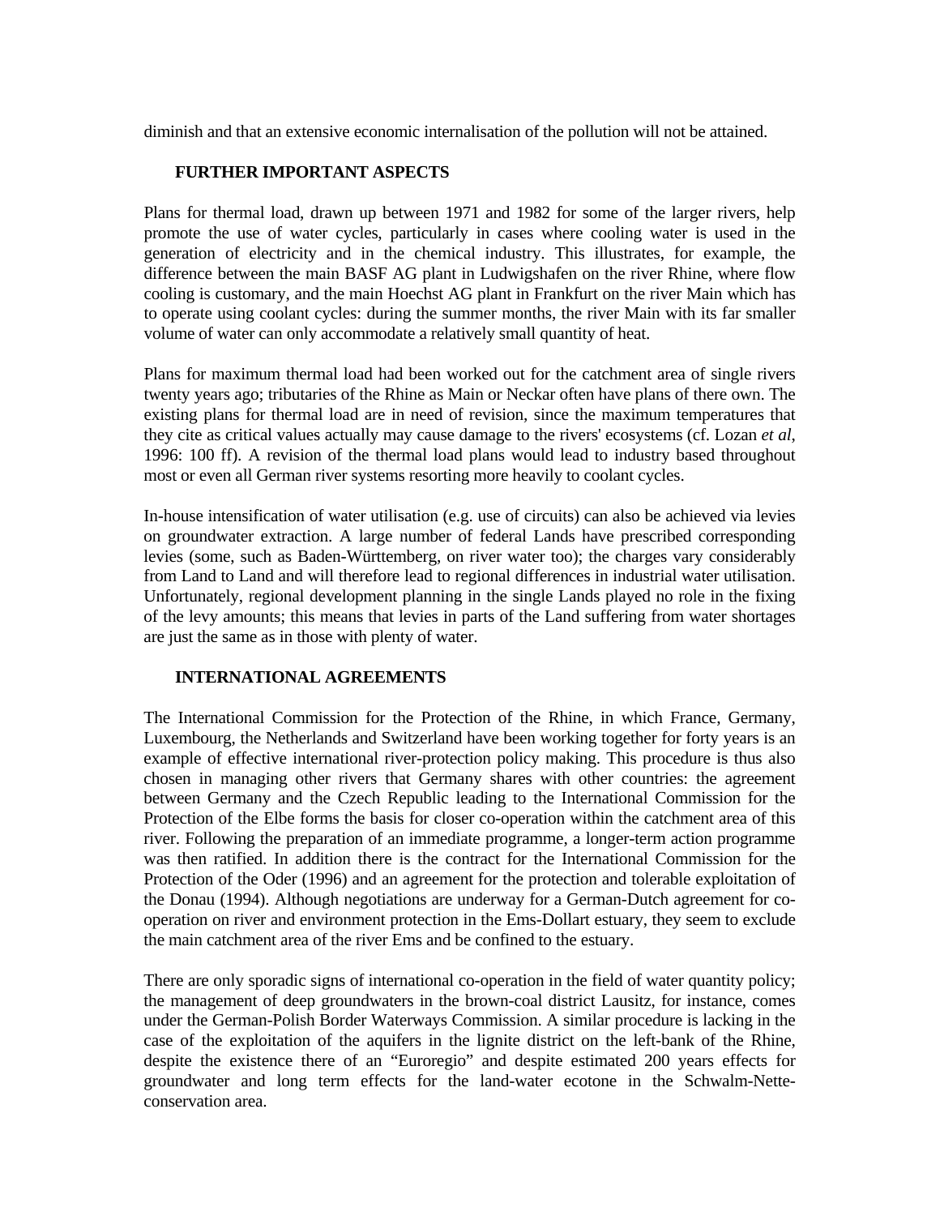diminish and that an extensive economic internalisation of the pollution will not be attained.

## FURTHER IMPORTANT ASPECTS

Plans for thermal load, drawn up between 1971 and 1982 for some of the larger rivers, help promote the use of water cycles, particularly in cases where cooling water is used in the generation of electricity and in the chemical industry. This illustrates, for example, the difference between the main BASF AG plant in Ludwigshafen on the river Rhine, where flow cooling is customary, and the main Hoechst AG plant in Frankfurt on the river Main which has to operate using coolant cycles: during the summer months, the river Main with its far smaller volume of water can only accommodate a relatively small quantity of heat.

Plans for maximum thermal load had been worked out for the catchment area of single rivers twenty years ago; tributaries of the Rhine as Main or Neckar often have plans of there own. The existing plans for thermal load are in need of revision, since the maximum temperatures that they cite as critical values actually may cause damage to the rivers' ecosystems (cf. Lozan *et al*, 1996: 100 ff). A revision of the thermal load plans would lead to industry based throughout most or even all German river systems resorting more heavily to coolant cycles.

In-house intensification of water utilisation (e.g. use of circuits) can also be achieved via levies on groundwater extraction. A large number of federal Lands have prescribed corresponding levies (some, such as Baden-Württemberg, on river water too); the charges vary considerably from Land to Land and will therefore lead to regional differences in industrial water utilisation. Unfortunately, regional development planning in the single Lands played no role in the fixing of the levy amounts; this means that levies in parts of the Land suffering from water shortages are just the same as in those with plenty of water.

## INTERNATIONAL AGREEMENTS

The International Commission for the Protection of the Rhine, in which France, Germany, Luxembourg, the Netherlands and Switzerland have been working together for forty years is an example of effective international river-protection policy making. This procedure is thus also chosen in managing other rivers that Germany shares with other countries: the agreement between Germany and the Czech Republic leading to the International Commission for the Protection of the Elbe forms the basis for closer co-operation within the catchment area of this river. Following the preparation of an immediate programme, a longer-term action programme was then ratified. In addition there is the contract for the International Commission for the Protection of the Oder (1996) and an agreement for the protection and tolerable exploitation of the Donau (1994). Although negotiations are underway for a German-Dutch agreement for co-operation on river and environment protection in the Ems-Dollart estuary, they seem to exclude the main catchment area of the river Ems and be confined to the estuary.

There are only sporadic signs of international co-operation in the field of water quantity policy; the management of deep groundwaters in the brown-coal district Lausitz, for instance, comes under the German-Polish Border Waterways Commission. A similar procedure is lacking in the case of the exploitation of the aquifers in the lignite district on the left-bank of the Rhine, despite the existence there of an "Euroregio" and despite estimated 200 years effects for groundwater and long term effects for the land-water ecotone in the Schwalm-Nette-conservation area.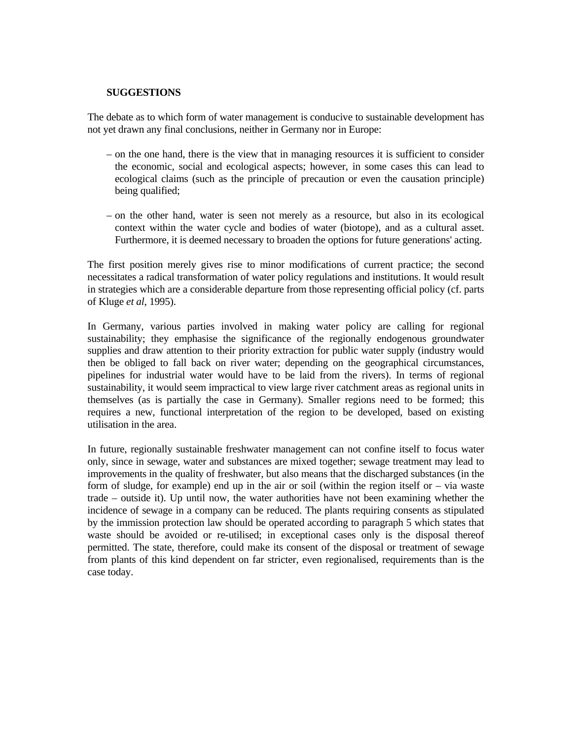## SUGGESTIONS

The debate as to which form of water management is conducive to sustainable development has not yet drawn any final conclusions, neither in Germany nor in Europe:

– on the one hand, there is the view that in managing resources it is sufficient to consider the economic, social and ecological aspects; however, in some cases this can lead to ecological claims (such as the principle of precaution or even the causation principle) being qualified;

– on the other hand, water is seen not merely as a resource, but also in its ecological context within the water cycle and bodies of water (biotope), and as a cultural asset. Furthermore, it is deemed necessary to broaden the options for future generations' acting.

The first position merely gives rise to minor modifications of current practice; the second necessitates a radical transformation of water policy regulations and institutions. It would result in strategies which are a considerable departure from those representing official policy (cf. parts of Kluge *et al*, 1995).

In Germany, various parties involved in making water policy are calling for regional sustainability; they emphasise the significance of the regionally endogenous groundwater supplies and draw attention to their priority extraction for public water supply (industry would then be obliged to fall back on river water; depending on the geographical circumstances, pipelines for industrial water would have to be laid from the rivers). In terms of regional sustainability, it would seem impractical to view large river catchment areas as regional units in themselves (as is partially the case in Germany). Smaller regions need to be formed; this requires a new, functional interpretation of the region to be developed, based on existing utilisation in the area.

In future, regionally sustainable freshwater management can not confine itself to focus water only, since in sewage, water and substances are mixed together; sewage treatment may lead to improvements in the quality of freshwater, but also means that the discharged substances (in the form of sludge, for example) end up in the air or soil (within the region itself or – via waste trade – outside it). Up until now, the water authorities have not been examining whether the incidence of sewage in a company can be reduced. The plants requiring consents as stipulated by the immission protection law should be operated according to paragraph 5 which states that waste should be avoided or re-utilised; in exceptional cases only is the disposal thereof permitted. The state, therefore, could make its consent of the disposal or treatment of sewage from plants of this kind dependent on far stricter, even regionalised, requirements than is the case today.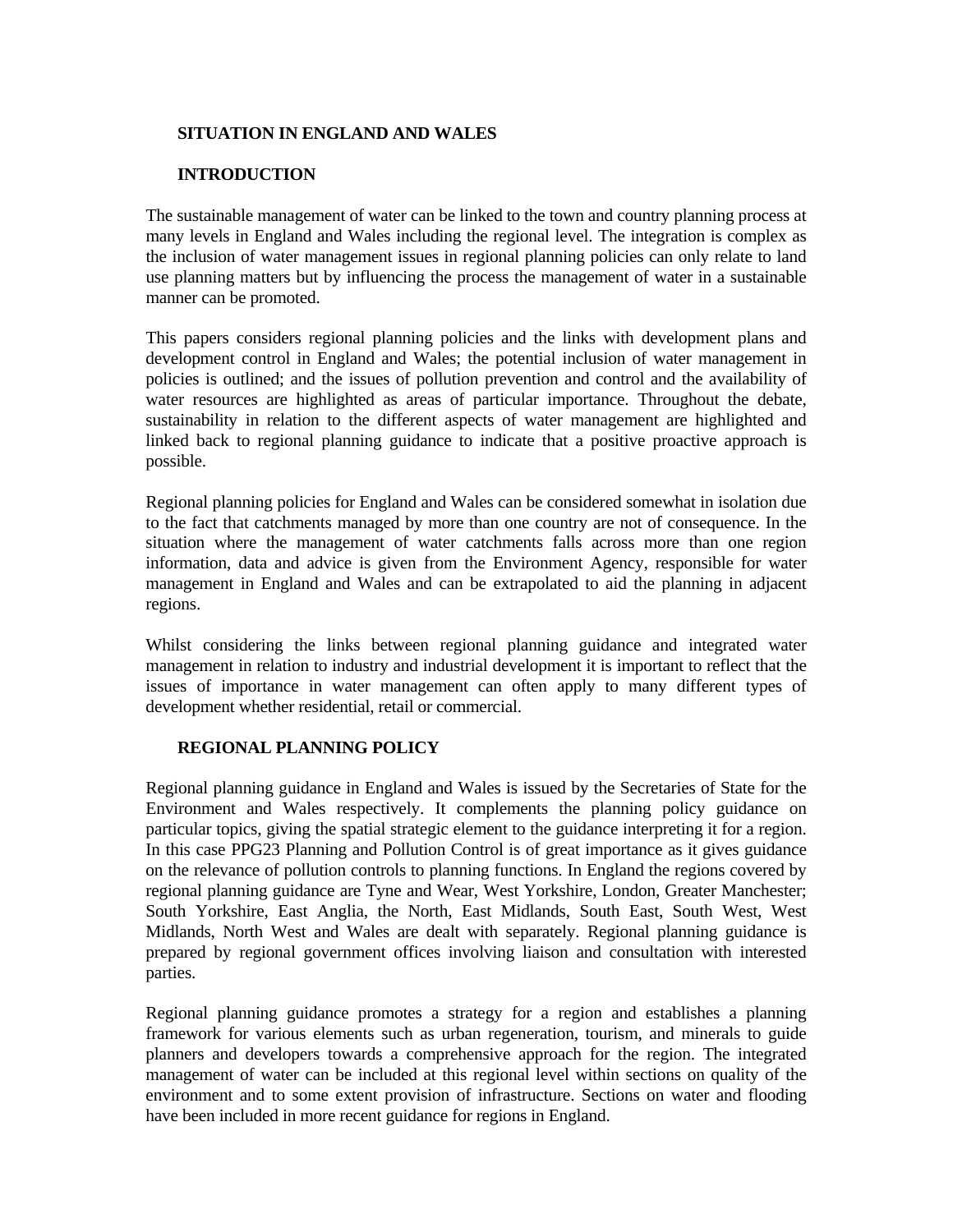## SITUATION IN ENGLAND AND WALES

## INTRODUCTION

The sustainable management of water can be linked to the town and country planning process at many levels in England and Wales including the regional level. The integration is complex as the inclusion of water management issues in regional planning policies can only relate to land use planning matters but by influencing the process the management of water in a sustainable manner can be promoted.

This papers considers regional planning policies and the links with development plans and development control in England and Wales; the potential inclusion of water management in policies is outlined; and the issues of pollution prevention and control and the availability of water resources are highlighted as areas of particular importance. Throughout the debate, sustainability in relation to the different aspects of water management are highlighted and linked back to regional planning guidance to indicate that a positive proactive approach is possible.

Regional planning policies for England and Wales can be considered somewhat in isolation due to the fact that catchments managed by more than one country are not of consequence. In the situation where the management of water catchments falls across more than one region information, data and advice is given from the Environment Agency, responsible for water management in England and Wales and can be extrapolated to aid the planning in adjacent regions.

Whilst considering the links between regional planning guidance and integrated water management in relation to industry and industrial development it is important to reflect that the issues of importance in water management can often apply to many different types of development whether residential, retail or commercial.

## REGIONAL PLANNING POLICY

Regional planning guidance in England and Wales is issued by the Secretaries of State for the Environment and Wales respectively. It complements the planning policy guidance on particular topics, giving the spatial strategic element to the guidance interpreting it for a region. In this case PPG23 Planning and Pollution Control is of great importance as it gives guidance on the relevance of pollution controls to planning functions. In England the regions covered by regional planning guidance are Tyne and Wear, West Yorkshire, London, Greater Manchester; South Yorkshire, East Anglia, the North, East Midlands, South East, South West, West Midlands, North West and Wales are dealt with separately. Regional planning guidance is prepared by regional government offices involving liaison and consultation with interested parties.

Regional planning guidance promotes a strategy for a region and establishes a planning framework for various elements such as urban regeneration, tourism, and minerals to guide planners and developers towards a comprehensive approach for the region. The integrated management of water can be included at this regional level within sections on quality of the environment and to some extent provision of infrastructure. Sections on water and flooding have been included in more recent guidance for regions in England.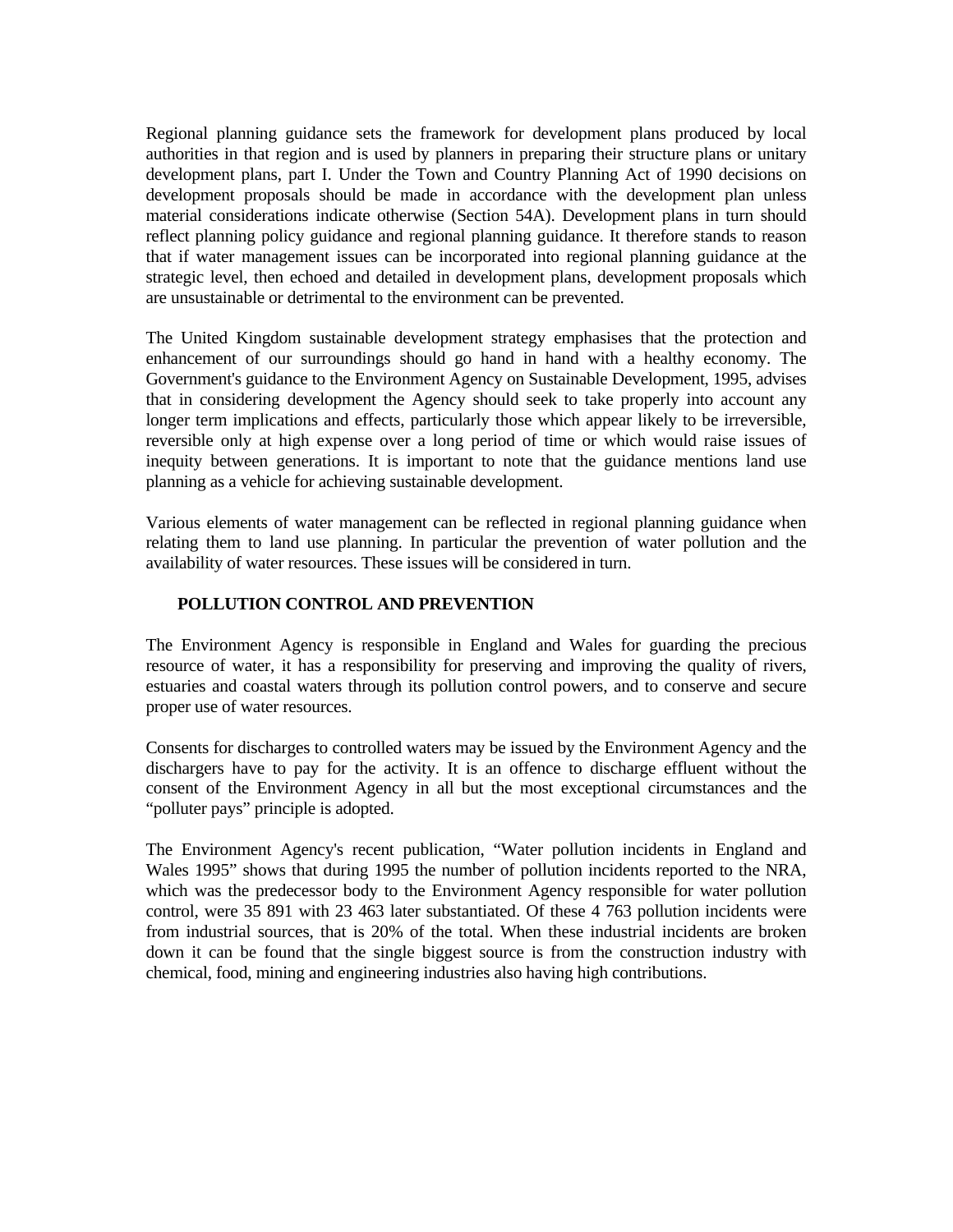Regional planning guidance sets the framework for development plans produced by local authorities in that region and is used by planners in preparing their structure plans or unitary development plans, part I. Under the Town and Country Planning Act of 1990 decisions on development proposals should be made in accordance with the development plan unless material considerations indicate otherwise (Section 54A). Development plans in turn should reflect planning policy guidance and regional planning guidance. It therefore stands to reason that if water management issues can be incorporated into regional planning guidance at the strategic level, then echoed and detailed in development plans, development proposals which are unsustainable or detrimental to the environment can be prevented.

The United Kingdom sustainable development strategy emphasises that the protection and enhancement of our surroundings should go hand in hand with a healthy economy. The Government's guidance to the Environment Agency on Sustainable Development, 1995, advises that in considering development the Agency should seek to take properly into account any longer term implications and effects, particularly those which appear likely to be irreversible, reversible only at high expense over a long period of time or which would raise issues of inequity between generations. It is important to note that the guidance mentions land use planning as a vehicle for achieving sustainable development.

Various elements of water management can be reflected in regional planning guidance when relating them to land use planning. In particular the prevention of water pollution and the availability of water resources. These issues will be considered in turn.

## POLLUTION CONTROL AND PREVENTION

The Environment Agency is responsible in England and Wales for guarding the precious resource of water, it has a responsibility for preserving and improving the quality of rivers, estuaries and coastal waters through its pollution control powers, and to conserve and secure proper use of water resources.

Consents for discharges to controlled waters may be issued by the Environment Agency and the dischargers have to pay for the activity. It is an offence to discharge effluent without the consent of the Environment Agency in all but the most exceptional circumstances and the "polluter pays" principle is adopted.

The Environment Agency's recent publication, "Water pollution incidents in England and Wales 1995" shows that during 1995 the number of pollution incidents reported to the NRA, which was the predecessor body to the Environment Agency responsible for water pollution control, were 35 891 with 23 463 later substantiated. Of these 4 763 pollution incidents were from industrial sources, that is 20% of the total. When these industrial incidents are broken down it can be found that the single biggest source is from the construction industry with chemical, food, mining and engineering industries also having high contributions.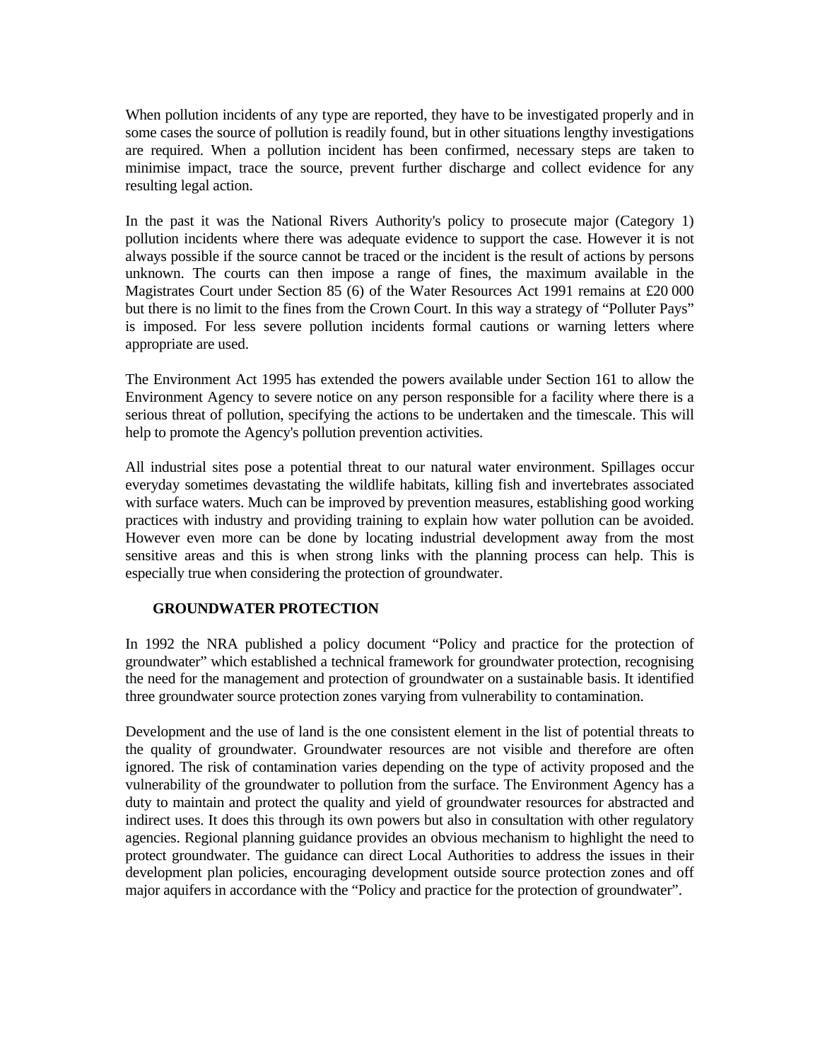When pollution incidents of any type are reported, they have to be investigated properly and in some cases the source of pollution is readily found, but in other situations lengthy investigations are required. When a pollution incident has been confirmed, necessary steps are taken to minimise impact, trace the source, prevent further discharge and collect evidence for any resulting legal action.

In the past it was the National Rivers Authority's policy to prosecute major (Category 1) pollution incidents where there was adequate evidence to support the case. However it is not always possible if the source cannot be traced or the incident is the result of actions by persons unknown. The courts can then impose a range of fines, the maximum available in the Magistrates Court under Section 85 (6) of the Water Resources Act 1991 remains at £20 000 but there is no limit to the fines from the Crown Court. In this way a strategy of "Polluter Pays" is imposed. For less severe pollution incidents formal cautions or warning letters where appropriate are used.

The Environment Act 1995 has extended the powers available under Section 161 to allow the Environment Agency to severe notice on any person responsible for a facility where there is a serious threat of pollution, specifying the actions to be undertaken and the timescale. This will help to promote the Agency's pollution prevention activities.

All industrial sites pose a potential threat to our natural water environment. Spillages occur everyday sometimes devastating the wildlife habitats, killing fish and invertebrates associated with surface waters. Much can be improved by prevention measures, establishing good working practices with industry and providing training to explain how water pollution can be avoided. However even more can be done by locating industrial development away from the most sensitive areas and this is when strong links with the planning process can help. This is especially true when considering the protection of groundwater.

**GROUNDWATER PROTECTION**

In 1992 the NRA published a policy document "Policy and practice for the protection of groundwater" which established a technical framework for groundwater protection, recognising the need for the management and protection of groundwater on a sustainable basis. It identified three groundwater source protection zones varying from vulnerability to contamination.

Development and the use of land is the one consistent element in the list of potential threats to the quality of groundwater. Groundwater resources are not visible and therefore are often ignored. The risk of contamination varies depending on the type of activity proposed and the vulnerability of the groundwater to pollution from the surface. The Environment Agency has a duty to maintain and protect the quality and yield of groundwater resources for abstracted and indirect uses. It does this through its own powers but also in consultation with other regulatory agencies. Regional planning guidance provides an obvious mechanism to highlight the need to protect groundwater. The guidance can direct Local Authorities to address the issues in their development plan policies, encouraging development outside source protection zones and off major aquifers in accordance with the "Policy and practice for the protection of groundwater".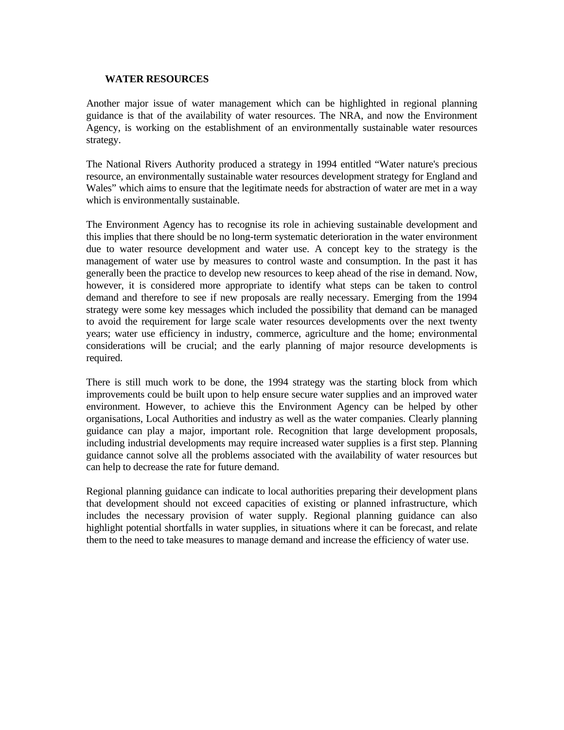## WATER RESOURCES

Another major issue of water management which can be highlighted in regional planning guidance is that of the availability of water resources. The NRA, and now the Environment Agency, is working on the establishment of an environmentally sustainable water resources strategy.

The National Rivers Authority produced a strategy in 1994 entitled “Water nature's precious resource, an environmentally sustainable water resources development strategy for England and Wales” which aims to ensure that the legitimate needs for abstraction of water are met in a way which is environmentally sustainable.

The Environment Agency has to recognise its role in achieving sustainable development and this implies that there should be no long-term systematic deterioration in the water environment due to water resource development and water use. A concept key to the strategy is the management of water use by measures to control waste and consumption. In the past it has generally been the practice to develop new resources to keep ahead of the rise in demand. Now, however, it is considered more appropriate to identify what steps can be taken to control demand and therefore to see if new proposals are really necessary. Emerging from the 1994 strategy were some key messages which included the possibility that demand can be managed to avoid the requirement for large scale water resources developments over the next twenty years; water use efficiency in industry, commerce, agriculture and the home; environmental considerations will be crucial; and the early planning of major resource developments is required.

There is still much work to be done, the 1994 strategy was the starting block from which improvements could be built upon to help ensure secure water supplies and an improved water environment. However, to achieve this the Environment Agency can be helped by other organisations, Local Authorities and industry as well as the water companies. Clearly planning guidance can play a major, important role. Recognition that large development proposals, including industrial developments may require increased water supplies is a first step. Planning guidance cannot solve all the problems associated with the availability of water resources but can help to decrease the rate for future demand.

Regional planning guidance can indicate to local authorities preparing their development plans that development should not exceed capacities of existing or planned infrastructure, which includes the necessary provision of water supply. Regional planning guidance can also highlight potential shortfalls in water supplies, in situations where it can be forecast, and relate them to the need to take measures to manage demand and increase the efficiency of water use.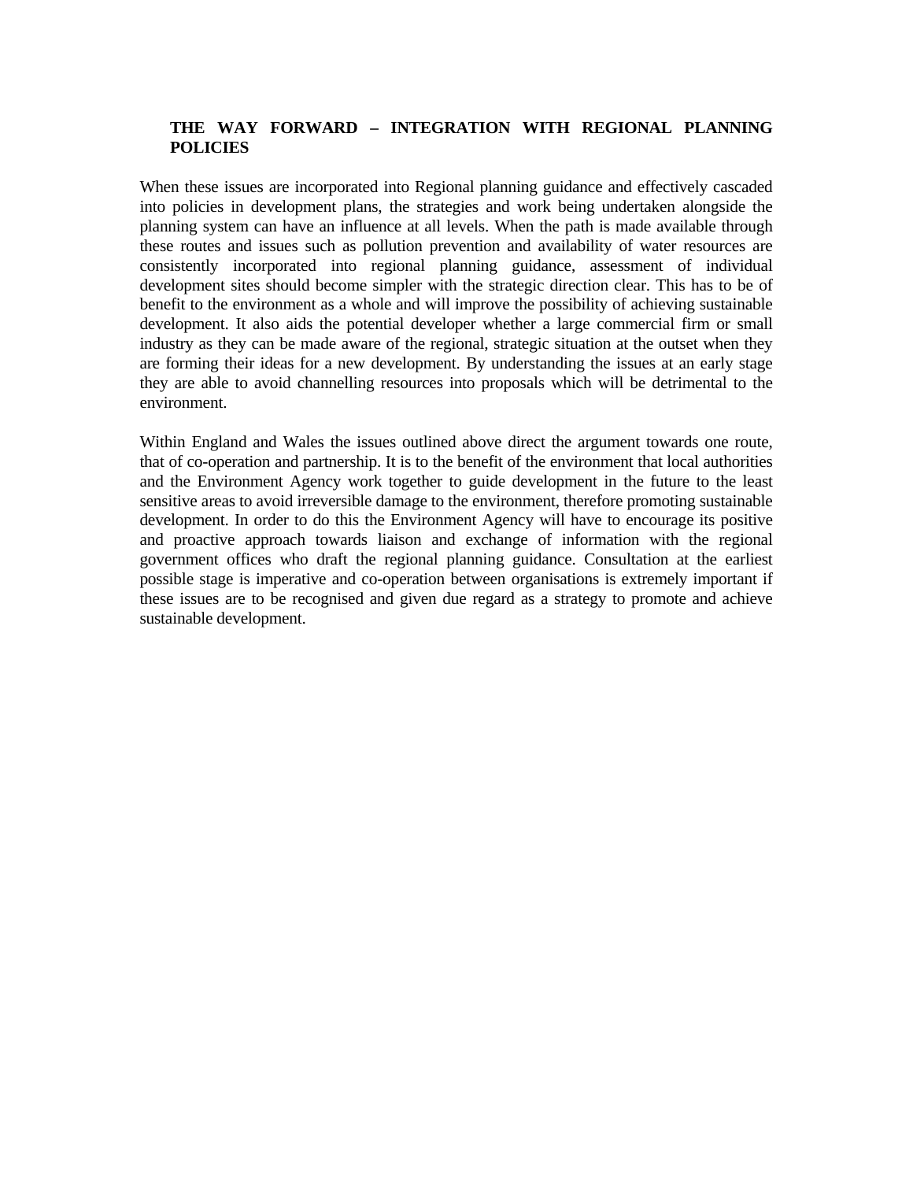## THE WAY FORWARD – INTEGRATION WITH REGIONAL PLANNING POLICIES

When these issues are incorporated into Regional planning guidance and effectively cascaded into policies in development plans, the strategies and work being undertaken alongside the planning system can have an influence at all levels. When the path is made available through these routes and issues such as pollution prevention and availability of water resources are consistently incorporated into regional planning guidance, assessment of individual development sites should become simpler with the strategic direction clear. This has to be of benefit to the environment as a whole and will improve the possibility of achieving sustainable development. It also aids the potential developer whether a large commercial firm or small industry as they can be made aware of the regional, strategic situation at the outset when they are forming their ideas for a new development. By understanding the issues at an early stage they are able to avoid channelling resources into proposals which will be detrimental to the environment.

Within England and Wales the issues outlined above direct the argument towards one route, that of co-operation and partnership. It is to the benefit of the environment that local authorities and the Environment Agency work together to guide development in the future to the least sensitive areas to avoid irreversible damage to the environment, therefore promoting sustainable development. In order to do this the Environment Agency will have to encourage its positive and proactive approach towards liaison and exchange of information with the regional government offices who draft the regional planning guidance. Consultation at the earliest possible stage is imperative and co-operation between organisations is extremely important if these issues are to be recognised and given due regard as a strategy to promote and achieve sustainable development.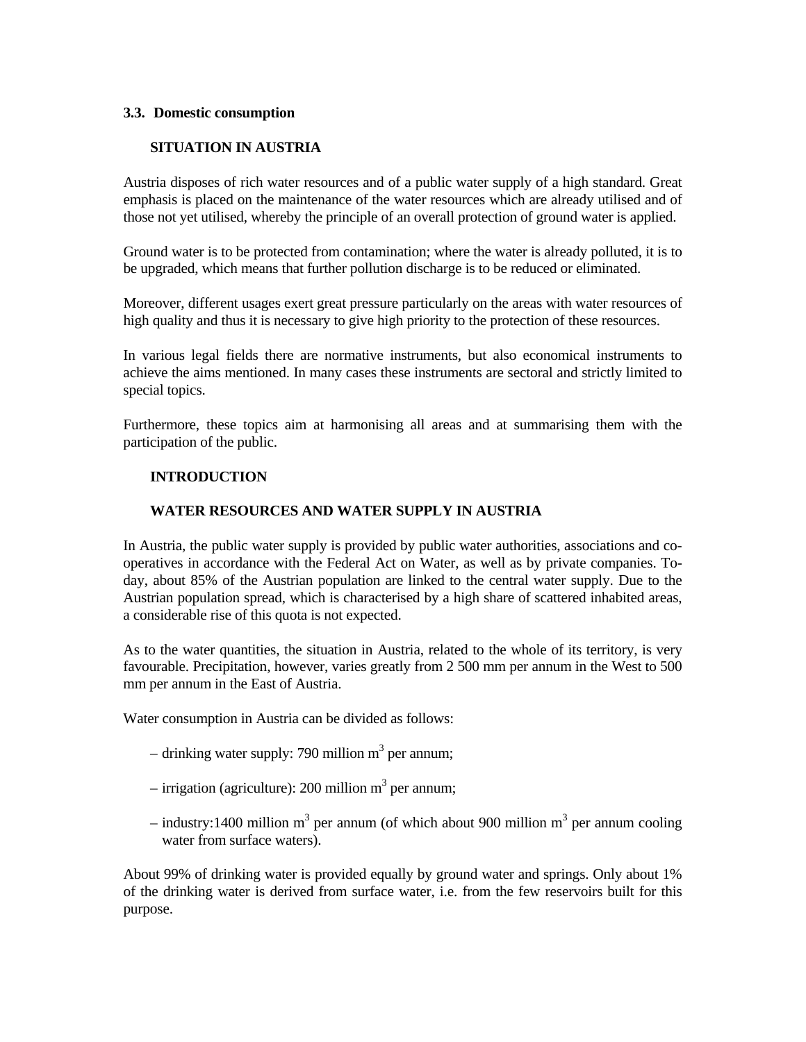### 3.3. Domestic consumption

#### SITUATION IN AUSTRIA

Austria disposes of rich water resources and of a public water supply of a high standard. Great emphasis is placed on the maintenance of the water resources which are already utilised and of those not yet utilised, whereby the principle of an overall protection of ground water is applied.

Ground water is to be protected from contamination; where the water is already polluted, it is to be upgraded, which means that further pollution discharge is to be reduced or eliminated.

Moreover, different usages exert great pressure particularly on the areas with water resources of high quality and thus it is necessary to give high priority to the protection of these resources.

In various legal fields there are normative instruments, but also economical instruments to achieve the aims mentioned. In many cases these instruments are sectoral and strictly limited to special topics.

Furthermore, these topics aim at harmonising all areas and at summarising them with the participation of the public.

#### INTRODUCTION

#### WATER RESOURCES AND WATER SUPPLY IN AUSTRIA

In Austria, the public water supply is provided by public water authorities, associations and co-operatives in accordance with the Federal Act on Water, as well as by private companies. To-day, about 85% of the Austrian population are linked to the central water supply. Due to the Austrian population spread, which is characterised by a high share of scattered inhabited areas, a considerable rise of this quota is not expected.

As to the water quantities, the situation in Austria, related to the whole of its territory, is very favourable. Precipitation, however, varies greatly from 2 500 mm per annum in the West to 500 mm per annum in the East of Austria.

Water consumption in Austria can be divided as follows:

– drinking water supply: 790 million $m^3$ per annum;

– irrigation (agriculture): 200 million $m^3$ per annum;

– industry:1400 million $m^3$ per annum (of which about 900 million $m^3$ per annum cooling water from surface waters).

About 99% of drinking water is provided equally by ground water and springs. Only about 1% of the drinking water is derived from surface water, i.e. from the few reservoirs built for this purpose.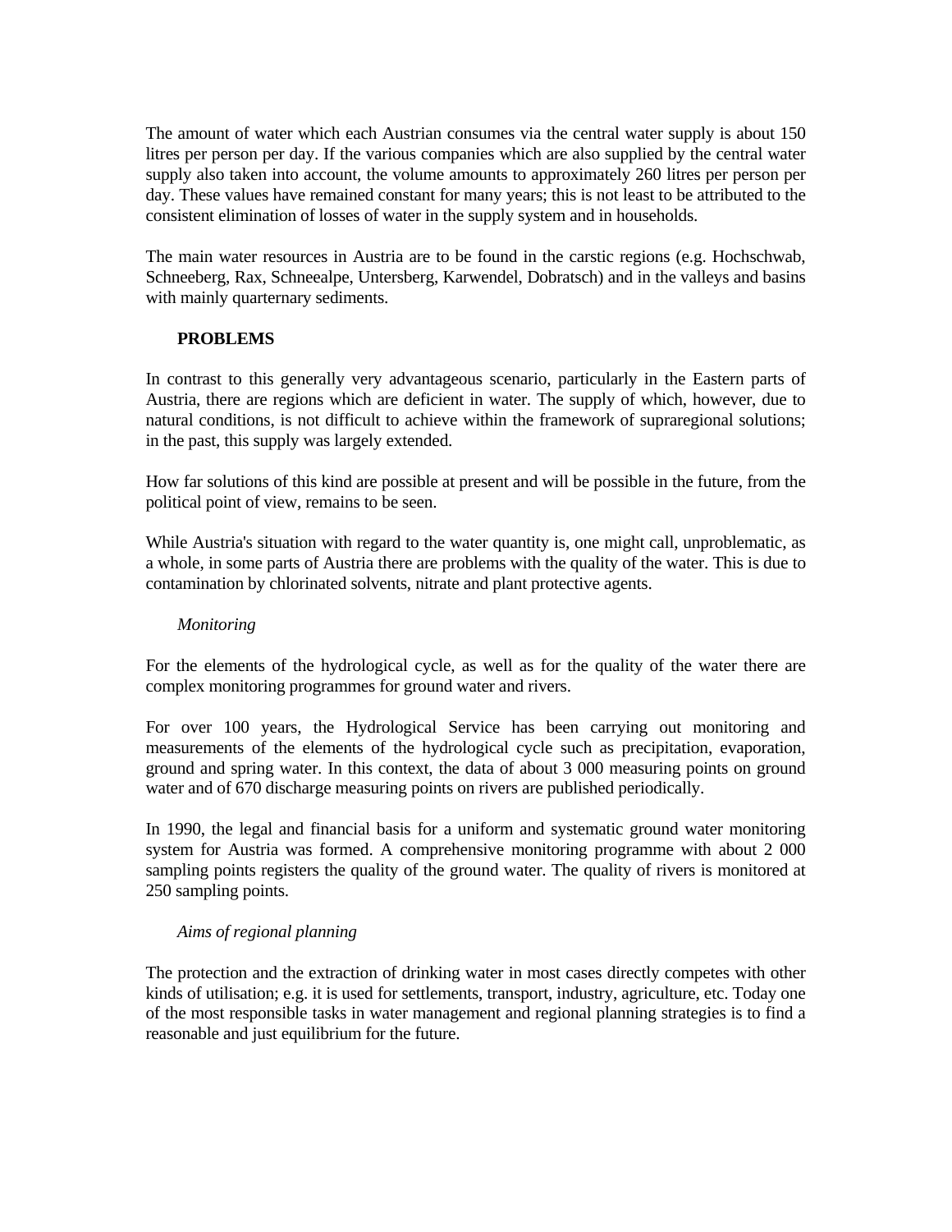The amount of water which each Austrian consumes via the central water supply is about 150 litres per person per day. If the various companies which are also supplied by the central water supply also taken into account, the volume amounts to approximately 260 litres per person per day. These values have remained constant for many years; this is not least to be attributed to the consistent elimination of losses of water in the supply system and in households.

The main water resources in Austria are to be found in the carstic regions (e.g. Hochschwab, Schneeberg, Rax, Schneealpe, Untersberg, Karwendel, Dobratsch) and in the valleys and basins with mainly quarternary sediments.

## PROBLEMS

In contrast to this generally very advantageous scenario, particularly in the Eastern parts of Austria, there are regions which are deficient in water. The supply of which, however, due to natural conditions, is not difficult to achieve within the framework of supraregional solutions; in the past, this supply was largely extended.

How far solutions of this kind are possible at present and will be possible in the future, from the political point of view, remains to be seen.

While Austria's situation with regard to the water quantity is, one might call, unproblematic, as a whole, in some parts of Austria there are problems with the quality of the water. This is due to contamination by chlorinated solvents, nitrate and plant protective agents.

### *Monitoring*

For the elements of the hydrological cycle, as well as for the quality of the water there are complex monitoring programmes for ground water and rivers.

For over 100 years, the Hydrological Service has been carrying out monitoring and measurements of the elements of the hydrological cycle such as precipitation, evaporation, ground and spring water. In this context, the data of about 3 000 measuring points on ground water and of 670 discharge measuring points on rivers are published periodically.

In 1990, the legal and financial basis for a uniform and systematic ground water monitoring system for Austria was formed. A comprehensive monitoring programme with about 2 000 sampling points registers the quality of the ground water. The quality of rivers is monitored at 250 sampling points.

### *Aims of regional planning*

The protection and the extraction of drinking water in most cases directly competes with other kinds of utilisation; e.g. it is used for settlements, transport, industry, agriculture, etc. Today one of the most responsible tasks in water management and regional planning strategies is to find a reasonable and just equilibrium for the future.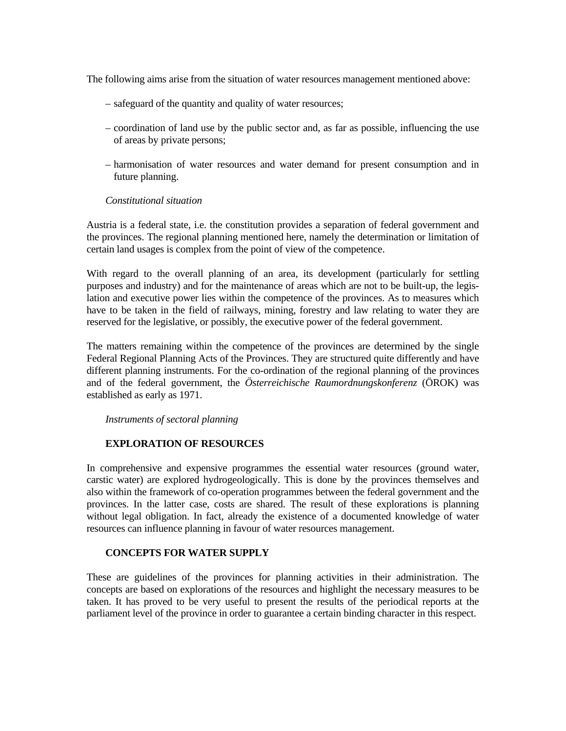The following aims arise from the situation of water resources management mentioned above:

- safeguard of the quantity and quality of water resources;
- coordination of land use by the public sector and, as far as possible, influencing the use of areas by private persons;
- harmonisation of water resources and water demand for present consumption and in future planning.

*Constitutional situation*

Austria is a federal state, i.e. the constitution provides a separation of federal government and the provinces. The regional planning mentioned here, namely the determination or limitation of certain land usages is complex from the point of view of the competence.

With regard to the overall planning of an area, its development (particularly for settling purposes and industry) and for the maintenance of areas which are not to be built-up, the legislation and executive power lies within the competence of the provinces. As to measures which have to be taken in the field of railways, mining, forestry and law relating to water they are reserved for the legislative, or possibly, the executive power of the federal government.

The matters remaining within the competence of the provinces are determined by the single Federal Regional Planning Acts of the Provinces. They are structured quite differently and have different planning instruments. For the co-ordination of the regional planning of the provinces and of the federal government, the *Österreichische Raumordnungskonferenz* (ÖROK) was established as early as 1971.

*Instruments of sectoral planning*

**EXPLORATION OF RESOURCES**

In comprehensive and expensive programmes the essential water resources (ground water, carstic water) are explored hydrogeologically. This is done by the provinces themselves and also within the framework of co-operation programmes between the federal government and the provinces. In the latter case, costs are shared. The result of these explorations is planning without legal obligation. In fact, already the existence of a documented knowledge of water resources can influence planning in favour of water resources management.

**CONCEPTS FOR WATER SUPPLY**

These are guidelines of the provinces for planning activities in their administration. The concepts are based on explorations of the resources and highlight the necessary measures to be taken. It has proved to be very useful to present the results of the periodical reports at the parliament level of the province in order to guarantee a certain binding character in this respect.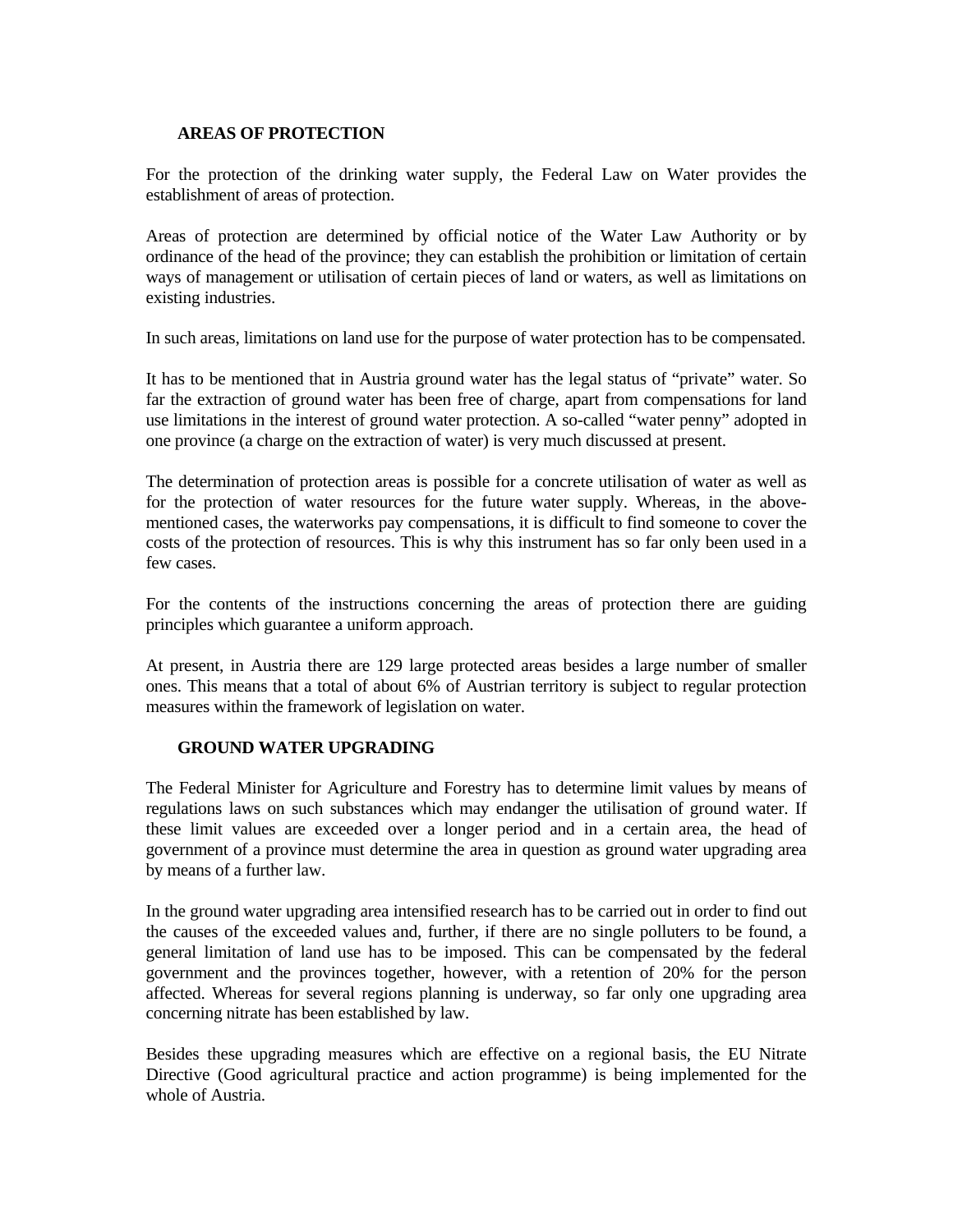## AREAS OF PROTECTION

For the protection of the drinking water supply, the Federal Law on Water provides the establishment of areas of protection.

Areas of protection are determined by official notice of the Water Law Authority or by ordinance of the head of the province; they can establish the prohibition or limitation of certain ways of management or utilisation of certain pieces of land or waters, as well as limitations on existing industries.

In such areas, limitations on land use for the purpose of water protection has to be compensated.

It has to be mentioned that in Austria ground water has the legal status of "private" water. So far the extraction of ground water has been free of charge, apart from compensations for land use limitations in the interest of ground water protection. A so-called "water penny" adopted in one province (a charge on the extraction of water) is very much discussed at present.

The determination of protection areas is possible for a concrete utilisation of water as well as for the protection of water resources for the future water supply. Whereas, in the above-mentioned cases, the waterworks pay compensations, it is difficult to find someone to cover the costs of the protection of resources. This is why this instrument has so far only been used in a few cases.

For the contents of the instructions concerning the areas of protection there are guiding principles which guarantee a uniform approach.

At present, in Austria there are 129 large protected areas besides a large number of smaller ones. This means that a total of about 6% of Austrian territory is subject to regular protection measures within the framework of legislation on water.

## GROUND WATER UPGRADING

The Federal Minister for Agriculture and Forestry has to determine limit values by means of regulations laws on such substances which may endanger the utilisation of ground water. If these limit values are exceeded over a longer period and in a certain area, the head of government of a province must determine the area in question as ground water upgrading area by means of a further law.

In the ground water upgrading area intensified research has to be carried out in order to find out the causes of the exceeded values and, further, if there are no single polluters to be found, a general limitation of land use has to be imposed. This can be compensated by the federal government and the provinces together, however, with a retention of 20% for the person affected. Whereas for several regions planning is underway, so far only one upgrading area concerning nitrate has been established by law.

Besides these upgrading measures which are effective on a regional basis, the EU Nitrate Directive (Good agricultural practice and action programme) is being implemented for the whole of Austria.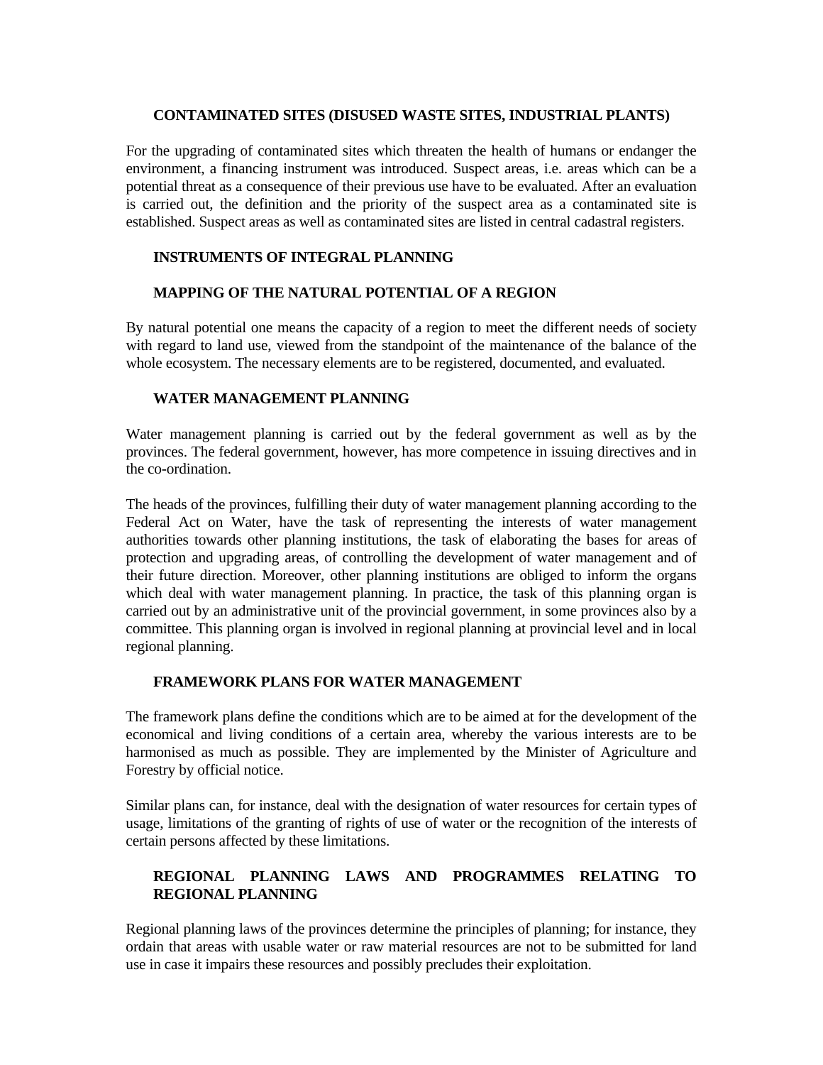### CONTAMINATED SITES (DISUSED WASTE SITES, INDUSTRIAL PLANTS)

For the upgrading of contaminated sites which threaten the health of humans or endanger the environment, a financing instrument was introduced. Suspect areas, i.e. areas which can be a potential threat as a consequence of their previous use have to be evaluated. After an evaluation is carried out, the definition and the priority of the suspect area as a contaminated site is established. Suspect areas as well as contaminated sites are listed in central cadastral registers.

### INSTRUMENTS OF INTEGRAL PLANNING

### MAPPING OF THE NATURAL POTENTIAL OF A REGION

By natural potential one means the capacity of a region to meet the different needs of society with regard to land use, viewed from the standpoint of the maintenance of the balance of the whole ecosystem. The necessary elements are to be registered, documented, and evaluated.

### WATER MANAGEMENT PLANNING

Water management planning is carried out by the federal government as well as by the provinces. The federal government, however, has more competence in issuing directives and in the co-ordination.

The heads of the provinces, fulfilling their duty of water management planning according to the Federal Act on Water, have the task of representing the interests of water management authorities towards other planning institutions, the task of elaborating the bases for areas of protection and upgrading areas, of controlling the development of water management and of their future direction. Moreover, other planning institutions are obliged to inform the organs which deal with water management planning. In practice, the task of this planning organ is carried out by an administrative unit of the provincial government, in some provinces also by a committee. This planning organ is involved in regional planning at provincial level and in local regional planning.

### FRAMEWORK PLANS FOR WATER MANAGEMENT

The framework plans define the conditions which are to be aimed at for the development of the economical and living conditions of a certain area, whereby the various interests are to be harmonised as much as possible. They are implemented by the Minister of Agriculture and Forestry by official notice.

Similar plans can, for instance, deal with the designation of water resources for certain types of usage, limitations of the granting of rights of use of water or the recognition of the interests of certain persons affected by these limitations.

### REGIONAL PLANNING LAWS AND PROGRAMMES RELATING TO REGIONAL PLANNING

Regional planning laws of the provinces determine the principles of planning; for instance, they ordain that areas with usable water or raw material resources are not to be submitted for land use in case it impairs these resources and possibly precludes their exploitation.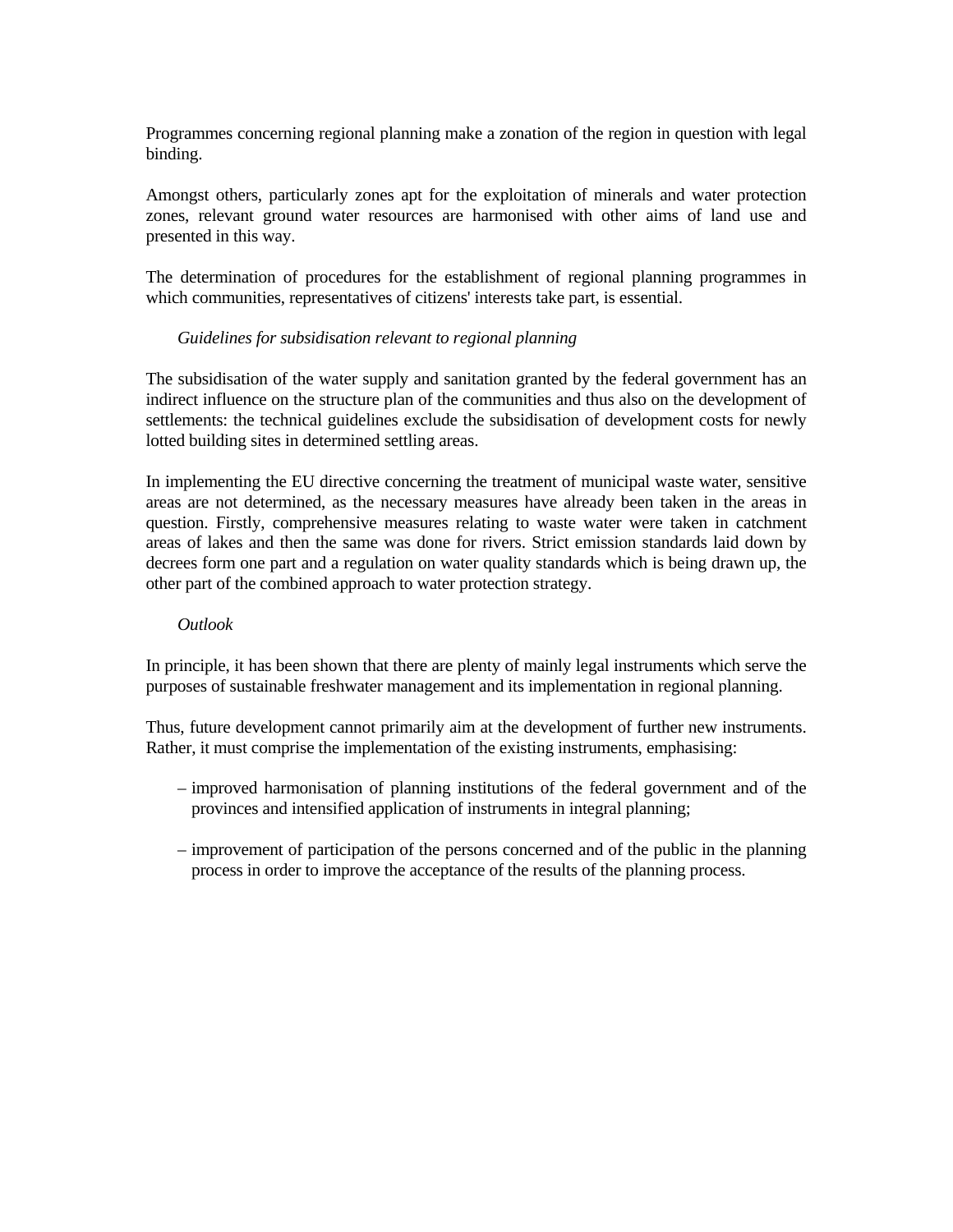Programmes concerning regional planning make a zonation of the region in question with legal binding.

Amongst others, particularly zones apt for the exploitation of minerals and water protection zones, relevant ground water resources are harmonised with other aims of land use and presented in this way.

The determination of procedures for the establishment of regional planning programmes in which communities, representatives of citizens' interests take part, is essential.

*Guidelines for subsidisation relevant to regional planning*

The subsidisation of the water supply and sanitation granted by the federal government has an indirect influence on the structure plan of the communities and thus also on the development of settlements: the technical guidelines exclude the subsidisation of development costs for newly lotted building sites in determined settling areas.

In implementing the EU directive concerning the treatment of municipal waste water, sensitive areas are not determined, as the necessary measures have already been taken in the areas in question. Firstly, comprehensive measures relating to waste water were taken in catchment areas of lakes and then the same was done for rivers. Strict emission standards laid down by decrees form one part and a regulation on water quality standards which is being drawn up, the other part of the combined approach to water protection strategy.

*Outlook*

In principle, it has been shown that there are plenty of mainly legal instruments which serve the purposes of sustainable freshwater management and its implementation in regional planning.

Thus, future development cannot primarily aim at the development of further new instruments. Rather, it must comprise the implementation of the existing instruments, emphasising:

- improved harmonisation of planning institutions of the federal government and of the provinces and intensified application of instruments in integral planning;
- improvement of participation of the persons concerned and of the public in the planning process in order to improve the acceptance of the results of the planning process.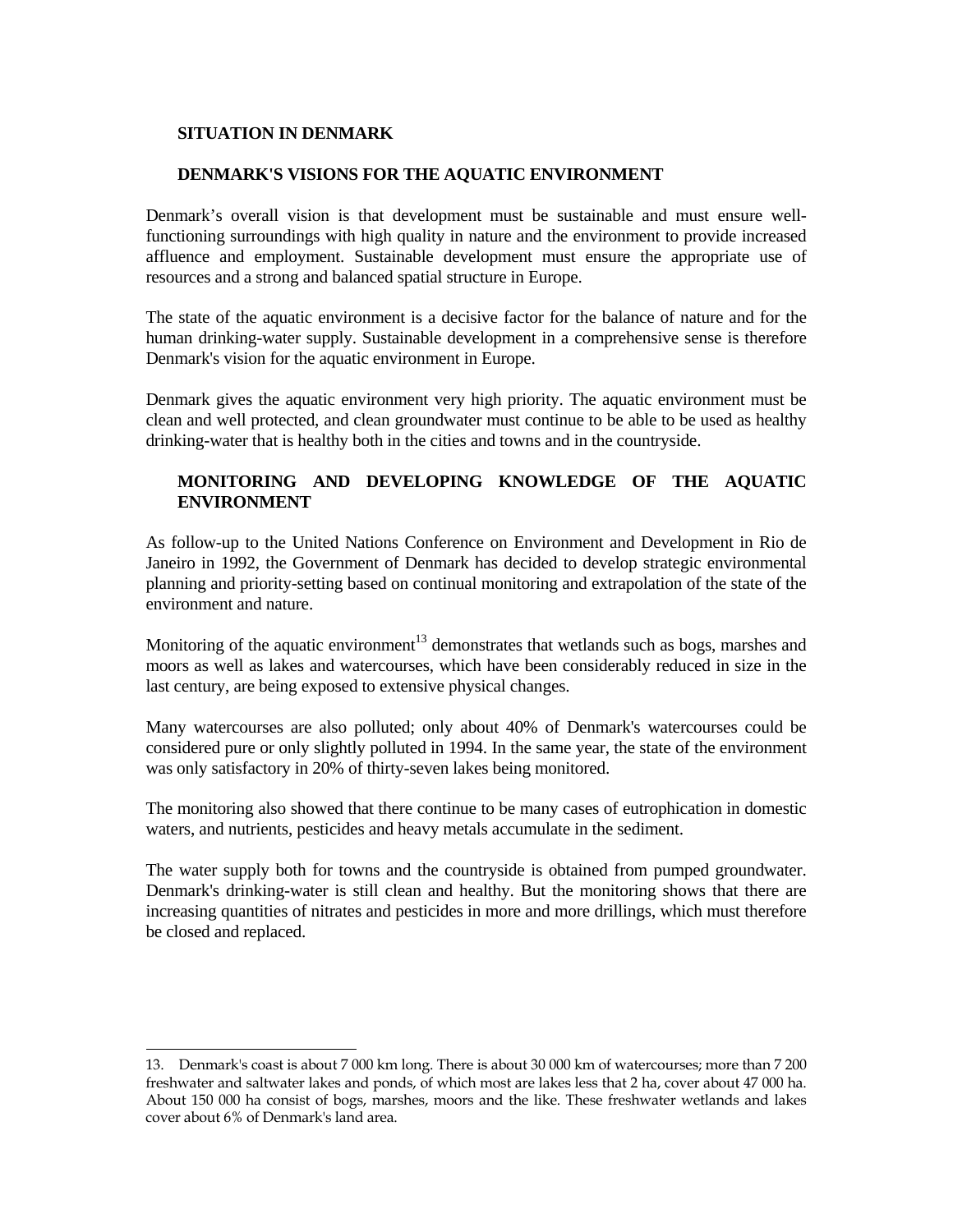## SITUATION IN DENMARK

### DENMARK'S VISIONS FOR THE AQUATIC ENVIRONMENT

Denmark's overall vision is that development must be sustainable and must ensure well-functioning surroundings with high quality in nature and the environment to provide increased affluence and employment. Sustainable development must ensure the appropriate use of resources and a strong and balanced spatial structure in Europe.

The state of the aquatic environment is a decisive factor for the balance of nature and for the human drinking-water supply. Sustainable development in a comprehensive sense is therefore Denmark's vision for the aquatic environment in Europe.

Denmark gives the aquatic environment very high priority. The aquatic environment must be clean and well protected, and clean groundwater must continue to be able to be used as healthy drinking-water that is healthy both in the cities and towns and in the countryside.

### MONITORING AND DEVELOPING KNOWLEDGE OF THE AQUATIC ENVIRONMENT

As follow-up to the United Nations Conference on Environment and Development in Rio de Janeiro in 1992, the Government of Denmark has decided to develop strategic environmental planning and priority-setting based on continual monitoring and extrapolation of the state of the environment and nature.

Monitoring of the aquatic environment[13] demonstrates that wetlands such as bogs, marshes and moors as well as lakes and watercourses, which have been considerably reduced in size in the last century, are being exposed to extensive physical changes.

Many watercourses are also polluted; only about 40% of Denmark's watercourses could be considered pure or only slightly polluted in 1994. In the same year, the state of the environment was only satisfactory in 20% of thirty-seven lakes being monitored.

The monitoring also showed that there continue to be many cases of eutrophication in domestic waters, and nutrients, pesticides and heavy metals accumulate in the sediment.

The water supply both for towns and the countryside is obtained from pumped groundwater. Denmark's drinking-water is still clean and healthy. But the monitoring shows that there are increasing quantities of nitrates and pesticides in more and more drillings, which must therefore be closed and replaced.

---

13. Denmark's coast is about 7 000 km long. There is about 30 000 km of watercourses; more than 7 200 freshwater and saltwater lakes and ponds, of which most are lakes less that 2 ha, cover about 47 000 ha. About 150 000 ha consist of bogs, marshes, moors and the like. These freshwater wetlands and lakes cover about 6% of Denmark's land area.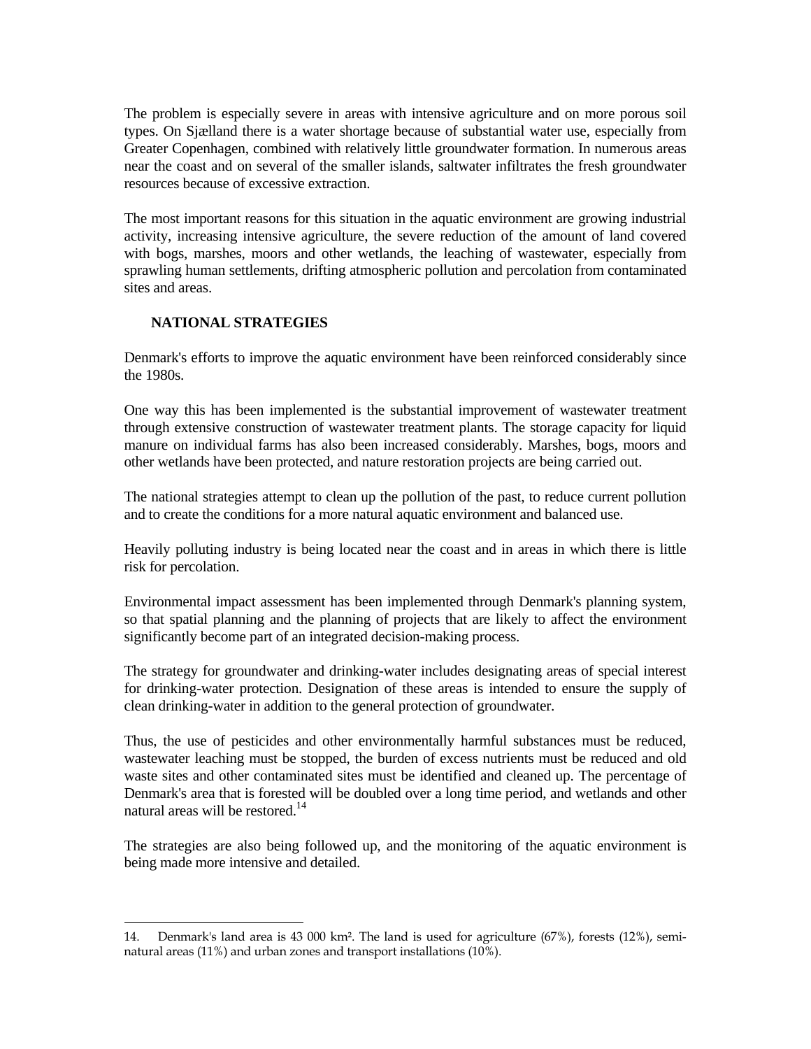The problem is especially severe in areas with intensive agriculture and on more porous soil types. On Sjælland there is a water shortage because of substantial water use, especially from Greater Copenhagen, combined with relatively little groundwater formation. In numerous areas near the coast and on several of the smaller islands, saltwater infiltrates the fresh groundwater resources because of excessive extraction.

The most important reasons for this situation in the aquatic environment are growing industrial activity, increasing intensive agriculture, the severe reduction of the amount of land covered with bogs, marshes, moors and other wetlands, the leaching of wastewater, especially from sprawling human settlements, drifting atmospheric pollution and percolation from contaminated sites and areas.

## NATIONAL STRATEGIES

Denmark's efforts to improve the aquatic environment have been reinforced considerably since the 1980s.

One way this has been implemented is the substantial improvement of wastewater treatment through extensive construction of wastewater treatment plants. The storage capacity for liquid manure on individual farms has also been increased considerably. Marshes, bogs, moors and other wetlands have been protected, and nature restoration projects are being carried out.

The national strategies attempt to clean up the pollution of the past, to reduce current pollution and to create the conditions for a more natural aquatic environment and balanced use.

Heavily polluting industry is being located near the coast and in areas in which there is little risk for percolation.

Environmental impact assessment has been implemented through Denmark's planning system, so that spatial planning and the planning of projects that are likely to affect the environment significantly become part of an integrated decision-making process.

The strategy for groundwater and drinking-water includes designating areas of special interest for drinking-water protection. Designation of these areas is intended to ensure the supply of clean drinking-water in addition to the general protection of groundwater.

Thus, the use of pesticides and other environmentally harmful substances must be reduced, wastewater leaching must be stopped, the burden of excess nutrients must be reduced and old waste sites and other contaminated sites must be identified and cleaned up. The percentage of Denmark's area that is forested will be doubled over a long time period, and wetlands and other natural areas will be restored.[14]

The strategies are also being followed up, and the monitoring of the aquatic environment is being made more intensive and detailed.

---

14. Denmark's land area is 43 000 km². The land is used for agriculture (67%), forests (12%), semi-natural areas (11%) and urban zones and transport installations (10%).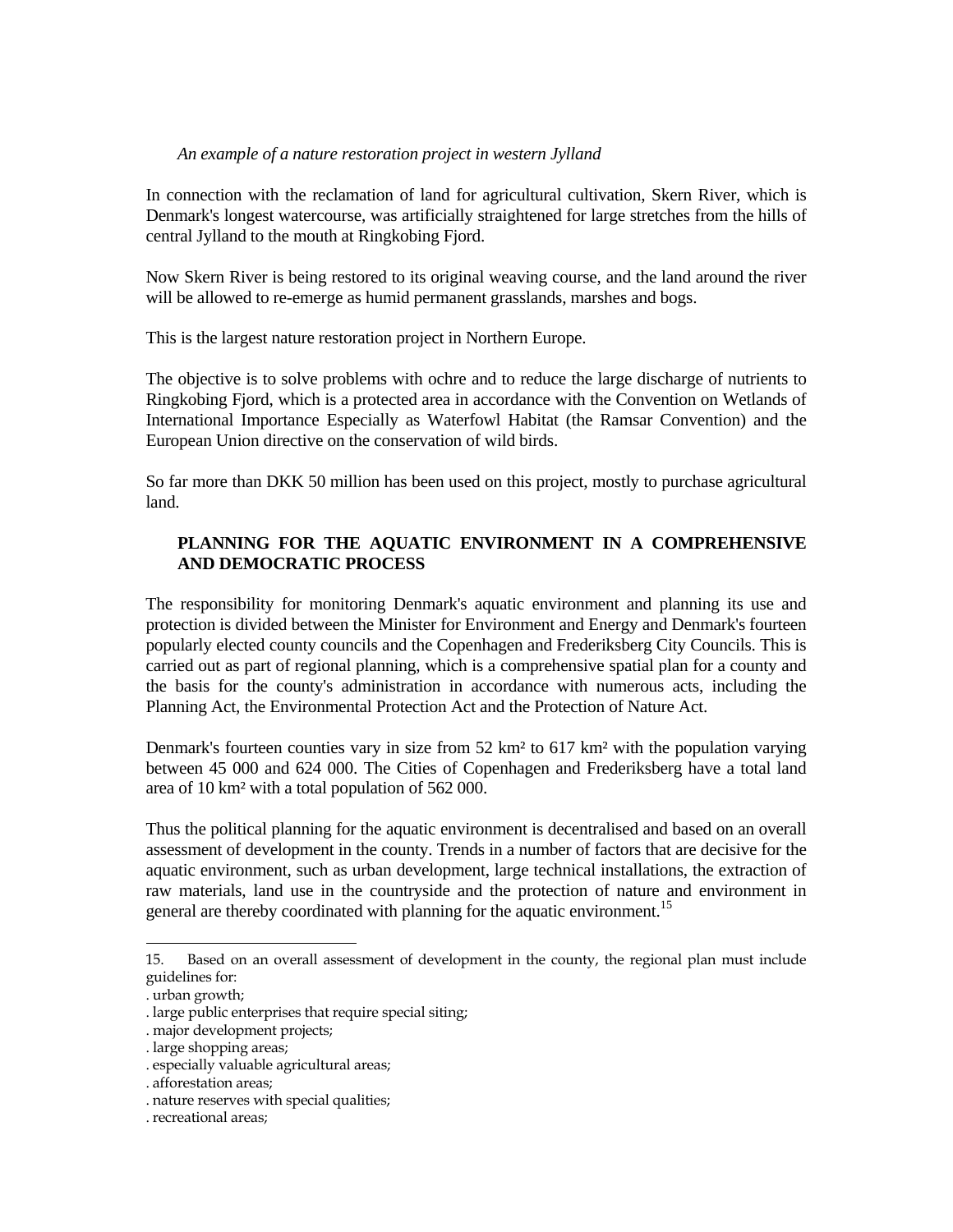*An example of a nature restoration project in western Jylland*

In connection with the reclamation of land for agricultural cultivation, Skern River, which is Denmark's longest watercourse, was artificially straightened for large stretches from the hills of central Jylland to the mouth at Ringkobing Fjord.

Now Skern River is being restored to its original weaving course, and the land around the river will be allowed to re-emerge as humid permanent grasslands, marshes and bogs.

This is the largest nature restoration project in Northern Europe.

The objective is to solve problems with ochre and to reduce the large discharge of nutrients to Ringkobing Fjord, which is a protected area in accordance with the Convention on Wetlands of International Importance Especially as Waterfowl Habitat (the Ramsar Convention) and the European Union directive on the conservation of wild birds.

So far more than DKK 50 million has been used on this project, mostly to purchase agricultural land.

## PLANNING FOR THE AQUATIC ENVIRONMENT IN A COMPREHENSIVE AND DEMOCRATIC PROCESS

The responsibility for monitoring Denmark's aquatic environment and planning its use and protection is divided between the Minister for Environment and Energy and Denmark's fourteen popularly elected county councils and the Copenhagen and Frederiksberg City Councils. This is carried out as part of regional planning, which is a comprehensive spatial plan for a county and the basis for the county's administration in accordance with numerous acts, including the Planning Act, the Environmental Protection Act and the Protection of Nature Act.

Denmark's fourteen counties vary in size from 52 km² to 617 km² with the population varying between 45 000 and 624 000. The Cities of Copenhagen and Frederiksberg have a total land area of 10 km² with a total population of 562 000.

Thus the political planning for the aquatic environment is decentralised and based on an overall assessment of development in the county. Trends in a number of factors that are decisive for the aquatic environment, such as urban development, large technical installations, the extraction of raw materials, land use in the countryside and the protection of nature and environment in general are thereby coordinated with planning for the aquatic environment.[15]

---

15. Based on an overall assessment of development in the county, the regional plan must include guidelines for:
. urban growth;
. large public enterprises that require special siting;
. major development projects;
. large shopping areas;
. especially valuable agricultural areas;
. afforestation areas;
. nature reserves with special qualities;
. recreational areas;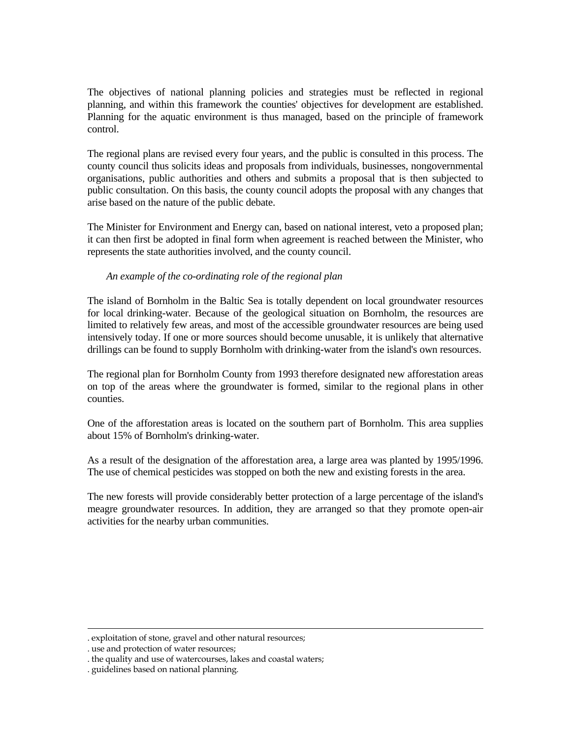The objectives of national planning policies and strategies must be reflected in regional planning, and within this framework the counties' objectives for development are established. Planning for the aquatic environment is thus managed, based on the principle of framework control.

The regional plans are revised every four years, and the public is consulted in this process. The county council thus solicits ideas and proposals from individuals, businesses, nongovernmental organisations, public authorities and others and submits a proposal that is then subjected to public consultation. On this basis, the county council adopts the proposal with any changes that arise based on the nature of the public debate.

The Minister for Environment and Energy can, based on national interest, veto a proposed plan; it can then first be adopted in final form when agreement is reached between the Minister, who represents the state authorities involved, and the county council.

*An example of the co-ordinating role of the regional plan*

The island of Bornholm in the Baltic Sea is totally dependent on local groundwater resources for local drinking-water. Because of the geological situation on Bornholm, the resources are limited to relatively few areas, and most of the accessible groundwater resources are being used intensively today. If one or more sources should become unusable, it is unlikely that alternative drillings can be found to supply Bornholm with drinking-water from the island's own resources.

The regional plan for Bornholm County from 1993 therefore designated new afforestation areas on top of the areas where the groundwater is formed, similar to the regional plans in other counties.

One of the afforestation areas is located on the southern part of Bornholm. This area supplies about 15% of Bornholm's drinking-water.

As a result of the designation of the afforestation area, a large area was planted by 1995/1996. The use of chemical pesticides was stopped on both the new and existing forests in the area.

The new forests will provide considerably better protection of a large percentage of the island's meagre groundwater resources. In addition, they are arranged so that they promote open-air activities for the nearby urban communities.

---

. exploitation of stone, gravel and other natural resources;
. use and protection of water resources;
. the quality and use of watercourses, lakes and coastal waters;
. guidelines based on national planning.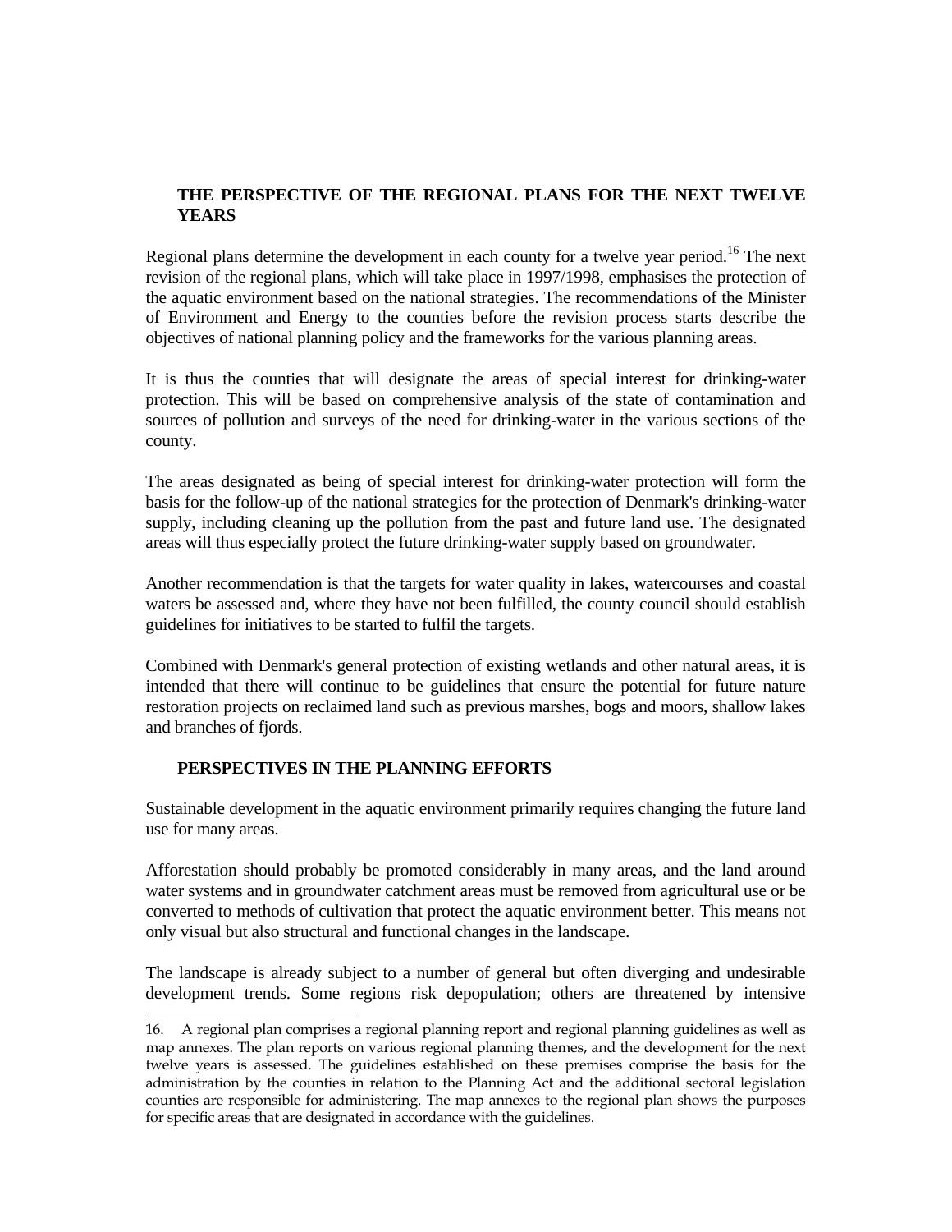## THE PERSPECTIVE OF THE REGIONAL PLANS FOR THE NEXT TWELVE YEARS

Regional plans determine the development in each county for a twelve year period.[16] The next revision of the regional plans, which will take place in 1997/1998, emphasises the protection of the aquatic environment based on the national strategies. The recommendations of the Minister of Environment and Energy to the counties before the revision process starts describe the objectives of national planning policy and the frameworks for the various planning areas.

It is thus the counties that will designate the areas of special interest for drinking-water protection. This will be based on comprehensive analysis of the state of contamination and sources of pollution and surveys of the need for drinking-water in the various sections of the county.

The areas designated as being of special interest for drinking-water protection will form the basis for the follow-up of the national strategies for the protection of Denmark's drinking-water supply, including cleaning up the pollution from the past and future land use. The designated areas will thus especially protect the future drinking-water supply based on groundwater.

Another recommendation is that the targets for water quality in lakes, watercourses and coastal waters be assessed and, where they have not been fulfilled, the county council should establish guidelines for initiatives to be started to fulfil the targets.

Combined with Denmark's general protection of existing wetlands and other natural areas, it is intended that there will continue to be guidelines that ensure the potential for future nature restoration projects on reclaimed land such as previous marshes, bogs and moors, shallow lakes and branches of fjords.

## PERSPECTIVES IN THE PLANNING EFFORTS

Sustainable development in the aquatic environment primarily requires changing the future land use for many areas.

Afforestation should probably be promoted considerably in many areas, and the land around water systems and in groundwater catchment areas must be removed from agricultural use or be converted to methods of cultivation that protect the aquatic environment better. This means not only visual but also structural and functional changes in the landscape.

The landscape is already subject to a number of general but often diverging and undesirable development trends. Some regions risk depopulation; others are threatened by intensive

16. A regional plan comprises a regional planning report and regional planning guidelines as well as map annexes. The plan reports on various regional planning themes, and the development for the next twelve years is assessed. The guidelines established on these premises comprise the basis for the administration by the counties in relation to the Planning Act and the additional sectoral legislation counties are responsible for administering. The map annexes to the regional plan shows the purposes for specific areas that are designated in accordance with the guidelines.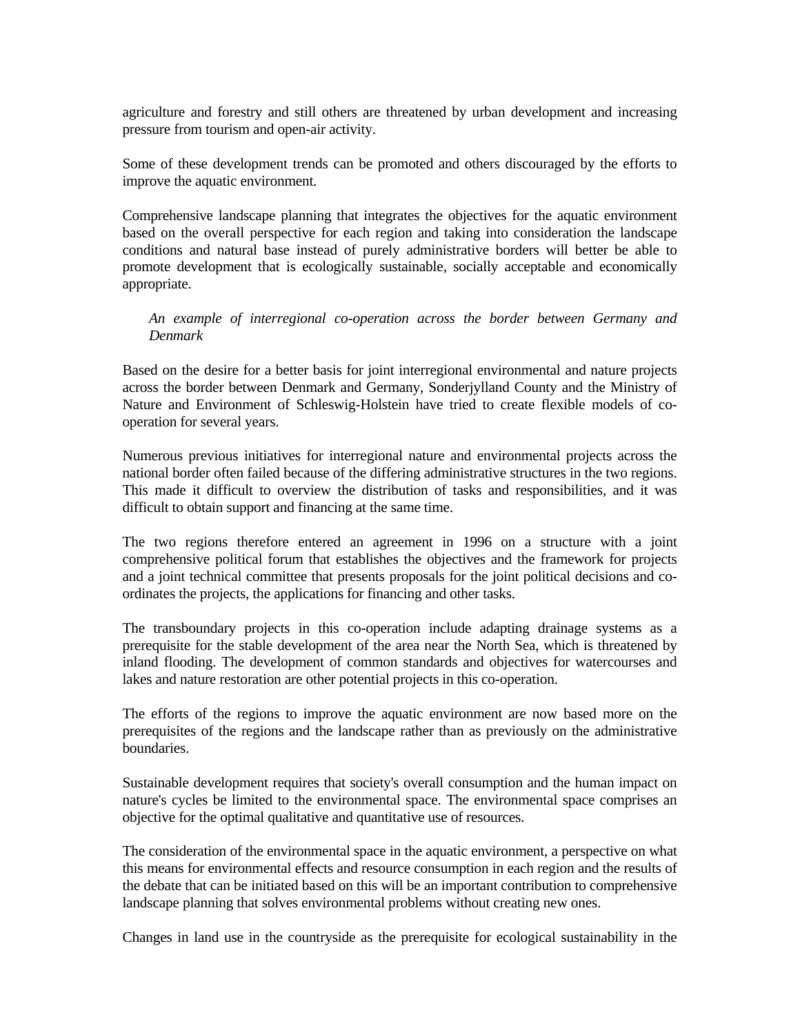agriculture and forestry and still others are threatened by urban development and increasing pressure from tourism and open-air activity.

Some of these development trends can be promoted and others discouraged by the efforts to improve the aquatic environment.

Comprehensive landscape planning that integrates the objectives for the aquatic environment based on the overall perspective for each region and taking into consideration the landscape conditions and natural base instead of purely administrative borders will better be able to promote development that is ecologically sustainable, socially acceptable and economically appropriate.

> *An example of interregional co-operation across the border between Germany and Denmark*

Based on the desire for a better basis for joint interregional environmental and nature projects across the border between Denmark and Germany, Sonderjylland County and the Ministry of Nature and Environment of Schleswig-Holstein have tried to create flexible models of co-operation for several years.

Numerous previous initiatives for interregional nature and environmental projects across the national border often failed because of the differing administrative structures in the two regions. This made it difficult to overview the distribution of tasks and responsibilities, and it was difficult to obtain support and financing at the same time.

The two regions therefore entered an agreement in 1996 on a structure with a joint comprehensive political forum that establishes the objectives and the framework for projects and a joint technical committee that presents proposals for the joint political decisions and co-ordinates the projects, the applications for financing and other tasks.

The transboundary projects in this co-operation include adapting drainage systems as a prerequisite for the stable development of the area near the North Sea, which is threatened by inland flooding. The development of common standards and objectives for watercourses and lakes and nature restoration are other potential projects in this co-operation.

The efforts of the regions to improve the aquatic environment are now based more on the prerequisites of the regions and the landscape rather than as previously on the administrative boundaries.

Sustainable development requires that society's overall consumption and the human impact on nature's cycles be limited to the environmental space. The environmental space comprises an objective for the optimal qualitative and quantitative use of resources.

The consideration of the environmental space in the aquatic environment, a perspective on what this means for environmental effects and resource consumption in each region and the results of the debate that can be initiated based on this will be an important contribution to comprehensive landscape planning that solves environmental problems without creating new ones.

Changes in land use in the countryside as the prerequisite for ecological sustainability in the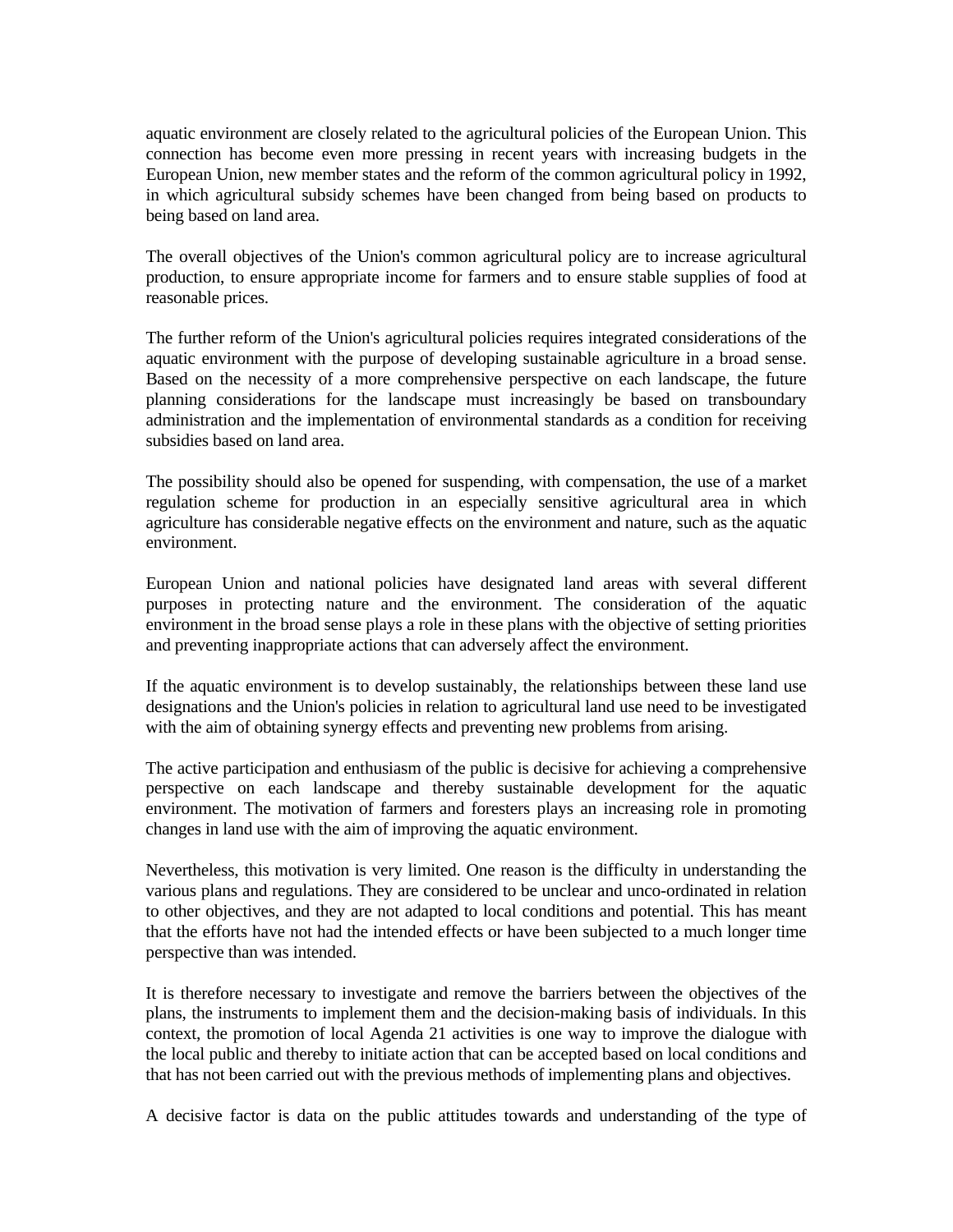aquatic environment are closely related to the agricultural policies of the European Union. This connection has become even more pressing in recent years with increasing budgets in the European Union, new member states and the reform of the common agricultural policy in 1992, in which agricultural subsidy schemes have been changed from being based on products to being based on land area.

The overall objectives of the Union's common agricultural policy are to increase agricultural production, to ensure appropriate income for farmers and to ensure stable supplies of food at reasonable prices.

The further reform of the Union's agricultural policies requires integrated considerations of the aquatic environment with the purpose of developing sustainable agriculture in a broad sense. Based on the necessity of a more comprehensive perspective on each landscape, the future planning considerations for the landscape must increasingly be based on transboundary administration and the implementation of environmental standards as a condition for receiving subsidies based on land area.

The possibility should also be opened for suspending, with compensation, the use of a market regulation scheme for production in an especially sensitive agricultural area in which agriculture has considerable negative effects on the environment and nature, such as the aquatic environment.

European Union and national policies have designated land areas with several different purposes in protecting nature and the environment. The consideration of the aquatic environment in the broad sense plays a role in these plans with the objective of setting priorities and preventing inappropriate actions that can adversely affect the environment.

If the aquatic environment is to develop sustainably, the relationships between these land use designations and the Union's policies in relation to agricultural land use need to be investigated with the aim of obtaining synergy effects and preventing new problems from arising.

The active participation and enthusiasm of the public is decisive for achieving a comprehensive perspective on each landscape and thereby sustainable development for the aquatic environment. The motivation of farmers and foresters plays an increasing role in promoting changes in land use with the aim of improving the aquatic environment.

Nevertheless, this motivation is very limited. One reason is the difficulty in understanding the various plans and regulations. They are considered to be unclear and unco-ordinated in relation to other objectives, and they are not adapted to local conditions and potential. This has meant that the efforts have not had the intended effects or have been subjected to a much longer time perspective than was intended.

It is therefore necessary to investigate and remove the barriers between the objectives of the plans, the instruments to implement them and the decision-making basis of individuals. In this context, the promotion of local Agenda 21 activities is one way to improve the dialogue with the local public and thereby to initiate action that can be accepted based on local conditions and that has not been carried out with the previous methods of implementing plans and objectives.

A decisive factor is data on the public attitudes towards and understanding of the type of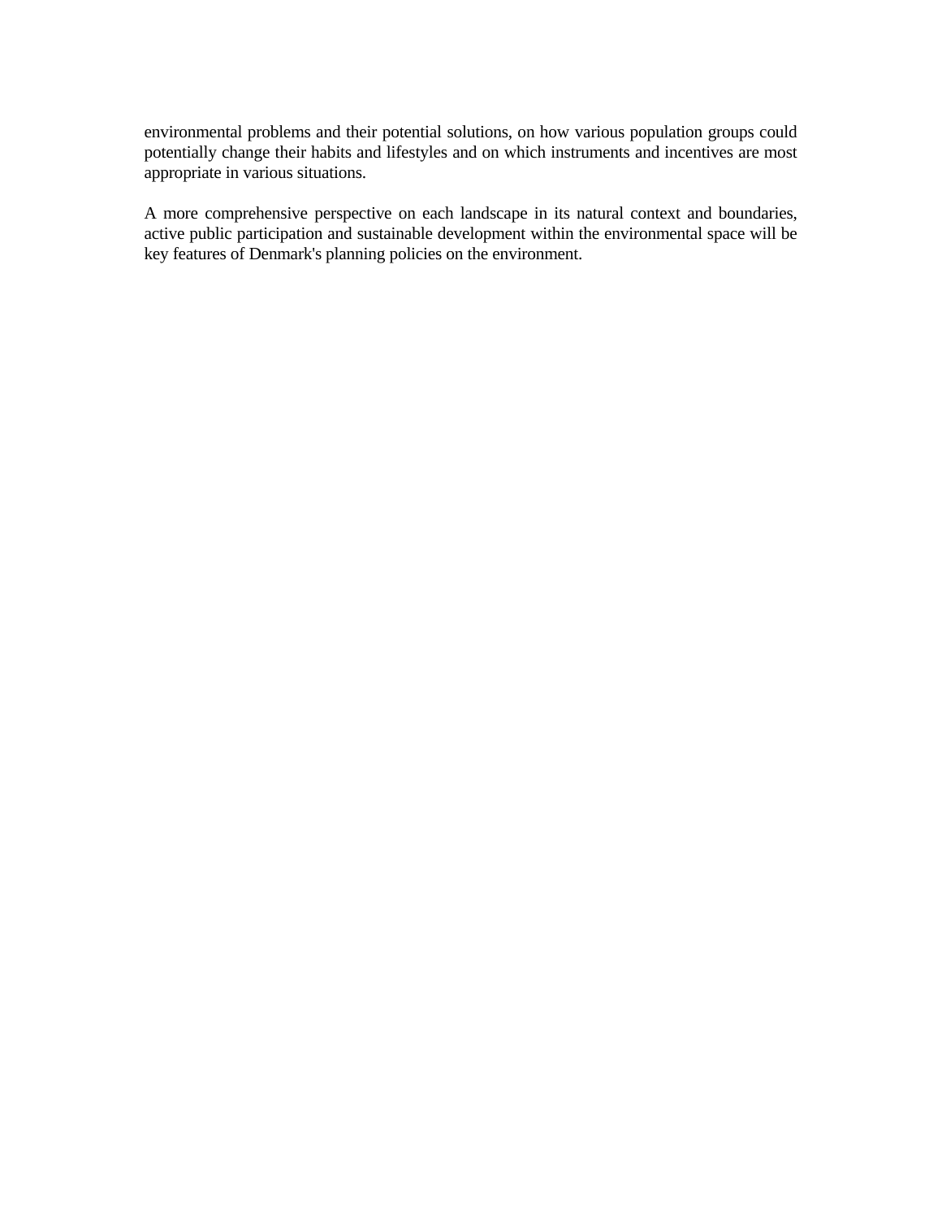environmental problems and their potential solutions, on how various population groups could potentially change their habits and lifestyles and on which instruments and incentives are most appropriate in various situations.

A more comprehensive perspective on each landscape in its natural context and boundaries, active public participation and sustainable development within the environmental space will be key features of Denmark's planning policies on the environment.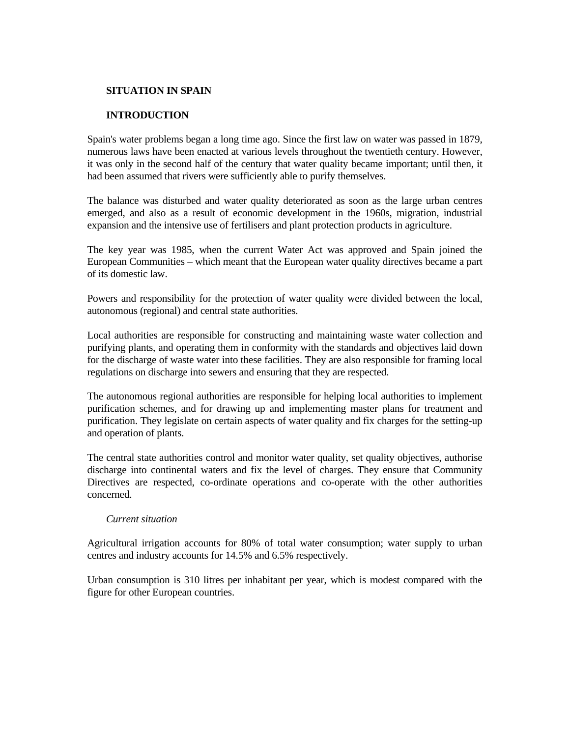## SITUATION IN SPAIN

### INTRODUCTION

Spain's water problems began a long time ago. Since the first law on water was passed in 1879, numerous laws have been enacted at various levels throughout the twentieth century. However, it was only in the second half of the century that water quality became important; until then, it had been assumed that rivers were sufficiently able to purify themselves.

The balance was disturbed and water quality deteriorated as soon as the large urban centres emerged, and also as a result of economic development in the 1960s, migration, industrial expansion and the intensive use of fertilisers and plant protection products in agriculture.

The key year was 1985, when the current Water Act was approved and Spain joined the European Communities – which meant that the European water quality directives became a part of its domestic law.

Powers and responsibility for the protection of water quality were divided between the local, autonomous (regional) and central state authorities.

Local authorities are responsible for constructing and maintaining waste water collection and purifying plants, and operating them in conformity with the standards and objectives laid down for the discharge of waste water into these facilities. They are also responsible for framing local regulations on discharge into sewers and ensuring that they are respected.

The autonomous regional authorities are responsible for helping local authorities to implement purification schemes, and for drawing up and implementing master plans for treatment and purification. They legislate on certain aspects of water quality and fix charges for the setting-up and operation of plants.

The central state authorities control and monitor water quality, set quality objectives, authorise discharge into continental waters and fix the level of charges. They ensure that Community Directives are respected, co-ordinate operations and co-operate with the other authorities concerned.

*Current situation*

Agricultural irrigation accounts for 80% of total water consumption; water supply to urban centres and industry accounts for 14.5% and 6.5% respectively.

Urban consumption is 310 litres per inhabitant per year, which is modest compared with the figure for other European countries.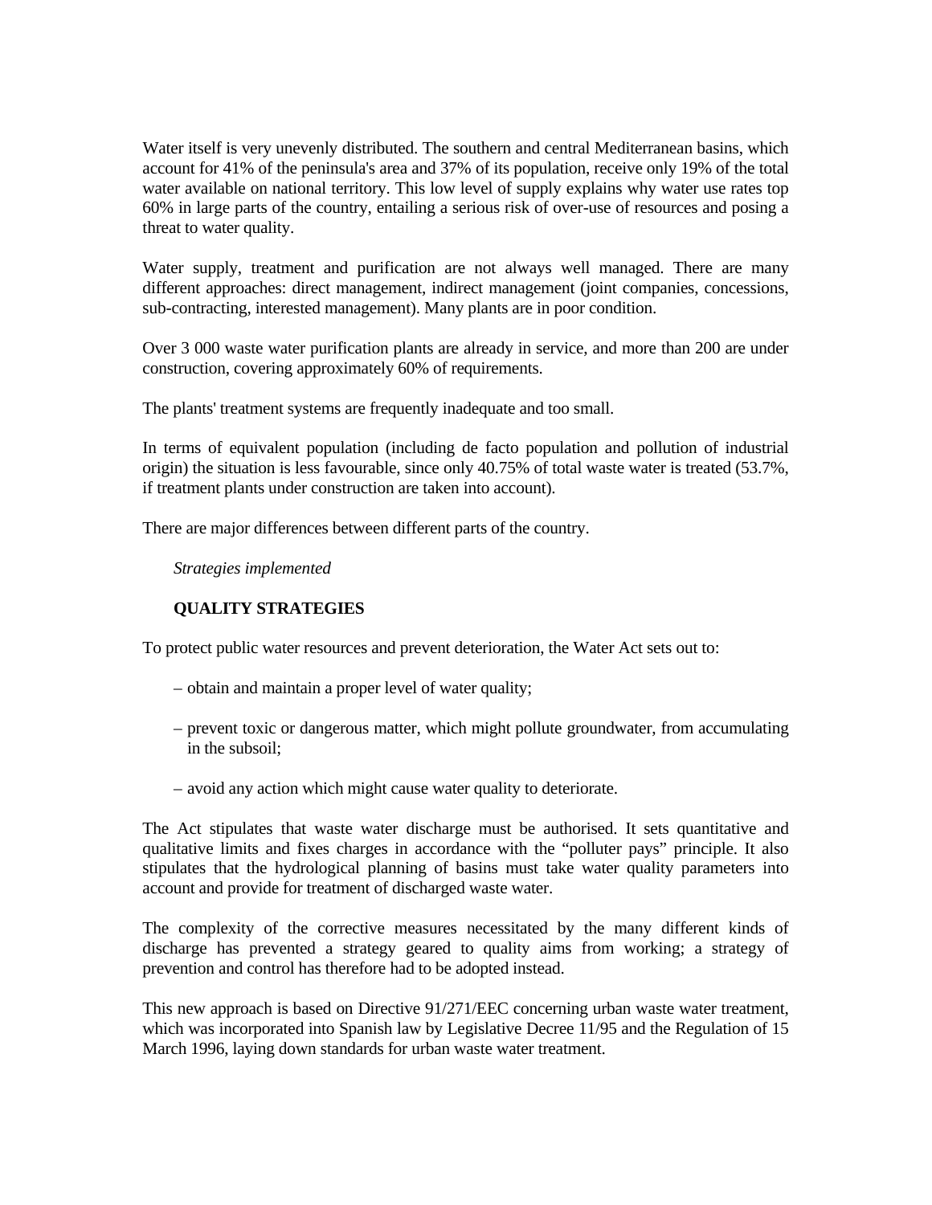Water itself is very unevenly distributed. The southern and central Mediterranean basins, which account for 41% of the peninsula's area and 37% of its population, receive only 19% of the total water available on national territory. This low level of supply explains why water use rates top 60% in large parts of the country, entailing a serious risk of over-use of resources and posing a threat to water quality.

Water supply, treatment and purification are not always well managed. There are many different approaches: direct management, indirect management (joint companies, concessions, sub-contracting, interested management). Many plants are in poor condition.

Over 3 000 waste water purification plants are already in service, and more than 200 are under construction, covering approximately 60% of requirements.

The plants' treatment systems are frequently inadequate and too small.

In terms of equivalent population (including de facto population and pollution of industrial origin) the situation is less favourable, since only 40.75% of total waste water is treated (53.7%, if treatment plants under construction are taken into account).

There are major differences between different parts of the country.

*Strategies implemented*

**QUALITY STRATEGIES**

To protect public water resources and prevent deterioration, the Water Act sets out to:

– obtain and maintain a proper level of water quality;

– prevent toxic or dangerous matter, which might pollute groundwater, from accumulating in the subsoil;

– avoid any action which might cause water quality to deteriorate.

The Act stipulates that waste water discharge must be authorised. It sets quantitative and qualitative limits and fixes charges in accordance with the "polluter pays" principle. It also stipulates that the hydrological planning of basins must take water quality parameters into account and provide for treatment of discharged waste water.

The complexity of the corrective measures necessitated by the many different kinds of discharge has prevented a strategy geared to quality aims from working; a strategy of prevention and control has therefore had to be adopted instead.

This new approach is based on Directive 91/271/EEC concerning urban waste water treatment, which was incorporated into Spanish law by Legislative Decree 11/95 and the Regulation of 15 March 1996, laying down standards for urban waste water treatment.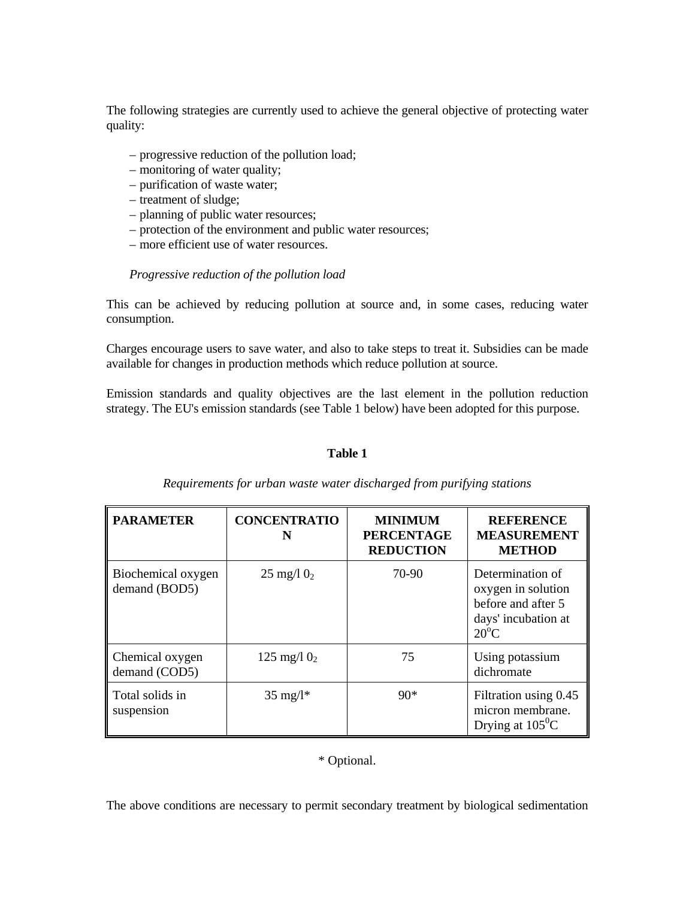The following strategies are currently used to achieve the general objective of protecting water quality:

– progressive reduction of the pollution load;
– monitoring of water quality;
– purification of waste water;
– treatment of sludge;
– planning of public water resources;
– protection of the environment and public water resources;
– more efficient use of water resources.

*Progressive reduction of the pollution load*

This can be achieved by reducing pollution at source and, in some cases, reducing water consumption.

Charges encourage users to save water, and also to take steps to treat it. Subsidies can be made available for changes in production methods which reduce pollution at source.

Emission standards and quality objectives are the last element in the pollution reduction strategy. The EU's emission standards (see Table 1 below) have been adopted for this purpose.

**Table 1**

*Requirements for urban waste water discharged from purifying stations*

| PARAMETER | CONCENTRATION | MINIMUM PERCENTAGE REDUCTION | REFERENCE MEASUREMENT METHOD |
|---|---|---|---|
| Biochemical oxygen demand (BOD5) | 25 mg/l $0_2$ | 70-90 | Determination of oxygen in solution before and after 5 days' incubation at $20^{o}C$ |
| Chemical oxygen demand (COD5) | 125 mg/l $0_2$ | 75 | Using potassium dichromate |
| Total solids in suspension | 35 mg/l* | 90* | Filtration using 0.45 micron membrane. Drying at $105^{0}C$ |

\* Optional.

The above conditions are necessary to permit secondary treatment by biological sedimentation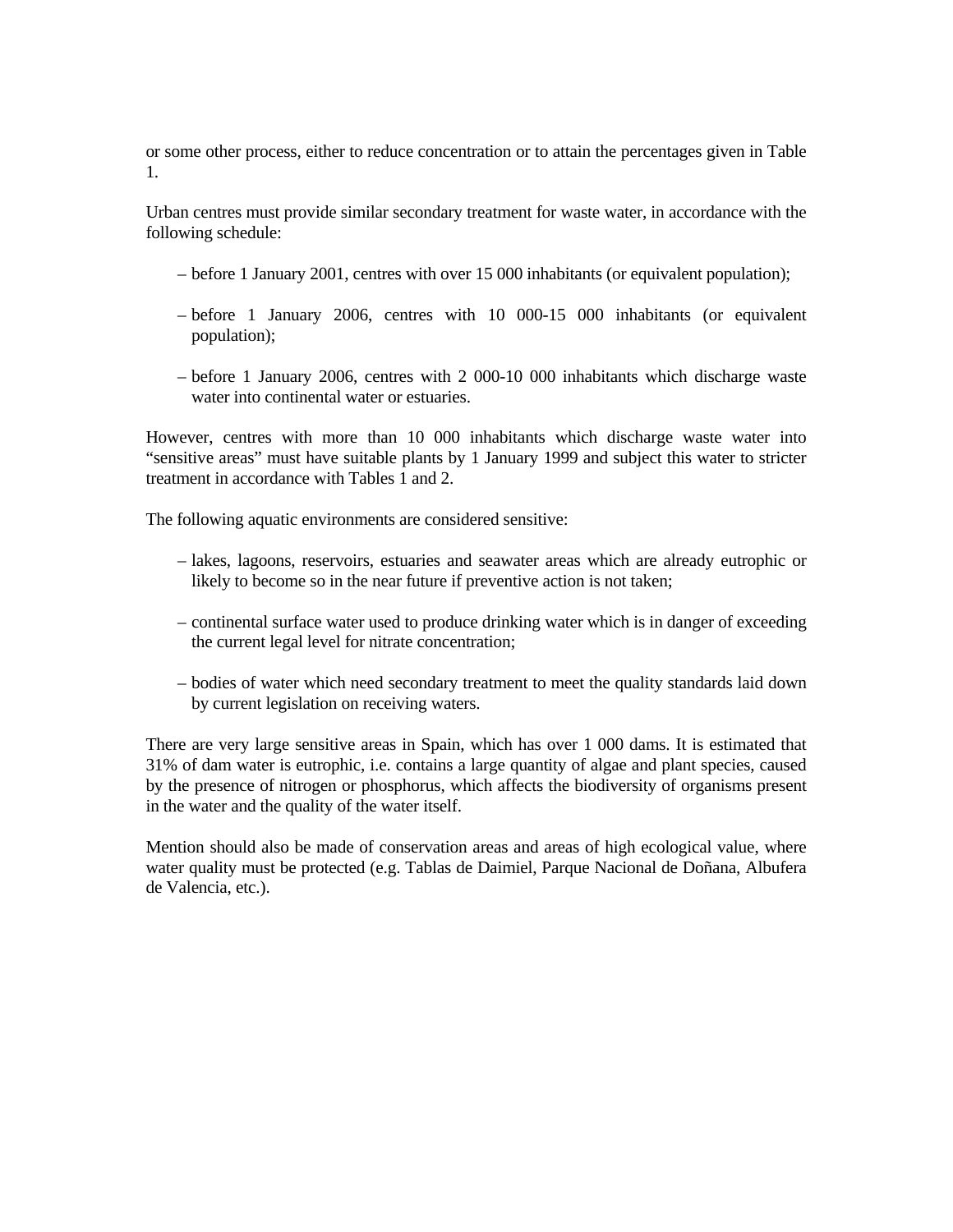or some other process, either to reduce concentration or to attain the percentages given in Table 1.

Urban centres must provide similar secondary treatment for waste water, in accordance with the following schedule:

- before 1 January 2001, centres with over 15 000 inhabitants (or equivalent population);
- before 1 January 2006, centres with 10 000-15 000 inhabitants (or equivalent population);
- before 1 January 2006, centres with 2 000-10 000 inhabitants which discharge waste water into continental water or estuaries.

However, centres with more than 10 000 inhabitants which discharge waste water into "sensitive areas" must have suitable plants by 1 January 1999 and subject this water to stricter treatment in accordance with Tables 1 and 2.

The following aquatic environments are considered sensitive:

- lakes, lagoons, reservoirs, estuaries and seawater areas which are already eutrophic or likely to become so in the near future if preventive action is not taken;
- continental surface water used to produce drinking water which is in danger of exceeding the current legal level for nitrate concentration;
- bodies of water which need secondary treatment to meet the quality standards laid down by current legislation on receiving waters.

There are very large sensitive areas in Spain, which has over 1 000 dams. It is estimated that 31% of dam water is eutrophic, i.e. contains a large quantity of algae and plant species, caused by the presence of nitrogen or phosphorus, which affects the biodiversity of organisms present in the water and the quality of the water itself.

Mention should also be made of conservation areas and areas of high ecological value, where water quality must be protected (e.g. Tablas de Daimiel, Parque Nacional de Doñana, Albufera de Valencia, etc.).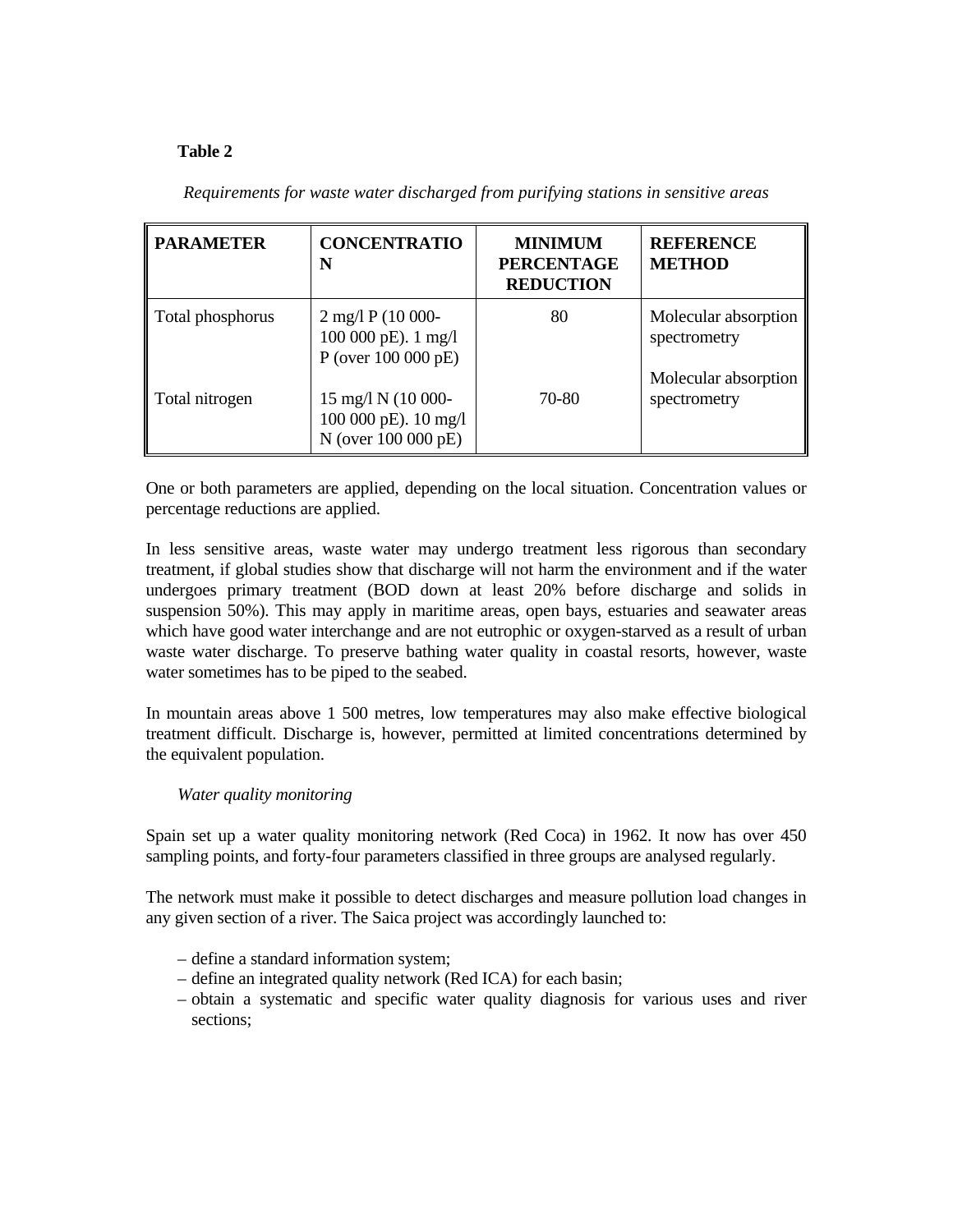**Table 2**

*Requirements for waste water discharged from purifying stations in sensitive areas*

| PARAMETER | CONCENTRATION | MINIMUM PERCENTAGE REDUCTION | REFERENCE METHOD |
|---|---|---|---|
| Total phosphorus | 2 mg/l P (10 000-100 000 pE). 1 mg/l P (over 100 000 pE) | 80 | Molecular absorption spectrometry |
| Total nitrogen | 15 mg/l N (10 000-100 000 pE). 10 mg/l N (over 100 000 pE) | 70-80 | Molecular absorption spectrometry |

One or both parameters are applied, depending on the local situation. Concentration values or percentage reductions are applied.

In less sensitive areas, waste water may undergo treatment less rigorous than secondary treatment, if global studies show that discharge will not harm the environment and if the water undergoes primary treatment (BOD down at least 20% before discharge and solids in suspension 50%). This may apply in maritime areas, open bays, estuaries and seawater areas which have good water interchange and are not eutrophic or oxygen-starved as a result of urban waste water discharge. To preserve bathing water quality in coastal resorts, however, waste water sometimes has to be piped to the seabed.

In mountain areas above 1 500 metres, low temperatures may also make effective biological treatment difficult. Discharge is, however, permitted at limited concentrations determined by the equivalent population.

*Water quality monitoring*

Spain set up a water quality monitoring network (Red Coca) in 1962. It now has over 450 sampling points, and forty-four parameters classified in three groups are analysed regularly.

The network must make it possible to detect discharges and measure pollution load changes in any given section of a river. The Saica project was accordingly launched to:

– define a standard information system;
– define an integrated quality network (Red ICA) for each basin;
– obtain a systematic and specific water quality diagnosis for various uses and river sections;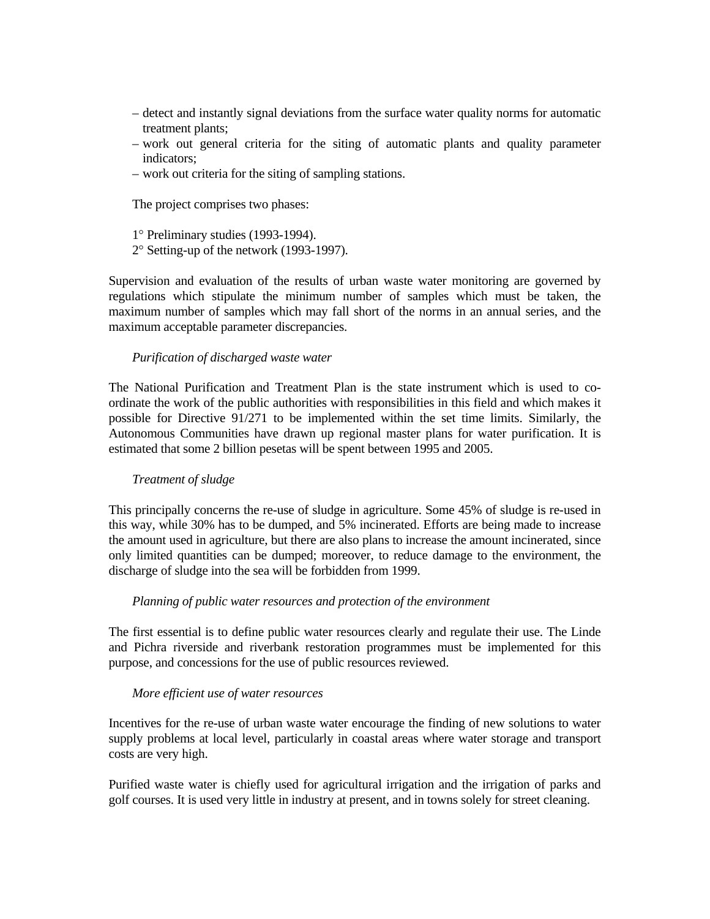- detect and instantly signal deviations from the surface water quality norms for automatic treatment plants;
- work out general criteria for the siting of automatic plants and quality parameter indicators;
- work out criteria for the siting of sampling stations.

The project comprises two phases:

1° Preliminary studies (1993-1994).
2° Setting-up of the network (1993-1997).

Supervision and evaluation of the results of urban waste water monitoring are governed by regulations which stipulate the minimum number of samples which must be taken, the maximum number of samples which may fall short of the norms in an annual series, and the maximum acceptable parameter discrepancies.

*Purification of discharged waste water*

The National Purification and Treatment Plan is the state instrument which is used to co-ordinate the work of the public authorities with responsibilities in this field and which makes it possible for Directive 91/271 to be implemented within the set time limits. Similarly, the Autonomous Communities have drawn up regional master plans for water purification. It is estimated that some 2 billion pesetas will be spent between 1995 and 2005.

*Treatment of sludge*

This principally concerns the re-use of sludge in agriculture. Some 45% of sludge is re-used in this way, while 30% has to be dumped, and 5% incinerated. Efforts are being made to increase the amount used in agriculture, but there are also plans to increase the amount incinerated, since only limited quantities can be dumped; moreover, to reduce damage to the environment, the discharge of sludge into the sea will be forbidden from 1999.

*Planning of public water resources and protection of the environment*

The first essential is to define public water resources clearly and regulate their use. The Linde and Pichra riverside and riverbank restoration programmes must be implemented for this purpose, and concessions for the use of public resources reviewed.

*More efficient use of water resources*

Incentives for the re-use of urban waste water encourage the finding of new solutions to water supply problems at local level, particularly in coastal areas where water storage and transport costs are very high.

Purified waste water is chiefly used for agricultural irrigation and the irrigation of parks and golf courses. It is used very little in industry at present, and in towns solely for street cleaning.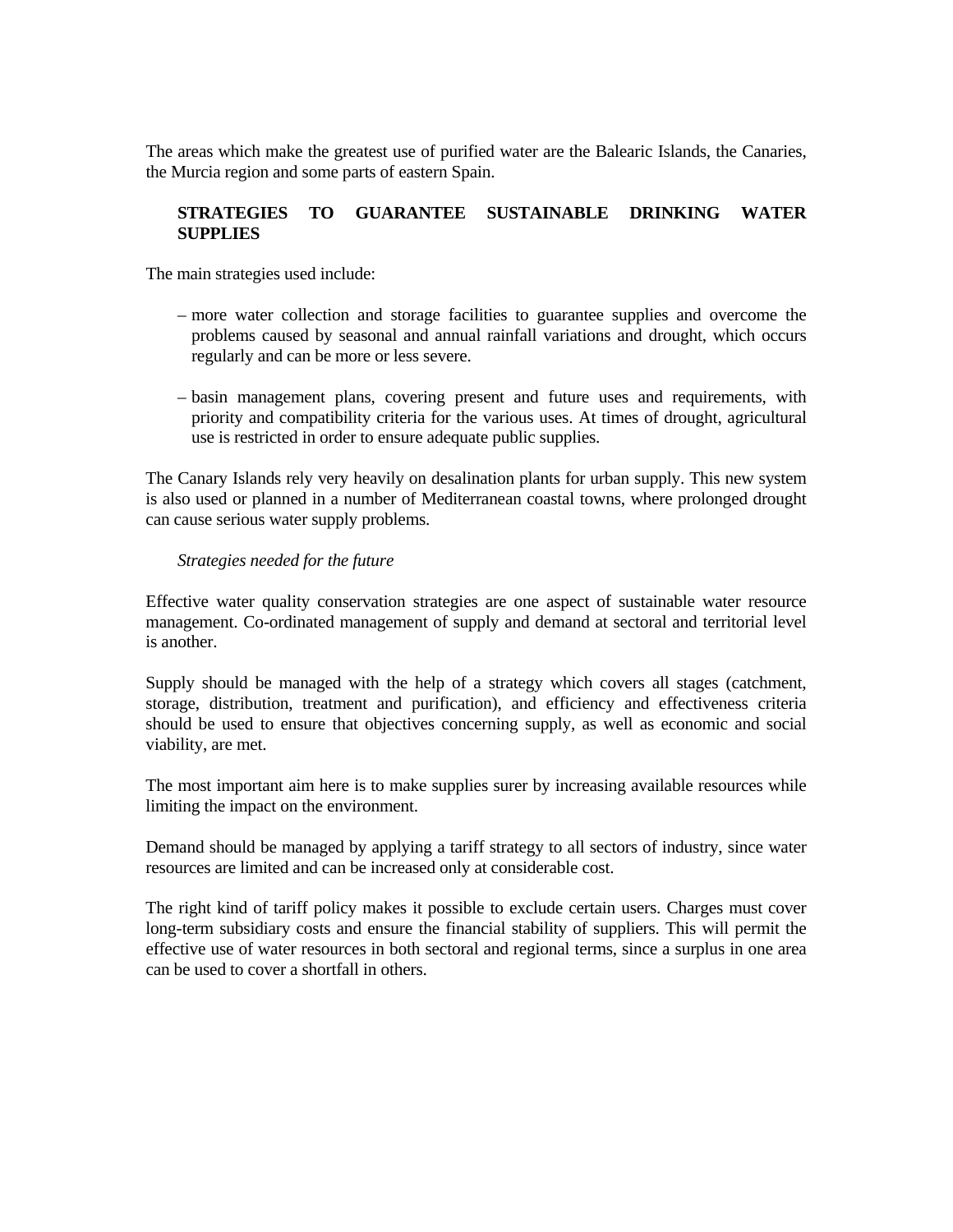The areas which make the greatest use of purified water are the Balearic Islands, the Canaries, the Murcia region and some parts of eastern Spain.

## STRATEGIES TO GUARANTEE SUSTAINABLE DRINKING WATER SUPPLIES

The main strategies used include:

- more water collection and storage facilities to guarantee supplies and overcome the problems caused by seasonal and annual rainfall variations and drought, which occurs regularly and can be more or less severe.

- basin management plans, covering present and future uses and requirements, with priority and compatibility criteria for the various uses. At times of drought, agricultural use is restricted in order to ensure adequate public supplies.

The Canary Islands rely very heavily on desalination plants for urban supply. This new system is also used or planned in a number of Mediterranean coastal towns, where prolonged drought can cause serious water supply problems.

### *Strategies needed for the future*

Effective water quality conservation strategies are one aspect of sustainable water resource management. Co-ordinated management of supply and demand at sectoral and territorial level is another.

Supply should be managed with the help of a strategy which covers all stages (catchment, storage, distribution, treatment and purification), and efficiency and effectiveness criteria should be used to ensure that objectives concerning supply, as well as economic and social viability, are met.

The most important aim here is to make supplies surer by increasing available resources while limiting the impact on the environment.

Demand should be managed by applying a tariff strategy to all sectors of industry, since water resources are limited and can be increased only at considerable cost.

The right kind of tariff policy makes it possible to exclude certain users. Charges must cover long-term subsidiary costs and ensure the financial stability of suppliers. This will permit the effective use of water resources in both sectoral and regional terms, since a surplus in one area can be used to cover a shortfall in others.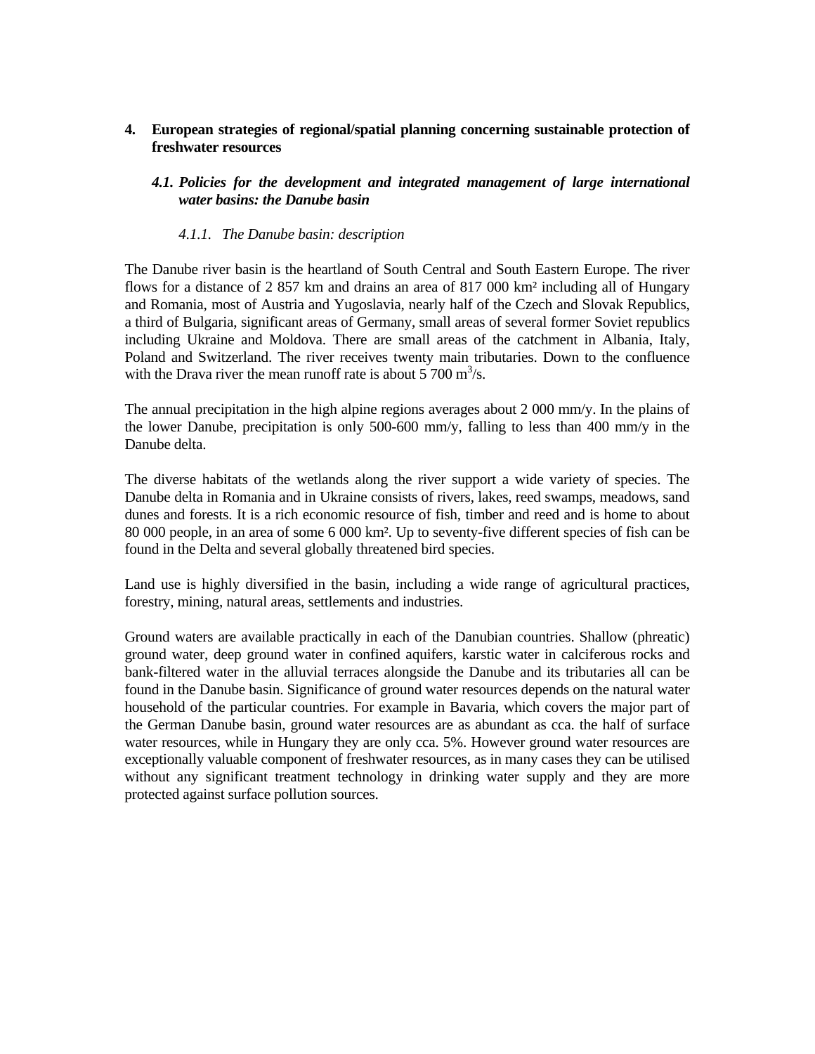# 4. European strategies of regional/spatial planning concerning sustainable protection of freshwater resources

## *4.1. Policies for the development and integrated management of large international water basins: the Danube basin*

### *4.1.1. The Danube basin: description*

The Danube river basin is the heartland of South Central and South Eastern Europe. The river flows for a distance of 2 857 km and drains an area of 817 000 km² including all of Hungary and Romania, most of Austria and Yugoslavia, nearly half of the Czech and Slovak Republics, a third of Bulgaria, significant areas of Germany, small areas of several former Soviet republics including Ukraine and Moldova. There are small areas of the catchment in Albania, Italy, Poland and Switzerland. The river receives twenty main tributaries. Down to the confluence with the Drava river the mean runoff rate is about 5 700 $m^3$/s.

The annual precipitation in the high alpine regions averages about 2 000 mm/y. In the plains of the lower Danube, precipitation is only 500-600 mm/y, falling to less than 400 mm/y in the Danube delta.

The diverse habitats of the wetlands along the river support a wide variety of species. The Danube delta in Romania and in Ukraine consists of rivers, lakes, reed swamps, meadows, sand dunes and forests. It is a rich economic resource of fish, timber and reed and is home to about 80 000 people, in an area of some 6 000 km². Up to seventy-five different species of fish can be found in the Delta and several globally threatened bird species.

Land use is highly diversified in the basin, including a wide range of agricultural practices, forestry, mining, natural areas, settlements and industries.

Ground waters are available practically in each of the Danubian countries. Shallow (phreatic) ground water, deep ground water in confined aquifers, karstic water in calciferous rocks and bank-filtered water in the alluvial terraces alongside the Danube and its tributaries all can be found in the Danube basin. Significance of ground water resources depends on the natural water household of the particular countries. For example in Bavaria, which covers the major part of the German Danube basin, ground water resources are as abundant as cca. the half of surface water resources, while in Hungary they are only cca. 5%. However ground water resources are exceptionally valuable component of freshwater resources, as in many cases they can be utilised without any significant treatment technology in drinking water supply and they are more protected against surface pollution sources.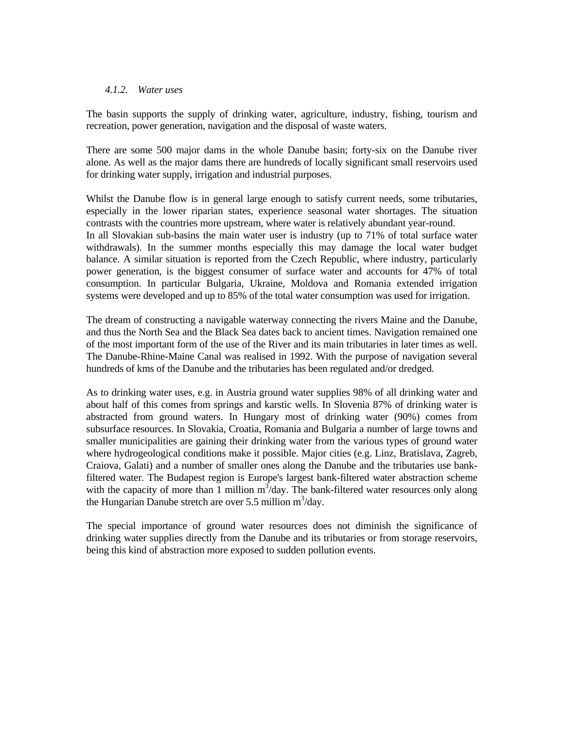#### *4.1.2. Water uses*

The basin supports the supply of drinking water, agriculture, industry, fishing, tourism and recreation, power generation, navigation and the disposal of waste waters.

There are some 500 major dams in the whole Danube basin; forty-six on the Danube river alone. As well as the major dams there are hundreds of locally significant small reservoirs used for drinking water supply, irrigation and industrial purposes.

Whilst the Danube flow is in general large enough to satisfy current needs, some tributaries, especially in the lower riparian states, experience seasonal water shortages. The situation contrasts with the countries more upstream, where water is relatively abundant year-round.
In all Slovakian sub-basins the main water user is industry (up to 71% of total surface water withdrawals). In the summer months especially this may damage the local water budget balance. A similar situation is reported from the Czech Republic, where industry, particularly power generation, is the biggest consumer of surface water and accounts for 47% of total consumption. In particular Bulgaria, Ukraine, Moldova and Romania extended irrigation systems were developed and up to 85% of the total water consumption was used for irrigation.

The dream of constructing a navigable waterway connecting the rivers Maine and the Danube, and thus the North Sea and the Black Sea dates back to ancient times. Navigation remained one of the most important form of the use of the River and its main tributaries in later times as well. The Danube-Rhine-Maine Canal was realised in 1992. With the purpose of navigation several hundreds of kms of the Danube and the tributaries has been regulated and/or dredged.

As to drinking water uses, e.g. in Austria ground water supplies 98% of all drinking water and about half of this comes from springs and karstic wells. In Slovenia 87% of drinking water is abstracted from ground waters. In Hungary most of drinking water (90%) comes from subsurface resources. In Slovakia, Croatia, Romania and Bulgaria a number of large towns and smaller municipalities are gaining their drinking water from the various types of ground water where hydrogeological conditions make it possible. Major cities (e.g. Linz, Bratislava, Zagreb, Craiova, Galati) and a number of smaller ones along the Danube and the tributaries use bank-filtered water. The Budapest region is Europe's largest bank-filtered water abstraction scheme with the capacity of more than 1 million $m^3$/day. The bank-filtered water resources only along the Hungarian Danube stretch are over 5.5 million $m^3$/day.

The special importance of ground water resources does not diminish the significance of drinking water supplies directly from the Danube and its tributaries or from storage reservoirs, being this kind of abstraction more exposed to sudden pollution events.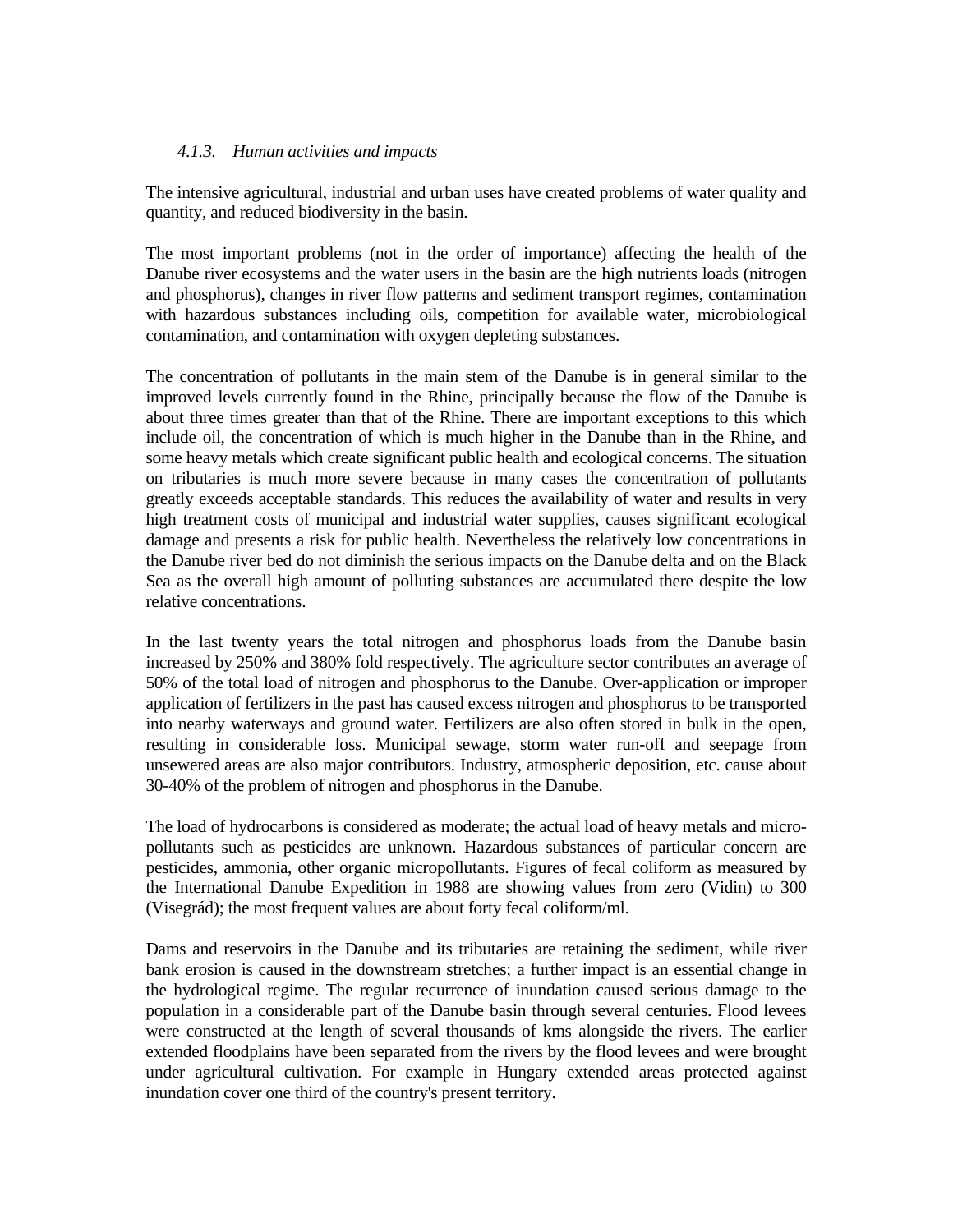#### *4.1.3. Human activities and impacts*

The intensive agricultural, industrial and urban uses have created problems of water quality and quantity, and reduced biodiversity in the basin.

The most important problems (not in the order of importance) affecting the health of the Danube river ecosystems and the water users in the basin are the high nutrients loads (nitrogen and phosphorus), changes in river flow patterns and sediment transport regimes, contamination with hazardous substances including oils, competition for available water, microbiological contamination, and contamination with oxygen depleting substances.

The concentration of pollutants in the main stem of the Danube is in general similar to the improved levels currently found in the Rhine, principally because the flow of the Danube is about three times greater than that of the Rhine. There are important exceptions to this which include oil, the concentration of which is much higher in the Danube than in the Rhine, and some heavy metals which create significant public health and ecological concerns. The situation on tributaries is much more severe because in many cases the concentration of pollutants greatly exceeds acceptable standards. This reduces the availability of water and results in very high treatment costs of municipal and industrial water supplies, causes significant ecological damage and presents a risk for public health. Nevertheless the relatively low concentrations in the Danube river bed do not diminish the serious impacts on the Danube delta and on the Black Sea as the overall high amount of polluting substances are accumulated there despite the low relative concentrations.

In the last twenty years the total nitrogen and phosphorus loads from the Danube basin increased by 250% and 380% fold respectively. The agriculture sector contributes an average of 50% of the total load of nitrogen and phosphorus to the Danube. Over-application or improper application of fertilizers in the past has caused excess nitrogen and phosphorus to be transported into nearby waterways and ground water. Fertilizers are also often stored in bulk in the open, resulting in considerable loss. Municipal sewage, storm water run-off and seepage from unsewered areas are also major contributors. Industry, atmospheric deposition, etc. cause about 30-40% of the problem of nitrogen and phosphorus in the Danube.

The load of hydrocarbons is considered as moderate; the actual load of heavy metals and micro-pollutants such as pesticides are unknown. Hazardous substances of particular concern are pesticides, ammonia, other organic micropollutants. Figures of fecal coliform as measured by the International Danube Expedition in 1988 are showing values from zero (Vidin) to 300 (Visegrád); the most frequent values are about forty fecal coliform/ml.

Dams and reservoirs in the Danube and its tributaries are retaining the sediment, while river bank erosion is caused in the downstream stretches; a further impact is an essential change in the hydrological regime. The regular recurrence of inundation caused serious damage to the population in a considerable part of the Danube basin through several centuries. Flood levees were constructed at the length of several thousands of kms alongside the rivers. The earlier extended floodplains have been separated from the rivers by the flood levees and were brought under agricultural cultivation. For example in Hungary extended areas protected against inundation cover one third of the country's present territory.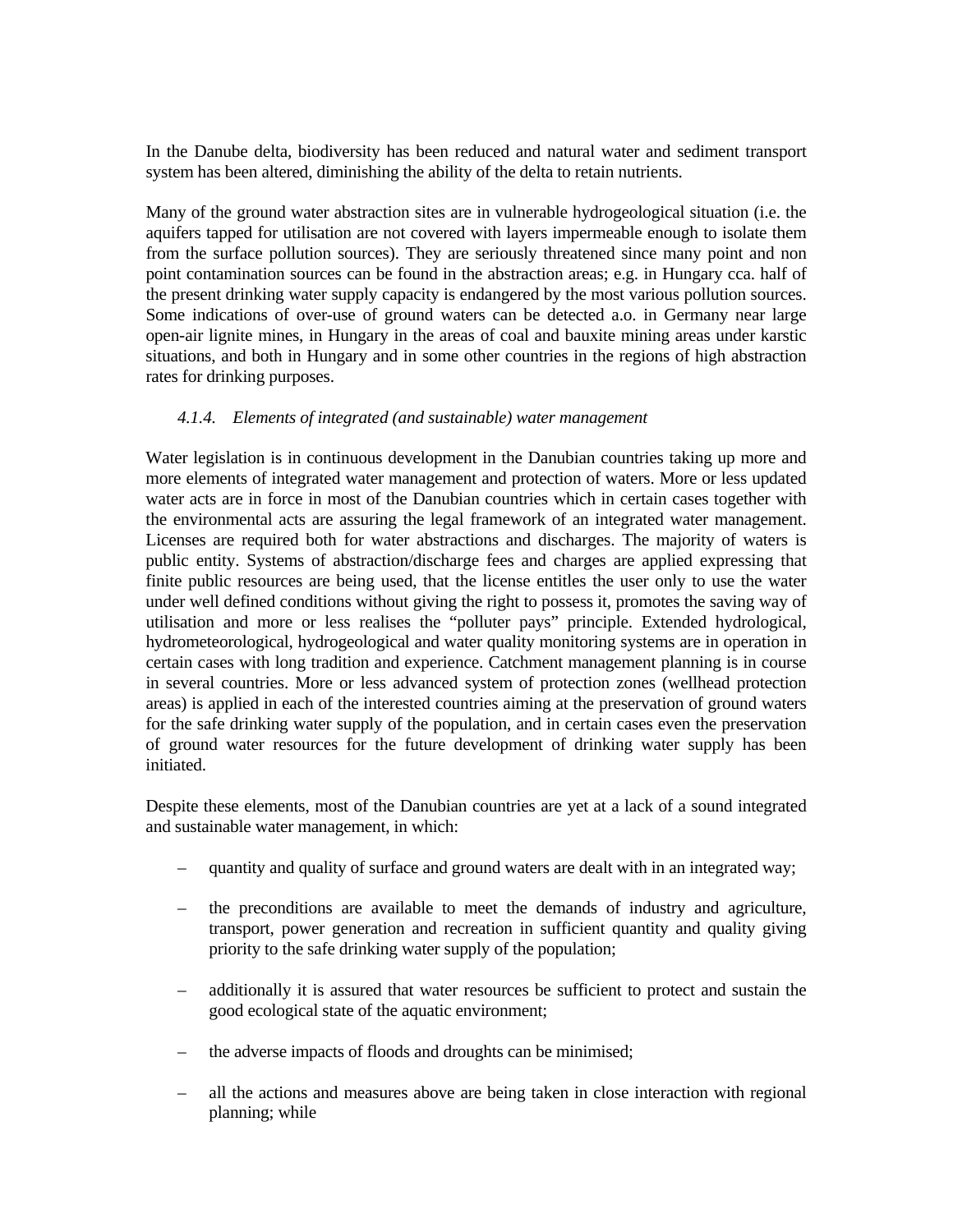In the Danube delta, biodiversity has been reduced and natural water and sediment transport system has been altered, diminishing the ability of the delta to retain nutrients.

Many of the ground water abstraction sites are in vulnerable hydrogeological situation (i.e. the aquifers tapped for utilisation are not covered with layers impermeable enough to isolate them from the surface pollution sources). They are seriously threatened since many point and non point contamination sources can be found in the abstraction areas; e.g. in Hungary cca. half of the present drinking water supply capacity is endangered by the most various pollution sources. Some indications of over-use of ground waters can be detected a.o. in Germany near large open-air lignite mines, in Hungary in the areas of coal and bauxite mining areas under karstic situations, and both in Hungary and in some other countries in the regions of high abstraction rates for drinking purposes.

#### *4.1.4. Elements of integrated (and sustainable) water management*

Water legislation is in continuous development in the Danubian countries taking up more and more elements of integrated water management and protection of waters. More or less updated water acts are in force in most of the Danubian countries which in certain cases together with the environmental acts are assuring the legal framework of an integrated water management. Licenses are required both for water abstractions and discharges. The majority of waters is public entity. Systems of abstraction/discharge fees and charges are applied expressing that finite public resources are being used, that the license entitles the user only to use the water under well defined conditions without giving the right to possess it, promotes the saving way of utilisation and more or less realises the "polluter pays" principle. Extended hydrological, hydrometeorological, hydrogeological and water quality monitoring systems are in operation in certain cases with long tradition and experience. Catchment management planning is in course in several countries. More or less advanced system of protection zones (wellhead protection areas) is applied in each of the interested countries aiming at the preservation of ground waters for the safe drinking water supply of the population, and in certain cases even the preservation of ground water resources for the future development of drinking water supply has been initiated.

Despite these elements, most of the Danubian countries are yet at a lack of a sound integrated and sustainable water management, in which:

- quantity and quality of surface and ground waters are dealt with in an integrated way;
- the preconditions are available to meet the demands of industry and agriculture, transport, power generation and recreation in sufficient quantity and quality giving priority to the safe drinking water supply of the population;
- additionally it is assured that water resources be sufficient to protect and sustain the good ecological state of the aquatic environment;
- the adverse impacts of floods and droughts can be minimised;
- all the actions and measures above are being taken in close interaction with regional planning; while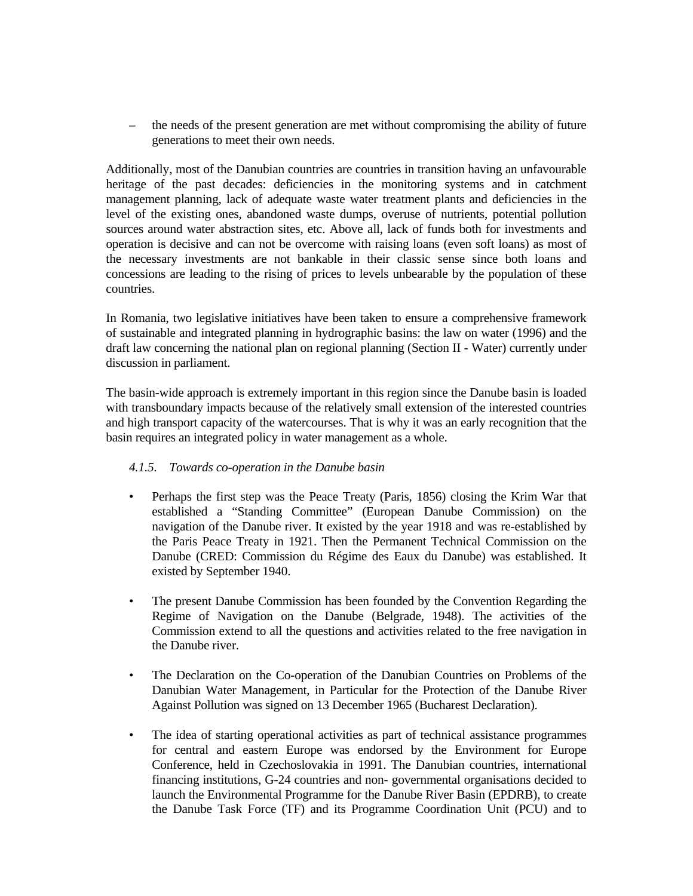– the needs of the present generation are met without compromising the ability of future generations to meet their own needs.

Additionally, most of the Danubian countries are countries in transition having an unfavourable heritage of the past decades: deficiencies in the monitoring systems and in catchment management planning, lack of adequate waste water treatment plants and deficiencies in the level of the existing ones, abandoned waste dumps, overuse of nutrients, potential pollution sources around water abstraction sites, etc. Above all, lack of funds both for investments and operation is decisive and can not be overcome with raising loans (even soft loans) as most of the necessary investments are not bankable in their classic sense since both loans and concessions are leading to the rising of prices to levels unbearable by the population of these countries.

In Romania, two legislative initiatives have been taken to ensure a comprehensive framework of sustainable and integrated planning in hydrographic basins: the law on water (1996) and the draft law concerning the national plan on regional planning (Section II - Water) currently under discussion in parliament.

The basin-wide approach is extremely important in this region since the Danube basin is loaded with transboundary impacts because of the relatively small extension of the interested countries and high transport capacity of the watercourses. That is why it was an early recognition that the basin requires an integrated policy in water management as a whole.

#### *4.1.5. Towards co-operation in the Danube basin*

- Perhaps the first step was the Peace Treaty (Paris, 1856) closing the Krim War that established a “Standing Committee” (European Danube Commission) on the navigation of the Danube river. It existed by the year 1918 and was re-established by the Paris Peace Treaty in 1921. Then the Permanent Technical Commission on the Danube (CRED: Commission du Régime des Eaux du Danube) was established. It existed by September 1940.

- The present Danube Commission has been founded by the Convention Regarding the Regime of Navigation on the Danube (Belgrade, 1948). The activities of the Commission extend to all the questions and activities related to the free navigation in the Danube river.

- The Declaration on the Co-operation of the Danubian Countries on Problems of the Danubian Water Management, in Particular for the Protection of the Danube River Against Pollution was signed on 13 December 1965 (Bucharest Declaration).

- The idea of starting operational activities as part of technical assistance programmes for central and eastern Europe was endorsed by the Environment for Europe Conference, held in Czechoslovakia in 1991. The Danubian countries, international financing institutions, G-24 countries and non- governmental organisations decided to launch the Environmental Programme for the Danube River Basin (EPDRB), to create the Danube Task Force (TF) and its Programme Coordination Unit (PCU) and to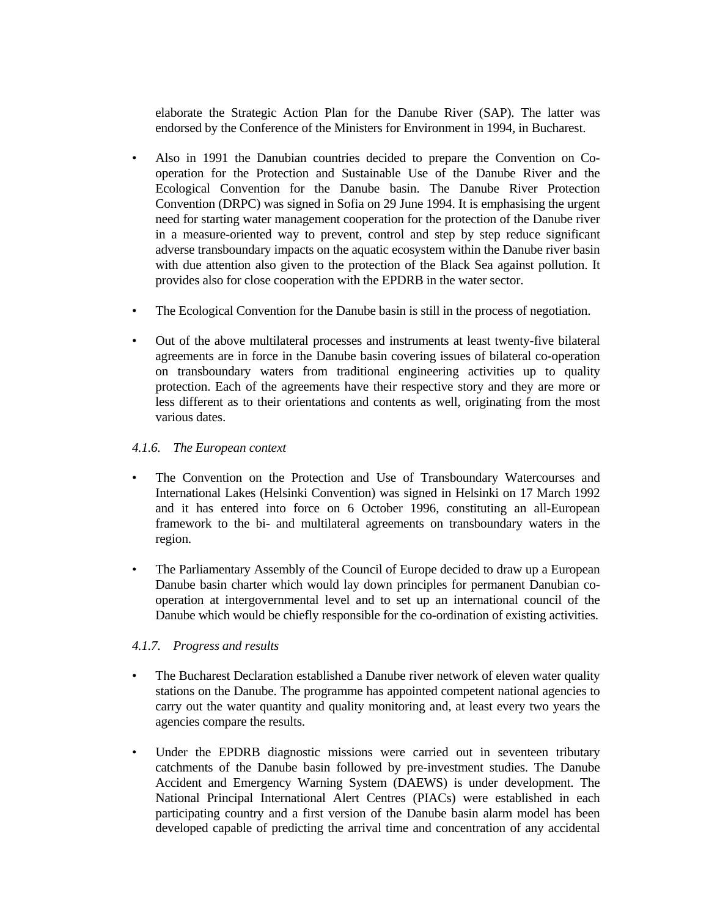elaborate the Strategic Action Plan for the Danube River (SAP). The latter was endorsed by the Conference of the Ministers for Environment in 1994, in Bucharest.

- Also in 1991 the Danubian countries decided to prepare the Convention on Co-operation for the Protection and Sustainable Use of the Danube River and the Ecological Convention for the Danube basin. The Danube River Protection Convention (DRPC) was signed in Sofia on 29 June 1994. It is emphasising the urgent need for starting water management cooperation for the protection of the Danube river in a measure-oriented way to prevent, control and step by step reduce significant adverse transboundary impacts on the aquatic ecosystem within the Danube river basin with due attention also given to the protection of the Black Sea against pollution. It provides also for close cooperation with the EPDRB in the water sector.

- The Ecological Convention for the Danube basin is still in the process of negotiation.

- Out of the above multilateral processes and instruments at least twenty-five bilateral agreements are in force in the Danube basin covering issues of bilateral co-operation on transboundary waters from traditional engineering activities up to quality protection. Each of the agreements have their respective story and they are more or less different as to their orientations and contents as well, originating from the most various dates.

#### *4.1.6. The European context*

- The Convention on the Protection and Use of Transboundary Watercourses and International Lakes (Helsinki Convention) was signed in Helsinki on 17 March 1992 and it has entered into force on 6 October 1996, constituting an all-European framework to the bi- and multilateral agreements on transboundary waters in the region.

- The Parliamentary Assembly of the Council of Europe decided to draw up a European Danube basin charter which would lay down principles for permanent Danubian co-operation at intergovernmental level and to set up an international council of the Danube which would be chiefly responsible for the co-ordination of existing activities.

#### *4.1.7. Progress and results*

- The Bucharest Declaration established a Danube river network of eleven water quality stations on the Danube. The programme has appointed competent national agencies to carry out the water quantity and quality monitoring and, at least every two years the agencies compare the results.

- Under the EPDRB diagnostic missions were carried out in seventeen tributary catchments of the Danube basin followed by pre-investment studies. The Danube Accident and Emergency Warning System (DAEWS) is under development. The National Principal International Alert Centres (PIACs) were established in each participating country and a first version of the Danube basin alarm model has been developed capable of predicting the arrival time and concentration of any accidental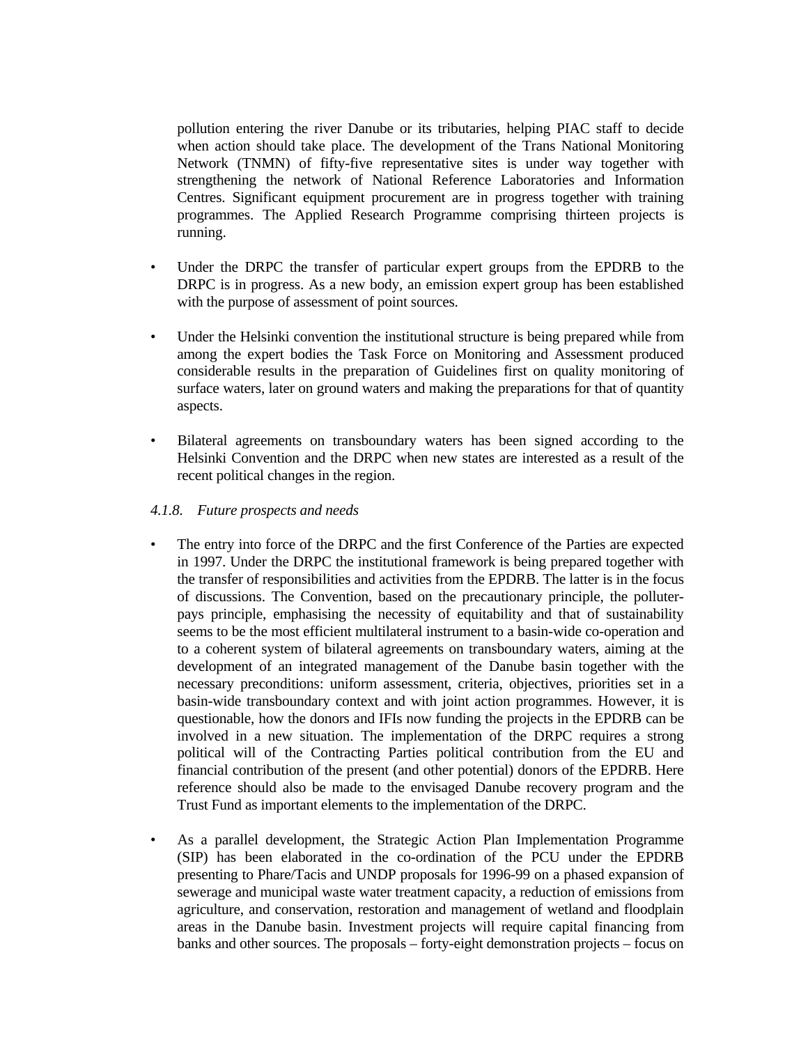pollution entering the river Danube or its tributaries, helping PIAC staff to decide when action should take place. The development of the Trans National Monitoring Network (TNMN) of fifty-five representative sites is under way together with strengthening the network of National Reference Laboratories and Information Centres. Significant equipment procurement are in progress together with training programmes. The Applied Research Programme comprising thirteen projects is running.

- Under the DRPC the transfer of particular expert groups from the EPDRB to the DRPC is in progress. As a new body, an emission expert group has been established with the purpose of assessment of point sources.

- Under the Helsinki convention the institutional structure is being prepared while from among the expert bodies the Task Force on Monitoring and Assessment produced considerable results in the preparation of Guidelines first on quality monitoring of surface waters, later on ground waters and making the preparations for that of quantity aspects.

- Bilateral agreements on transboundary waters has been signed according to the Helsinki Convention and the DRPC when new states are interested as a result of the recent political changes in the region.

*4.1.8. Future prospects and needs*

- The entry into force of the DRPC and the first Conference of the Parties are expected in 1997. Under the DRPC the institutional framework is being prepared together with the transfer of responsibilities and activities from the EPDRB. The latter is in the focus of discussions. The Convention, based on the precautionary principle, the polluter-pays principle, emphasising the necessity of equitability and that of sustainability seems to be the most efficient multilateral instrument to a basin-wide co-operation and to a coherent system of bilateral agreements on transboundary waters, aiming at the development of an integrated management of the Danube basin together with the necessary preconditions: uniform assessment, criteria, objectives, priorities set in a basin-wide transboundary context and with joint action programmes. However, it is questionable, how the donors and IFIs now funding the projects in the EPDRB can be involved in a new situation. The implementation of the DRPC requires a strong political will of the Contracting Parties political contribution from the EU and financial contribution of the present (and other potential) donors of the EPDRB. Here reference should also be made to the envisaged Danube recovery program and the Trust Fund as important elements to the implementation of the DRPC.

- As a parallel development, the Strategic Action Plan Implementation Programme (SIP) has been elaborated in the co-ordination of the PCU under the EPDRB presenting to Phare/Tacis and UNDP proposals for 1996-99 on a phased expansion of sewerage and municipal waste water treatment capacity, a reduction of emissions from agriculture, and conservation, restoration and management of wetland and floodplain areas in the Danube basin. Investment projects will require capital financing from banks and other sources. The proposals – forty-eight demonstration projects – focus on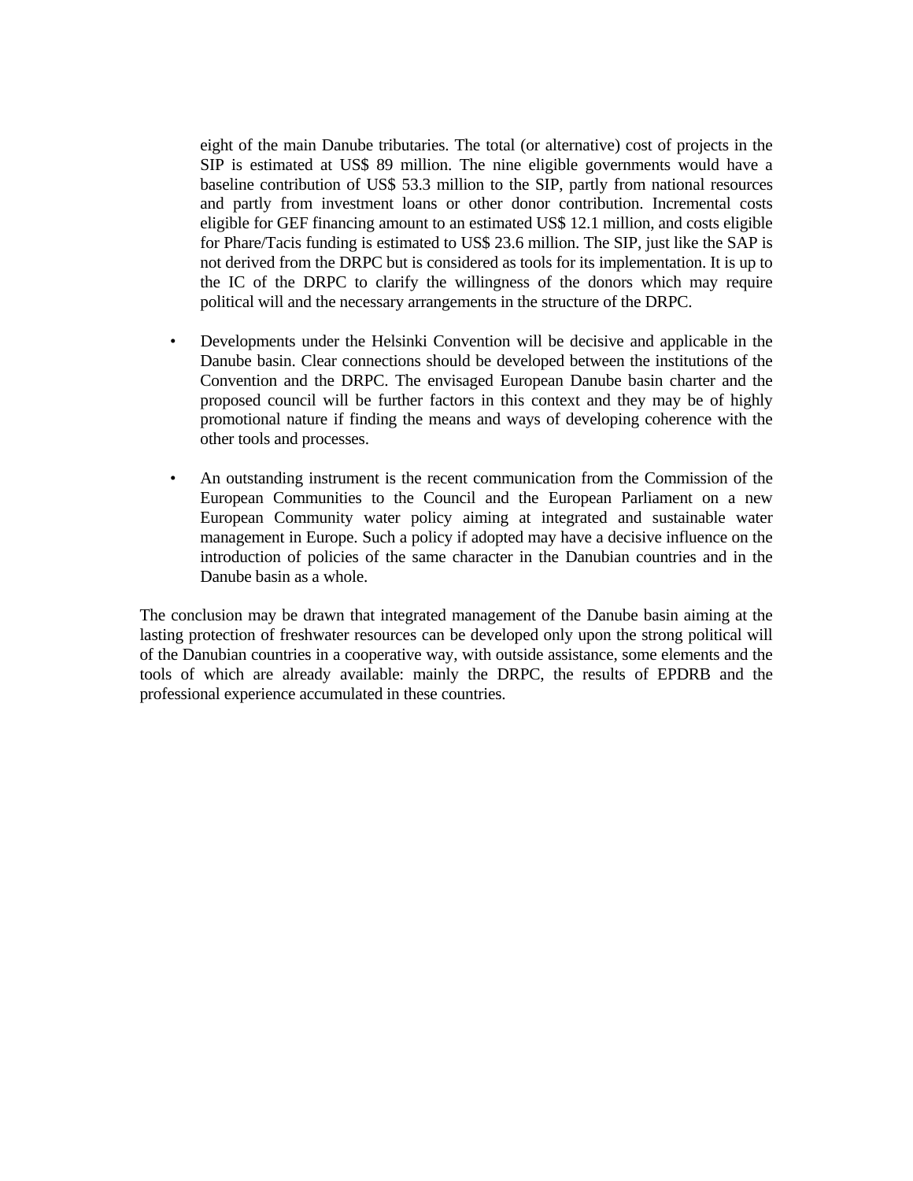eight of the main Danube tributaries. The total (or alternative) cost of projects in the SIP is estimated at US$ 89 million. The nine eligible governments would have a baseline contribution of US$ 53.3 million to the SIP, partly from national resources and partly from investment loans or other donor contribution. Incremental costs eligible for GEF financing amount to an estimated US$ 12.1 million, and costs eligible for Phare/Tacis funding is estimated to US$ 23.6 million. The SIP, just like the SAP is not derived from the DRPC but is considered as tools for its implementation. It is up to the IC of the DRPC to clarify the willingness of the donors which may require political will and the necessary arrangements in the structure of the DRPC.

- Developments under the Helsinki Convention will be decisive and applicable in the Danube basin. Clear connections should be developed between the institutions of the Convention and the DRPC. The envisaged European Danube basin charter and the proposed council will be further factors in this context and they may be of highly promotional nature if finding the means and ways of developing coherence with the other tools and processes.

- An outstanding instrument is the recent communication from the Commission of the European Communities to the Council and the European Parliament on a new European Community water policy aiming at integrated and sustainable water management in Europe. Such a policy if adopted may have a decisive influence on the introduction of policies of the same character in the Danubian countries and in the Danube basin as a whole.

The conclusion may be drawn that integrated management of the Danube basin aiming at the lasting protection of freshwater resources can be developed only upon the strong political will of the Danubian countries in a cooperative way, with outside assistance, some elements and the tools of which are already available: mainly the DRPC, the results of EPDRB and the professional experience accumulated in these countries.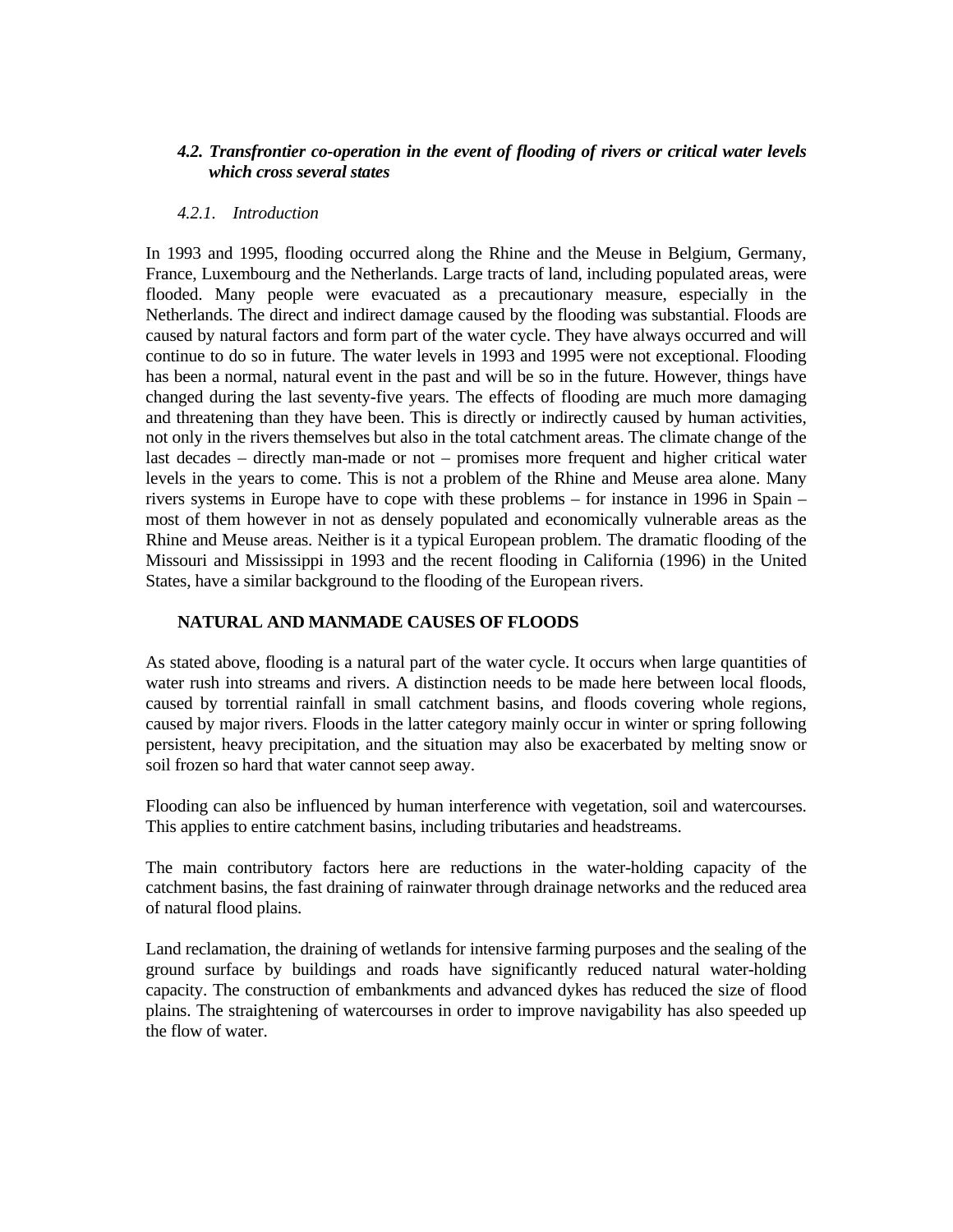### *4.2. Transfrontier co-operation in the event of flooding of rivers or critical water levels which cross several states*

#### *4.2.1. Introduction*

In 1993 and 1995, flooding occurred along the Rhine and the Meuse in Belgium, Germany, France, Luxembourg and the Netherlands. Large tracts of land, including populated areas, were flooded. Many people were evacuated as a precautionary measure, especially in the Netherlands. The direct and indirect damage caused by the flooding was substantial. Floods are caused by natural factors and form part of the water cycle. They have always occurred and will continue to do so in future. The water levels in 1993 and 1995 were not exceptional. Flooding has been a normal, natural event in the past and will be so in the future. However, things have changed during the last seventy-five years. The effects of flooding are much more damaging and threatening than they have been. This is directly or indirectly caused by human activities, not only in the rivers themselves but also in the total catchment areas. The climate change of the last decades – directly man-made or not – promises more frequent and higher critical water levels in the years to come. This is not a problem of the Rhine and Meuse area alone. Many rivers systems in Europe have to cope with these problems – for instance in 1996 in Spain – most of them however in not as densely populated and economically vulnerable areas as the Rhine and Meuse areas. Neither is it a typical European problem. The dramatic flooding of the Missouri and Mississippi in 1993 and the recent flooding in California (1996) in the United States, have a similar background to the flooding of the European rivers.

**NATURAL AND MANMADE CAUSES OF FLOODS**

As stated above, flooding is a natural part of the water cycle. It occurs when large quantities of water rush into streams and rivers. A distinction needs to be made here between local floods, caused by torrential rainfall in small catchment basins, and floods covering whole regions, caused by major rivers. Floods in the latter category mainly occur in winter or spring following persistent, heavy precipitation, and the situation may also be exacerbated by melting snow or soil frozen so hard that water cannot seep away.

Flooding can also be influenced by human interference with vegetation, soil and watercourses. This applies to entire catchment basins, including tributaries and headstreams.

The main contributory factors here are reductions in the water-holding capacity of the catchment basins, the fast draining of rainwater through drainage networks and the reduced area of natural flood plains.

Land reclamation, the draining of wetlands for intensive farming purposes and the sealing of the ground surface by buildings and roads have significantly reduced natural water-holding capacity. The construction of embankments and advanced dykes has reduced the size of flood plains. The straightening of watercourses in order to improve navigability has also speeded up the flow of water.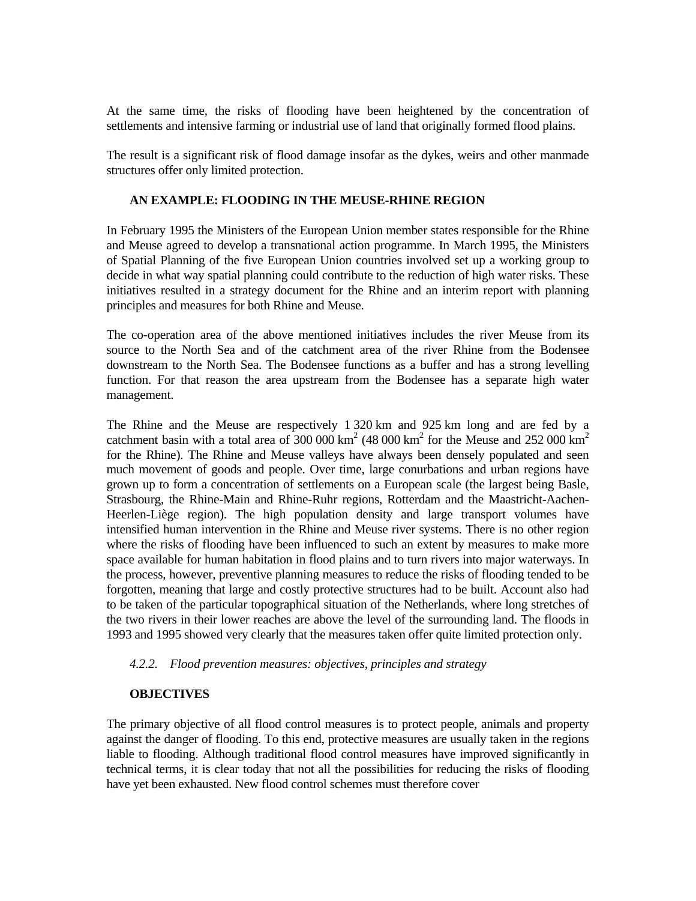At the same time, the risks of flooding have been heightened by the concentration of settlements and intensive farming or industrial use of land that originally formed flood plains.

The result is a significant risk of flood damage insofar as the dykes, weirs and other manmade structures offer only limited protection.

**AN EXAMPLE: FLOODING IN THE MEUSE-RHINE REGION**

In February 1995 the Ministers of the European Union member states responsible for the Rhine and Meuse agreed to develop a transnational action programme. In March 1995, the Ministers of Spatial Planning of the five European Union countries involved set up a working group to decide in what way spatial planning could contribute to the reduction of high water risks. These initiatives resulted in a strategy document for the Rhine and an interim report with planning principles and measures for both Rhine and Meuse.

The co-operation area of the above mentioned initiatives includes the river Meuse from its source to the North Sea and of the catchment area of the river Rhine from the Bodensee downstream to the North Sea. The Bodensee functions as a buffer and has a strong levelling function. For that reason the area upstream from the Bodensee has a separate high water management.

The Rhine and the Meuse are respectively 1 320 km and 925 km long and are fed by a catchment basin with a total area of 300 000 km$^2$ (48 000 km$^2$ for the Meuse and 252 000 km$^2$ for the Rhine). The Rhine and Meuse valleys have always been densely populated and seen much movement of goods and people. Over time, large conurbations and urban regions have grown up to form a concentration of settlements on a European scale (the largest being Basle, Strasbourg, the Rhine-Main and Rhine-Ruhr regions, Rotterdam and the Maastricht-Aachen-Heerlen-Liège region). The high population density and large transport volumes have intensified human intervention in the Rhine and Meuse river systems. There is no other region where the risks of flooding have been influenced to such an extent by measures to make more space available for human habitation in flood plains and to turn rivers into major waterways. In the process, however, preventive planning measures to reduce the risks of flooding tended to be forgotten, meaning that large and costly protective structures had to be built. Account also had to be taken of the particular topographical situation of the Netherlands, where long stretches of the two rivers in their lower reaches are above the level of the surrounding land. The floods in 1993 and 1995 showed very clearly that the measures taken offer quite limited protection only.

### *4.2.2. Flood prevention measures: objectives, principles and strategy*

**OBJECTIVES**

The primary objective of all flood control measures is to protect people, animals and property against the danger of flooding. To this end, protective measures are usually taken in the regions liable to flooding. Although traditional flood control measures have improved significantly in technical terms, it is clear today that not all the possibilities for reducing the risks of flooding have yet been exhausted. New flood control schemes must therefore cover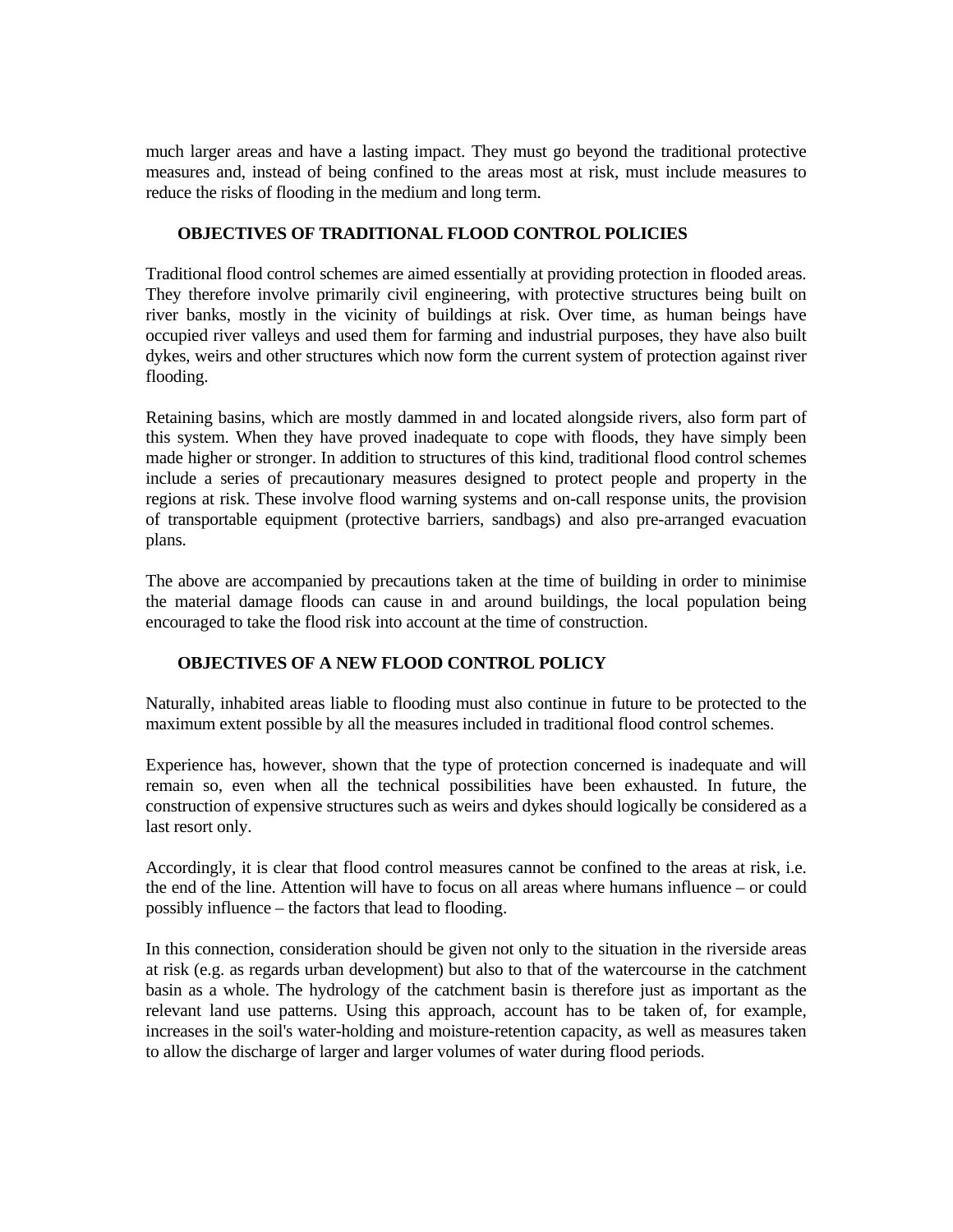much larger areas and have a lasting impact. They must go beyond the traditional protective measures and, instead of being confined to the areas most at risk, must include measures to reduce the risks of flooding in the medium and long term.

## OBJECTIVES OF TRADITIONAL FLOOD CONTROL POLICIES

Traditional flood control schemes are aimed essentially at providing protection in flooded areas. They therefore involve primarily civil engineering, with protective structures being built on river banks, mostly in the vicinity of buildings at risk. Over time, as human beings have occupied river valleys and used them for farming and industrial purposes, they have also built dykes, weirs and other structures which now form the current system of protection against river flooding.

Retaining basins, which are mostly dammed in and located alongside rivers, also form part of this system. When they have proved inadequate to cope with floods, they have simply been made higher or stronger. In addition to structures of this kind, traditional flood control schemes include a series of precautionary measures designed to protect people and property in the regions at risk. These involve flood warning systems and on-call response units, the provision of transportable equipment (protective barriers, sandbags) and also pre-arranged evacuation plans.

The above are accompanied by precautions taken at the time of building in order to minimise the material damage floods can cause in and around buildings, the local population being encouraged to take the flood risk into account at the time of construction.

## OBJECTIVES OF A NEW FLOOD CONTROL POLICY

Naturally, inhabited areas liable to flooding must also continue in future to be protected to the maximum extent possible by all the measures included in traditional flood control schemes.

Experience has, however, shown that the type of protection concerned is inadequate and will remain so, even when all the technical possibilities have been exhausted. In future, the construction of expensive structures such as weirs and dykes should logically be considered as a last resort only.

Accordingly, it is clear that flood control measures cannot be confined to the areas at risk, i.e. the end of the line. Attention will have to focus on all areas where humans influence – or could possibly influence – the factors that lead to flooding.

In this connection, consideration should be given not only to the situation in the riverside areas at risk (e.g. as regards urban development) but also to that of the watercourse in the catchment basin as a whole. The hydrology of the catchment basin is therefore just as important as the relevant land use patterns. Using this approach, account has to be taken of, for example, increases in the soil's water-holding and moisture-retention capacity, as well as measures taken to allow the discharge of larger and larger volumes of water during flood periods.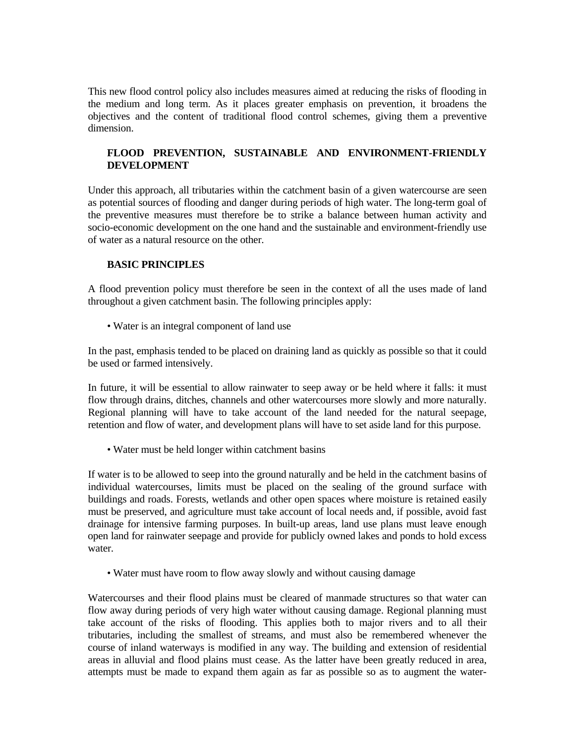This new flood control policy also includes measures aimed at reducing the risks of flooding in the medium and long term. As it places greater emphasis on prevention, it broadens the objectives and the content of traditional flood control schemes, giving them a preventive dimension.

## FLOOD PREVENTION, SUSTAINABLE AND ENVIRONMENT-FRIENDLY DEVELOPMENT

Under this approach, all tributaries within the catchment basin of a given watercourse are seen as potential sources of flooding and danger during periods of high water. The long-term goal of the preventive measures must therefore be to strike a balance between human activity and socio-economic development on the one hand and the sustainable and environment-friendly use of water as a natural resource on the other.

## BASIC PRINCIPLES

A flood prevention policy must therefore be seen in the context of all the uses made of land throughout a given catchment basin. The following principles apply:

• Water is an integral component of land use

In the past, emphasis tended to be placed on draining land as quickly as possible so that it could be used or farmed intensively.

In future, it will be essential to allow rainwater to seep away or be held where it falls: it must flow through drains, ditches, channels and other watercourses more slowly and more naturally. Regional planning will have to take account of the land needed for the natural seepage, retention and flow of water, and development plans will have to set aside land for this purpose.

• Water must be held longer within catchment basins

If water is to be allowed to seep into the ground naturally and be held in the catchment basins of individual watercourses, limits must be placed on the sealing of the ground surface with buildings and roads. Forests, wetlands and other open spaces where moisture is retained easily must be preserved, and agriculture must take account of local needs and, if possible, avoid fast drainage for intensive farming purposes. In built-up areas, land use plans must leave enough open land for rainwater seepage and provide for publicly owned lakes and ponds to hold excess water.

• Water must have room to flow away slowly and without causing damage

Watercourses and their flood plains must be cleared of manmade structures so that water can flow away during periods of very high water without causing damage. Regional planning must take account of the risks of flooding. This applies both to major rivers and to all their tributaries, including the smallest of streams, and must also be remembered whenever the course of inland waterways is modified in any way. The building and extension of residential areas in alluvial and flood plains must cease. As the latter have been greatly reduced in area, attempts must be made to expand them again as far as possible so as to augment the water-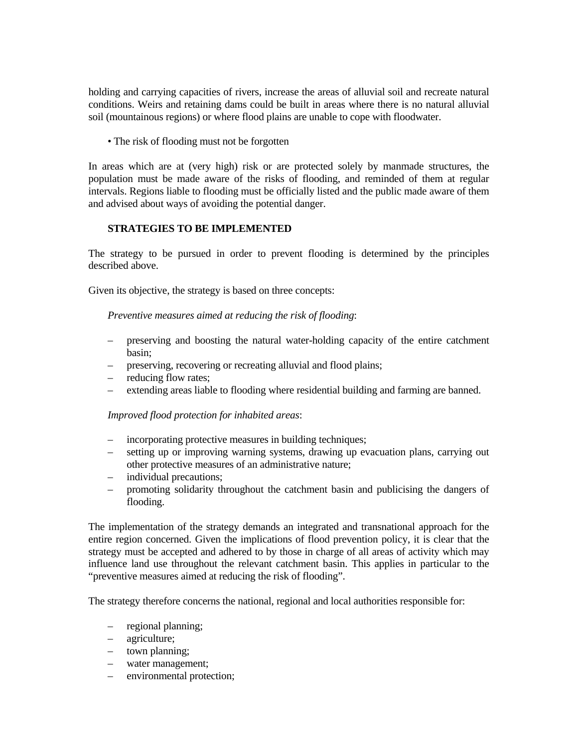holding and carrying capacities of rivers, increase the areas of alluvial soil and recreate natural conditions. Weirs and retaining dams could be built in areas where there is no natural alluvial soil (mountainous regions) or where flood plains are unable to cope with floodwater.

• The risk of flooding must not be forgotten

In areas which are at (very high) risk or are protected solely by manmade structures, the population must be made aware of the risks of flooding, and reminded of them at regular intervals. Regions liable to flooding must be officially listed and the public made aware of them and advised about ways of avoiding the potential danger.

**STRATEGIES TO BE IMPLEMENTED**

The strategy to be pursued in order to prevent flooding is determined by the principles described above.

Given its objective, the strategy is based on three concepts:

*Preventive measures aimed at reducing the risk of flooding*:

- preserving and boosting the natural water-holding capacity of the entire catchment basin;
- preserving, recovering or recreating alluvial and flood plains;
- reducing flow rates;
- extending areas liable to flooding where residential building and farming are banned.

*Improved flood protection for inhabited areas*:

- incorporating protective measures in building techniques;
- setting up or improving warning systems, drawing up evacuation plans, carrying out other protective measures of an administrative nature;
- individual precautions;
- promoting solidarity throughout the catchment basin and publicising the dangers of flooding.

The implementation of the strategy demands an integrated and transnational approach for the entire region concerned. Given the implications of flood prevention policy, it is clear that the strategy must be accepted and adhered to by those in charge of all areas of activity which may influence land use throughout the relevant catchment basin. This applies in particular to the "preventive measures aimed at reducing the risk of flooding".

The strategy therefore concerns the national, regional and local authorities responsible for:

- regional planning;
- agriculture;
- town planning;
- water management;
- environmental protection;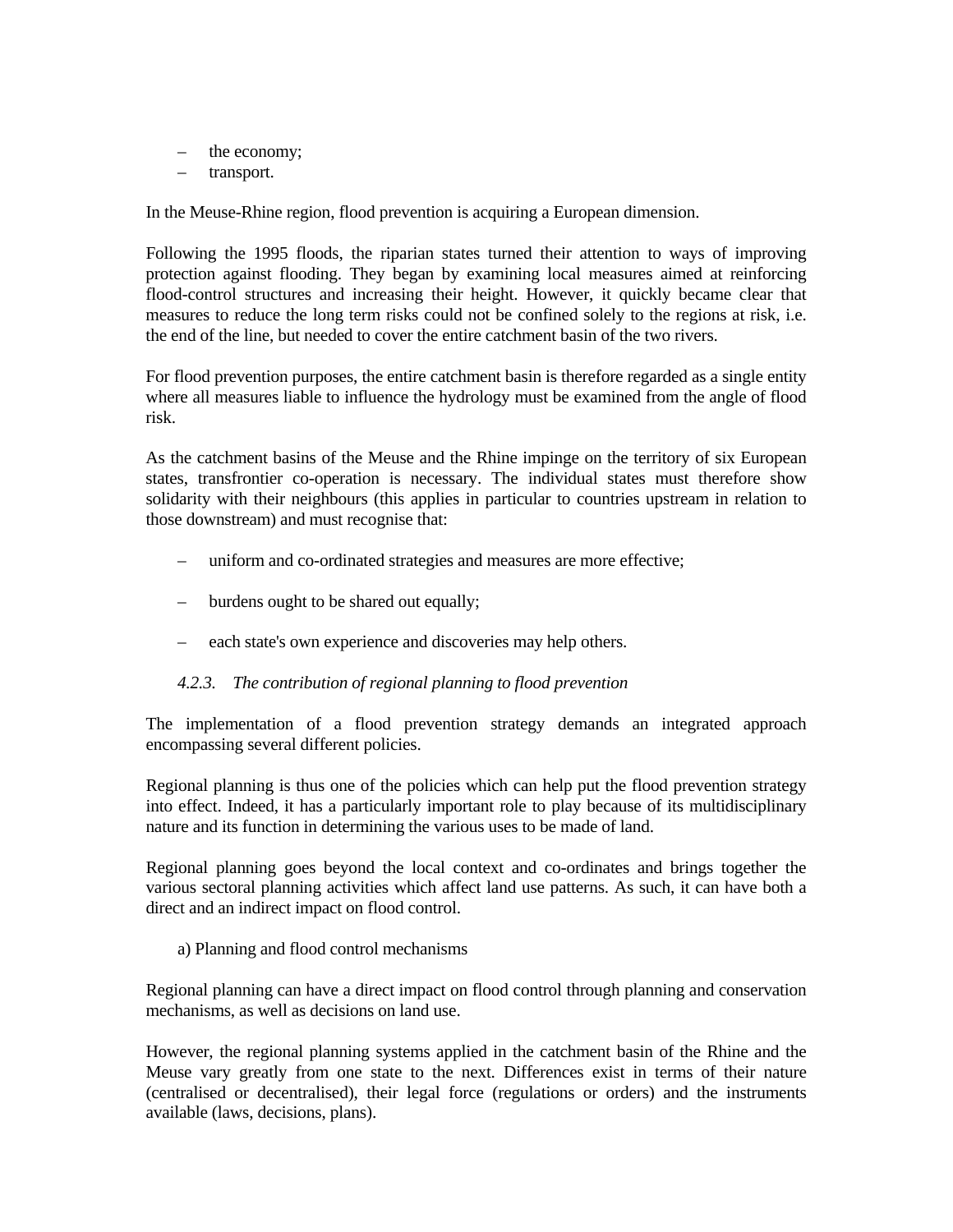- the economy;
- transport.

In the Meuse-Rhine region, flood prevention is acquiring a European dimension.

Following the 1995 floods, the riparian states turned their attention to ways of improving protection against flooding. They began by examining local measures aimed at reinforcing flood-control structures and increasing their height. However, it quickly became clear that measures to reduce the long term risks could not be confined solely to the regions at risk, i.e. the end of the line, but needed to cover the entire catchment basin of the two rivers.

For flood prevention purposes, the entire catchment basin is therefore regarded as a single entity where all measures liable to influence the hydrology must be examined from the angle of flood risk.

As the catchment basins of the Meuse and the Rhine impinge on the territory of six European states, transfrontier co-operation is necessary. The individual states must therefore show solidarity with their neighbours (this applies in particular to countries upstream in relation to those downstream) and must recognise that:

- uniform and co-ordinated strategies and measures are more effective;
- burdens ought to be shared out equally;
- each state's own experience and discoveries may help others.

#### *4.2.3. The contribution of regional planning to flood prevention*

The implementation of a flood prevention strategy demands an integrated approach encompassing several different policies.

Regional planning is thus one of the policies which can help put the flood prevention strategy into effect. Indeed, it has a particularly important role to play because of its multidisciplinary nature and its function in determining the various uses to be made of land.

Regional planning goes beyond the local context and co-ordinates and brings together the various sectoral planning activities which affect land use patterns. As such, it can have both a direct and an indirect impact on flood control.

a) Planning and flood control mechanisms

Regional planning can have a direct impact on flood control through planning and conservation mechanisms, as well as decisions on land use.

However, the regional planning systems applied in the catchment basin of the Rhine and the Meuse vary greatly from one state to the next. Differences exist in terms of their nature (centralised or decentralised), their legal force (regulations or orders) and the instruments available (laws, decisions, plans).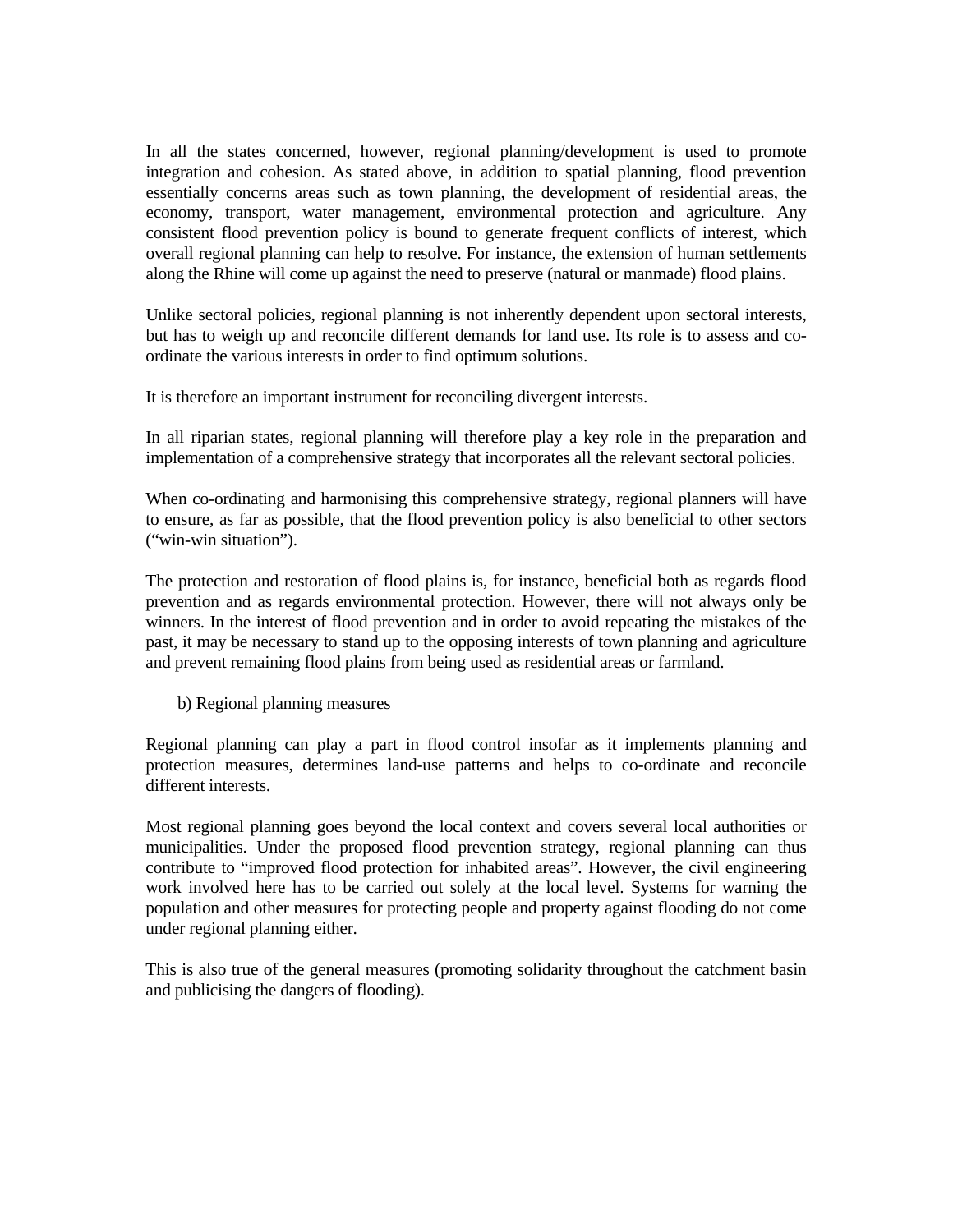In all the states concerned, however, regional planning/development is used to promote integration and cohesion. As stated above, in addition to spatial planning, flood prevention essentially concerns areas such as town planning, the development of residential areas, the economy, transport, water management, environmental protection and agriculture. Any consistent flood prevention policy is bound to generate frequent conflicts of interest, which overall regional planning can help to resolve. For instance, the extension of human settlements along the Rhine will come up against the need to preserve (natural or manmade) flood plains.

Unlike sectoral policies, regional planning is not inherently dependent upon sectoral interests, but has to weigh up and reconcile different demands for land use. Its role is to assess and co-ordinate the various interests in order to find optimum solutions.

It is therefore an important instrument for reconciling divergent interests.

In all riparian states, regional planning will therefore play a key role in the preparation and implementation of a comprehensive strategy that incorporates all the relevant sectoral policies.

When co-ordinating and harmonising this comprehensive strategy, regional planners will have to ensure, as far as possible, that the flood prevention policy is also beneficial to other sectors ("win-win situation").

The protection and restoration of flood plains is, for instance, beneficial both as regards flood prevention and as regards environmental protection. However, there will not always only be winners. In the interest of flood prevention and in order to avoid repeating the mistakes of the past, it may be necessary to stand up to the opposing interests of town planning and agriculture and prevent remaining flood plains from being used as residential areas or farmland.

b) Regional planning measures

Regional planning can play a part in flood control insofar as it implements planning and protection measures, determines land-use patterns and helps to co-ordinate and reconcile different interests.

Most regional planning goes beyond the local context and covers several local authorities or municipalities. Under the proposed flood prevention strategy, regional planning can thus contribute to "improved flood protection for inhabited areas". However, the civil engineering work involved here has to be carried out solely at the local level. Systems for warning the population and other measures for protecting people and property against flooding do not come under regional planning either.

This is also true of the general measures (promoting solidarity throughout the catchment basin and publicising the dangers of flooding).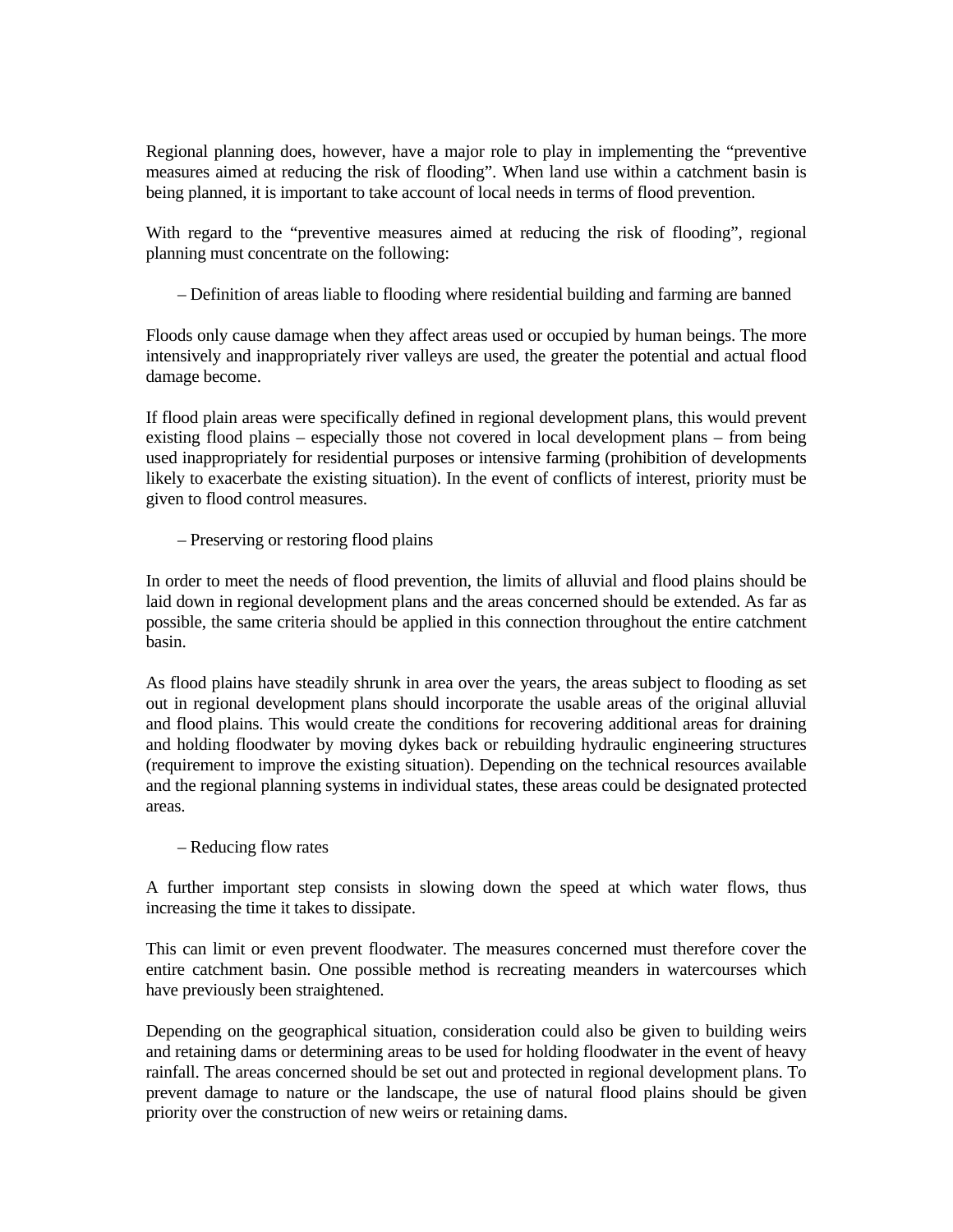Regional planning does, however, have a major role to play in implementing the "preventive measures aimed at reducing the risk of flooding". When land use within a catchment basin is being planned, it is important to take account of local needs in terms of flood prevention.

With regard to the "preventive measures aimed at reducing the risk of flooding", regional planning must concentrate on the following:

– Definition of areas liable to flooding where residential building and farming are banned

Floods only cause damage when they affect areas used or occupied by human beings. The more intensively and inappropriately river valleys are used, the greater the potential and actual flood damage become.

If flood plain areas were specifically defined in regional development plans, this would prevent existing flood plains – especially those not covered in local development plans – from being used inappropriately for residential purposes or intensive farming (prohibition of developments likely to exacerbate the existing situation). In the event of conflicts of interest, priority must be given to flood control measures.

– Preserving or restoring flood plains

In order to meet the needs of flood prevention, the limits of alluvial and flood plains should be laid down in regional development plans and the areas concerned should be extended. As far as possible, the same criteria should be applied in this connection throughout the entire catchment basin.

As flood plains have steadily shrunk in area over the years, the areas subject to flooding as set out in regional development plans should incorporate the usable areas of the original alluvial and flood plains. This would create the conditions for recovering additional areas for draining and holding floodwater by moving dykes back or rebuilding hydraulic engineering structures (requirement to improve the existing situation). Depending on the technical resources available and the regional planning systems in individual states, these areas could be designated protected areas.

– Reducing flow rates

A further important step consists in slowing down the speed at which water flows, thus increasing the time it takes to dissipate.

This can limit or even prevent floodwater. The measures concerned must therefore cover the entire catchment basin. One possible method is recreating meanders in watercourses which have previously been straightened.

Depending on the geographical situation, consideration could also be given to building weirs and retaining dams or determining areas to be used for holding floodwater in the event of heavy rainfall. The areas concerned should be set out and protected in regional development plans. To prevent damage to nature or the landscape, the use of natural flood plains should be given priority over the construction of new weirs or retaining dams.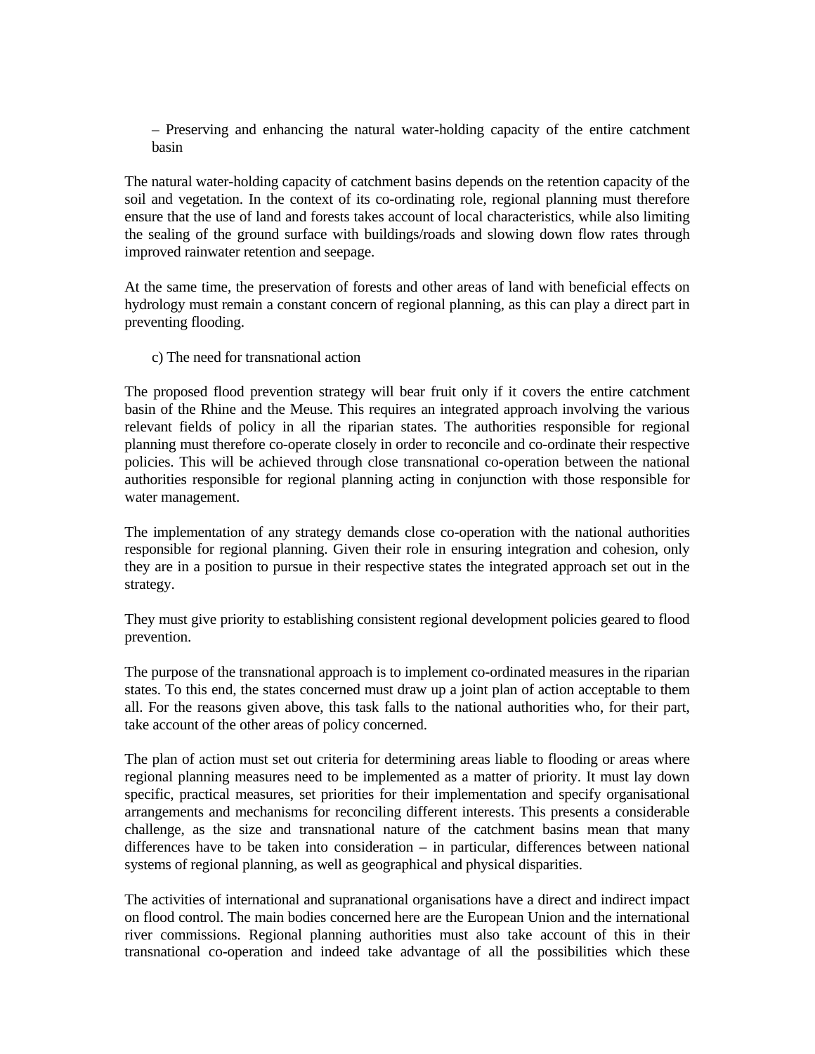– Preserving and enhancing the natural water-holding capacity of the entire catchment basin

The natural water-holding capacity of catchment basins depends on the retention capacity of the soil and vegetation. In the context of its co-ordinating role, regional planning must therefore ensure that the use of land and forests takes account of local characteristics, while also limiting the sealing of the ground surface with buildings/roads and slowing down flow rates through improved rainwater retention and seepage.

At the same time, the preservation of forests and other areas of land with beneficial effects on hydrology must remain a constant concern of regional planning, as this can play a direct part in preventing flooding.

c) The need for transnational action

The proposed flood prevention strategy will bear fruit only if it covers the entire catchment basin of the Rhine and the Meuse. This requires an integrated approach involving the various relevant fields of policy in all the riparian states. The authorities responsible for regional planning must therefore co-operate closely in order to reconcile and co-ordinate their respective policies. This will be achieved through close transnational co-operation between the national authorities responsible for regional planning acting in conjunction with those responsible for water management.

The implementation of any strategy demands close co-operation with the national authorities responsible for regional planning. Given their role in ensuring integration and cohesion, only they are in a position to pursue in their respective states the integrated approach set out in the strategy.

They must give priority to establishing consistent regional development policies geared to flood prevention.

The purpose of the transnational approach is to implement co-ordinated measures in the riparian states. To this end, the states concerned must draw up a joint plan of action acceptable to them all. For the reasons given above, this task falls to the national authorities who, for their part, take account of the other areas of policy concerned.

The plan of action must set out criteria for determining areas liable to flooding or areas where regional planning measures need to be implemented as a matter of priority. It must lay down specific, practical measures, set priorities for their implementation and specify organisational arrangements and mechanisms for reconciling different interests. This presents a considerable challenge, as the size and transnational nature of the catchment basins mean that many differences have to be taken into consideration – in particular, differences between national systems of regional planning, as well as geographical and physical disparities.

The activities of international and supranational organisations have a direct and indirect impact on flood control. The main bodies concerned here are the European Union and the international river commissions. Regional planning authorities must also take account of this in their transnational co-operation and indeed take advantage of all the possibilities which these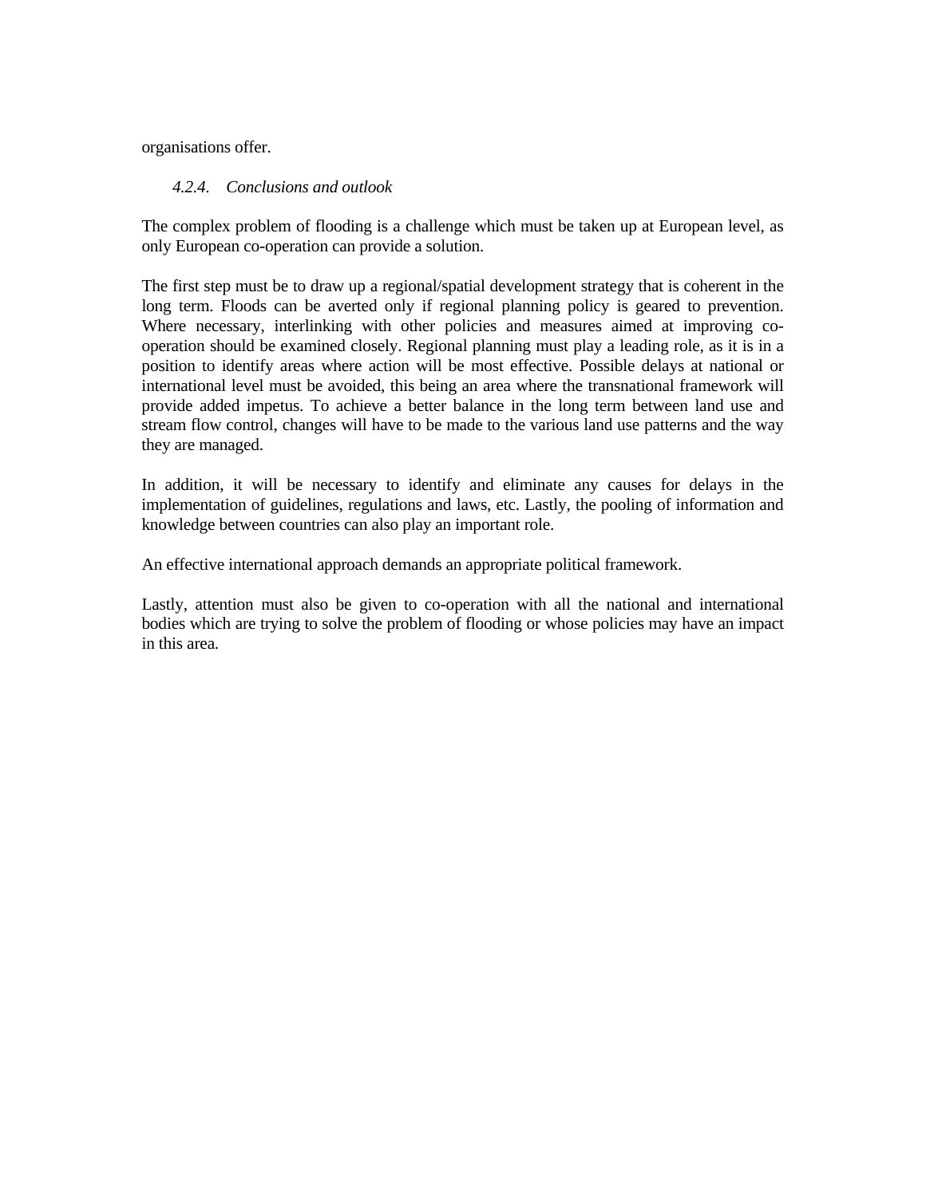organisations offer.

#### *4.2.4. Conclusions and outlook*

The complex problem of flooding is a challenge which must be taken up at European level, as only European co-operation can provide a solution.

The first step must be to draw up a regional/spatial development strategy that is coherent in the long term. Floods can be averted only if regional planning policy is geared to prevention. Where necessary, interlinking with other policies and measures aimed at improving co-operation should be examined closely. Regional planning must play a leading role, as it is in a position to identify areas where action will be most effective. Possible delays at national or international level must be avoided, this being an area where the transnational framework will provide added impetus. To achieve a better balance in the long term between land use and stream flow control, changes will have to be made to the various land use patterns and the way they are managed.

In addition, it will be necessary to identify and eliminate any causes for delays in the implementation of guidelines, regulations and laws, etc. Lastly, the pooling of information and knowledge between countries can also play an important role.

An effective international approach demands an appropriate political framework.

Lastly, attention must also be given to co-operation with all the national and international bodies which are trying to solve the problem of flooding or whose policies may have an impact in this area.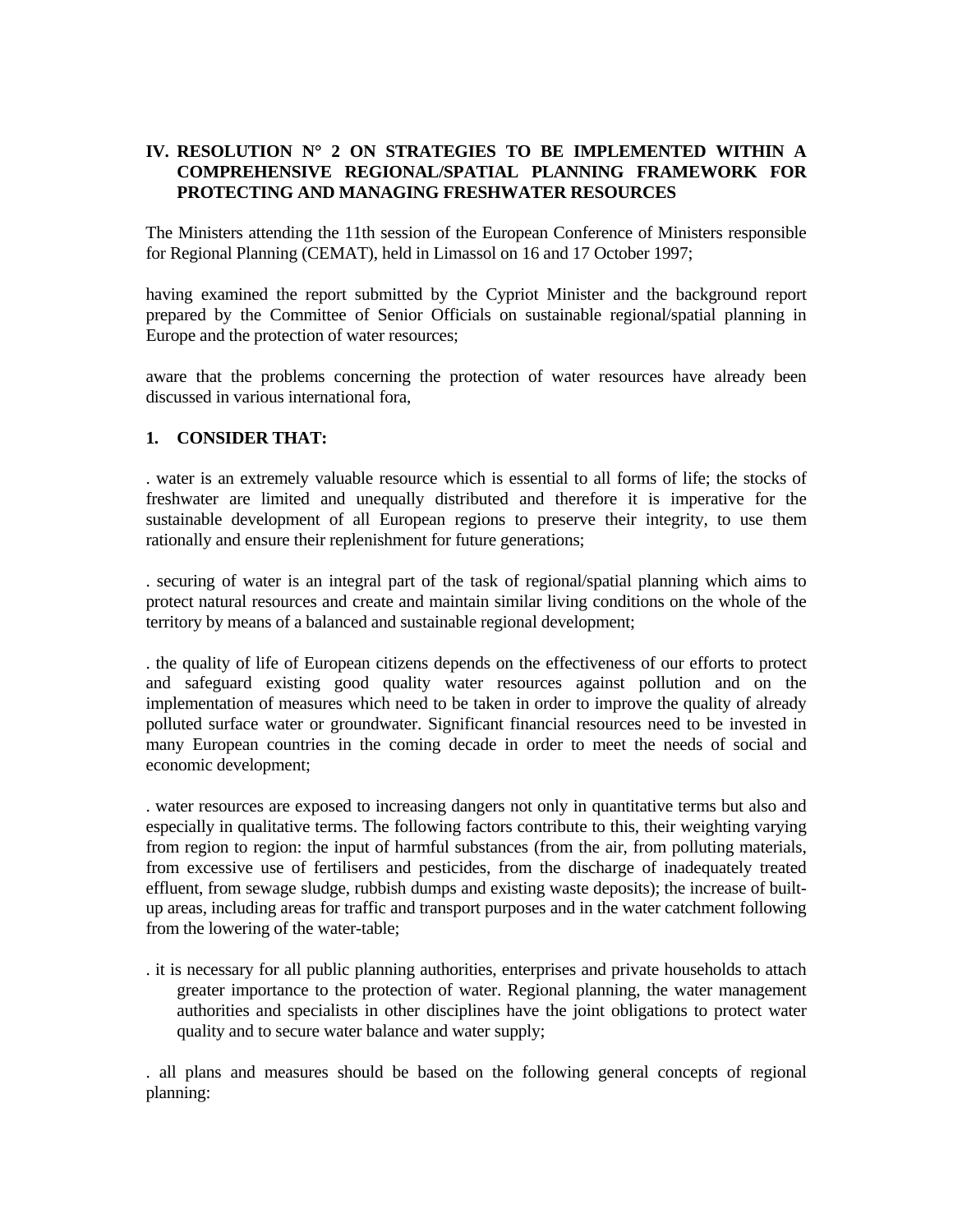## IV. RESOLUTION N° 2 ON STRATEGIES TO BE IMPLEMENTED WITHIN A COMPREHENSIVE REGIONAL/SPATIAL PLANNING FRAMEWORK FOR PROTECTING AND MANAGING FRESHWATER RESOURCES

The Ministers attending the 11th session of the European Conference of Ministers responsible for Regional Planning (CEMAT), held in Limassol on 16 and 17 October 1997;

having examined the report submitted by the Cypriot Minister and the background report prepared by the Committee of Senior Officials on sustainable regional/spatial planning in Europe and the protection of water resources;

aware that the problems concerning the protection of water resources have already been discussed in various international fora,

**1. CONSIDER THAT:**

. water is an extremely valuable resource which is essential to all forms of life; the stocks of freshwater are limited and unequally distributed and therefore it is imperative for the sustainable development of all European regions to preserve their integrity, to use them rationally and ensure their replenishment for future generations;

. securing of water is an integral part of the task of regional/spatial planning which aims to protect natural resources and create and maintain similar living conditions on the whole of the territory by means of a balanced and sustainable regional development;

. the quality of life of European citizens depends on the effectiveness of our efforts to protect and safeguard existing good quality water resources against pollution and on the implementation of measures which need to be taken in order to improve the quality of already polluted surface water or groundwater. Significant financial resources need to be invested in many European countries in the coming decade in order to meet the needs of social and economic development;

. water resources are exposed to increasing dangers not only in quantitative terms but also and especially in qualitative terms. The following factors contribute to this, their weighting varying from region to region: the input of harmful substances (from the air, from polluting materials, from excessive use of fertilisers and pesticides, from the discharge of inadequately treated effluent, from sewage sludge, rubbish dumps and existing waste deposits); the increase of built-up areas, including areas for traffic and transport purposes and in the water catchment following from the lowering of the water-table;

. it is necessary for all public planning authorities, enterprises and private households to attach greater importance to the protection of water. Regional planning, the water management authorities and specialists in other disciplines have the joint obligations to protect water quality and to secure water balance and water supply;

. all plans and measures should be based on the following general concepts of regional planning: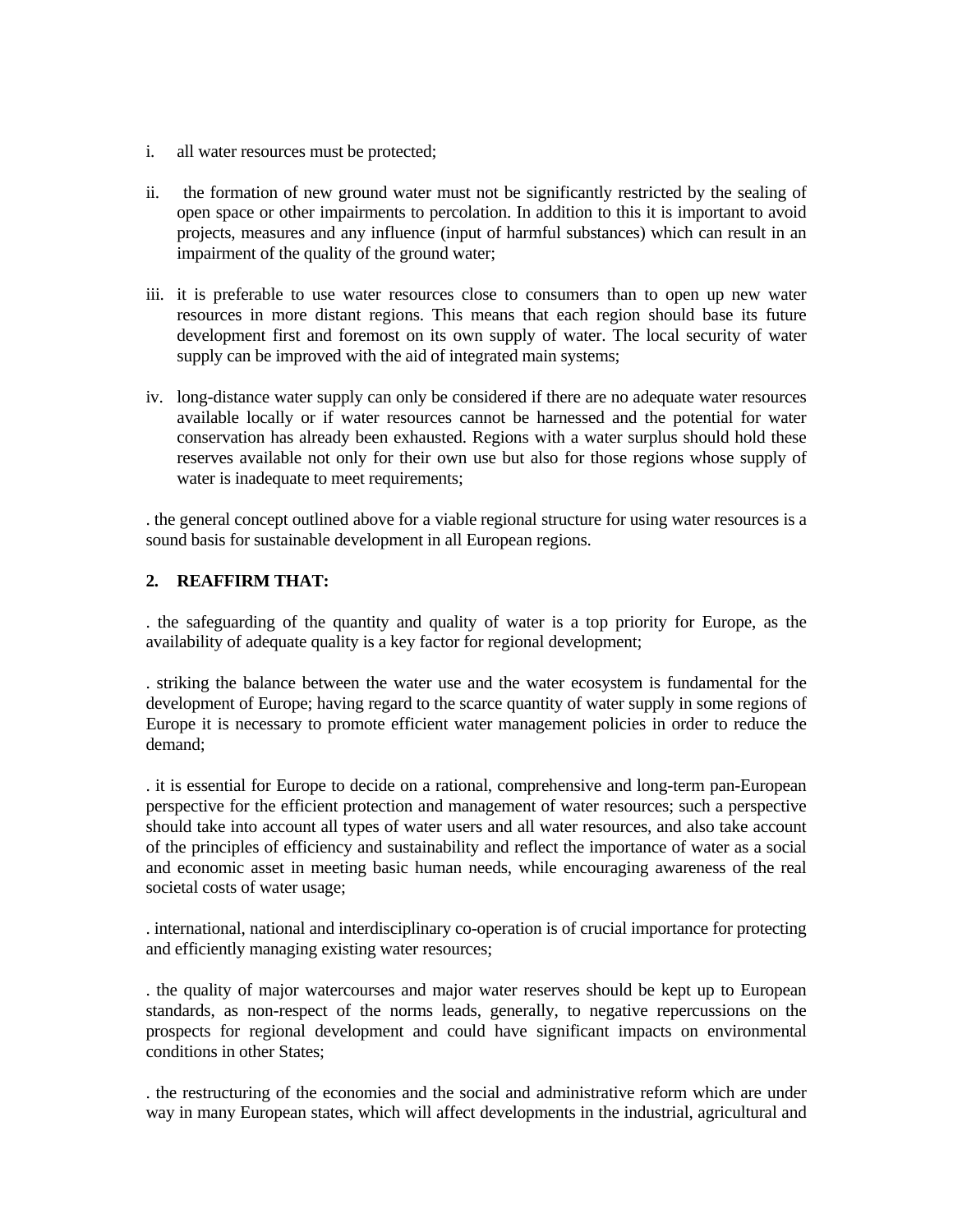i. all water resources must be protected;

ii. the formation of new ground water must not be significantly restricted by the sealing of open space or other impairments to percolation. In addition to this it is important to avoid projects, measures and any influence (input of harmful substances) which can result in an impairment of the quality of the ground water;

iii. it is preferable to use water resources close to consumers than to open up new water resources in more distant regions. This means that each region should base its future development first and foremost on its own supply of water. The local security of water supply can be improved with the aid of integrated main systems;

iv. long-distance water supply can only be considered if there are no adequate water resources available locally or if water resources cannot be harnessed and the potential for water conservation has already been exhausted. Regions with a water surplus should hold these reserves available not only for their own use but also for those regions whose supply of water is inadequate to meet requirements;

. the general concept outlined above for a viable regional structure for using water resources is a sound basis for sustainable development in all European regions.

**2. REAFFIRM THAT:**

. the safeguarding of the quantity and quality of water is a top priority for Europe, as the availability of adequate quality is a key factor for regional development;

. striking the balance between the water use and the water ecosystem is fundamental for the development of Europe; having regard to the scarce quantity of water supply in some regions of Europe it is necessary to promote efficient water management policies in order to reduce the demand;

. it is essential for Europe to decide on a rational, comprehensive and long-term pan-European perspective for the efficient protection and management of water resources; such a perspective should take into account all types of water users and all water resources, and also take account of the principles of efficiency and sustainability and reflect the importance of water as a social and economic asset in meeting basic human needs, while encouraging awareness of the real societal costs of water usage;

. international, national and interdisciplinary co-operation is of crucial importance for protecting and efficiently managing existing water resources;

. the quality of major watercourses and major water reserves should be kept up to European standards, as non-respect of the norms leads, generally, to negative repercussions on the prospects for regional development and could have significant impacts on environmental conditions in other States;

. the restructuring of the economies and the social and administrative reform which are under way in many European states, which will affect developments in the industrial, agricultural and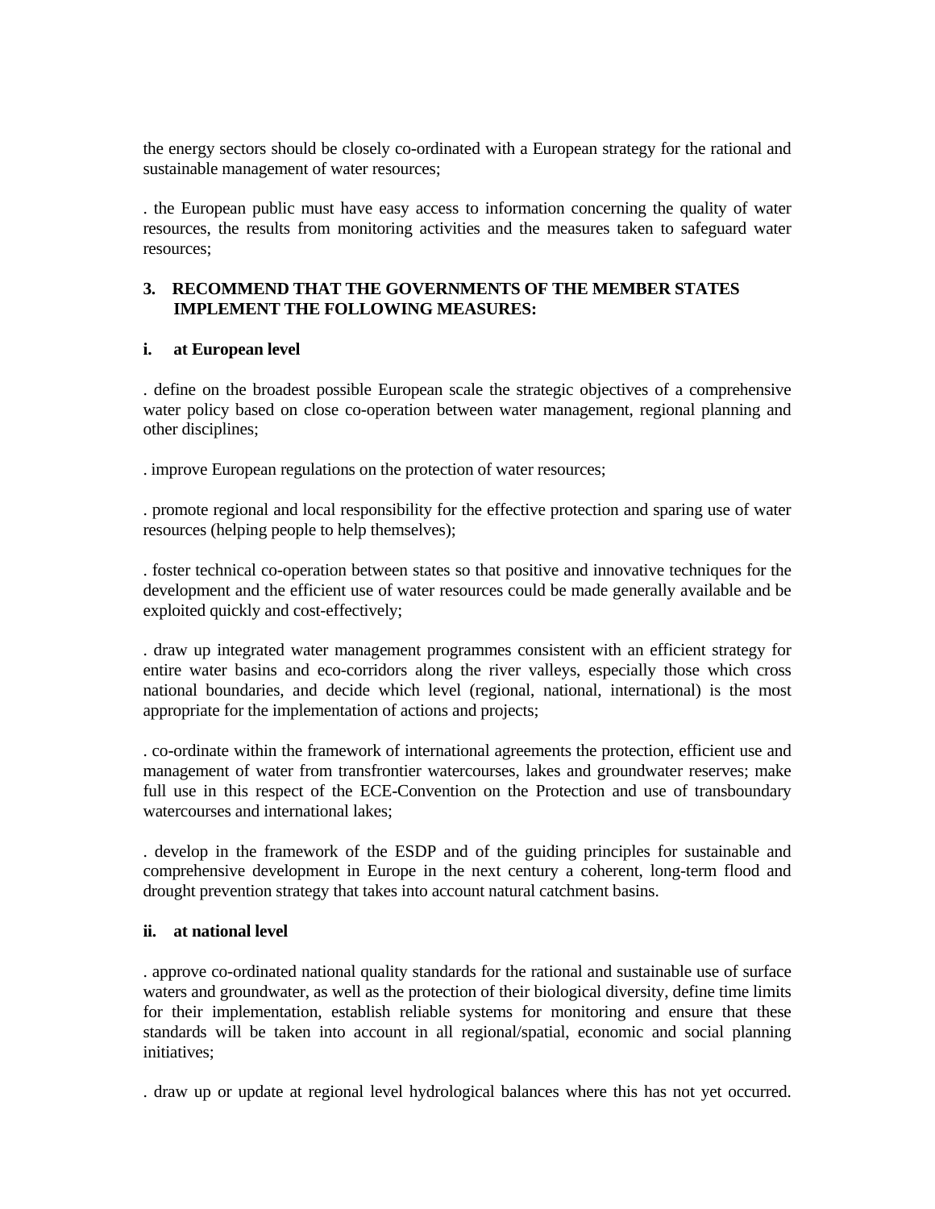the energy sectors should be closely co-ordinated with a European strategy for the rational and sustainable management of water resources;

. the European public must have easy access to information concerning the quality of water resources, the results from monitoring activities and the measures taken to safeguard water resources;

**3. RECOMMEND THAT THE GOVERNMENTS OF THE MEMBER STATES IMPLEMENT THE FOLLOWING MEASURES:**

**i. at European level**

. define on the broadest possible European scale the strategic objectives of a comprehensive water policy based on close co-operation between water management, regional planning and other disciplines;

. improve European regulations on the protection of water resources;

. promote regional and local responsibility for the effective protection and sparing use of water resources (helping people to help themselves);

. foster technical co-operation between states so that positive and innovative techniques for the development and the efficient use of water resources could be made generally available and be exploited quickly and cost-effectively;

. draw up integrated water management programmes consistent with an efficient strategy for entire water basins and eco-corridors along the river valleys, especially those which cross national boundaries, and decide which level (regional, national, international) is the most appropriate for the implementation of actions and projects;

. co-ordinate within the framework of international agreements the protection, efficient use and management of water from transfrontier watercourses, lakes and groundwater reserves; make full use in this respect of the ECE-Convention on the Protection and use of transboundary watercourses and international lakes;

. develop in the framework of the ESDP and of the guiding principles for sustainable and comprehensive development in Europe in the next century a coherent, long-term flood and drought prevention strategy that takes into account natural catchment basins.

**ii. at national level**

. approve co-ordinated national quality standards for the rational and sustainable use of surface waters and groundwater, as well as the protection of their biological diversity, define time limits for their implementation, establish reliable systems for monitoring and ensure that these standards will be taken into account in all regional/spatial, economic and social planning initiatives;

. draw up or update at regional level hydrological balances where this has not yet occurred.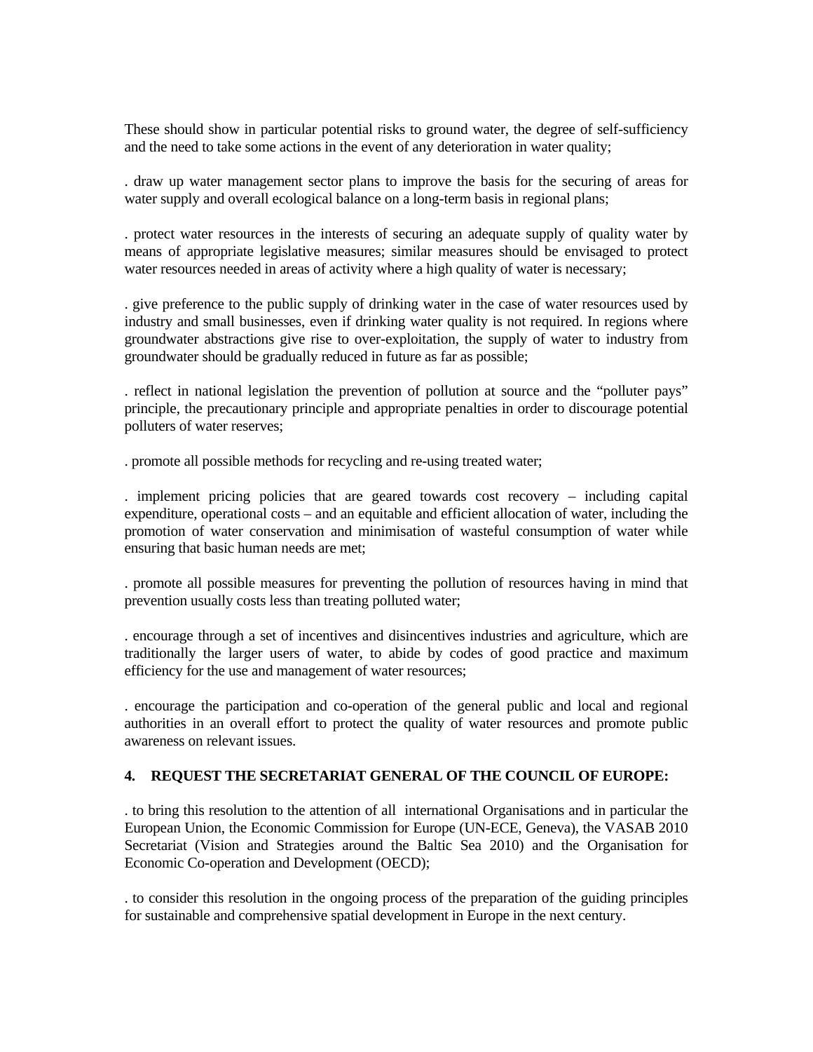These should show in particular potential risks to ground water, the degree of self-sufficiency and the need to take some actions in the event of any deterioration in water quality;

. draw up water management sector plans to improve the basis for the securing of areas for water supply and overall ecological balance on a long-term basis in regional plans;

. protect water resources in the interests of securing an adequate supply of quality water by means of appropriate legislative measures; similar measures should be envisaged to protect water resources needed in areas of activity where a high quality of water is necessary;

. give preference to the public supply of drinking water in the case of water resources used by industry and small businesses, even if drinking water quality is not required. In regions where groundwater abstractions give rise to over-exploitation, the supply of water to industry from groundwater should be gradually reduced in future as far as possible;

. reflect in national legislation the prevention of pollution at source and the “polluter pays” principle, the precautionary principle and appropriate penalties in order to discourage potential polluters of water reserves;

. promote all possible methods for recycling and re-using treated water;

. implement pricing policies that are geared towards cost recovery – including capital expenditure, operational costs – and an equitable and efficient allocation of water, including the promotion of water conservation and minimisation of wasteful consumption of water while ensuring that basic human needs are met;

. promote all possible measures for preventing the pollution of resources having in mind that prevention usually costs less than treating polluted water;

. encourage through a set of incentives and disincentives industries and agriculture, which are traditionally the larger users of water, to abide by codes of good practice and maximum efficiency for the use and management of water resources;

. encourage the participation and co-operation of the general public and local and regional authorities in an overall effort to protect the quality of water resources and promote public awareness on relevant issues.

**4. REQUEST THE SECRETARIAT GENERAL OF THE COUNCIL OF EUROPE:**

. to bring this resolution to the attention of all international Organisations and in particular the European Union, the Economic Commission for Europe (UN-ECE, Geneva), the VASAB 2010 Secretariat (Vision and Strategies around the Baltic Sea 2010) and the Organisation for Economic Co-operation and Development (OECD);

. to consider this resolution in the ongoing process of the preparation of the guiding principles for sustainable and comprehensive spatial development in Europe in the next century.